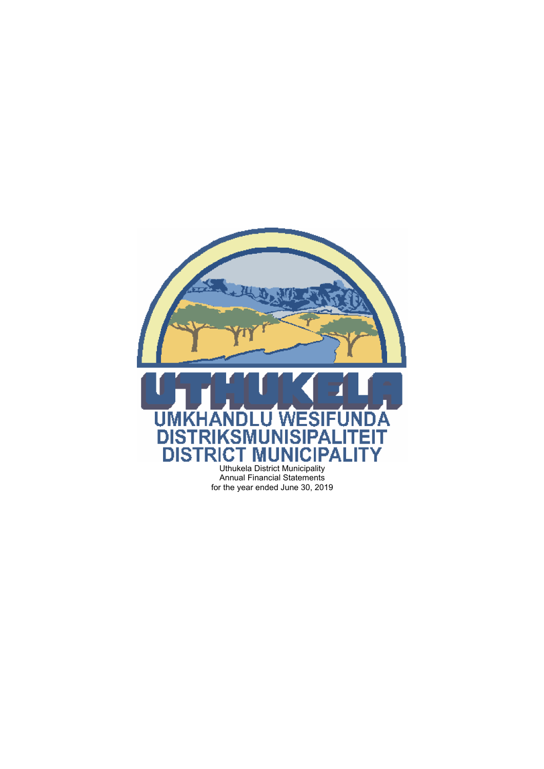UTHUKELA

UMKHANDLU WESIFUNDA
DISTRIKSMUNISIPALITEIT
DISTRICT MUNICIPALITY

Uthukela District Municipality
Annual Financial Statements
for the year ended June 30, 2019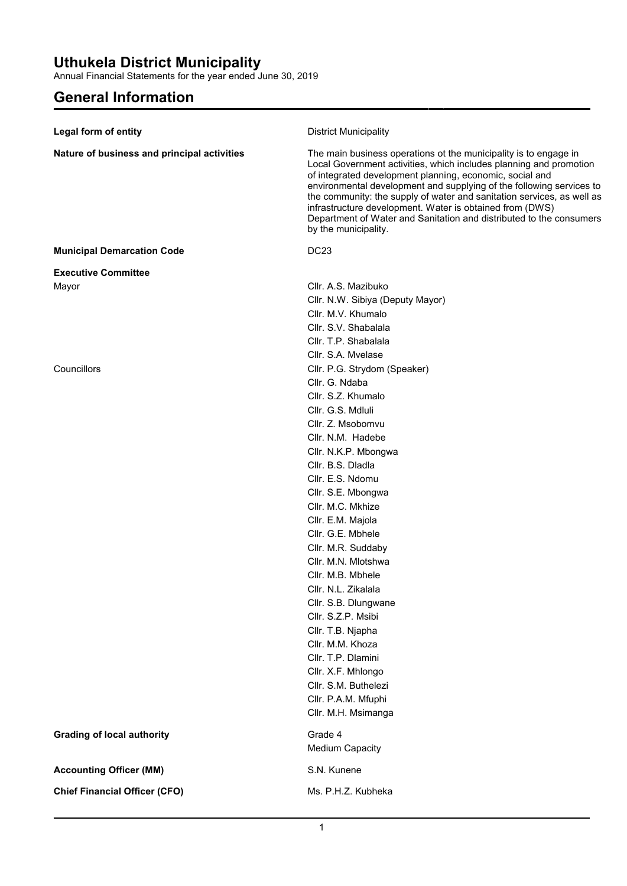# Uthukela District Municipality

Annual Financial Statements for the year ended June 30, 2019

## General Information

| | |
|---|---|
| **Legal form of entity** | District Municipality |
| **Nature of business and principal activities** | The main business operations ot the municipality is to engage in Local Government activities, which includes planning and promotion of integrated development planning, economic, social and environmental development and supplying of the following services to the community: the supply of water and sanitation services, as well as infrastructure development. Water is obtained from (DWS) Department of Water and Sanitation and distributed to the consumers by the municipality. |
| **Municipal Demarcation Code** | DC23 |
| **Executive Committee** | |
| Mayor | Cllr. A.S. Mazibuko |
| | Cllr. N.W. Sibiya (Deputy Mayor) |
| | Cllr. M.V. Khumalo |
| | Cllr. S.V. Shabalala |
| | Cllr. T.P. Shabalala |
| | Cllr. S.A. Mvelase |
| Councillors | Cllr. P.G. Strydom (Speaker) |
| | Cllr. G. Ndaba |
| | Cllr. S.Z. Khumalo |
| | Cllr. G.S. Mdluli |
| | Cllr. Z. Msobomvu |
| | Cllr. N.M. Hadebe |
| | Cllr. N.K.P. Mbongwa |
| | Cllr. B.S. Dladla |
| | Cllr. E.S. Ndomu |
| | Cllr. S.E. Mbongwa |
| | Cllr. M.C. Mkhize |
| | Cllr. E.M. Majola |
| | Cllr. G.E. Mbhele |
| | Cllr. M.R. Suddaby |
| | Cllr. M.N. Mlotshwa |
| | Cllr. M.B. Mbhele |
| | Cllr. N.L. Zikalala |
| | Cllr. S.B. Dlungwane |
| | Cllr. S.Z.P. Msibi |
| | Cllr. T.B. Njapha |
| | Cllr. M.M. Khoza |
| | Cllr. T.P. Dlamini |
| | Cllr. X.F. Mhlongo |
| | Cllr. S.M. Buthelezi |
| | Cllr. P.A.M. Mfuphi |
| | Cllr. M.H. Msimanga |
| **Grading of local authority** | Grade 4 |
| | Medium Capacity |
| **Accounting Officer (MM)** | S.N. Kunene |
| **Chief Financial Officer (CFO)** | Ms. P.H.Z. Kubheka |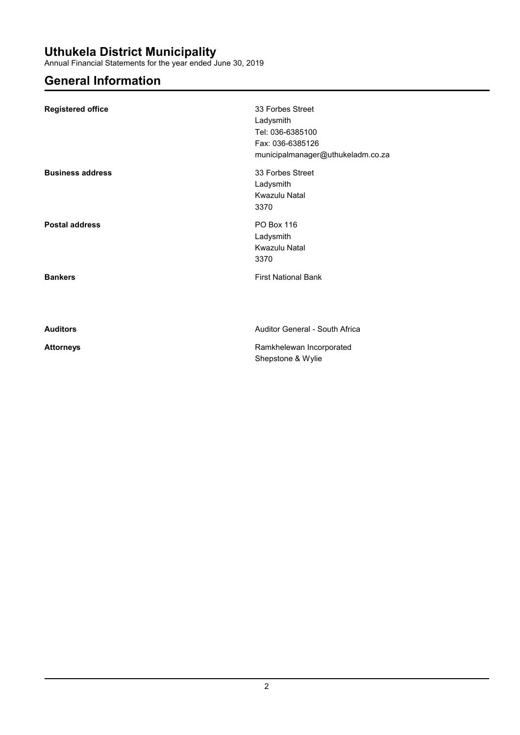# Uthukela District Municipality

Annual Financial Statements for the year ended June 30, 2019

## General Information

| | |
|---|---|
| **Registered office** | 33 Forbes Street<br>Ladysmith<br>Tel: 036-6385100<br>Fax: 036-6385126<br>municipalmanager@uthukeladm.co.za |
| **Business address** | 33 Forbes Street<br>Ladysmith<br>Kwazulu Natal<br>3370 |
| **Postal address** | PO Box 116<br>Ladysmith<br>Kwazulu Natal<br>3370 |
| **Bankers** | First National Bank |
| **Auditors** | Auditor General - South Africa |
| **Attorneys** | Ramkhelewan Incorporated<br>Shepstone & Wylie |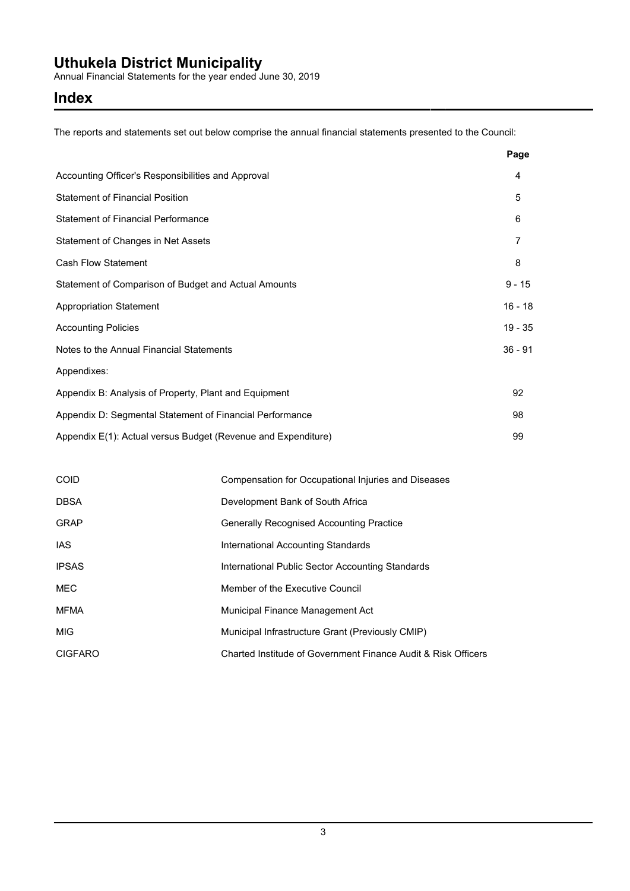# Uthukela District Municipality

Annual Financial Statements for the year ended June 30, 2019

## Index

The reports and statements set out below comprise the annual financial statements presented to the Council:

| | Page |
|---|---|
| Accounting Officer's Responsibilities and Approval | 4 |
| Statement of Financial Position | 5 |
| Statement of Financial Performance | 6 |
| Statement of Changes in Net Assets | 7 |
| Cash Flow Statement | 8 |
| Statement of Comparison of Budget and Actual Amounts | 9 - 15 |
| Appropriation Statement | 16 - 18 |
| Accounting Policies | 19 - 35 |
| Notes to the Annual Financial Statements | 36 - 91 |
| Appendixes: | |
| Appendix B: Analysis of Property, Plant and Equipment | 92 |
| Appendix D: Segmental Statement of Financial Performance | 98 |
| Appendix E(1): Actual versus Budget (Revenue and Expenditure) | 99 |

| | |
|---|---|
| COID | Compensation for Occupational Injuries and Diseases |
| DBSA | Development Bank of South Africa |
| GRAP | Generally Recognised Accounting Practice |
| IAS | International Accounting Standards |
| IPSAS | International Public Sector Accounting Standards |
| MEC | Member of the Executive Council |
| MFMA | Municipal Finance Management Act |
| MIG | Municipal Infrastructure Grant (Previously CMIP) |
| CIGFARO | Charted Institude of Government Finance Audit & Risk Officers |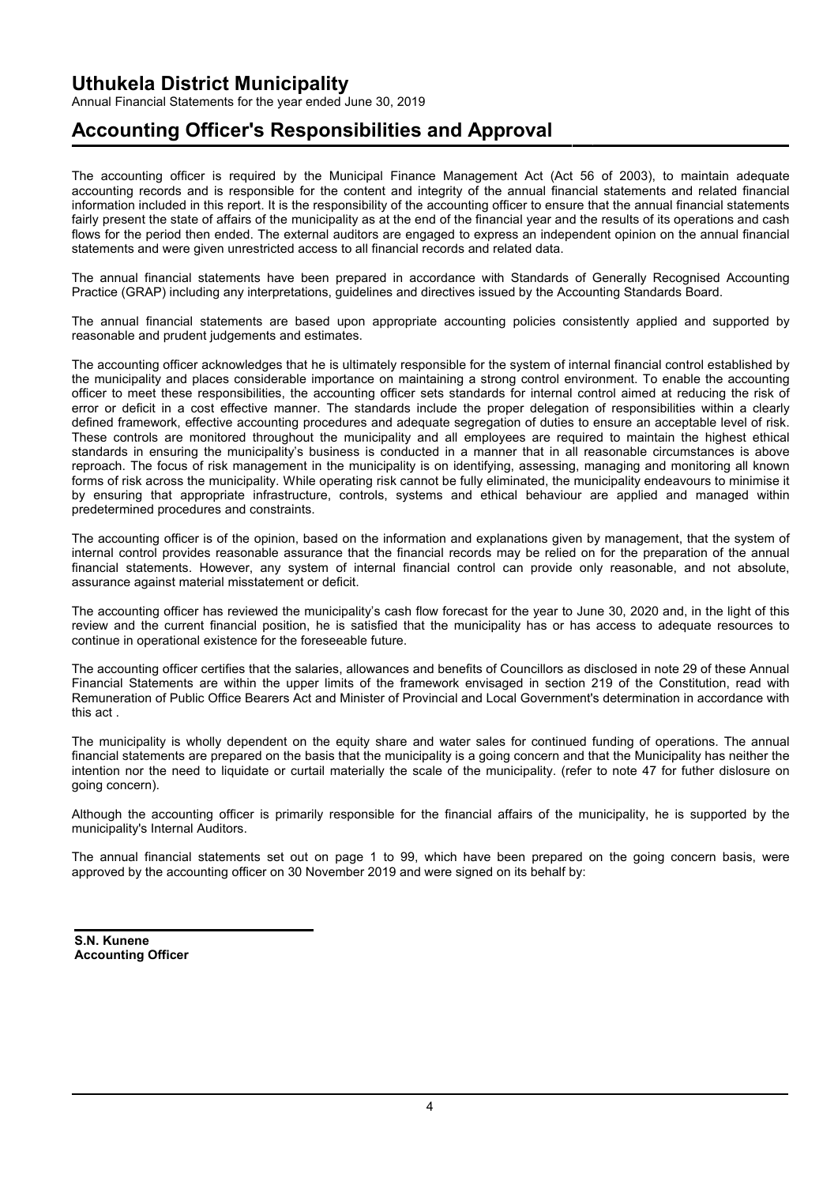# Uthukela District Municipality

Annual Financial Statements for the year ended June 30, 2019

## Accounting Officer's Responsibilities and Approval

The accounting officer is required by the Municipal Finance Management Act (Act 56 of 2003), to maintain adequate accounting records and is responsible for the content and integrity of the annual financial statements and related financial information included in this report. It is the responsibility of the accounting officer to ensure that the annual financial statements fairly present the state of affairs of the municipality as at the end of the financial year and the results of its operations and cash flows for the period then ended. The external auditors are engaged to express an independent opinion on the annual financial statements and were given unrestricted access to all financial records and related data.

The annual financial statements have been prepared in accordance with Standards of Generally Recognised Accounting Practice (GRAP) including any interpretations, guidelines and directives issued by the Accounting Standards Board.

The annual financial statements are based upon appropriate accounting policies consistently applied and supported by reasonable and prudent judgements and estimates.

The accounting officer acknowledges that he is ultimately responsible for the system of internal financial control established by the municipality and places considerable importance on maintaining a strong control environment. To enable the accounting officer to meet these responsibilities, the accounting officer sets standards for internal control aimed at reducing the risk of error or deficit in a cost effective manner. The standards include the proper delegation of responsibilities within a clearly defined framework, effective accounting procedures and adequate segregation of duties to ensure an acceptable level of risk. These controls are monitored throughout the municipality and all employees are required to maintain the highest ethical standards in ensuring the municipality's business is conducted in a manner that in all reasonable circumstances is above reproach. The focus of risk management in the municipality is on identifying, assessing, managing and monitoring all known forms of risk across the municipality. While operating risk cannot be fully eliminated, the municipality endeavours to minimise it by ensuring that appropriate infrastructure, controls, systems and ethical behaviour are applied and managed within predetermined procedures and constraints.

The accounting officer is of the opinion, based on the information and explanations given by management, that the system of internal control provides reasonable assurance that the financial records may be relied on for the preparation of the annual financial statements. However, any system of internal financial control can provide only reasonable, and not absolute, assurance against material misstatement or deficit.

The accounting officer has reviewed the municipality's cash flow forecast for the year to June 30, 2020 and, in the light of this review and the current financial position, he is satisfied that the municipality has or has access to adequate resources to continue in operational existence for the foreseeable future.

The accounting officer certifies that the salaries, allowances and benefits of Councillors as disclosed in note 29 of these Annual Financial Statements are within the upper limits of the framework envisaged in section 219 of the Constitution, read with Remuneration of Public Office Bearers Act and Minister of Provincial and Local Government's determination in accordance with this act .

The municipality is wholly dependent on the equity share and water sales for continued funding of operations. The annual financial statements are prepared on the basis that the municipality is a going concern and that the Municipality has neither the intention nor the need to liquidate or curtail materially the scale of the municipality. (refer to note 47 for futher dislosure on going concern).

Although the accounting officer is primarily responsible for the financial affairs of the municipality, he is supported by the municipality's Internal Auditors.

The annual financial statements set out on page 1 to 99, which have been prepared on the going concern basis, were approved by the accounting officer on 30 November 2019 and were signed on its behalf by:

**S.N. Kunene**
**Accounting Officer**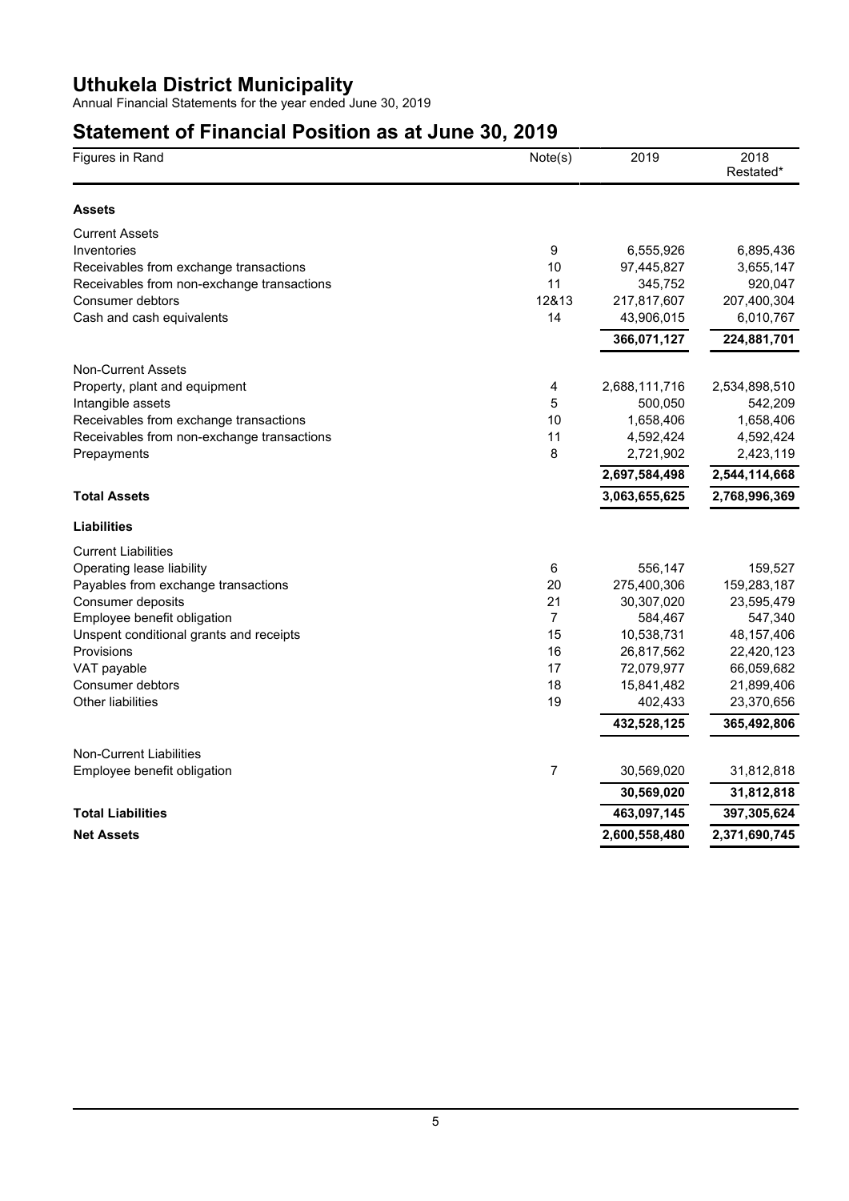# Uthukela District Municipality

Annual Financial Statements for the year ended June 30, 2019

## Statement of Financial Position as at June 30, 2019

| Figures in Rand | Note(s) | 2019 | 2018 Restated* |
|---|---|---|---|
| **Assets** | | | |
| Current Assets | | | |
| Inventories | 9 | 6,555,926 | 6,895,436 |
| Receivables from exchange transactions | 10 | 97,445,827 | 3,655,147 |
| Receivables from non-exchange transactions | 11 | 345,752 | 920,047 |
| Consumer debtors | 12&13 | 217,817,607 | 207,400,304 |
| Cash and cash equivalents | 14 | 43,906,015 | 6,010,767 |
| | | **366,071,127** | **224,881,701** |
| Non-Current Assets | | | |
| Property, plant and equipment | 4 | 2,688,111,716 | 2,534,898,510 |
| Intangible assets | 5 | 500,050 | 542,209 |
| Receivables from exchange transactions | 10 | 1,658,406 | 1,658,406 |
| Receivables from non-exchange transactions | 11 | 4,592,424 | 4,592,424 |
| Prepayments | 8 | 2,721,902 | 2,423,119 |
| | | **2,697,584,498** | **2,544,114,668** |
| **Total Assets** | | **3,063,655,625** | **2,768,996,369** |
| **Liabilities** | | | |
| Current Liabilities | | | |
| Operating lease liability | 6 | 556,147 | 159,527 |
| Payables from exchange transactions | 20 | 275,400,306 | 159,283,187 |
| Consumer deposits | 21 | 30,307,020 | 23,595,479 |
| Employee benefit obligation | 7 | 584,467 | 547,340 |
| Unspent conditional grants and receipts | 15 | 10,538,731 | 48,157,406 |
| Provisions | 16 | 26,817,562 | 22,420,123 |
| VAT payable | 17 | 72,079,977 | 66,059,682 |
| Consumer debtors | 18 | 15,841,482 | 21,899,406 |
| Other liabilities | 19 | 402,433 | 23,370,656 |
| | | **432,528,125** | **365,492,806** |
| Non-Current Liabilities | | | |
| Employee benefit obligation | 7 | 30,569,020 | 31,812,818 |
| | | **30,569,020** | **31,812,818** |
| **Total Liabilities** | | **463,097,145** | **397,305,624** |
| **Net Assets** | | **2,600,558,480** | **2,371,690,745** |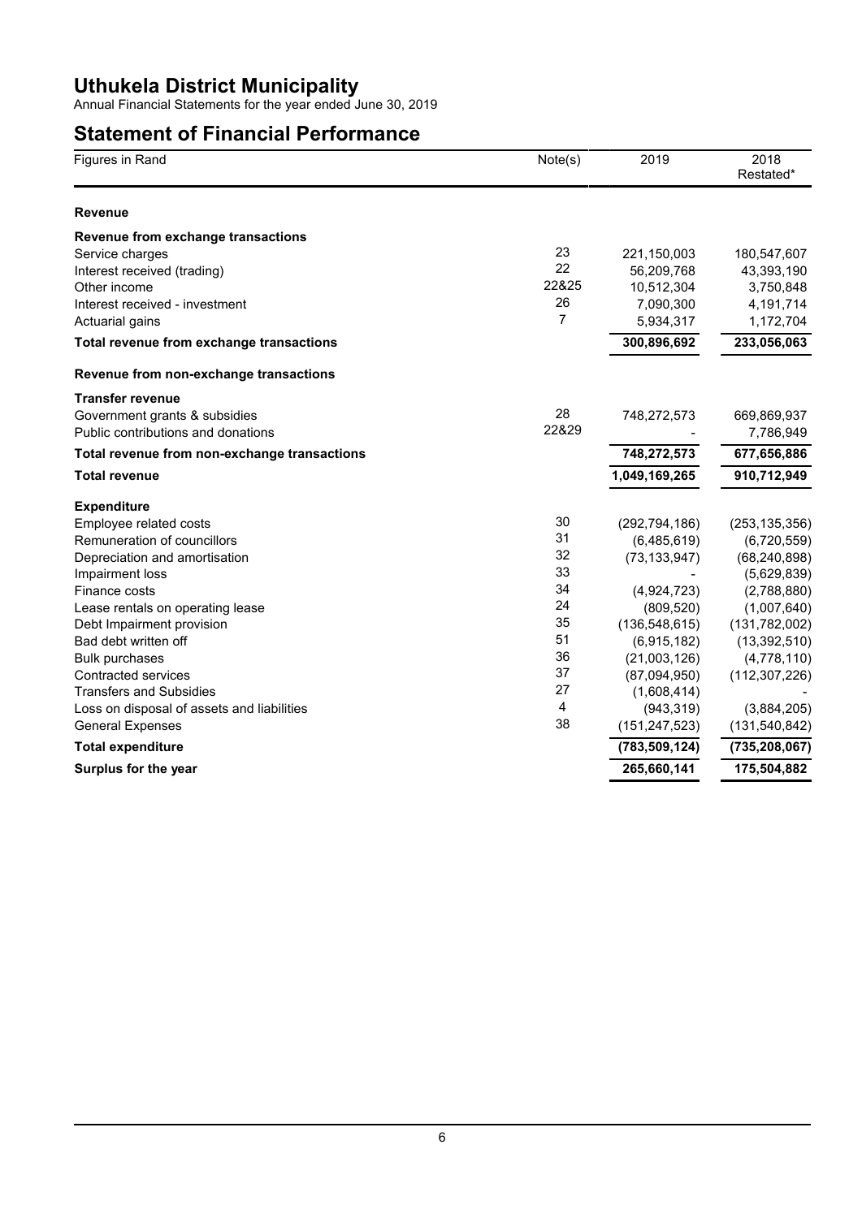# Uthukela District Municipality

Annual Financial Statements for the year ended June 30, 2019

## Statement of Financial Performance

| Figures in Rand | Note(s) | 2019 | 2018 Restated* |
|---|---|---|---|
| **Revenue** | | | |
| **Revenue from exchange transactions** | | | |
| Service charges | 23 | 221,150,003 | 180,547,607 |
| Interest received (trading) | 22 | 56,209,768 | 43,393,190 |
| Other income | 22&25 | 10,512,304 | 3,750,848 |
| Interest received - investment | 26 | 7,090,300 | 4,191,714 |
| Actuarial gains | 7 | 5,934,317 | 1,172,704 |
| **Total revenue from exchange transactions** | | **300,896,692** | **233,056,063** |
| **Revenue from non-exchange transactions** | | | |
| **Transfer revenue** | | | |
| Government grants & subsidies | 28 | 748,272,573 | 669,869,937 |
| Public contributions and donations | 22&29 | - | 7,786,949 |
| **Total revenue from non-exchange transactions** | | **748,272,573** | **677,656,886** |
| **Total revenue** | | **1,049,169,265** | **910,712,949** |
| **Expenditure** | | | |
| Employee related costs | 30 | (292,794,186) | (253,135,356) |
| Remuneration of councillors | 31 | (6,485,619) | (6,720,559) |
| Depreciation and amortisation | 32 | (73,133,947) | (68,240,898) |
| Impairment loss | 33 | - | (5,629,839) |
| Finance costs | 34 | (4,924,723) | (2,788,880) |
| Lease rentals on operating lease | 24 | (809,520) | (1,007,640) |
| Debt Impairment provision | 35 | (136,548,615) | (131,782,002) |
| Bad debt written off | 51 | (6,915,182) | (13,392,510) |
| Bulk purchases | 36 | (21,003,126) | (4,778,110) |
| Contracted services | 37 | (87,094,950) | (112,307,226) |
| Transfers and Subsidies | 27 | (1,608,414) | - |
| Loss on disposal of assets and liabilities | 4 | (943,319) | (3,884,205) |
| General Expenses | 38 | (151,247,523) | (131,540,842) |
| **Total expenditure** | | **(783,509,124)** | **(735,208,067)** |
| **Surplus for the year** | | **265,660,141** | **175,504,882** |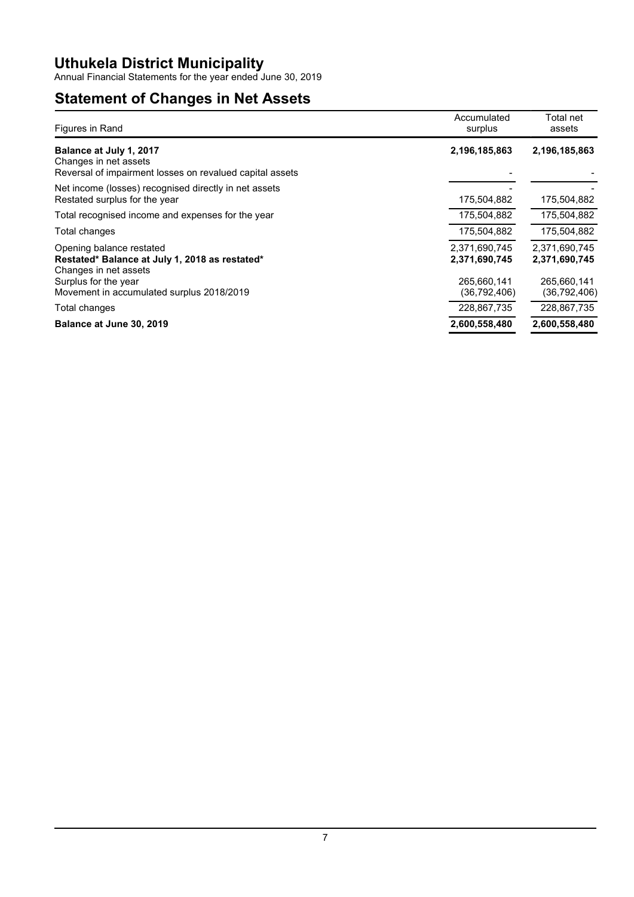# Uthukela District Municipality

Annual Financial Statements for the year ended June 30, 2019

## Statement of Changes in Net Assets

| Figures in Rand | Accumulated surplus | Total net assets |
|---|---|---|
| **Balance at July 1, 2017** | **2,196,185,863** | **2,196,185,863** |
| Changes in net assets | | |
| Reversal of impairment losses on revalued capital assets | - | - |
| Net income (losses) recognised directly in net assets | - | - |
| Restated surplus for the year | 175,504,882 | 175,504,882 |
| Total recognised income and expenses for the year | 175,504,882 | 175,504,882 |
| Total changes | 175,504,882 | 175,504,882 |
| Opening balance restated | 2,371,690,745 | 2,371,690,745 |
| **Restated* Balance at July 1, 2018 as restated*** | **2,371,690,745** | **2,371,690,745** |
| Changes in net assets | | |
| Surplus for the year | 265,660,141 | 265,660,141 |
| Movement in accumulated surplus 2018/2019 | (36,792,406) | (36,792,406) |
| Total changes | 228,867,735 | 228,867,735 |
| **Balance at June 30, 2019** | **2,600,558,480** | **2,600,558,480** |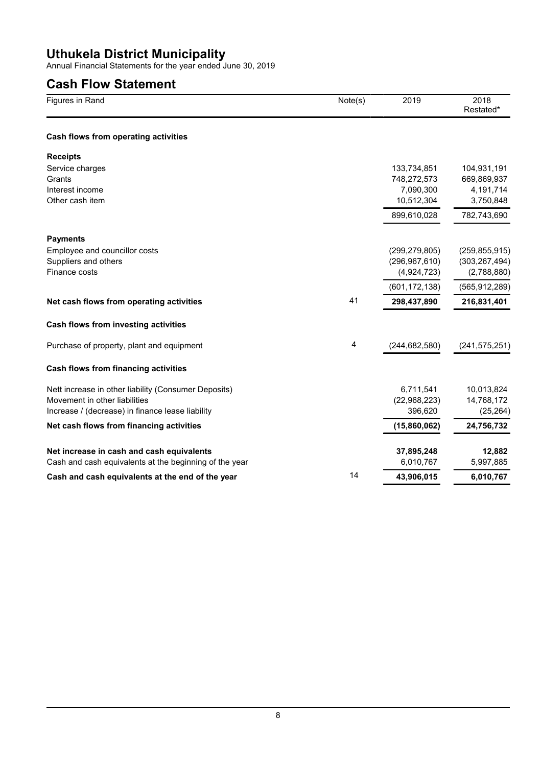# Uthukela District Municipality

Annual Financial Statements for the year ended June 30, 2019

## Cash Flow Statement

| Figures in Rand | Note(s) | 2019 | 2018 Restated* |
|---|---|---|---|
| **Cash flows from operating activities** | | | |
| **Receipts** | | | |
| Service charges | | 133,734,851 | 104,931,191 |
| Grants | | 748,272,573 | 669,869,937 |
| Interest income | | 7,090,300 | 4,191,714 |
| Other cash item | | 10,512,304 | 3,750,848 |
| | | 899,610,028 | 782,743,690 |
| **Payments** | | | |
| Employee and councillor costs | | (299,279,805) | (259,855,915) |
| Suppliers and others | | (296,967,610) | (303,267,494) |
| Finance costs | | (4,924,723) | (2,788,880) |
| | | (601,172,138) | (565,912,289) |
| **Net cash flows from operating activities** | 41 | **298,437,890** | **216,831,401** |
| **Cash flows from investing activities** | | | |
| Purchase of property, plant and equipment | 4 | (244,682,580) | (241,575,251) |
| **Cash flows from financing activities** | | | |
| Nett increase in other liability (Consumer Deposits) | | 6,711,541 | 10,013,824 |
| Movement in other liabilities | | (22,968,223) | 14,768,172 |
| Increase / (decrease) in finance lease liability | | 396,620 | (25,264) |
| **Net cash flows from financing activities** | | **(15,860,062)** | **24,756,732** |
| **Net increase in cash and cash equivalents** | | **37,895,248** | **12,882** |
| Cash and cash equivalents at the beginning of the year | | 6,010,767 | 5,997,885 |
| **Cash and cash equivalents at the end of the year** | 14 | **43,906,015** | **6,010,767** |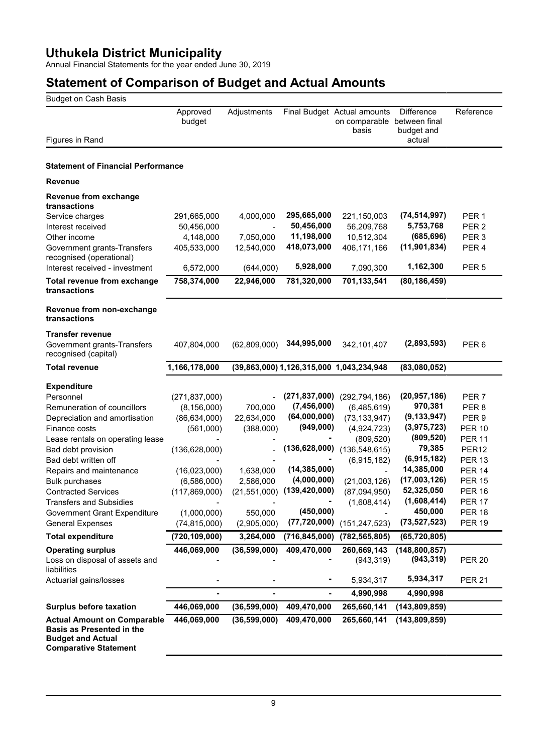# Uthukela District Municipality

Annual Financial Statements for the year ended June 30, 2019

## Statement of Comparison of Budget and Actual Amounts

| Budget on Cash Basis | | | | | | |
|---|---|---|---|---|---|---|
| Figures in Rand | Approved budget | Adjustments | Final Budget | Actual amounts on comparable basis | Difference between final budget and actual | Reference |
| **Statement of Financial Performance** | | | | | | |
| **Revenue** | | | | | | |
| **Revenue from exchange transactions** | | | | | | |
| Service charges | 291,665,000 | 4,000,000 | **295,665,000** | 221,150,003 | **(74,514,997)** | PER 1 |
| Interest received | 50,456,000 | - | **50,456,000** | 56,209,768 | **5,753,768** | PER 2 |
| Other income | 4,148,000 | 7,050,000 | **11,198,000** | 10,512,304 | **(685,696)** | PER 3 |
| Government grants-Transfers recognised (operational) | 405,533,000 | 12,540,000 | **418,073,000** | 406,171,166 | **(11,901,834)** | PER 4 |
| Interest received - investment | 6,572,000 | (644,000) | **5,928,000** | 7,090,300 | **1,162,300** | PER 5 |
| **Total revenue from exchange transactions** | **758,374,000** | **22,946,000** | **781,320,000** | **701,133,541** | **(80,186,459)** | |
| **Revenue from non-exchange transactions** | | | | | | |
| **Transfer revenue** | | | | | | |
| Government grants-Transfers recognised (capital) | 407,804,000 | (62,809,000) | **344,995,000** | 342,101,407 | **(2,893,593)** | PER 6 |
| **Total revenue** | **1,166,178,000** | **(39,863,000)** | **1,126,315,000** | **1,043,234,948** | **(83,080,052)** | |
| **Expenditure** | | | | | | |
| Personnel | (271,837,000) | - | **(271,837,000)** | (292,794,186) | **(20,957,186)** | PER 7 |
| Remuneration of councillors | (8,156,000) | 700,000 | **(7,456,000)** | (6,485,619) | **970,381** | PER 8 |
| Depreciation and amortisation | (86,634,000) | 22,634,000 | **(64,000,000)** | (73,133,947) | **(9,133,947)** | PER 9 |
| Finance costs | (561,000) | (388,000) | **(949,000)** | (4,924,723) | **(3,975,723)** | PER 10 |
| Lease rentals on operating lease | - | - | **-** | (809,520) | **(809,520)** | PER 11 |
| Bad debt provision | (136,628,000) | - | **(136,628,000)** | (136,548,615) | **79,385** | PER12 |
| Bad debt written off | - | - | **-** | (6,915,182) | **(6,915,182)** | PER 13 |
| Repairs and maintenance | (16,023,000) | 1,638,000 | **(14,385,000)** | - | **14,385,000** | PER 14 |
| Bulk purchases | (6,586,000) | 2,586,000 | **(4,000,000)** | (21,003,126) | **(17,003,126)** | PER 15 |
| Contracted Services | (117,869,000) | (21,551,000) | **(139,420,000)** | (87,094,950) | **52,325,050** | PER 16 |
| Transfers and Subsidies | - | - | **-** | (1,608,414) | **(1,608,414)** | PER 17 |
| Government Grant Expenditure | (1,000,000) | 550,000 | **(450,000)** | - | **450,000** | PER 18 |
| General Expenses | (74,815,000) | (2,905,000) | **(77,720,000)** | (151,247,523) | **(73,527,523)** | PER 19 |
| **Total expenditure** | **(720,109,000)** | **3,264,000** | **(716,845,000)** | **(782,565,805)** | **(65,720,805)** | |
| **Operating surplus** | **446,069,000** | **(36,599,000)** | **409,470,000** | **260,669,143** | **(148,800,857)** | |
| Loss on disposal of assets and liabilities | - | - | **-** | (943,319) | **(943,319)** | PER 20 |
| Actuarial gains/losses | - | - | **-** | 5,934,317 | **5,934,317** | PER 21 |
| | **-** | **-** | **-** | **4,990,998** | **4,990,998** | |
| **Surplus before taxation** | **446,069,000** | **(36,599,000)** | **409,470,000** | **265,660,141** | **(143,809,859)** | |
| **Actual Amount on Comparable Basis as Presented in the Budget and Actual Comparative Statement** | **446,069,000** | **(36,599,000)** | **409,470,000** | **265,660,141** | **(143,809,859)** | |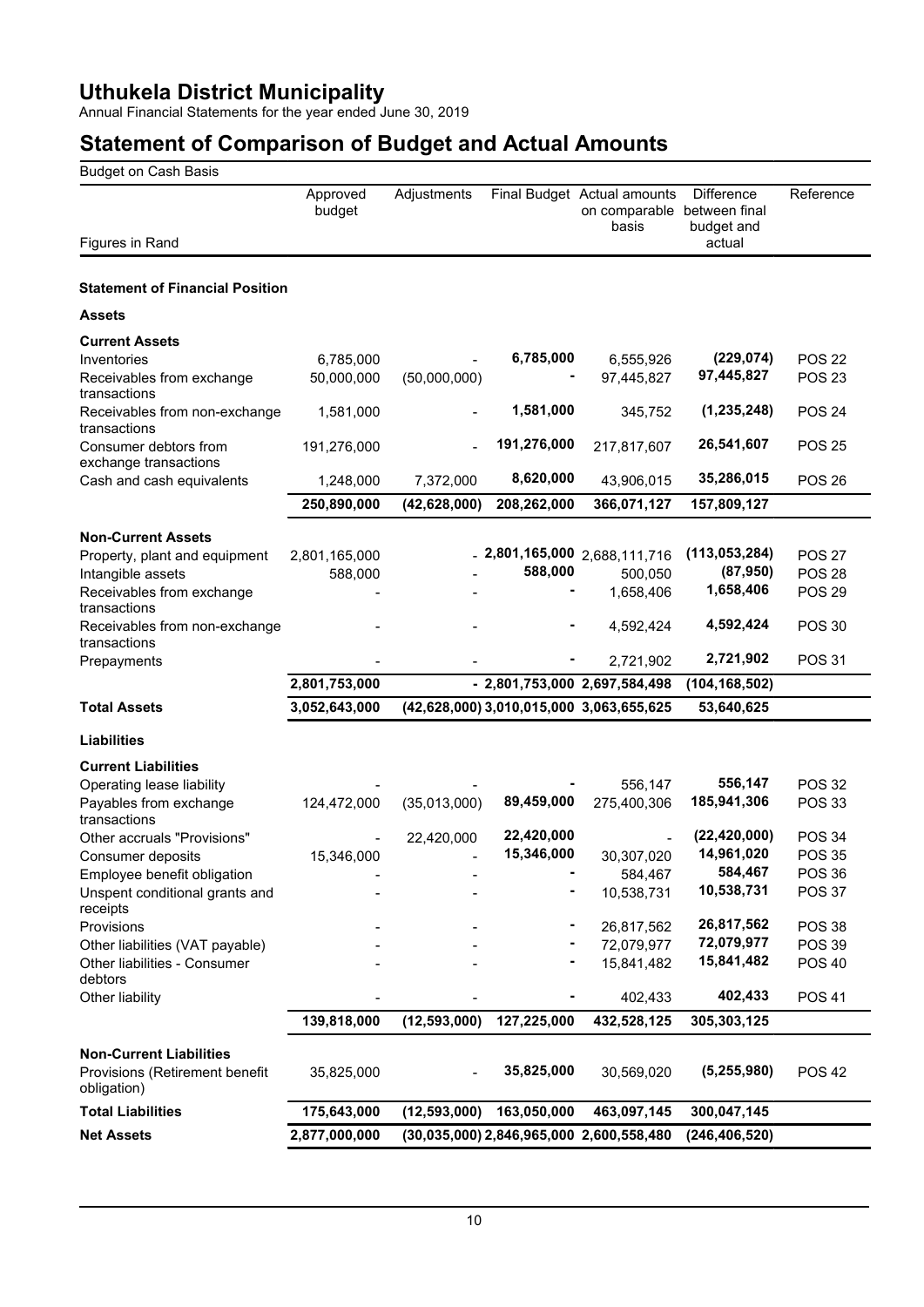# Uthukela District Municipality

Annual Financial Statements for the year ended June 30, 2019

## Statement of Comparison of Budget and Actual Amounts

Budget on Cash Basis

| Figures in Rand | Approved budget | Adjustments | Final Budget | Actual amounts on comparable basis | Difference between final budget and actual | Reference |
|---|---|---|---|---|---|---|
| **Statement of Financial Position** | | | | | | |
| **Assets** | | | | | | |
| **Current Assets** | | | | | | |
| Inventories | 6,785,000 | - | **6,785,000** | 6,555,926 | **(229,074)** | POS 22 |
| Receivables from exchange transactions | 50,000,000 | (50,000,000) | **-** | 97,445,827 | **97,445,827** | POS 23 |
| Receivables from non-exchange transactions | 1,581,000 | - | **1,581,000** | 345,752 | **(1,235,248)** | POS 24 |
| Consumer debtors from exchange transactions | 191,276,000 | - | **191,276,000** | 217,817,607 | **26,541,607** | POS 25 |
| Cash and cash equivalents | 1,248,000 | 7,372,000 | **8,620,000** | 43,906,015 | **35,286,015** | POS 26 |
| | **250,890,000** | **(42,628,000)** | **208,262,000** | **366,071,127** | **157,809,127** | |
| **Non-Current Assets** | | | | | | |
| Property, plant and equipment | 2,801,165,000 | - | **2,801,165,000** | 2,688,111,716 | **(113,053,284)** | POS 27 |
| Intangible assets | 588,000 | - | **588,000** | 500,050 | **(87,950)** | POS 28 |
| Receivables from exchange transactions | - | - | **-** | 1,658,406 | **1,658,406** | POS 29 |
| Receivables from non-exchange transactions | - | - | **-** | 4,592,424 | **4,592,424** | POS 30 |
| Prepayments | - | - | **-** | 2,721,902 | **2,721,902** | POS 31 |
| | **2,801,753,000** | **-** | **2,801,753,000** | **2,697,584,498** | **(104,168,502)** | |
| **Total Assets** | **3,052,643,000** | **(42,628,000)** | **3,010,015,000** | **3,063,655,625** | **53,640,625** | |
| **Liabilities** | | | | | | |
| **Current Liabilities** | | | | | | |
| Operating lease liability | - | - | **-** | 556,147 | **556,147** | POS 32 |
| Payables from exchange transactions | 124,472,000 | (35,013,000) | **89,459,000** | 275,400,306 | **185,941,306** | POS 33 |
| Other accruals "Provisions" | - | 22,420,000 | **22,420,000** | - | **(22,420,000)** | POS 34 |
| Consumer deposits | 15,346,000 | - | **15,346,000** | 30,307,020 | **14,961,020** | POS 35 |
| Employee benefit obligation | - | - | **-** | 584,467 | **584,467** | POS 36 |
| Unspent conditional grants and receipts | - | - | **-** | 10,538,731 | **10,538,731** | POS 37 |
| Provisions | - | - | **-** | 26,817,562 | **26,817,562** | POS 38 |
| Other liabilities (VAT payable) | - | - | **-** | 72,079,977 | **72,079,977** | POS 39 |
| Other liabilities - Consumer debtors | - | - | **-** | 15,841,482 | **15,841,482** | POS 40 |
| Other liability | - | - | **-** | 402,433 | **402,433** | POS 41 |
| | **139,818,000** | **(12,593,000)** | **127,225,000** | **432,528,125** | **305,303,125** | |
| **Non-Current Liabilities** | | | | | | |
| Provisions (Retirement benefit obligation) | 35,825,000 | - | **35,825,000** | 30,569,020 | **(5,255,980)** | POS 42 |
| **Total Liabilities** | **175,643,000** | **(12,593,000)** | **163,050,000** | **463,097,145** | **300,047,145** | |
| **Net Assets** | **2,877,000,000** | **(30,035,000)** | **2,846,965,000** | **2,600,558,480** | **(246,406,520)** | |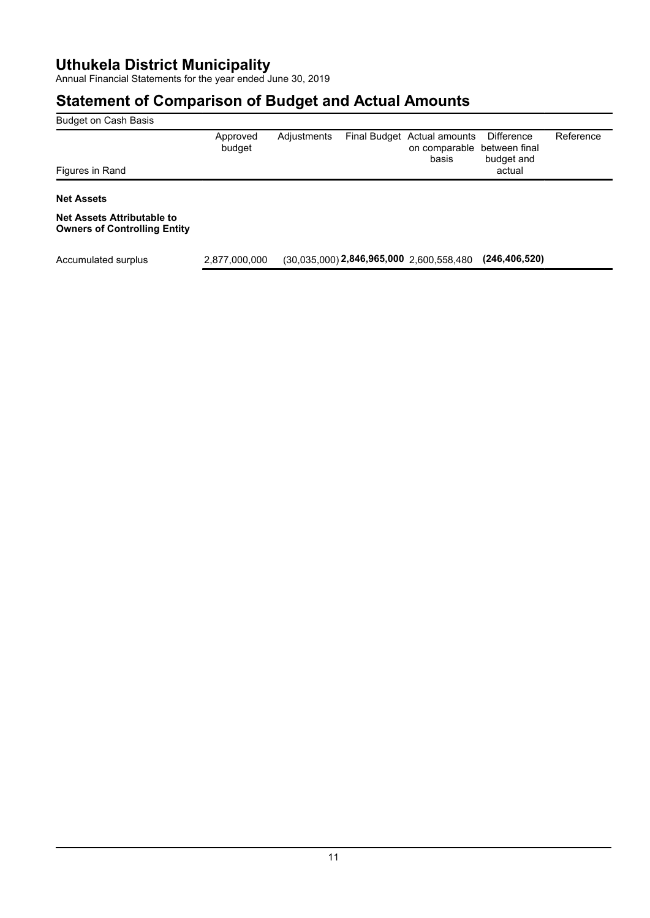# Uthukela District Municipality

Annual Financial Statements for the year ended June 30, 2019

## Statement of Comparison of Budget and Actual Amounts

Budget on Cash Basis

| Figures in Rand | Approved budget | Adjustments | Final Budget | Actual amounts on comparable basis | Difference between final budget and actual | Reference |
|---|---|---|---|---|---|---|
| **Net Assets** | | | | | | |
| **Net Assets Attributable to Owners of Controlling Entity** | | | | | | |
| Accumulated surplus | 2,877,000,000 | (30,035,000) | **2,846,965,000** | 2,600,558,480 | **(246,406,520)** | |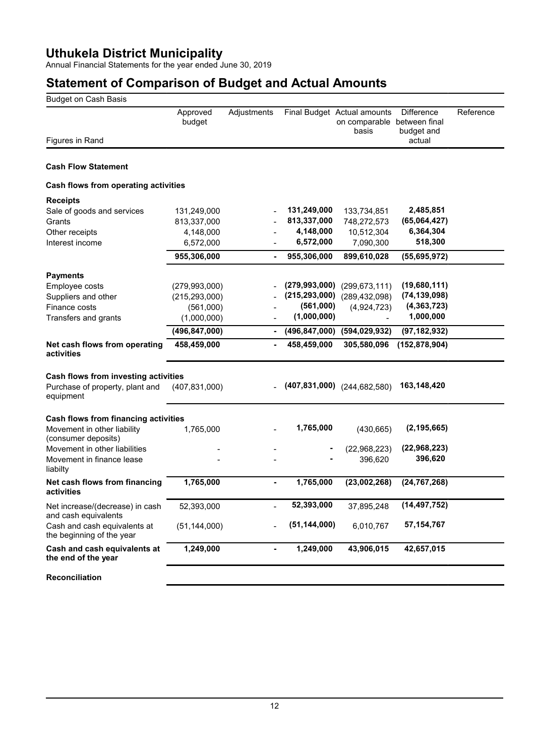# Uthukela District Municipality

Annual Financial Statements for the year ended June 30, 2019

# Statement of Comparison of Budget and Actual Amounts

Budget on Cash Basis

| Figures in Rand | Approved budget | Adjustments | Final Budget | Actual amounts on comparable basis | Difference between final budget and actual | Reference |
|---|---|---|---|---|---|---|
| **Cash Flow Statement** | | | | | | |
| **Cash flows from operating activities** | | | | | | |
| **Receipts** | | | | | | |
| Sale of goods and services | 131,249,000 | - | **131,249,000** | 133,734,851 | **2,485,851** | |
| Grants | 813,337,000 | - | **813,337,000** | 748,272,573 | **(65,064,427)** | |
| Other receipts | 4,148,000 | - | **4,148,000** | 10,512,304 | **6,364,304** | |
| Interest income | 6,572,000 | - | **6,572,000** | 7,090,300 | **518,300** | |
| | **955,306,000** | **-** | **955,306,000** | **899,610,028** | **(55,695,972)** | |
| **Payments** | | | | | | |
| Employee costs | (279,993,000) | - | **(279,993,000)** | (299,673,111) | **(19,680,111)** | |
| Suppliers and other | (215,293,000) | - | **(215,293,000)** | (289,432,098) | **(74,139,098)** | |
| Finance costs | (561,000) | - | **(561,000)** | (4,924,723) | **(4,363,723)** | |
| Transfers and grants | (1,000,000) | - | **(1,000,000)** | - | **1,000,000** | |
| | **(496,847,000)** | **-** | **(496,847,000)** | **(594,029,932)** | **(97,182,932)** | |
| **Net cash flows from operating activities** | **458,459,000** | **-** | **458,459,000** | **305,580,096** | **(152,878,904)** | |
| **Cash flows from investing activities** | | | | | | |
| Purchase of property, plant and equipment | (407,831,000) | - | **(407,831,000)** | (244,682,580) | **163,148,420** | |
| **Cash flows from financing activities** | | | | | | |
| Movement in other liability (consumer deposits) | 1,765,000 | - | **1,765,000** | (430,665) | **(2,195,665)** | |
| Movement in other liabilities | - | - | **-** | (22,968,223) | **(22,968,223)** | |
| Movement in finance lease liabilty | - | - | **-** | 396,620 | **396,620** | |
| **Net cash flows from financing activities** | **1,765,000** | **-** | **1,765,000** | **(23,002,268)** | **(24,767,268)** | |
| Net increase/(decrease) in cash and cash equivalents | 52,393,000 | - | **52,393,000** | 37,895,248 | **(14,497,752)** | |
| Cash and cash equivalents at the beginning of the year | (51,144,000) | - | **(51,144,000)** | 6,010,767 | **57,154,767** | |
| **Cash and cash equivalents at the end of the year** | **1,249,000** | **-** | **1,249,000** | **43,906,015** | **42,657,015** | |
| **Reconciliation** | | | | | | |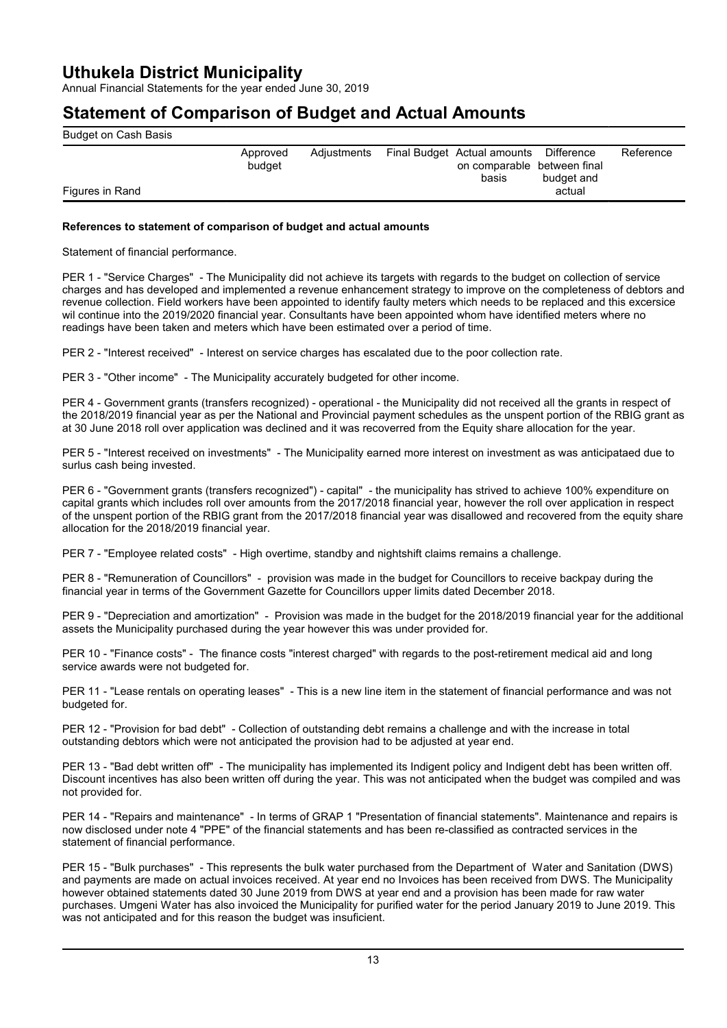# Uthukela District Municipality

Annual Financial Statements for the year ended June 30, 2019

## Statement of Comparison of Budget and Actual Amounts

Budget on Cash Basis

| Figures in Rand | Approved budget | Adjustments | Final Budget | Actual amounts on comparable basis | Difference between final budget and actual | Reference |
|---|---|---|---|---|---|---|

**References to statement of comparison of budget and actual amounts**

Statement of financial performance.

PER 1 - "Service Charges" - The Municipality did not achieve its targets with regards to the budget on collection of service charges and has developed and implemented a revenue enhancement strategy to improve on the completeness of debtors and revenue collection. Field workers have been appointed to identify faulty meters which needs to be replaced and this excersice wil continue into the 2019/2020 financial year. Consultants have been appointed whom have identified meters where no readings have been taken and meters which have been estimated over a period of time.

PER 2 - "Interest received" - Interest on service charges has escalated due to the poor collection rate.

PER 3 - "Other income" - The Municipality accurately budgeted for other income.

PER 4 - Government grants (transfers recognized) - operational - the Municipality did not received all the grants in respect of the 2018/2019 financial year as per the National and Provincial payment schedules as the unspent portion of the RBIG grant as at 30 June 2018 roll over application was declined and it was recoverred from the Equity share allocation for the year.

PER 5 - "Interest received on investments" - The Municipality earned more interest on investment as was anticipataed due to surlus cash being invested.

PER 6 - "Government grants (transfers recognized") - capital" - the municipality has strived to achieve 100% expenditure on capital grants which includes roll over amounts from the 2017/2018 financial year, however the roll over application in respect of the unspent portion of the RBIG grant from the 2017/2018 financial year was disallowed and recovered from the equity share allocation for the 2018/2019 financial year.

PER 7 - "Employee related costs" - High overtime, standby and nightshift claims remains a challenge.

PER 8 - "Remuneration of Councillors" - provision was made in the budget for Councillors to receive backpay during the financial year in terms of the Government Gazette for Councillors upper limits dated December 2018.

PER 9 - "Depreciation and amortization" - Provision was made in the budget for the 2018/2019 financial year for the additional assets the Municipality purchased during the year however this was under provided for.

PER 10 - "Finance costs" - The finance costs "interest charged" with regards to the post-retirement medical aid and long service awards were not budgeted for.

PER 11 - "Lease rentals on operating leases" - This is a new line item in the statement of financial performance and was not budgeted for.

PER 12 - "Provision for bad debt" - Collection of outstanding debt remains a challenge and with the increase in total outstanding debtors which were not anticipated the provision had to be adjusted at year end.

PER 13 - "Bad debt written off" - The municipality has implemented its Indigent policy and Indigent debt has been written off. Discount incentives has also been written off during the year. This was not anticipated when the budget was compiled and was not provided for.

PER 14 - "Repairs and maintenance" - In terms of GRAP 1 "Presentation of financial statements". Maintenance and repairs is now disclosed under note 4 "PPE" of the financial statements and has been re-classified as contracted services in the statement of financial performance.

PER 15 - "Bulk purchases" - This represents the bulk water purchased from the Department of Water and Sanitation (DWS) and payments are made on actual invoices received. At year end no Invoices has been received from DWS. The Municipality however obtained statements dated 30 June 2019 from DWS at year end and a provision has been made for raw water purchases. Umgeni Water has also invoiced the Municipality for purified water for the period January 2019 to June 2019. This was not anticipated and for this reason the budget was insuficient.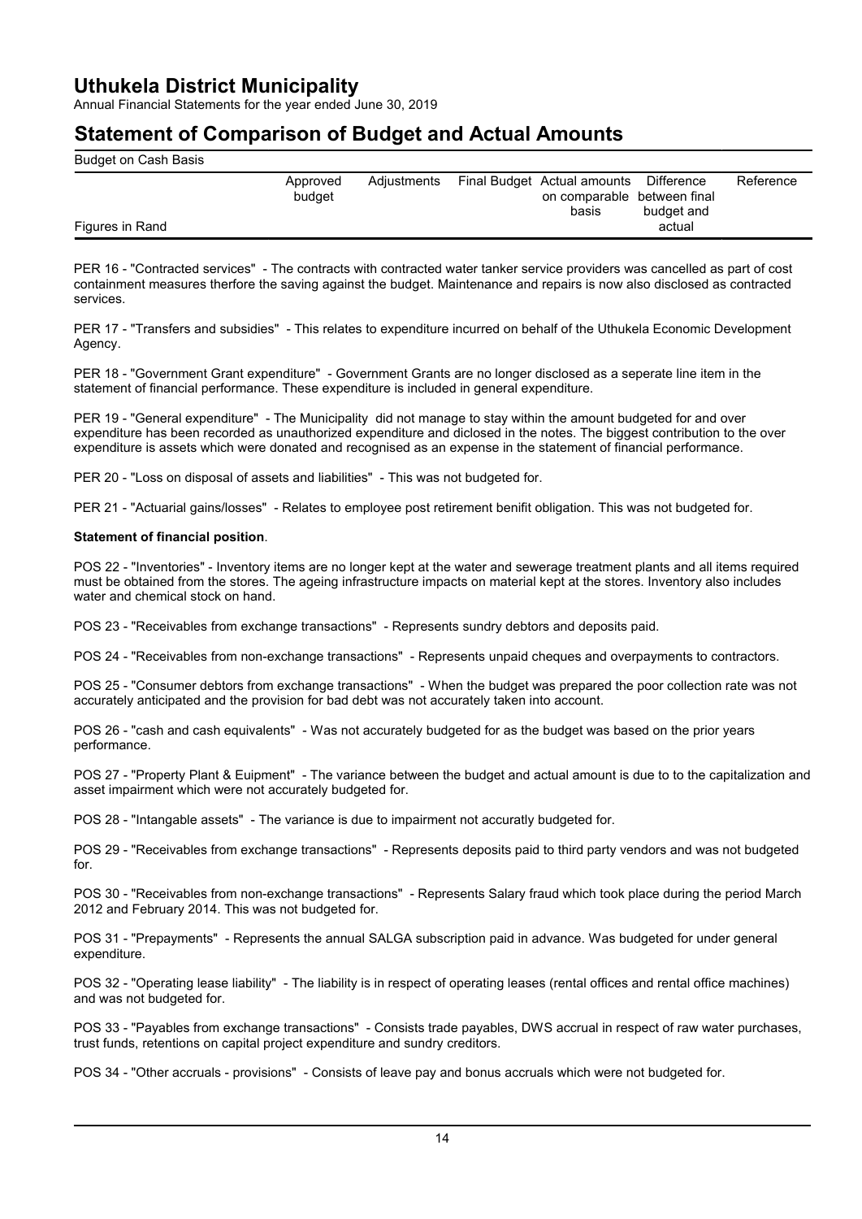# Uthukela District Municipality

Annual Financial Statements for the year ended June 30, 2019

## Statement of Comparison of Budget and Actual Amounts

Budget on Cash Basis

| Figures in Rand | Approved budget | Adjustments | Final Budget | Actual amounts on comparable basis | Difference between final budget and actual | Reference |
|---|---|---|---|---|---|---|

PER 16 - "Contracted services" - The contracts with contracted water tanker service providers was cancelled as part of cost containment measures therfore the saving against the budget. Maintenance and repairs is now also disclosed as contracted services.

PER 17 - "Transfers and subsidies" - This relates to expenditure incurred on behalf of the Uthukela Economic Development Agency.

PER 18 - "Government Grant expenditure" - Government Grants are no longer disclosed as a seperate line item in the statement of financial performance. These expenditure is included in general expenditure.

PER 19 - "General expenditure" - The Municipality did not manage to stay within the amount budgeted for and over expenditure has been recorded as unauthorized expenditure and diclosed in the notes. The biggest contribution to the over expenditure is assets which were donated and recognised as an expense in the statement of financial performance.

PER 20 - "Loss on disposal of assets and liabilities" - This was not budgeted for.

PER 21 - "Actuarial gains/losses" - Relates to employee post retirement benifit obligation. This was not budgeted for.

**Statement of financial position**.

POS 22 - "Inventories" - Inventory items are no longer kept at the water and sewerage treatment plants and all items required must be obtained from the stores. The ageing infrastructure impacts on material kept at the stores. Inventory also includes water and chemical stock on hand.

POS 23 - "Receivables from exchange transactions" - Represents sundry debtors and deposits paid.

POS 24 - "Receivables from non-exchange transactions" - Represents unpaid cheques and overpayments to contractors.

POS 25 - "Consumer debtors from exchange transactions" - When the budget was prepared the poor collection rate was not accurately anticipated and the provision for bad debt was not accurately taken into account.

POS 26 - "cash and cash equivalents" - Was not accurately budgeted for as the budget was based on the prior years performance.

POS 27 - "Property Plant & Euipment" - The variance between the budget and actual amount is due to to the capitalization and asset impairment which were not accurately budgeted for.

POS 28 - "Intangable assets" - The variance is due to impairment not accuratly budgeted for.

POS 29 - "Receivables from exchange transactions" - Represents deposits paid to third party vendors and was not budgeted for.

POS 30 - "Receivables from non-exchange transactions" - Represents Salary fraud which took place during the period March 2012 and February 2014. This was not budgeted for.

POS 31 - "Prepayments" - Represents the annual SALGA subscription paid in advance. Was budgeted for under general expenditure.

POS 32 - "Operating lease liability" - The liability is in respect of operating leases (rental offices and rental office machines) and was not budgeted for.

POS 33 - "Payables from exchange transactions" - Consists trade payables, DWS accrual in respect of raw water purchases, trust funds, retentions on capital project expenditure and sundry creditors.

POS 34 - "Other accruals - provisions" - Consists of leave pay and bonus accruals which were not budgeted for.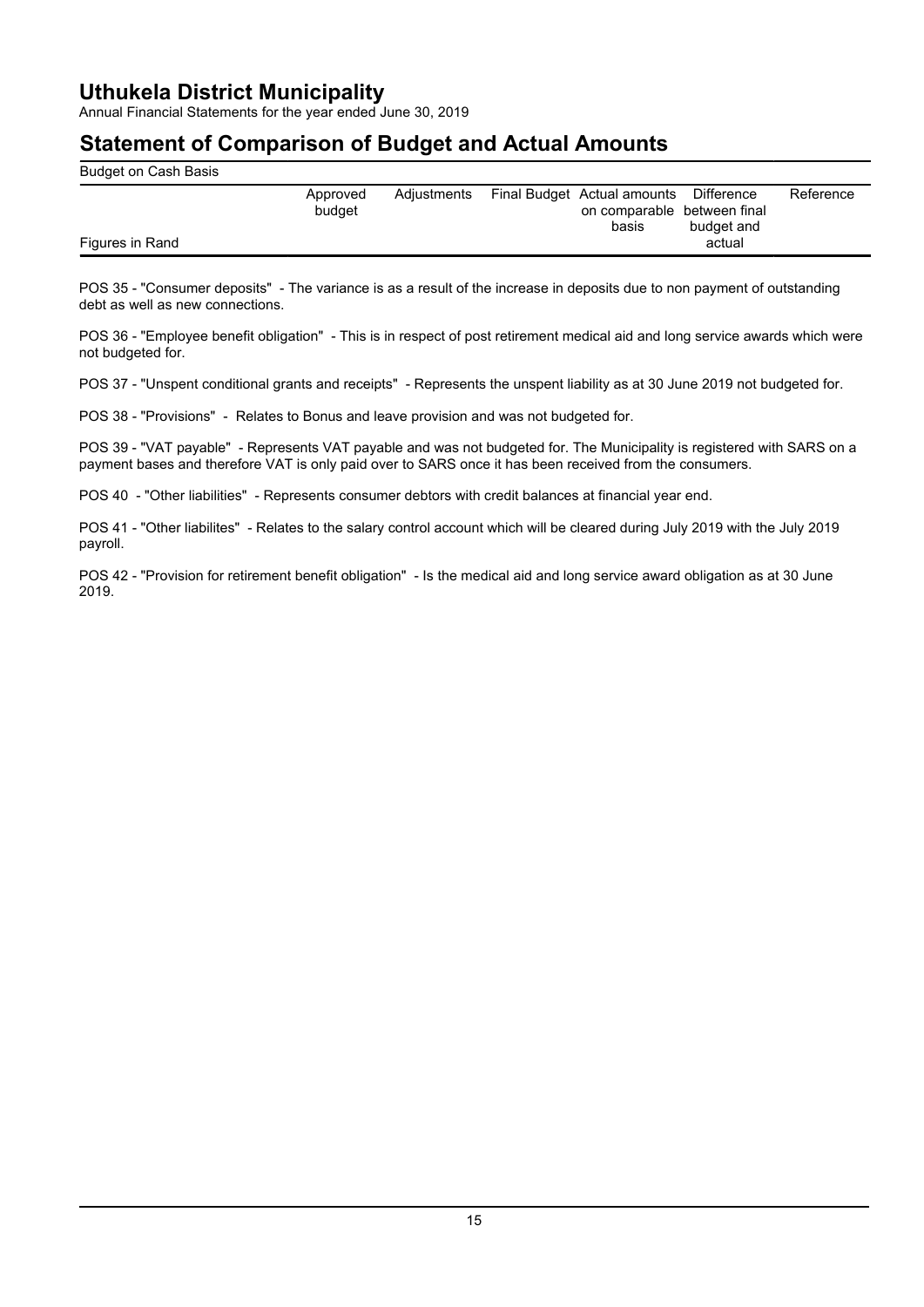# Uthukela District Municipality

Annual Financial Statements for the year ended June 30, 2019

## Statement of Comparison of Budget and Actual Amounts

Budget on Cash Basis

| Figures in Rand | Approved budget | Adjustments | Final Budget | Actual amounts on comparable basis | Difference between final budget and actual | Reference |
|---|---|---|---|---|---|---|

POS 35 - "Consumer deposits" - The variance is as a result of the increase in deposits due to non payment of outstanding debt as well as new connections.

POS 36 - "Employee benefit obligation" - This is in respect of post retirement medical aid and long service awards which were not budgeted for.

POS 37 - "Unspent conditional grants and receipts" - Represents the unspent liability as at 30 June 2019 not budgeted for.

POS 38 - "Provisions" - Relates to Bonus and leave provision and was not budgeted for.

POS 39 - "VAT payable" - Represents VAT payable and was not budgeted for. The Municipality is registered with SARS on a payment bases and therefore VAT is only paid over to SARS once it has been received from the consumers.

POS 40 - "Other liabilities" - Represents consumer debtors with credit balances at financial year end.

POS 41 - "Other liabilites" - Relates to the salary control account which will be cleared during July 2019 with the July 2019 payroll.

POS 42 - "Provision for retirement benefit obligation" - Is the medical aid and long service award obligation as at 30 June 2019.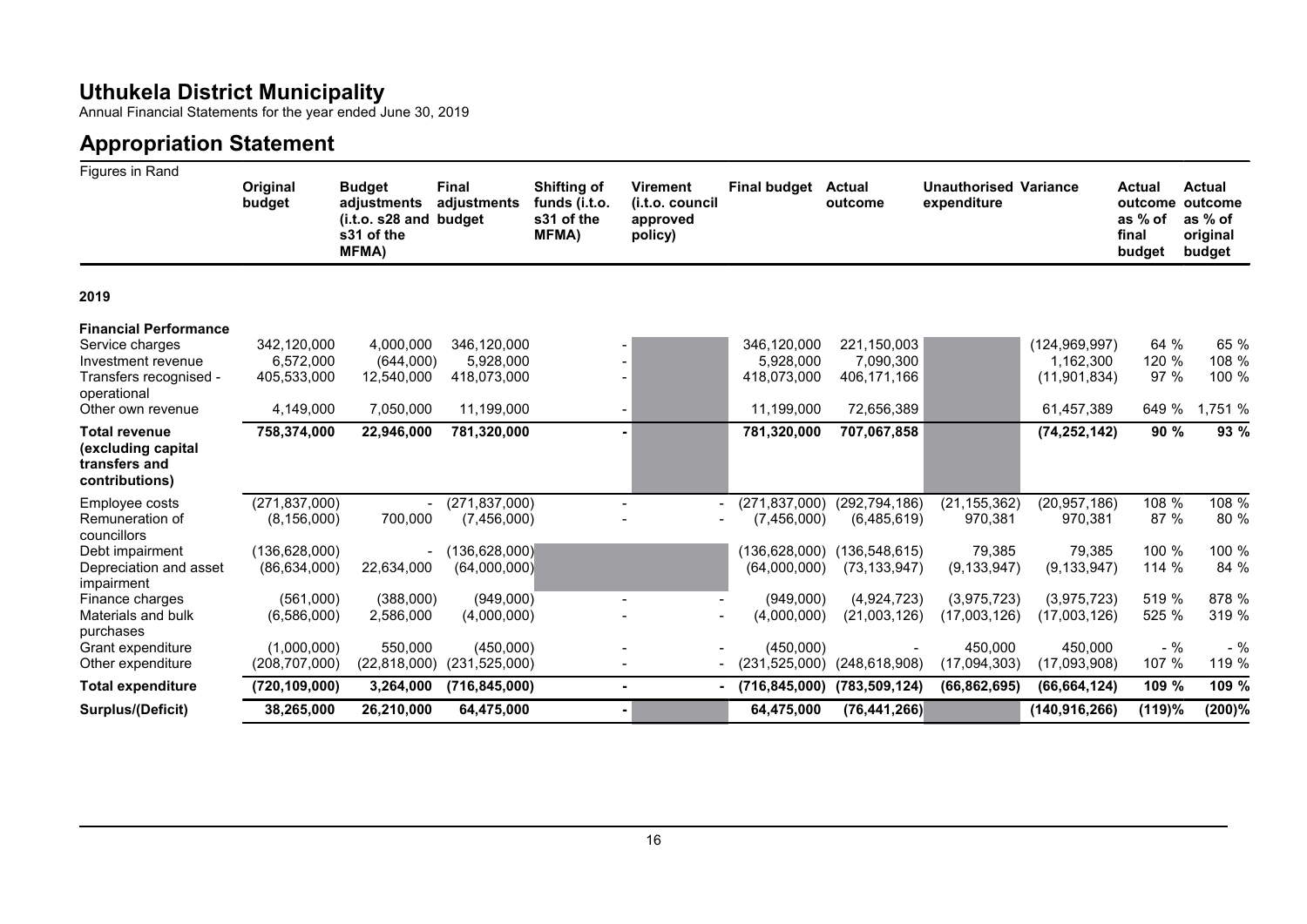# Uthukela District Municipality

Annual Financial Statements for the year ended June 30, 2019

## Appropriation Statement

Figures in Rand

| | Original budget | Budget adjustments (i.t.o. s28 and s31 of the MFMA) | Final adjustments budget | Shifting of funds (i.t.o. s31 of the MFMA) | Virement (i.t.o. council approved policy) | Final budget | Actual outcome | Unauthorised expenditure | Variance | Actual outcome as % of final budget | Actual outcome as % of original budget |
|---|---|---|---|---|---|---|---|---|---|---|---|
| **2019** | | | | | | | | | | | |
| **Financial Performance** | | | | | | | | | | | |
| Service charges | 342,120,000 | 4,000,000 | 346,120,000 | - | | 346,120,000 | 221,150,003 | | (124,969,997) | 64 % | 65 % |
| Investment revenue | 6,572,000 | (644,000) | 5,928,000 | - | | 5,928,000 | 7,090,300 | | 1,162,300 | 120 % | 108 % |
| Transfers recognised - operational | 405,533,000 | 12,540,000 | 418,073,000 | - | | 418,073,000 | 406,171,166 | | (11,901,834) | 97 % | 100 % |
| Other own revenue | 4,149,000 | 7,050,000 | 11,199,000 | - | | 11,199,000 | 72,656,389 | | 61,457,389 | 649 % | 1,751 % |
| **Total revenue (excluding capital transfers and contributions)** | **758,374,000** | **22,946,000** | **781,320,000** | **-** | | **781,320,000** | **707,067,858** | | **(74,252,142)** | **90 %** | **93 %** |
| Employee costs | (271,837,000) | - | (271,837,000) | - | - | (271,837,000) | (292,794,186) | (21,155,362) | (20,957,186) | 108 % | 108 % |
| Remuneration of councillors | (8,156,000) | 700,000 | (7,456,000) | - | - | (7,456,000) | (6,485,619) | 970,381 | 970,381 | 87 % | 80 % |
| Debt impairment | (136,628,000) | - | (136,628,000) | | | (136,628,000) | (136,548,615) | 79,385 | 79,385 | 100 % | 100 % |
| Depreciation and asset impairment | (86,634,000) | 22,634,000 | (64,000,000) | | | (64,000,000) | (73,133,947) | (9,133,947) | (9,133,947) | 114 % | 84 % |
| Finance charges | (561,000) | (388,000) | (949,000) | - | - | (949,000) | (4,924,723) | (3,975,723) | (3,975,723) | 519 % | 878 % |
| Materials and bulk purchases | (6,586,000) | 2,586,000 | (4,000,000) | - | - | (4,000,000) | (21,003,126) | (17,003,126) | (17,003,126) | 525 % | 319 % |
| Grant expenditure | (1,000,000) | 550,000 | (450,000) | - | - | (450,000) | - | 450,000 | 450,000 | - % | - % |
| Other expenditure | (208,707,000) | (22,818,000) | (231,525,000) | - | - | (231,525,000) | (248,618,908) | (17,094,303) | (17,093,908) | 107 % | 119 % |
| **Total expenditure** | **(720,109,000)** | **3,264,000** | **(716,845,000)** | **-** | **-** | **(716,845,000)** | **(783,509,124)** | **(66,862,695)** | **(66,664,124)** | **109 %** | **109 %** |
| **Surplus/(Deficit)** | **38,265,000** | **26,210,000** | **64,475,000** | **-** | | **64,475,000** | **(76,441,266)** | | **(140,916,266)** | **(119)%** | **(200)%** |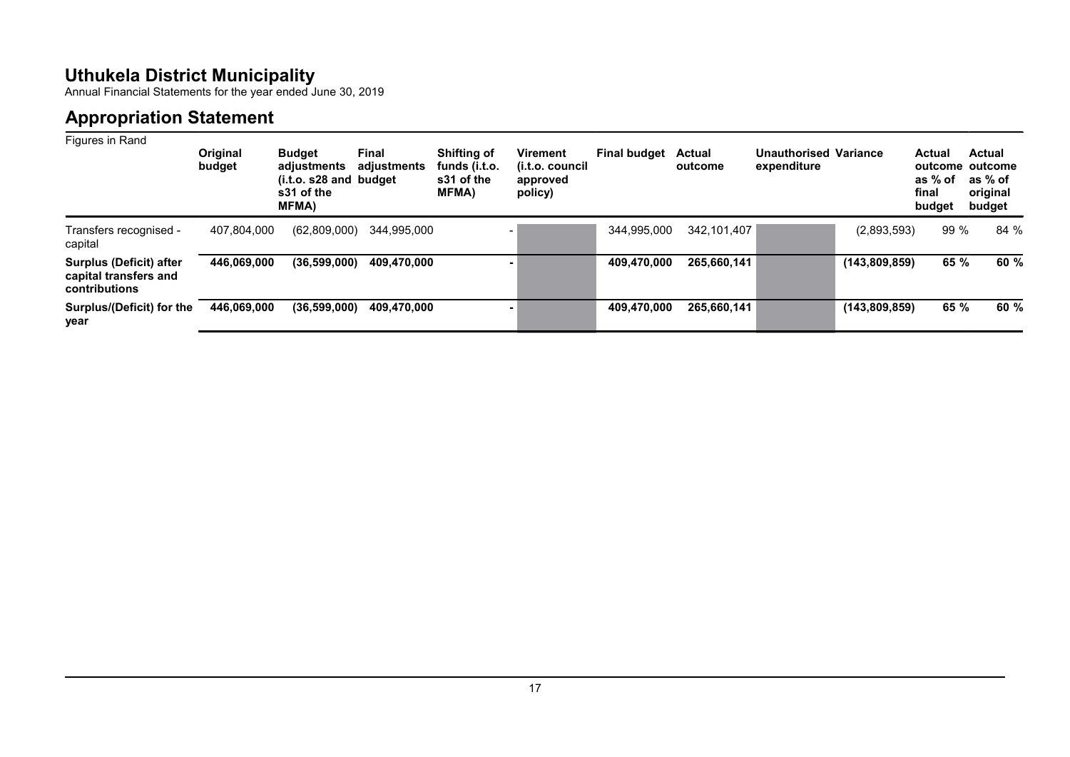# Uthukela District Municipality

Annual Financial Statements for the year ended June 30, 2019

## Appropriation Statement

Figures in Rand

| | Original budget | Budget adjustments (i.t.o. s28 and s31 of the MFMA) | Final adjustments budget | Shifting of funds (i.t.o. s31 of the MFMA) | Virement (i.t.o. council approved policy) | Final budget | Actual outcome | Unauthorised expenditure | Variance | Actual outcome as % of final budget | Actual outcome as % of original budget |
|---|---|---|---|---|---|---|---|---|---|---|---|
| Transfers recognised - capital | 407,804,000 | (62,809,000) | 344,995,000 | - | | 344,995,000 | 342,101,407 | | (2,893,593) | 99 % | 84 % |
| **Surplus (Deficit) after capital transfers and contributions** | **446,069,000** | **(36,599,000)** | **409,470,000** | **-** | | **409,470,000** | **265,660,141** | | **(143,809,859)** | **65 %** | **60 %** |
| **Surplus/(Deficit) for the year** | **446,069,000** | **(36,599,000)** | **409,470,000** | **-** | | **409,470,000** | **265,660,141** | | **(143,809,859)** | **65 %** | **60 %** |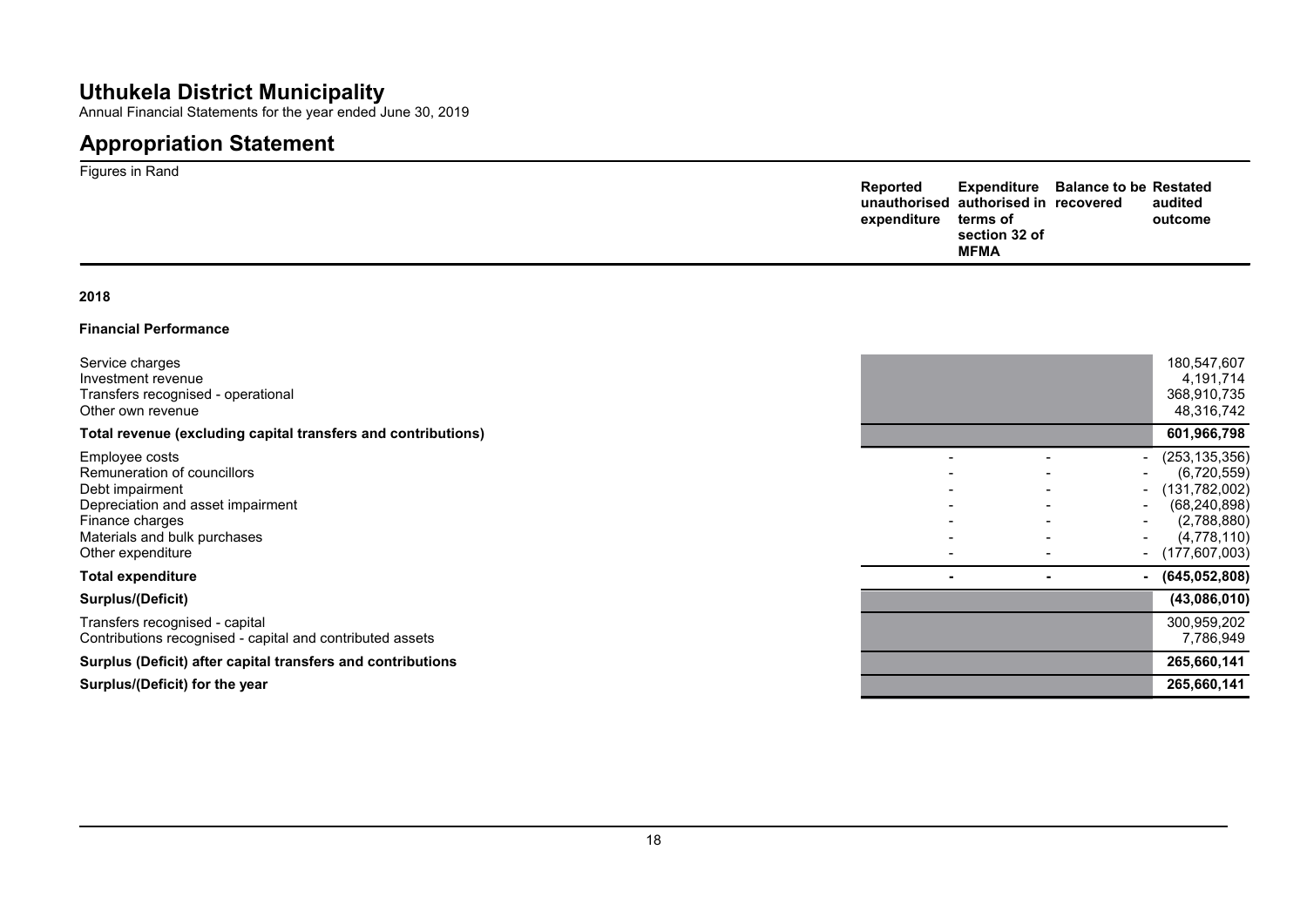# Uthukela District Municipality

Annual Financial Statements for the year ended June 30, 2019

# Appropriation Statement

Figures in Rand

| | Reported unauthorised expenditure | Expenditure authorised in terms of section 32 of MFMA | Balance to be recovered | Restated audited outcome |
|---|---|---|---|---|
| **2018** | | | | |
| **Financial Performance** | | | | |
| Service charges | | | | 180,547,607 |
| Investment revenue | | | | 4,191,714 |
| Transfers recognised - operational | | | | 368,910,735 |
| Other own revenue | | | | 48,316,742 |
| **Total revenue (excluding capital transfers and contributions)** | | | | **601,966,798** |
| Employee costs | - | - | - | (253,135,356) |
| Remuneration of councillors | - | - | - | (6,720,559) |
| Debt impairment | - | - | - | (131,782,002) |
| Depreciation and asset impairment | - | - | - | (68,240,898) |
| Finance charges | - | - | - | (2,788,880) |
| Materials and bulk purchases | - | - | - | (4,778,110) |
| Other expenditure | - | - | - | (177,607,003) |
| **Total expenditure** | **-** | **-** | **-** | **(645,052,808)** |
| **Surplus/(Deficit)** | | | | **(43,086,010)** |
| Transfers recognised - capital | | | | 300,959,202 |
| Contributions recognised - capital and contributed assets | | | | 7,786,949 |
| **Surplus (Deficit) after capital transfers and contributions** | | | | **265,660,141** |
| **Surplus/(Deficit) for the year** | | | | **265,660,141** |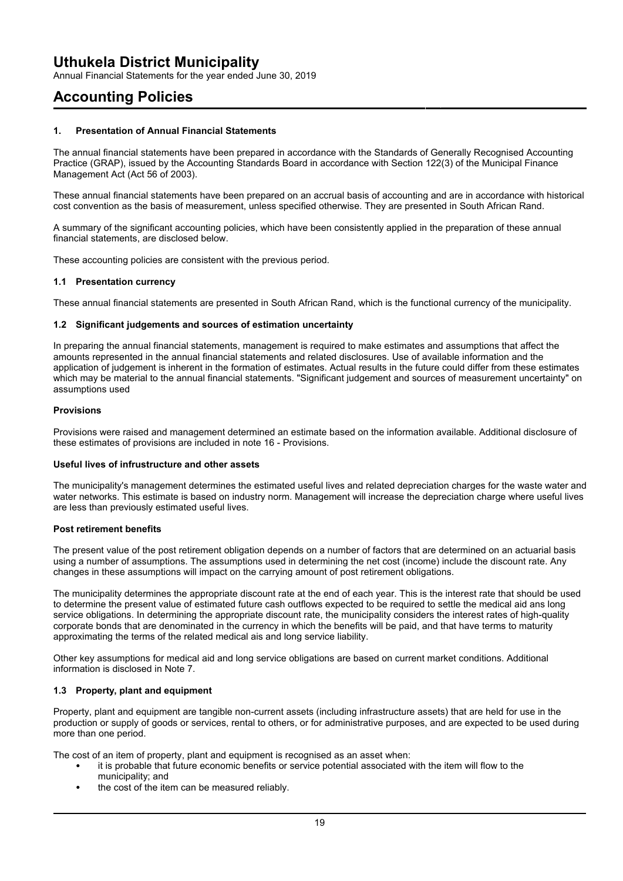# Uthukela District Municipality

Annual Financial Statements for the year ended June 30, 2019

# Accounting Policies

### 1. Presentation of Annual Financial Statements

The annual financial statements have been prepared in accordance with the Standards of Generally Recognised Accounting Practice (GRAP), issued by the Accounting Standards Board in accordance with Section 122(3) of the Municipal Finance Management Act (Act 56 of 2003).

These annual financial statements have been prepared on an accrual basis of accounting and are in accordance with historical cost convention as the basis of measurement, unless specified otherwise. They are presented in South African Rand.

A summary of the significant accounting policies, which have been consistently applied in the preparation of these annual financial statements, are disclosed below.

These accounting policies are consistent with the previous period.

### 1.1 Presentation currency

These annual financial statements are presented in South African Rand, which is the functional currency of the municipality.

### 1.2 Significant judgements and sources of estimation uncertainty

In preparing the annual financial statements, management is required to make estimates and assumptions that affect the amounts represented in the annual financial statements and related disclosures. Use of available information and the application of judgement is inherent in the formation of estimates. Actual results in the future could differ from these estimates which may be material to the annual financial statements. "Significant judgement and sources of measurement uncertainty" on assumptions used

**Provisions**

Provisions were raised and management determined an estimate based on the information available. Additional disclosure of these estimates of provisions are included in note 16 - Provisions.

**Useful lives of infrustructure and other assets**

The municipality's management determines the estimated useful lives and related depreciation charges for the waste water and water networks. This estimate is based on industry norm. Management will increase the depreciation charge where useful lives are less than previously estimated useful lives.

**Post retirement benefits**

The present value of the post retirement obligation depends on a number of factors that are determined on an actuarial basis using a number of assumptions. The assumptions used in determining the net cost (income) include the discount rate. Any changes in these assumptions will impact on the carrying amount of post retirement obligations.

The municipality determines the appropriate discount rate at the end of each year. This is the interest rate that should be used to determine the present value of estimated future cash outflows expected to be required to settle the medical aid ans long service obligations. In determining the appropriate discount rate, the municipality considers the interest rates of high-quality corporate bonds that are denominated in the currency in which the benefits will be paid, and that have terms to maturity approximating the terms of the related medical ais and long service liability.

Other key assumptions for medical aid and long service obligations are based on current market conditions. Additional information is disclosed in Note 7.

### 1.3 Property, plant and equipment

Property, plant and equipment are tangible non-current assets (including infrastructure assets) that are held for use in the production or supply of goods or services, rental to others, or for administrative purposes, and are expected to be used during more than one period.

The cost of an item of property, plant and equipment is recognised as an asset when:

- it is probable that future economic benefits or service potential associated with the item will flow to the municipality; and
- the cost of the item can be measured reliably.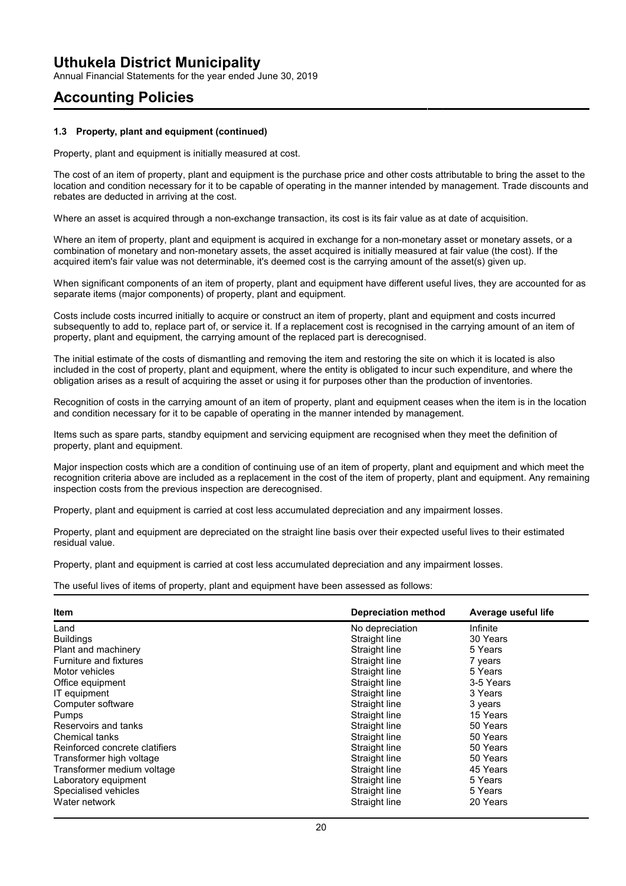# Uthukela District Municipality

Annual Financial Statements for the year ended June 30, 2019

## Accounting Policies

### 1.3 Property, plant and equipment (continued)

Property, plant and equipment is initially measured at cost.

The cost of an item of property, plant and equipment is the purchase price and other costs attributable to bring the asset to the location and condition necessary for it to be capable of operating in the manner intended by management. Trade discounts and rebates are deducted in arriving at the cost.

Where an asset is acquired through a non-exchange transaction, its cost is its fair value as at date of acquisition.

Where an item of property, plant and equipment is acquired in exchange for a non-monetary asset or monetary assets, or a combination of monetary and non-monetary assets, the asset acquired is initially measured at fair value (the cost). If the acquired item's fair value was not determinable, it's deemed cost is the carrying amount of the asset(s) given up.

When significant components of an item of property, plant and equipment have different useful lives, they are accounted for as separate items (major components) of property, plant and equipment.

Costs include costs incurred initially to acquire or construct an item of property, plant and equipment and costs incurred subsequently to add to, replace part of, or service it. If a replacement cost is recognised in the carrying amount of an item of property, plant and equipment, the carrying amount of the replaced part is derecognised.

The initial estimate of the costs of dismantling and removing the item and restoring the site on which it is located is also included in the cost of property, plant and equipment, where the entity is obligated to incur such expenditure, and where the obligation arises as a result of acquiring the asset or using it for purposes other than the production of inventories.

Recognition of costs in the carrying amount of an item of property, plant and equipment ceases when the item is in the location and condition necessary for it to be capable of operating in the manner intended by management.

Items such as spare parts, standby equipment and servicing equipment are recognised when they meet the definition of property, plant and equipment.

Major inspection costs which are a condition of continuing use of an item of property, plant and equipment and which meet the recognition criteria above are included as a replacement in the cost of the item of property, plant and equipment. Any remaining inspection costs from the previous inspection are derecognised.

Property, plant and equipment is carried at cost less accumulated depreciation and any impairment losses.

Property, plant and equipment are depreciated on the straight line basis over their expected useful lives to their estimated residual value.

Property, plant and equipment is carried at cost less accumulated depreciation and any impairment losses.

The useful lives of items of property, plant and equipment have been assessed as follows:

| Item | Depreciation method | Average useful life |
|---|---|---|
| Land | No depreciation | Infinite |
| Buildings | Straight line | 30 Years |
| Plant and machinery | Straight line | 5 Years |
| Furniture and fixtures | Straight line | 7 years |
| Motor vehicles | Straight line | 5 Years |
| Office equipment | Straight line | 3-5 Years |
| IT equipment | Straight line | 3 Years |
| Computer software | Straight line | 3 years |
| Pumps | Straight line | 15 Years |
| Reservoirs and tanks | Straight line | 50 Years |
| Chemical tanks | Straight line | 50 Years |
| Reinforced concrete clatifiers | Straight line | 50 Years |
| Transformer high voltage | Straight line | 50 Years |
| Transformer medium voltage | Straight line | 45 Years |
| Laboratory equipment | Straight line | 5 Years |
| Specialised vehicles | Straight line | 5 Years |
| Water network | Straight line | 20 Years |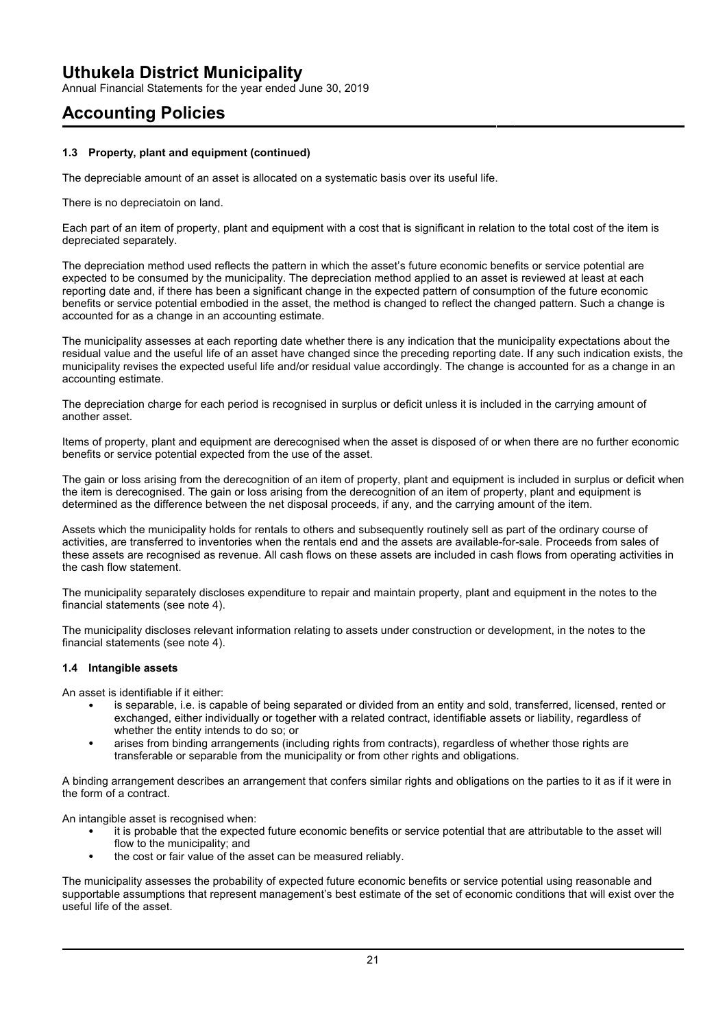#### 1.3 Property, plant and equipment (continued)

The depreciable amount of an asset is allocated on a systematic basis over its useful life.

There is no depreciatoin on land.

Each part of an item of property, plant and equipment with a cost that is significant in relation to the total cost of the item is depreciated separately.

The depreciation method used reflects the pattern in which the asset's future economic benefits or service potential are expected to be consumed by the municipality. The depreciation method applied to an asset is reviewed at least at each reporting date and, if there has been a significant change in the expected pattern of consumption of the future economic benefits or service potential embodied in the asset, the method is changed to reflect the changed pattern. Such a change is accounted for as a change in an accounting estimate.

The municipality assesses at each reporting date whether there is any indication that the municipality expectations about the residual value and the useful life of an asset have changed since the preceding reporting date. If any such indication exists, the municipality revises the expected useful life and/or residual value accordingly. The change is accounted for as a change in an accounting estimate.

The depreciation charge for each period is recognised in surplus or deficit unless it is included in the carrying amount of another asset.

Items of property, plant and equipment are derecognised when the asset is disposed of or when there are no further economic benefits or service potential expected from the use of the asset.

The gain or loss arising from the derecognition of an item of property, plant and equipment is included in surplus or deficit when the item is derecognised. The gain or loss arising from the derecognition of an item of property, plant and equipment is determined as the difference between the net disposal proceeds, if any, and the carrying amount of the item.

Assets which the municipality holds for rentals to others and subsequently routinely sell as part of the ordinary course of activities, are transferred to inventories when the rentals end and the assets are available-for-sale. Proceeds from sales of these assets are recognised as revenue. All cash flows on these assets are included in cash flows from operating activities in the cash flow statement.

The municipality separately discloses expenditure to repair and maintain property, plant and equipment in the notes to the financial statements (see note 4).

The municipality discloses relevant information relating to assets under construction or development, in the notes to the financial statements (see note 4).

#### 1.4 Intangible assets

An asset is identifiable if it either:

- is separable, i.e. is capable of being separated or divided from an entity and sold, transferred, licensed, rented or exchanged, either individually or together with a related contract, identifiable assets or liability, regardless of whether the entity intends to do so; or
- arises from binding arrangements (including rights from contracts), regardless of whether those rights are transferable or separable from the municipality or from other rights and obligations.

A binding arrangement describes an arrangement that confers similar rights and obligations on the parties to it as if it were in the form of a contract.

An intangible asset is recognised when:

- it is probable that the expected future economic benefits or service potential that are attributable to the asset will flow to the municipality; and
- the cost or fair value of the asset can be measured reliably.

The municipality assesses the probability of expected future economic benefits or service potential using reasonable and supportable assumptions that represent management's best estimate of the set of economic conditions that will exist over the useful life of the asset.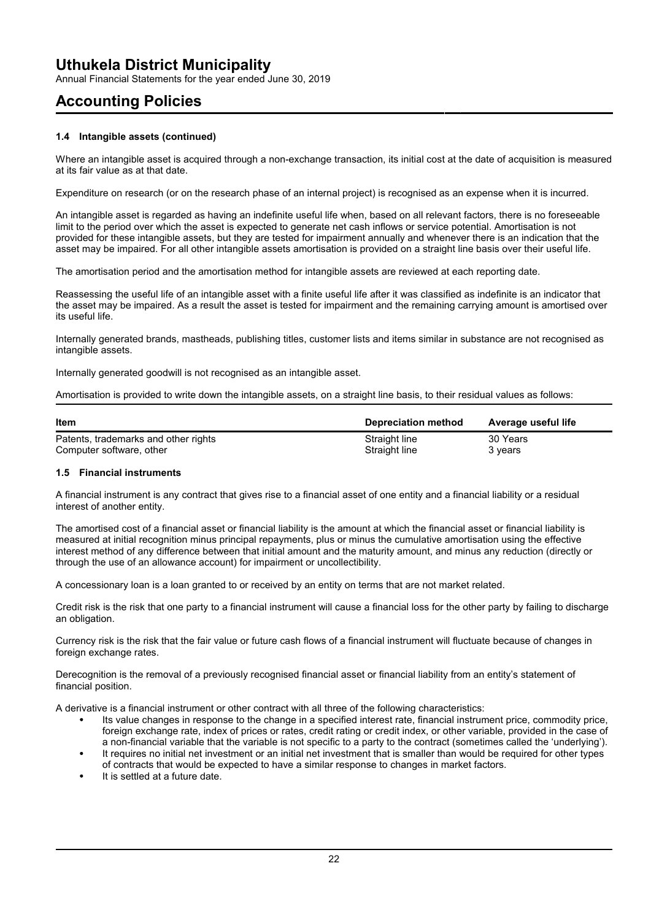### 1.4 Intangible assets (continued)

Where an intangible asset is acquired through a non-exchange transaction, its initial cost at the date of acquisition is measured at its fair value as at that date.

Expenditure on research (or on the research phase of an internal project) is recognised as an expense when it is incurred.

An intangible asset is regarded as having an indefinite useful life when, based on all relevant factors, there is no foreseeable limit to the period over which the asset is expected to generate net cash inflows or service potential. Amortisation is not provided for these intangible assets, but they are tested for impairment annually and whenever there is an indication that the asset may be impaired. For all other intangible assets amortisation is provided on a straight line basis over their useful life.

The amortisation period and the amortisation method for intangible assets are reviewed at each reporting date.

Reassessing the useful life of an intangible asset with a finite useful life after it was classified as indefinite is an indicator that the asset may be impaired. As a result the asset is tested for impairment and the remaining carrying amount is amortised over its useful life.

Internally generated brands, mastheads, publishing titles, customer lists and items similar in substance are not recognised as intangible assets.

Internally generated goodwill is not recognised as an intangible asset.

Amortisation is provided to write down the intangible assets, on a straight line basis, to their residual values as follows:

| Item | Depreciation method | Average useful life |
| --- | --- | --- |
| Patents, trademarks and other rights | Straight line | 30 Years |
| Computer software, other | Straight line | 3 years |

### 1.5 Financial instruments

A financial instrument is any contract that gives rise to a financial asset of one entity and a financial liability or a residual interest of another entity.

The amortised cost of a financial asset or financial liability is the amount at which the financial asset or financial liability is measured at initial recognition minus principal repayments, plus or minus the cumulative amortisation using the effective interest method of any difference between that initial amount and the maturity amount, and minus any reduction (directly or through the use of an allowance account) for impairment or uncollectibility.

A concessionary loan is a loan granted to or received by an entity on terms that are not market related.

Credit risk is the risk that one party to a financial instrument will cause a financial loss for the other party by failing to discharge an obligation.

Currency risk is the risk that the fair value or future cash flows of a financial instrument will fluctuate because of changes in foreign exchange rates.

Derecognition is the removal of a previously recognised financial asset or financial liability from an entity's statement of financial position.

A derivative is a financial instrument or other contract with all three of the following characteristics:

- Its value changes in response to the change in a specified interest rate, financial instrument price, commodity price, foreign exchange rate, index of prices or rates, credit rating or credit index, or other variable, provided in the case of a non-financial variable that the variable is not specific to a party to the contract (sometimes called the 'underlying').
- It requires no initial net investment or an initial net investment that is smaller than would be required for other types of contracts that would be expected to have a similar response to changes in market factors.
- It is settled at a future date.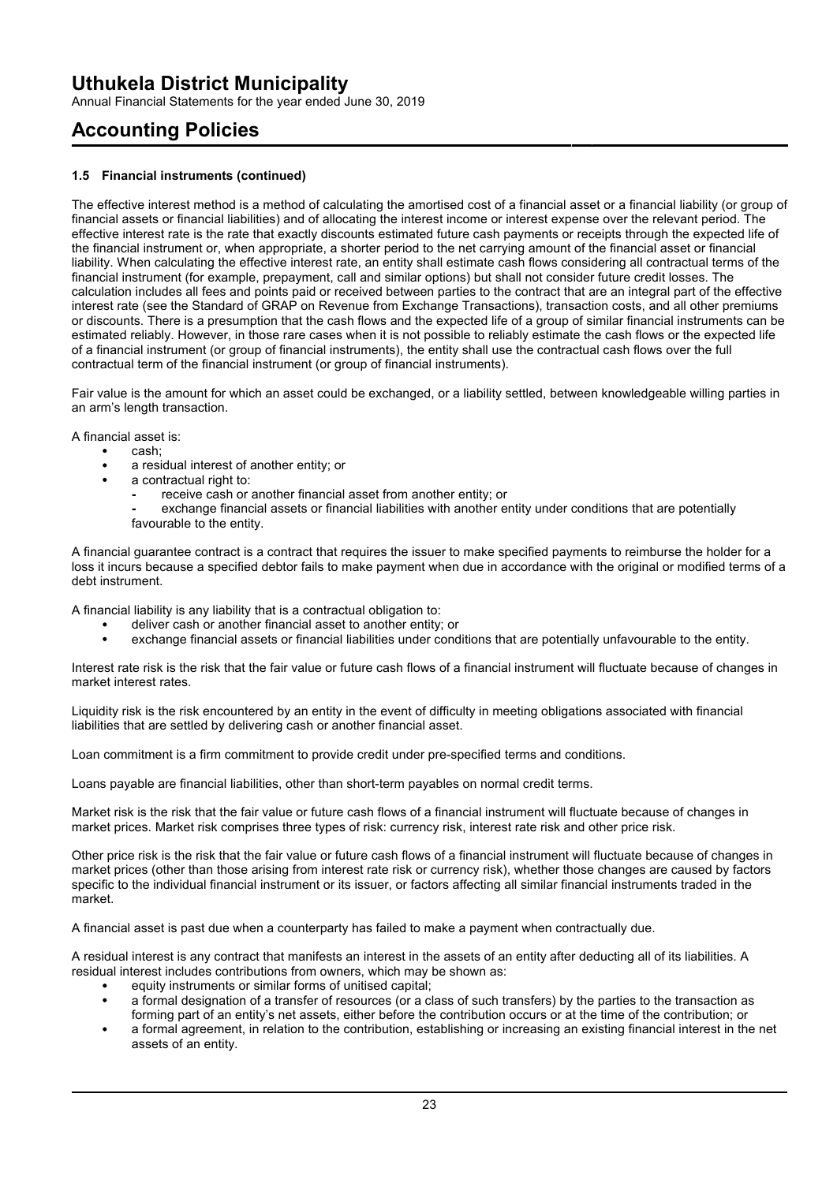### 1.5 Financial instruments (continued)

The effective interest method is a method of calculating the amortised cost of a financial asset or a financial liability (or group of financial assets or financial liabilities) and of allocating the interest income or interest expense over the relevant period. The effective interest rate is the rate that exactly discounts estimated future cash payments or receipts through the expected life of the financial instrument or, when appropriate, a shorter period to the net carrying amount of the financial asset or financial liability. When calculating the effective interest rate, an entity shall estimate cash flows considering all contractual terms of the financial instrument (for example, prepayment, call and similar options) but shall not consider future credit losses. The calculation includes all fees and points paid or received between parties to the contract that are an integral part of the effective interest rate (see the Standard of GRAP on Revenue from Exchange Transactions), transaction costs, and all other premiums or discounts. There is a presumption that the cash flows and the expected life of a group of similar financial instruments can be estimated reliably. However, in those rare cases when it is not possible to reliably estimate the cash flows or the expected life of a financial instrument (or group of financial instruments), the entity shall use the contractual cash flows over the full contractual term of the financial instrument (or group of financial instruments).

Fair value is the amount for which an asset could be exchanged, or a liability settled, between knowledgeable willing parties in an arm's length transaction.

A financial asset is:

- cash;
- a residual interest of another entity; or
- a contractual right to:
  - receive cash or another financial asset from another entity; or
  - exchange financial assets or financial liabilities with another entity under conditions that are potentially favourable to the entity.

A financial guarantee contract is a contract that requires the issuer to make specified payments to reimburse the holder for a loss it incurs because a specified debtor fails to make payment when due in accordance with the original or modified terms of a debt instrument.

A financial liability is any liability that is a contractual obligation to:

- deliver cash or another financial asset to another entity; or
- exchange financial assets or financial liabilities under conditions that are potentially unfavourable to the entity.

Interest rate risk is the risk that the fair value or future cash flows of a financial instrument will fluctuate because of changes in market interest rates.

Liquidity risk is the risk encountered by an entity in the event of difficulty in meeting obligations associated with financial liabilities that are settled by delivering cash or another financial asset.

Loan commitment is a firm commitment to provide credit under pre-specified terms and conditions.

Loans payable are financial liabilities, other than short-term payables on normal credit terms.

Market risk is the risk that the fair value or future cash flows of a financial instrument will fluctuate because of changes in market prices. Market risk comprises three types of risk: currency risk, interest rate risk and other price risk.

Other price risk is the risk that the fair value or future cash flows of a financial instrument will fluctuate because of changes in market prices (other than those arising from interest rate risk or currency risk), whether those changes are caused by factors specific to the individual financial instrument or its issuer, or factors affecting all similar financial instruments traded in the market.

A financial asset is past due when a counterparty has failed to make a payment when contractually due.

A residual interest is any contract that manifests an interest in the assets of an entity after deducting all of its liabilities. A residual interest includes contributions from owners, which may be shown as:

- equity instruments or similar forms of unitised capital;
- a formal designation of a transfer of resources (or a class of such transfers) by the parties to the transaction as forming part of an entity's net assets, either before the contribution occurs or at the time of the contribution; or
- a formal agreement, in relation to the contribution, establishing or increasing an existing financial interest in the net assets of an entity.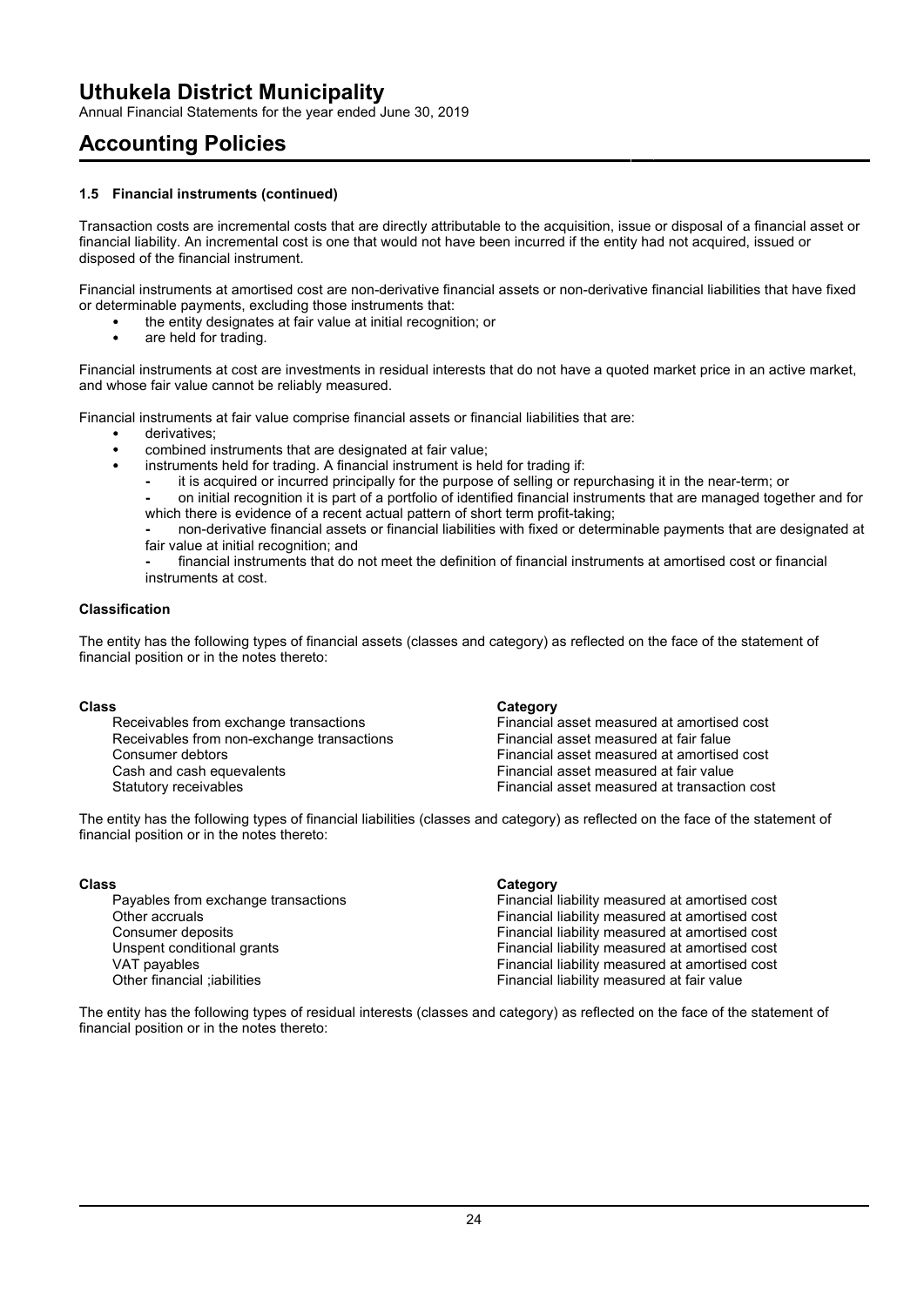### 1.5 Financial instruments (continued)

Transaction costs are incremental costs that are directly attributable to the acquisition, issue or disposal of a financial asset or financial liability. An incremental cost is one that would not have been incurred if the entity had not acquired, issued or disposed of the financial instrument.

Financial instruments at amortised cost are non-derivative financial assets or non-derivative financial liabilities that have fixed or determinable payments, excluding those instruments that:

- the entity designates at fair value at initial recognition; or
- are held for trading.

Financial instruments at cost are investments in residual interests that do not have a quoted market price in an active market, and whose fair value cannot be reliably measured.

Financial instruments at fair value comprise financial assets or financial liabilities that are:

- derivatives;
- combined instruments that are designated at fair value;
- instruments held for trading. A financial instrument is held for trading if:
  - it is acquired or incurred principally for the purpose of selling or repurchasing it in the near-term; or
  - on initial recognition it is part of a portfolio of identified financial instruments that are managed together and for which there is evidence of a recent actual pattern of short term profit-taking;
  - non-derivative financial assets or financial liabilities with fixed or determinable payments that are designated at fair value at initial recognition; and
  - financial instruments that do not meet the definition of financial instruments at amortised cost or financial instruments at cost.

**Classification**

The entity has the following types of financial assets (classes and category) as reflected on the face of the statement of financial position or in the notes thereto:

| Class | Category |
|---|---|
| Receivables from exchange transactions | Financial asset measured at amortised cost |
| Receivables from non-exchange transactions | Financial asset measured at fair falue |
| Consumer debtors | Financial asset measured at amortised cost |
| Cash and cash equevalents | Financial asset measured at fair value |
| Statutory receivables | Financial asset measured at transaction cost |

The entity has the following types of financial liabilities (classes and category) as reflected on the face of the statement of financial position or in the notes thereto:

| Class | Category |
|---|---|
| Payables from exchange transactions | Financial liability measured at amortised cost |
| Other accruals | Financial liability measured at amortised cost |
| Consumer deposits | Financial liability measured at amortised cost |
| Unspent conditional grants | Financial liability measured at amortised cost |
| VAT payables | Financial liability measured at amortised cost |
| Other financial ;iabilities | Financial liability measured at fair value |

The entity has the following types of residual interests (classes and category) as reflected on the face of the statement of financial position or in the notes thereto: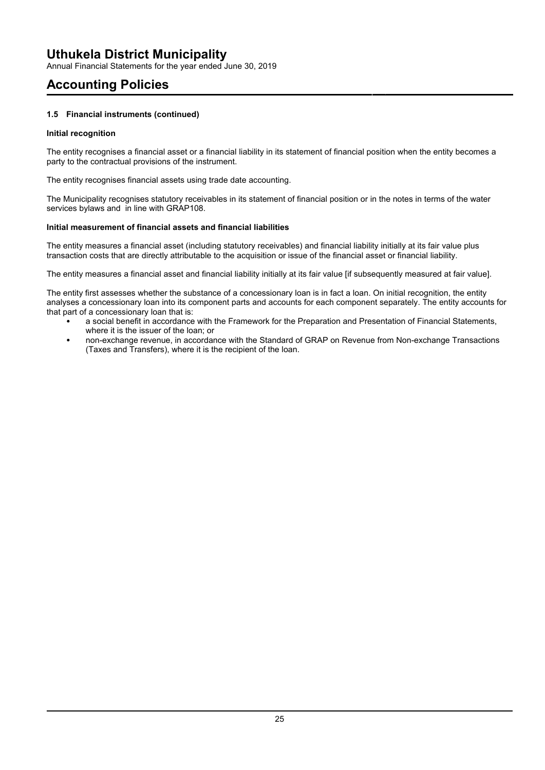#### 1.5 Financial instruments (continued)

**Initial recognition**

The entity recognises a financial asset or a financial liability in its statement of financial position when the entity becomes a party to the contractual provisions of the instrument.

The entity recognises financial assets using trade date accounting.

The Municipality recognises statutory receivables in its statement of financial position or in the notes in terms of the water services bylaws and  in line with GRAP108.

**Initial measurement of financial assets and financial liabilities**

The entity measures a financial asset (including statutory receivables) and financial liability initially at its fair value plus transaction costs that are directly attributable to the acquisition or issue of the financial asset or financial liability.

The entity measures a financial asset and financial liability initially at its fair value [if subsequently measured at fair value].

The entity first assesses whether the substance of a concessionary loan is in fact a loan. On initial recognition, the entity analyses a concessionary loan into its component parts and accounts for each component separately. The entity accounts for that part of a concessionary loan that is:

- a social benefit in accordance with the Framework for the Preparation and Presentation of Financial Statements, where it is the issuer of the loan; or
- non-exchange revenue, in accordance with the Standard of GRAP on Revenue from Non-exchange Transactions (Taxes and Transfers), where it is the recipient of the loan.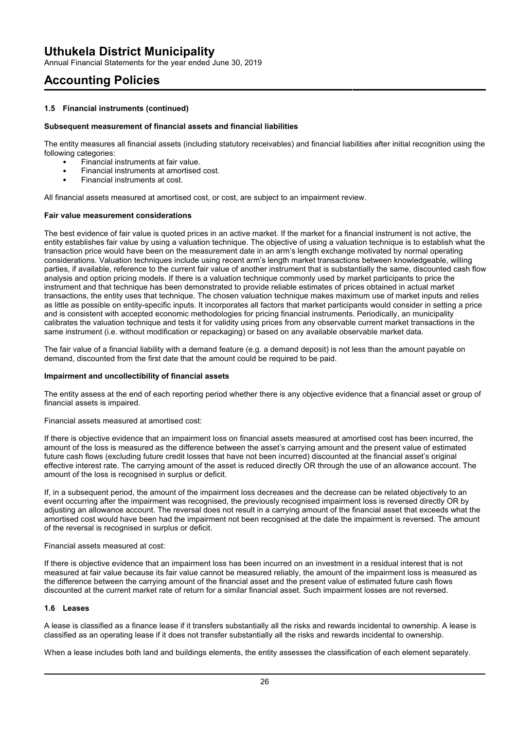### 1.5 Financial instruments (continued)

**Subsequent measurement of financial assets and financial liabilities**

The entity measures all financial assets (including statutory receivables) and financial liabilities after initial recognition using the following categories:

- Financial instruments at fair value.
- Financial instruments at amortised cost.
- Financial instruments at cost.

All financial assets measured at amortised cost, or cost, are subject to an impairment review.

**Fair value measurement considerations**

The best evidence of fair value is quoted prices in an active market. If the market for a financial instrument is not active, the entity establishes fair value by using a valuation technique. The objective of using a valuation technique is to establish what the transaction price would have been on the measurement date in an arm's length exchange motivated by normal operating considerations. Valuation techniques include using recent arm's length market transactions between knowledgeable, willing parties, if available, reference to the current fair value of another instrument that is substantially the same, discounted cash flow analysis and option pricing models. If there is a valuation technique commonly used by market participants to price the instrument and that technique has been demonstrated to provide reliable estimates of prices obtained in actual market transactions, the entity uses that technique. The chosen valuation technique makes maximum use of market inputs and relies as little as possible on entity-specific inputs. It incorporates all factors that market participants would consider in setting a price and is consistent with accepted economic methodologies for pricing financial instruments. Periodically, an municipality calibrates the valuation technique and tests it for validity using prices from any observable current market transactions in the same instrument (i.e. without modification or repackaging) or based on any available observable market data.

The fair value of a financial liability with a demand feature (e.g. a demand deposit) is not less than the amount payable on demand, discounted from the first date that the amount could be required to be paid.

**Impairment and uncollectibility of financial assets**

The entity assess at the end of each reporting period whether there is any objective evidence that a financial asset or group of financial assets is impaired.

Financial assets measured at amortised cost:

If there is objective evidence that an impairment loss on financial assets measured at amortised cost has been incurred, the amount of the loss is measured as the difference between the asset's carrying amount and the present value of estimated future cash flows (excluding future credit losses that have not been incurred) discounted at the financial asset's original effective interest rate. The carrying amount of the asset is reduced directly OR through the use of an allowance account. The amount of the loss is recognised in surplus or deficit.

If, in a subsequent period, the amount of the impairment loss decreases and the decrease can be related objectively to an event occurring after the impairment was recognised, the previously recognised impairment loss is reversed directly OR by adjusting an allowance account. The reversal does not result in a carrying amount of the financial asset that exceeds what the amortised cost would have been had the impairment not been recognised at the date the impairment is reversed. The amount of the reversal is recognised in surplus or deficit.

Financial assets measured at cost:

If there is objective evidence that an impairment loss has been incurred on an investment in a residual interest that is not measured at fair value because its fair value cannot be measured reliably, the amount of the impairment loss is measured as the difference between the carrying amount of the financial asset and the present value of estimated future cash flows discounted at the current market rate of return for a similar financial asset. Such impairment losses are not reversed.

### 1.6 Leases

A lease is classified as a finance lease if it transfers substantially all the risks and rewards incidental to ownership. A lease is classified as an operating lease if it does not transfer substantially all the risks and rewards incidental to ownership.

When a lease includes both land and buildings elements, the entity assesses the classification of each element separately.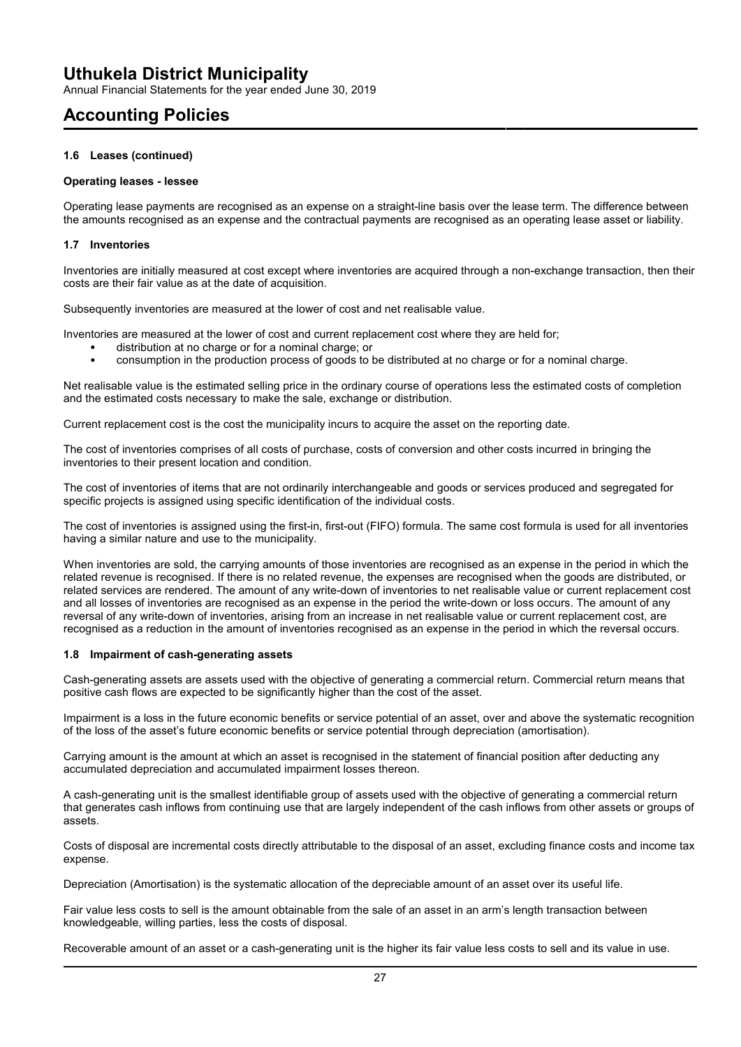### 1.6 Leases (continued)

**Operating leases - lessee**

Operating lease payments are recognised as an expense on a straight-line basis over the lease term. The difference between the amounts recognised as an expense and the contractual payments are recognised as an operating lease asset or liability.

### 1.7 Inventories

Inventories are initially measured at cost except where inventories are acquired through a non-exchange transaction, then their costs are their fair value as at the date of acquisition.

Subsequently inventories are measured at the lower of cost and net realisable value.

Inventories are measured at the lower of cost and current replacement cost where they are held for;

- distribution at no charge or for a nominal charge; or
- consumption in the production process of goods to be distributed at no charge or for a nominal charge.

Net realisable value is the estimated selling price in the ordinary course of operations less the estimated costs of completion and the estimated costs necessary to make the sale, exchange or distribution.

Current replacement cost is the cost the municipality incurs to acquire the asset on the reporting date.

The cost of inventories comprises of all costs of purchase, costs of conversion and other costs incurred in bringing the inventories to their present location and condition.

The cost of inventories of items that are not ordinarily interchangeable and goods or services produced and segregated for specific projects is assigned using specific identification of the individual costs.

The cost of inventories is assigned using the first-in, first-out (FIFO) formula. The same cost formula is used for all inventories having a similar nature and use to the municipality.

When inventories are sold, the carrying amounts of those inventories are recognised as an expense in the period in which the related revenue is recognised. If there is no related revenue, the expenses are recognised when the goods are distributed, or related services are rendered. The amount of any write-down of inventories to net realisable value or current replacement cost and all losses of inventories are recognised as an expense in the period the write-down or loss occurs. The amount of any reversal of any write-down of inventories, arising from an increase in net realisable value or current replacement cost, are recognised as a reduction in the amount of inventories recognised as an expense in the period in which the reversal occurs.

### 1.8 Impairment of cash-generating assets

Cash-generating assets are assets used with the objective of generating a commercial return. Commercial return means that positive cash flows are expected to be significantly higher than the cost of the asset.

Impairment is a loss in the future economic benefits or service potential of an asset, over and above the systematic recognition of the loss of the asset's future economic benefits or service potential through depreciation (amortisation).

Carrying amount is the amount at which an asset is recognised in the statement of financial position after deducting any accumulated depreciation and accumulated impairment losses thereon.

A cash-generating unit is the smallest identifiable group of assets used with the objective of generating a commercial return that generates cash inflows from continuing use that are largely independent of the cash inflows from other assets or groups of assets.

Costs of disposal are incremental costs directly attributable to the disposal of an asset, excluding finance costs and income tax expense.

Depreciation (Amortisation) is the systematic allocation of the depreciable amount of an asset over its useful life.

Fair value less costs to sell is the amount obtainable from the sale of an asset in an arm's length transaction between knowledgeable, willing parties, less the costs of disposal.

Recoverable amount of an asset or a cash-generating unit is the higher its fair value less costs to sell and its value in use.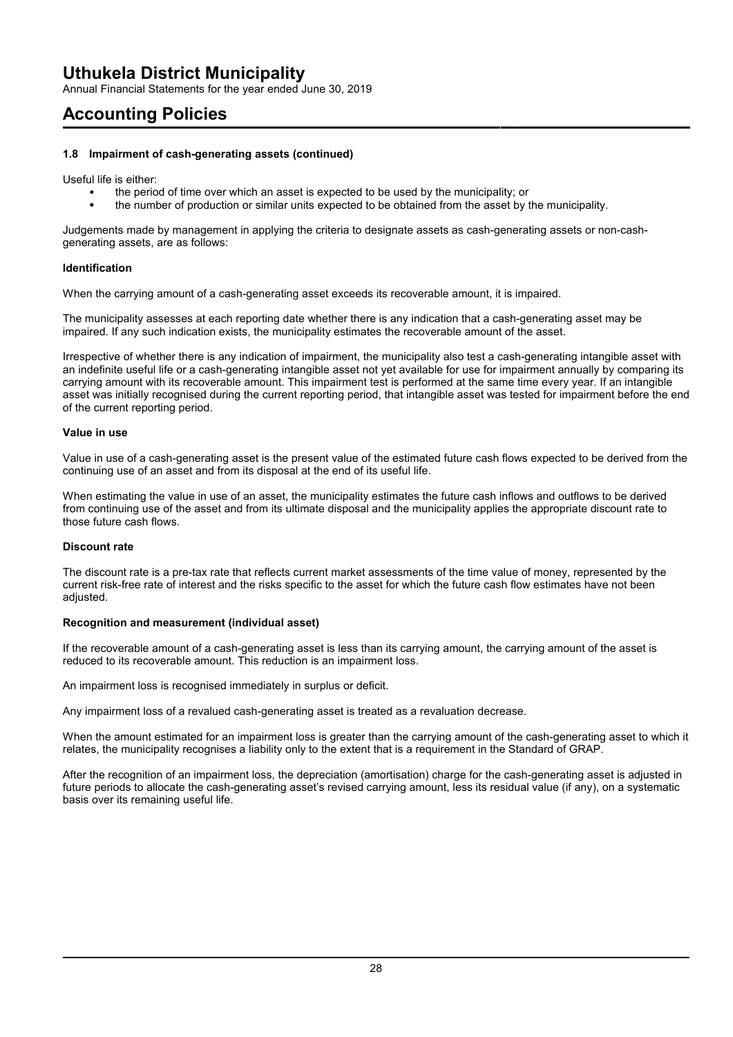### 1.8 Impairment of cash-generating assets (continued)

Useful life is either:

- the period of time over which an asset is expected to be used by the municipality; or
- the number of production or similar units expected to be obtained from the asset by the municipality.

Judgements made by management in applying the criteria to designate assets as cash-generating assets or non-cash-generating assets, are as follows:

**Identification**

When the carrying amount of a cash-generating asset exceeds its recoverable amount, it is impaired.

The municipality assesses at each reporting date whether there is any indication that a cash-generating asset may be impaired. If any such indication exists, the municipality estimates the recoverable amount of the asset.

Irrespective of whether there is any indication of impairment, the municipality also test a cash-generating intangible asset with an indefinite useful life or a cash-generating intangible asset not yet available for use for impairment annually by comparing its carrying amount with its recoverable amount. This impairment test is performed at the same time every year. If an intangible asset was initially recognised during the current reporting period, that intangible asset was tested for impairment before the end of the current reporting period.

**Value in use**

Value in use of a cash-generating asset is the present value of the estimated future cash flows expected to be derived from the continuing use of an asset and from its disposal at the end of its useful life.

When estimating the value in use of an asset, the municipality estimates the future cash inflows and outflows to be derived from continuing use of the asset and from its ultimate disposal and the municipality applies the appropriate discount rate to those future cash flows.

**Discount rate**

The discount rate is a pre-tax rate that reflects current market assessments of the time value of money, represented by the current risk-free rate of interest and the risks specific to the asset for which the future cash flow estimates have not been adjusted.

**Recognition and measurement (individual asset)**

If the recoverable amount of a cash-generating asset is less than its carrying amount, the carrying amount of the asset is reduced to its recoverable amount. This reduction is an impairment loss.

An impairment loss is recognised immediately in surplus or deficit.

Any impairment loss of a revalued cash-generating asset is treated as a revaluation decrease.

When the amount estimated for an impairment loss is greater than the carrying amount of the cash-generating asset to which it relates, the municipality recognises a liability only to the extent that is a requirement in the Standard of GRAP.

After the recognition of an impairment loss, the depreciation (amortisation) charge for the cash-generating asset is adjusted in future periods to allocate the cash-generating asset's revised carrying amount, less its residual value (if any), on a systematic basis over its remaining useful life.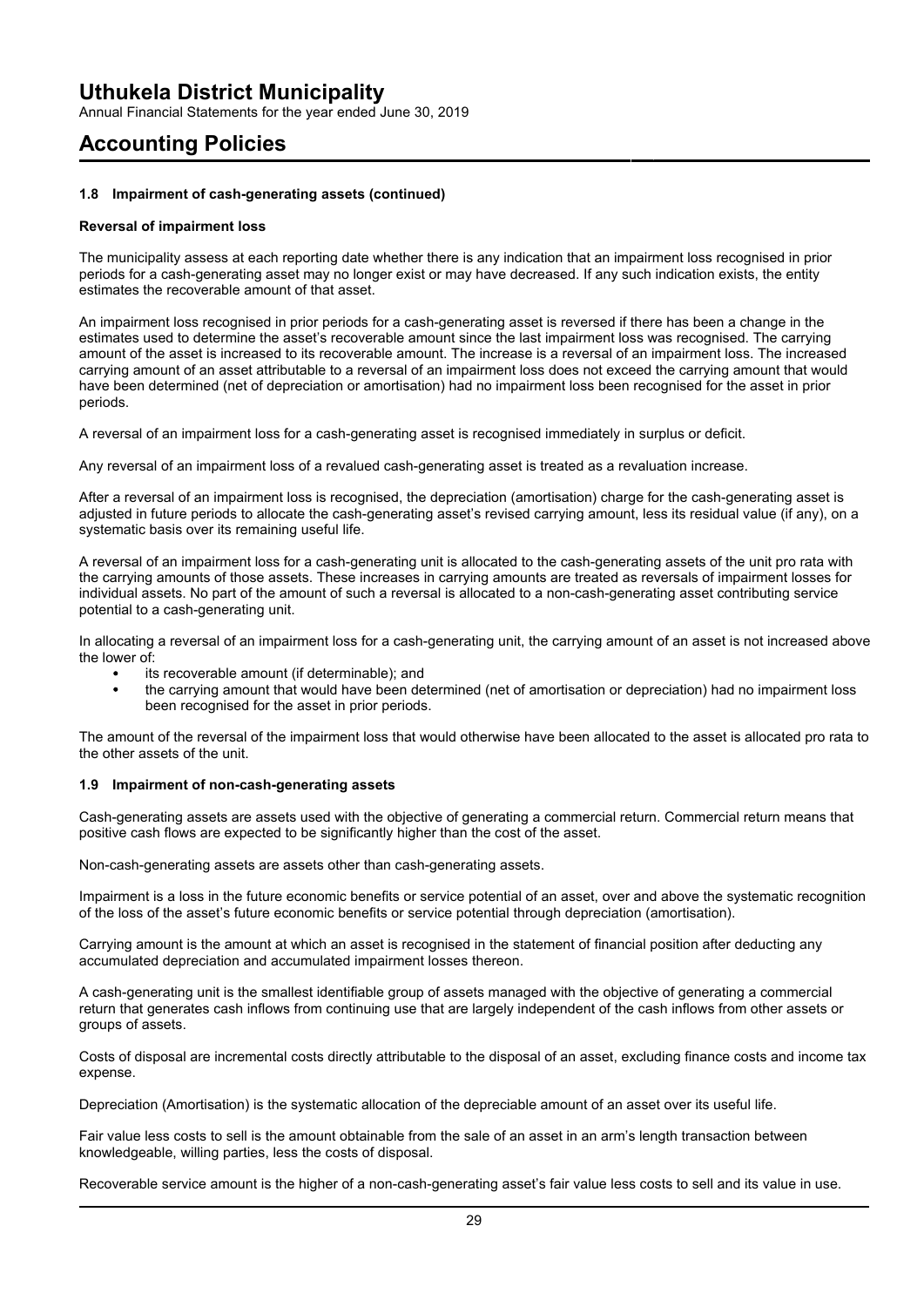# Accounting Policies

### 1.8 Impairment of cash-generating assets (continued)

**Reversal of impairment loss**

The municipality assess at each reporting date whether there is any indication that an impairment loss recognised in prior periods for a cash-generating asset may no longer exist or may have decreased. If any such indication exists, the entity estimates the recoverable amount of that asset.

An impairment loss recognised in prior periods for a cash-generating asset is reversed if there has been a change in the estimates used to determine the asset's recoverable amount since the last impairment loss was recognised. The carrying amount of the asset is increased to its recoverable amount. The increase is a reversal of an impairment loss. The increased carrying amount of an asset attributable to a reversal of an impairment loss does not exceed the carrying amount that would have been determined (net of depreciation or amortisation) had no impairment loss been recognised for the asset in prior periods.

A reversal of an impairment loss for a cash-generating asset is recognised immediately in surplus or deficit.

Any reversal of an impairment loss of a revalued cash-generating asset is treated as a revaluation increase.

After a reversal of an impairment loss is recognised, the depreciation (amortisation) charge for the cash-generating asset is adjusted in future periods to allocate the cash-generating asset's revised carrying amount, less its residual value (if any), on a systematic basis over its remaining useful life.

A reversal of an impairment loss for a cash-generating unit is allocated to the cash-generating assets of the unit pro rata with the carrying amounts of those assets. These increases in carrying amounts are treated as reversals of impairment losses for individual assets. No part of the amount of such a reversal is allocated to a non-cash-generating asset contributing service potential to a cash-generating unit.

In allocating a reversal of an impairment loss for a cash-generating unit, the carrying amount of an asset is not increased above the lower of:

- its recoverable amount (if determinable); and
- the carrying amount that would have been determined (net of amortisation or depreciation) had no impairment loss been recognised for the asset in prior periods.

The amount of the reversal of the impairment loss that would otherwise have been allocated to the asset is allocated pro rata to the other assets of the unit.

### 1.9 Impairment of non-cash-generating assets

Cash-generating assets are assets used with the objective of generating a commercial return. Commercial return means that positive cash flows are expected to be significantly higher than the cost of the asset.

Non-cash-generating assets are assets other than cash-generating assets.

Impairment is a loss in the future economic benefits or service potential of an asset, over and above the systematic recognition of the loss of the asset's future economic benefits or service potential through depreciation (amortisation).

Carrying amount is the amount at which an asset is recognised in the statement of financial position after deducting any accumulated depreciation and accumulated impairment losses thereon.

A cash-generating unit is the smallest identifiable group of assets managed with the objective of generating a commercial return that generates cash inflows from continuing use that are largely independent of the cash inflows from other assets or groups of assets.

Costs of disposal are incremental costs directly attributable to the disposal of an asset, excluding finance costs and income tax expense.

Depreciation (Amortisation) is the systematic allocation of the depreciable amount of an asset over its useful life.

Fair value less costs to sell is the amount obtainable from the sale of an asset in an arm's length transaction between knowledgeable, willing parties, less the costs of disposal.

Recoverable service amount is the higher of a non-cash-generating asset's fair value less costs to sell and its value in use.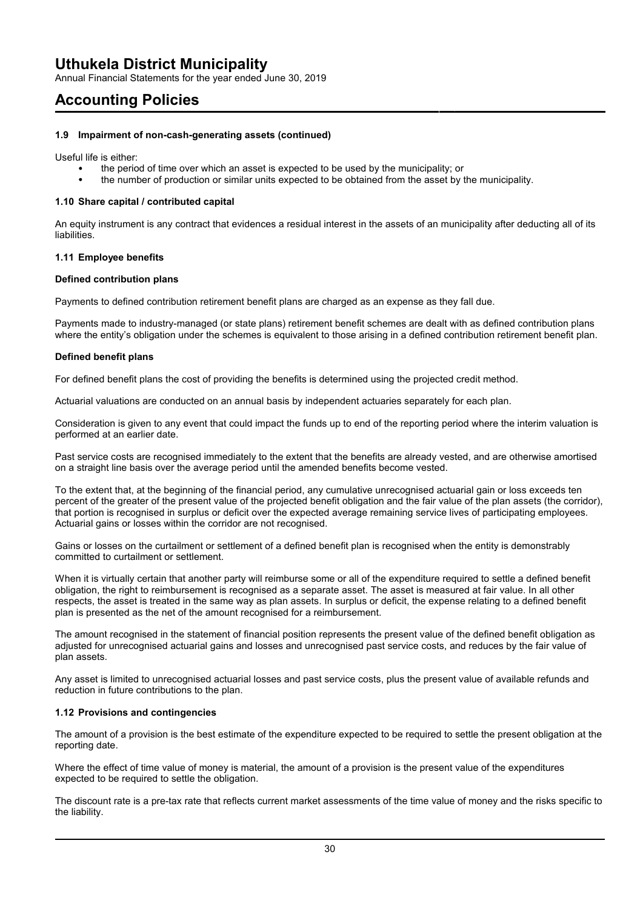### 1.9 Impairment of non-cash-generating assets (continued)

Useful life is either:

- the period of time over which an asset is expected to be used by the municipality; or
- the number of production or similar units expected to be obtained from the asset by the municipality.

### 1.10 Share capital / contributed capital

An equity instrument is any contract that evidences a residual interest in the assets of an municipality after deducting all of its liabilities.

### 1.11 Employee benefits

**Defined contribution plans**

Payments to defined contribution retirement benefit plans are charged as an expense as they fall due.

Payments made to industry-managed (or state plans) retirement benefit schemes are dealt with as defined contribution plans where the entity's obligation under the schemes is equivalent to those arising in a defined contribution retirement benefit plan.

**Defined benefit plans**

For defined benefit plans the cost of providing the benefits is determined using the projected credit method.

Actuarial valuations are conducted on an annual basis by independent actuaries separately for each plan.

Consideration is given to any event that could impact the funds up to end of the reporting period where the interim valuation is performed at an earlier date.

Past service costs are recognised immediately to the extent that the benefits are already vested, and are otherwise amortised on a straight line basis over the average period until the amended benefits become vested.

To the extent that, at the beginning of the financial period, any cumulative unrecognised actuarial gain or loss exceeds ten percent of the greater of the present value of the projected benefit obligation and the fair value of the plan assets (the corridor), that portion is recognised in surplus or deficit over the expected average remaining service lives of participating employees. Actuarial gains or losses within the corridor are not recognised.

Gains or losses on the curtailment or settlement of a defined benefit plan is recognised when the entity is demonstrably committed to curtailment or settlement.

When it is virtually certain that another party will reimburse some or all of the expenditure required to settle a defined benefit obligation, the right to reimbursement is recognised as a separate asset. The asset is measured at fair value. In all other respects, the asset is treated in the same way as plan assets. In surplus or deficit, the expense relating to a defined benefit plan is presented as the net of the amount recognised for a reimbursement.

The amount recognised in the statement of financial position represents the present value of the defined benefit obligation as adjusted for unrecognised actuarial gains and losses and unrecognised past service costs, and reduces by the fair value of plan assets.

Any asset is limited to unrecognised actuarial losses and past service costs, plus the present value of available refunds and reduction in future contributions to the plan.

### 1.12 Provisions and contingencies

The amount of a provision is the best estimate of the expenditure expected to be required to settle the present obligation at the reporting date.

Where the effect of time value of money is material, the amount of a provision is the present value of the expenditures expected to be required to settle the obligation.

The discount rate is a pre-tax rate that reflects current market assessments of the time value of money and the risks specific to the liability.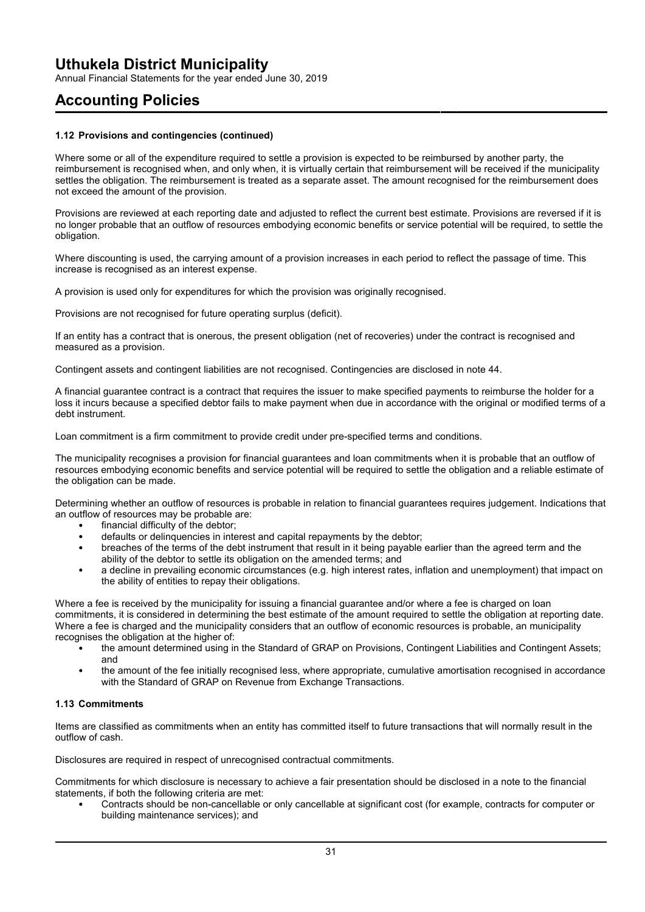### 1.12 Provisions and contingencies (continued)

Where some or all of the expenditure required to settle a provision is expected to be reimbursed by another party, the reimbursement is recognised when, and only when, it is virtually certain that reimbursement will be received if the municipality settles the obligation. The reimbursement is treated as a separate asset. The amount recognised for the reimbursement does not exceed the amount of the provision.

Provisions are reviewed at each reporting date and adjusted to reflect the current best estimate. Provisions are reversed if it is no longer probable that an outflow of resources embodying economic benefits or service potential will be required, to settle the obligation.

Where discounting is used, the carrying amount of a provision increases in each period to reflect the passage of time. This increase is recognised as an interest expense.

A provision is used only for expenditures for which the provision was originally recognised.

Provisions are not recognised for future operating surplus (deficit).

If an entity has a contract that is onerous, the present obligation (net of recoveries) under the contract is recognised and measured as a provision.

Contingent assets and contingent liabilities are not recognised. Contingencies are disclosed in note 44.

A financial guarantee contract is a contract that requires the issuer to make specified payments to reimburse the holder for a loss it incurs because a specified debtor fails to make payment when due in accordance with the original or modified terms of a debt instrument.

Loan commitment is a firm commitment to provide credit under pre-specified terms and conditions.

The municipality recognises a provision for financial guarantees and loan commitments when it is probable that an outflow of resources embodying economic benefits and service potential will be required to settle the obligation and a reliable estimate of the obligation can be made.

Determining whether an outflow of resources is probable in relation to financial guarantees requires judgement. Indications that an outflow of resources may be probable are:

- financial difficulty of the debtor;
- defaults or delinquencies in interest and capital repayments by the debtor;
- breaches of the terms of the debt instrument that result in it being payable earlier than the agreed term and the ability of the debtor to settle its obligation on the amended terms; and
- a decline in prevailing economic circumstances (e.g. high interest rates, inflation and unemployment) that impact on the ability of entities to repay their obligations.

Where a fee is received by the municipality for issuing a financial guarantee and/or where a fee is charged on loan commitments, it is considered in determining the best estimate of the amount required to settle the obligation at reporting date. Where a fee is charged and the municipality considers that an outflow of economic resources is probable, an municipality recognises the obligation at the higher of:

- the amount determined using in the Standard of GRAP on Provisions, Contingent Liabilities and Contingent Assets; and
- the amount of the fee initially recognised less, where appropriate, cumulative amortisation recognised in accordance with the Standard of GRAP on Revenue from Exchange Transactions.

### 1.13 Commitments

Items are classified as commitments when an entity has committed itself to future transactions that will normally result in the outflow of cash.

Disclosures are required in respect of unrecognised contractual commitments.

Commitments for which disclosure is necessary to achieve a fair presentation should be disclosed in a note to the financial statements, if both the following criteria are met:

- Contracts should be non-cancellable or only cancellable at significant cost (for example, contracts for computer or building maintenance services); and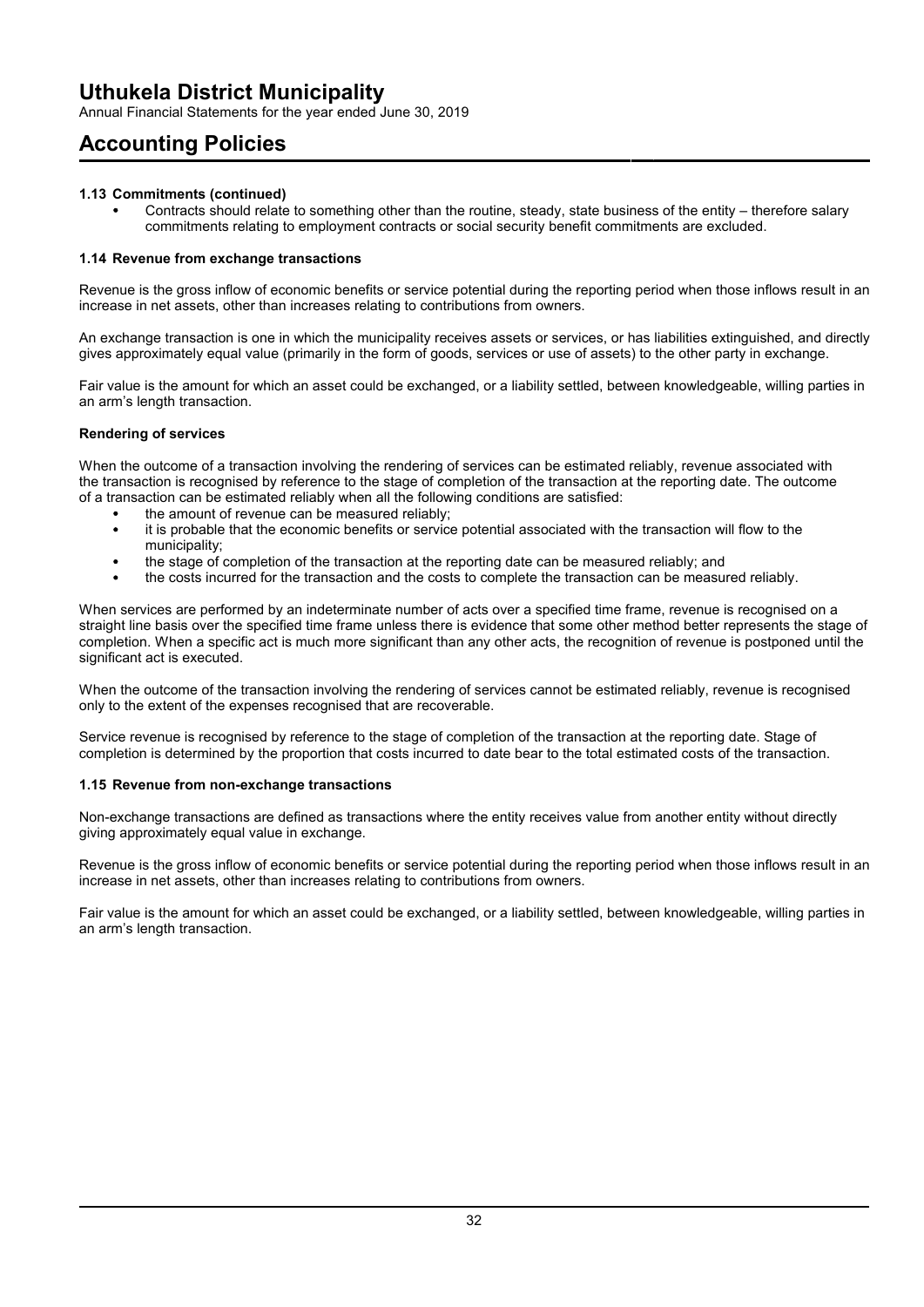### 1.13 Commitments (continued)

- Contracts should relate to something other than the routine, steady, state business of the entity – therefore salary commitments relating to employment contracts or social security benefit commitments are excluded.

### 1.14 Revenue from exchange transactions

Revenue is the gross inflow of economic benefits or service potential during the reporting period when those inflows result in an increase in net assets, other than increases relating to contributions from owners.

An exchange transaction is one in which the municipality receives assets or services, or has liabilities extinguished, and directly gives approximately equal value (primarily in the form of goods, services or use of assets) to the other party in exchange.

Fair value is the amount for which an asset could be exchanged, or a liability settled, between knowledgeable, willing parties in an arm's length transaction.

#### Rendering of services

When the outcome of a transaction involving the rendering of services can be estimated reliably, revenue associated with the transaction is recognised by reference to the stage of completion of the transaction at the reporting date. The outcome of a transaction can be estimated reliably when all the following conditions are satisfied:

- the amount of revenue can be measured reliably;
- it is probable that the economic benefits or service potential associated with the transaction will flow to the municipality;
- the stage of completion of the transaction at the reporting date can be measured reliably; and
- the costs incurred for the transaction and the costs to complete the transaction can be measured reliably.

When services are performed by an indeterminate number of acts over a specified time frame, revenue is recognised on a straight line basis over the specified time frame unless there is evidence that some other method better represents the stage of completion. When a specific act is much more significant than any other acts, the recognition of revenue is postponed until the significant act is executed.

When the outcome of the transaction involving the rendering of services cannot be estimated reliably, revenue is recognised only to the extent of the expenses recognised that are recoverable.

Service revenue is recognised by reference to the stage of completion of the transaction at the reporting date. Stage of completion is determined by the proportion that costs incurred to date bear to the total estimated costs of the transaction.

### 1.15 Revenue from non-exchange transactions

Non-exchange transactions are defined as transactions where the entity receives value from another entity without directly giving approximately equal value in exchange.

Revenue is the gross inflow of economic benefits or service potential during the reporting period when those inflows result in an increase in net assets, other than increases relating to contributions from owners.

Fair value is the amount for which an asset could be exchanged, or a liability settled, between knowledgeable, willing parties in an arm's length transaction.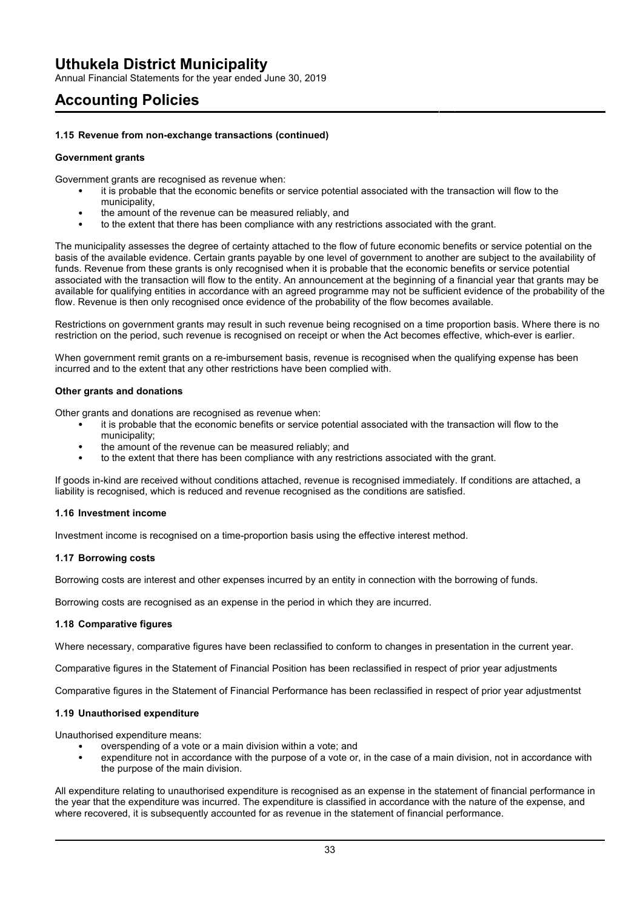#### 1.15 Revenue from non-exchange transactions (continued)

**Government grants**

Government grants are recognised as revenue when:

- it is probable that the economic benefits or service potential associated with the transaction will flow to the municipality,
- the amount of the revenue can be measured reliably, and
- to the extent that there has been compliance with any restrictions associated with the grant.

The municipality assesses the degree of certainty attached to the flow of future economic benefits or service potential on the basis of the available evidence. Certain grants payable by one level of government to another are subject to the availability of funds. Revenue from these grants is only recognised when it is probable that the economic benefits or service potential associated with the transaction will flow to the entity. An announcement at the beginning of a financial year that grants may be available for qualifying entities in accordance with an agreed programme may not be sufficient evidence of the probability of the flow. Revenue is then only recognised once evidence of the probability of the flow becomes available.

Restrictions on government grants may result in such revenue being recognised on a time proportion basis. Where there is no restriction on the period, such revenue is recognised on receipt or when the Act becomes effective, which-ever is earlier.

When government remit grants on a re-imbursement basis, revenue is recognised when the qualifying expense has been incurred and to the extent that any other restrictions have been complied with.

**Other grants and donations**

Other grants and donations are recognised as revenue when:

- it is probable that the economic benefits or service potential associated with the transaction will flow to the municipality;
- the amount of the revenue can be measured reliably; and
- to the extent that there has been compliance with any restrictions associated with the grant.

If goods in-kind are received without conditions attached, revenue is recognised immediately. If conditions are attached, a liability is recognised, which is reduced and revenue recognised as the conditions are satisfied.

#### 1.16 Investment income

Investment income is recognised on a time-proportion basis using the effective interest method.

#### 1.17 Borrowing costs

Borrowing costs are interest and other expenses incurred by an entity in connection with the borrowing of funds.

Borrowing costs are recognised as an expense in the period in which they are incurred.

#### 1.18 Comparative figures

Where necessary, comparative figures have been reclassified to conform to changes in presentation in the current year.

Comparative figures in the Statement of Financial Position has been reclassified in respect of prior year adjustments

Comparative figures in the Statement of Financial Performance has been reclassified in respect of prior year adjustmentst

#### 1.19 Unauthorised expenditure

Unauthorised expenditure means:

- overspending of a vote or a main division within a vote; and
- expenditure not in accordance with the purpose of a vote or, in the case of a main division, not in accordance with the purpose of the main division.

All expenditure relating to unauthorised expenditure is recognised as an expense in the statement of financial performance in the year that the expenditure was incurred. The expenditure is classified in accordance with the nature of the expense, and where recovered, it is subsequently accounted for as revenue in the statement of financial performance.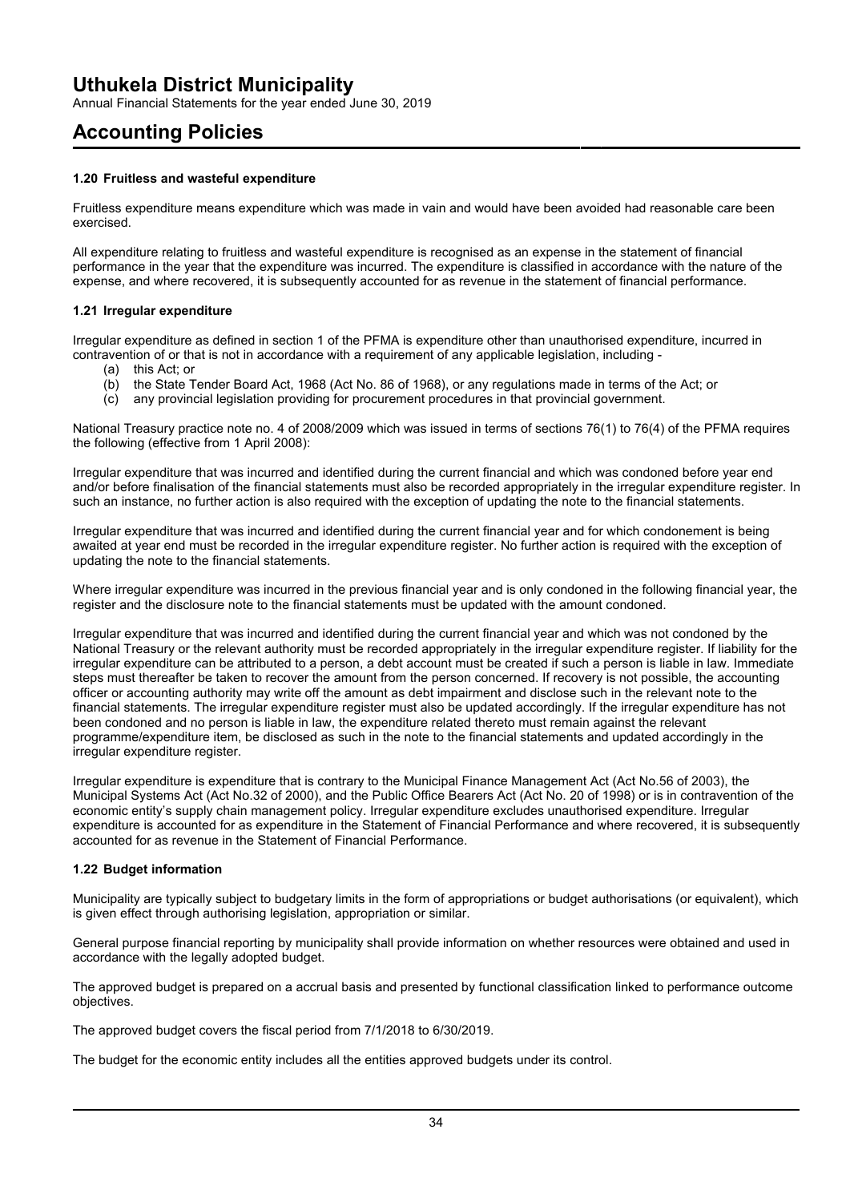# Uthukela District Municipality

Annual Financial Statements for the year ended June 30, 2019

# Accounting Policies

### 1.20 Fruitless and wasteful expenditure

Fruitless expenditure means expenditure which was made in vain and would have been avoided had reasonable care been exercised.

All expenditure relating to fruitless and wasteful expenditure is recognised as an expense in the statement of financial performance in the year that the expenditure was incurred. The expenditure is classified in accordance with the nature of the expense, and where recovered, it is subsequently accounted for as revenue in the statement of financial performance.

### 1.21 Irregular expenditure

Irregular expenditure as defined in section 1 of the PFMA is expenditure other than unauthorised expenditure, incurred in contravention of or that is not in accordance with a requirement of any applicable legislation, including -

(a) this Act; or
(b) the State Tender Board Act, 1968 (Act No. 86 of 1968), or any regulations made in terms of the Act; or
(c) any provincial legislation providing for procurement procedures in that provincial government.

National Treasury practice note no. 4 of 2008/2009 which was issued in terms of sections 76(1) to 76(4) of the PFMA requires the following (effective from 1 April 2008):

Irregular expenditure that was incurred and identified during the current financial and which was condoned before year end and/or before finalisation of the financial statements must also be recorded appropriately in the irregular expenditure register. In such an instance, no further action is also required with the exception of updating the note to the financial statements.

Irregular expenditure that was incurred and identified during the current financial year and for which condonement is being awaited at year end must be recorded in the irregular expenditure register. No further action is required with the exception of updating the note to the financial statements.

Where irregular expenditure was incurred in the previous financial year and is only condoned in the following financial year, the register and the disclosure note to the financial statements must be updated with the amount condoned.

Irregular expenditure that was incurred and identified during the current financial year and which was not condoned by the National Treasury or the relevant authority must be recorded appropriately in the irregular expenditure register. If liability for the irregular expenditure can be attributed to a person, a debt account must be created if such a person is liable in law. Immediate steps must thereafter be taken to recover the amount from the person concerned. If recovery is not possible, the accounting officer or accounting authority may write off the amount as debt impairment and disclose such in the relevant note to the financial statements. The irregular expenditure register must also be updated accordingly. If the irregular expenditure has not been condoned and no person is liable in law, the expenditure related thereto must remain against the relevant programme/expenditure item, be disclosed as such in the note to the financial statements and updated accordingly in the irregular expenditure register.

Irregular expenditure is expenditure that is contrary to the Municipal Finance Management Act (Act No.56 of 2003), the Municipal Systems Act (Act No.32 of 2000), and the Public Office Bearers Act (Act No. 20 of 1998) or is in contravention of the economic entity's supply chain management policy. Irregular expenditure excludes unauthorised expenditure. Irregular expenditure is accounted for as expenditure in the Statement of Financial Performance and where recovered, it is subsequently accounted for as revenue in the Statement of Financial Performance.

### 1.22 Budget information

Municipality are typically subject to budgetary limits in the form of appropriations or budget authorisations (or equivalent), which is given effect through authorising legislation, appropriation or similar.

General purpose financial reporting by municipality shall provide information on whether resources were obtained and used in accordance with the legally adopted budget.

The approved budget is prepared on a accrual basis and presented by functional classification linked to performance outcome objectives.

The approved budget covers the fiscal period from 7/1/2018 to 6/30/2019.

The budget for the economic entity includes all the entities approved budgets under its control.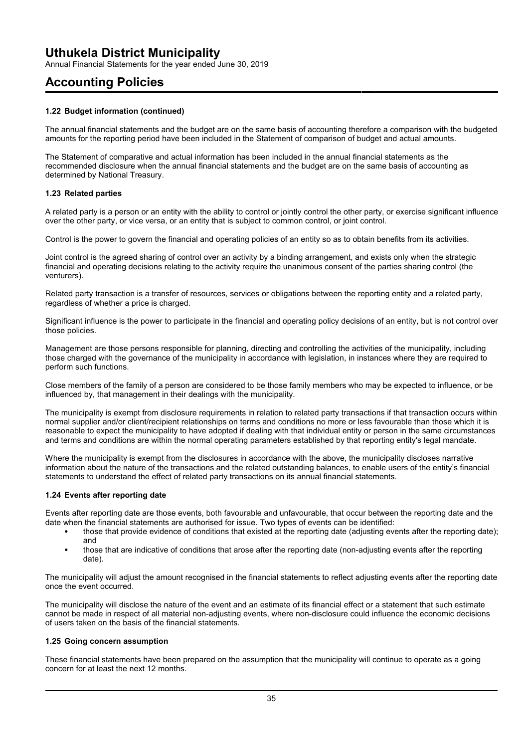# Uthukela District Municipality

Annual Financial Statements for the year ended June 30, 2019

## Accounting Policies

### 1.22 Budget information (continued)

The annual financial statements and the budget are on the same basis of accounting therefore a comparison with the budgeted amounts for the reporting period have been included in the Statement of comparison of budget and actual amounts.

The Statement of comparative and actual information has been included in the annual financial statements as the recommended disclosure when the annual financial statements and the budget are on the same basis of accounting as determined by National Treasury.

### 1.23 Related parties

A related party is a person or an entity with the ability to control or jointly control the other party, or exercise significant influence over the other party, or vice versa, or an entity that is subject to common control, or joint control.

Control is the power to govern the financial and operating policies of an entity so as to obtain benefits from its activities.

Joint control is the agreed sharing of control over an activity by a binding arrangement, and exists only when the strategic financial and operating decisions relating to the activity require the unanimous consent of the parties sharing control (the venturers).

Related party transaction is a transfer of resources, services or obligations between the reporting entity and a related party, regardless of whether a price is charged.

Significant influence is the power to participate in the financial and operating policy decisions of an entity, but is not control over those policies.

Management are those persons responsible for planning, directing and controlling the activities of the municipality, including those charged with the governance of the municipality in accordance with legislation, in instances where they are required to perform such functions.

Close members of the family of a person are considered to be those family members who may be expected to influence, or be influenced by, that management in their dealings with the municipality.

The municipality is exempt from disclosure requirements in relation to related party transactions if that transaction occurs within normal supplier and/or client/recipient relationships on terms and conditions no more or less favourable than those which it is reasonable to expect the municipality to have adopted if dealing with that individual entity or person in the same circumstances and terms and conditions are within the normal operating parameters established by that reporting entity's legal mandate.

Where the municipality is exempt from the disclosures in accordance with the above, the municipality discloses narrative information about the nature of the transactions and the related outstanding balances, to enable users of the entity's financial statements to understand the effect of related party transactions on its annual financial statements.

### 1.24 Events after reporting date

Events after reporting date are those events, both favourable and unfavourable, that occur between the reporting date and the date when the financial statements are authorised for issue. Two types of events can be identified:

- those that provide evidence of conditions that existed at the reporting date (adjusting events after the reporting date); and
- those that are indicative of conditions that arose after the reporting date (non-adjusting events after the reporting date).

The municipality will adjust the amount recognised in the financial statements to reflect adjusting events after the reporting date once the event occurred.

The municipality will disclose the nature of the event and an estimate of its financial effect or a statement that such estimate cannot be made in respect of all material non-adjusting events, where non-disclosure could influence the economic decisions of users taken on the basis of the financial statements.

### 1.25 Going concern assumption

These financial statements have been prepared on the assumption that the municipality will continue to operate as a going concern for at least the next 12 months.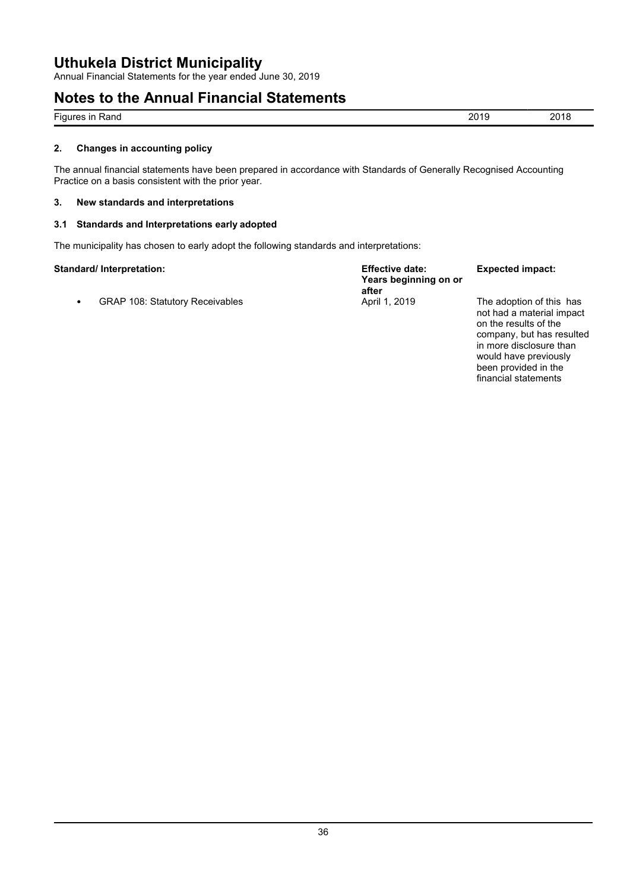## 2. Changes in accounting policy

The annual financial statements have been prepared in accordance with Standards of Generally Recognised Accounting Practice on a basis consistent with the prior year.

## 3. New standards and interpretations

### 3.1 Standards and Interpretations early adopted

The municipality has chosen to early adopt the following standards and interpretations:

| Standard/ Interpretation: | Effective date: Years beginning on or after | Expected impact: |
|---|---|---|
| • GRAP 108: Statutory Receivables | April 1, 2019 | The adoption of this has not had a material impact on the results of the company, but has resulted in more disclosure than would have previously been provided in the financial statements |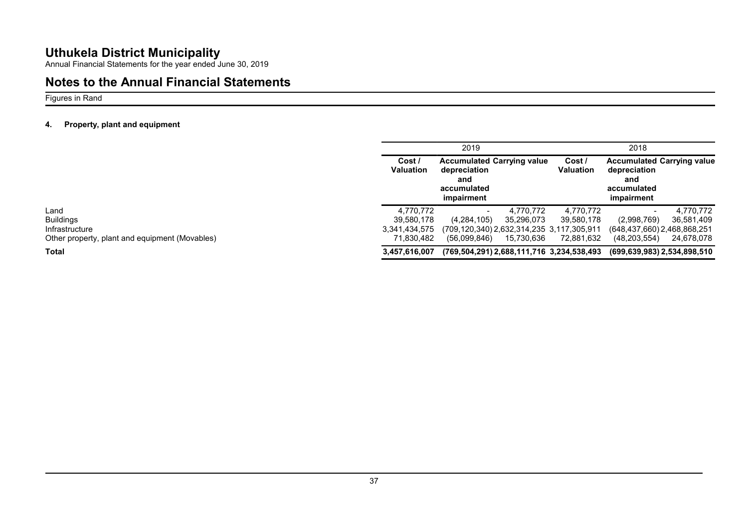# Uthukela District Municipality

Annual Financial Statements for the year ended June 30, 2019

## Notes to the Annual Financial Statements

Figures in Rand

### 4. Property, plant and equipment

| | 2019 | | | 2018 | | |
|---|---|---|---|---|---|---|
| | **Cost / Valuation** | **Accumulated depreciation and accumulated impairment** | **Carrying value** | **Cost / Valuation** | **Accumulated depreciation and accumulated impairment** | **Carrying value** |
| Land | 4,770,772 | - | 4,770,772 | 4,770,772 | - | 4,770,772 |
| Buildings | 39,580,178 | (4,284,105) | 35,296,073 | 39,580,178 | (2,998,769) | 36,581,409 |
| Infrastructure | 3,341,434,575 | (709,120,340) | 2,632,314,235 | 3,117,305,911 | (648,437,660) | 2,468,868,251 |
| Other property, plant and equipment (Movables) | 71,830,482 | (56,099,846) | 15,730,636 | 72,881,632 | (48,203,554) | 24,678,078 |
| **Total** | **3,457,616,007** | **(769,504,291)** | **2,688,111,716** | **3,234,538,493** | **(699,639,983)** | **2,534,898,510** |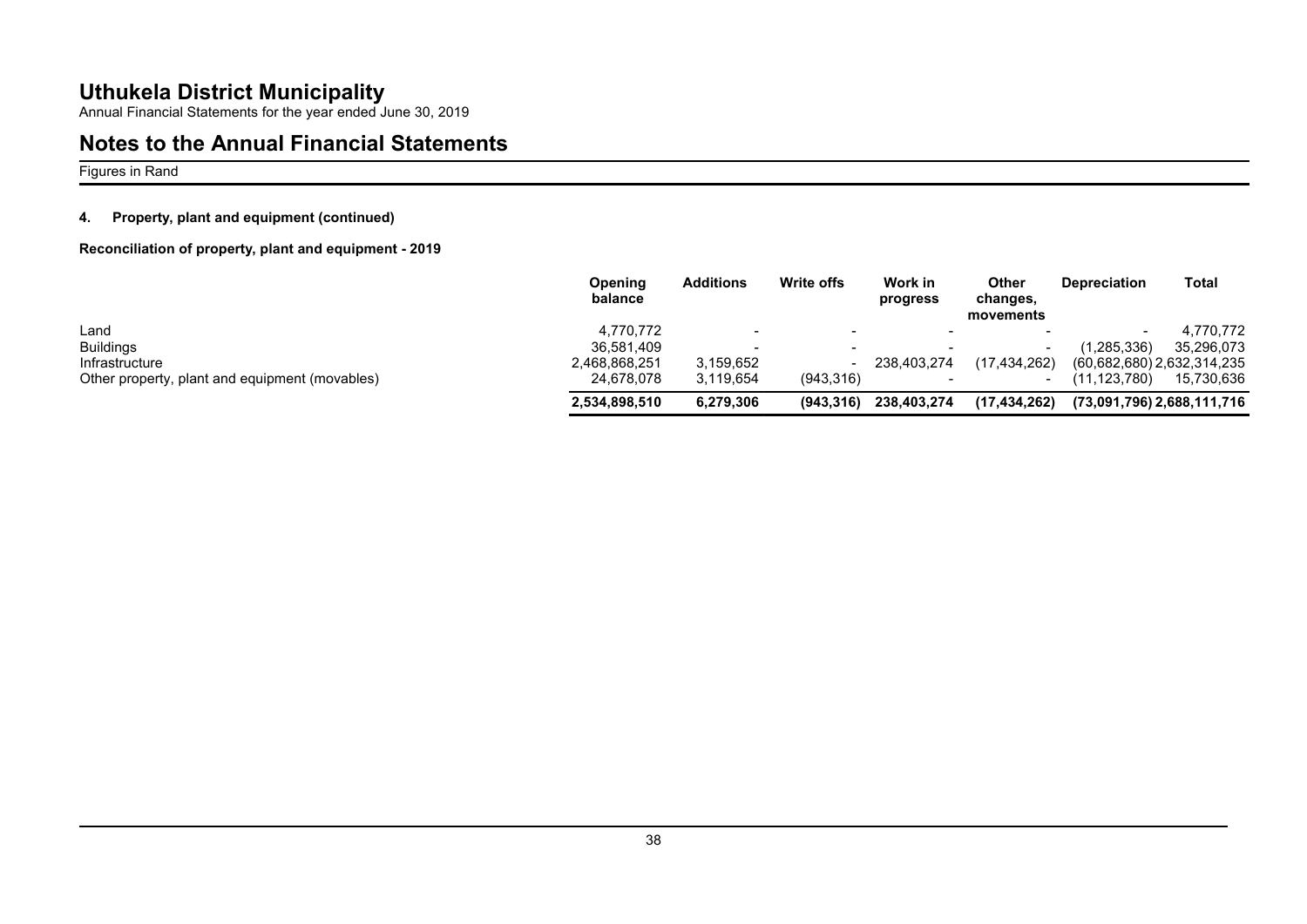# Uthukela District Municipality

Annual Financial Statements for the year ended June 30, 2019

## Notes to the Annual Financial Statements

Figures in Rand

### 4. Property, plant and equipment (continued)

**Reconciliation of property, plant and equipment - 2019**

| | Opening balance | Additions | Write offs | Work in progress | Other changes, movements | Depreciation | Total |
|---|---|---|---|---|---|---|---|
| Land | 4,770,772 | - | - | - | - | - | 4,770,772 |
| Buildings | 36,581,409 | - | - | - | - | (1,285,336) | 35,296,073 |
| Infrastructure | 2,468,868,251 | 3,159,652 | - | 238,403,274 | (17,434,262) | (60,682,680) | 2,632,314,235 |
| Other property, plant and equipment (movables) | 24,678,078 | 3,119,654 | (943,316) | - | - | (11,123,780) | 15,730,636 |
| | **2,534,898,510** | **6,279,306** | **(943,316)** | **238,403,274** | **(17,434,262)** | **(73,091,796)** | **2,688,111,716** |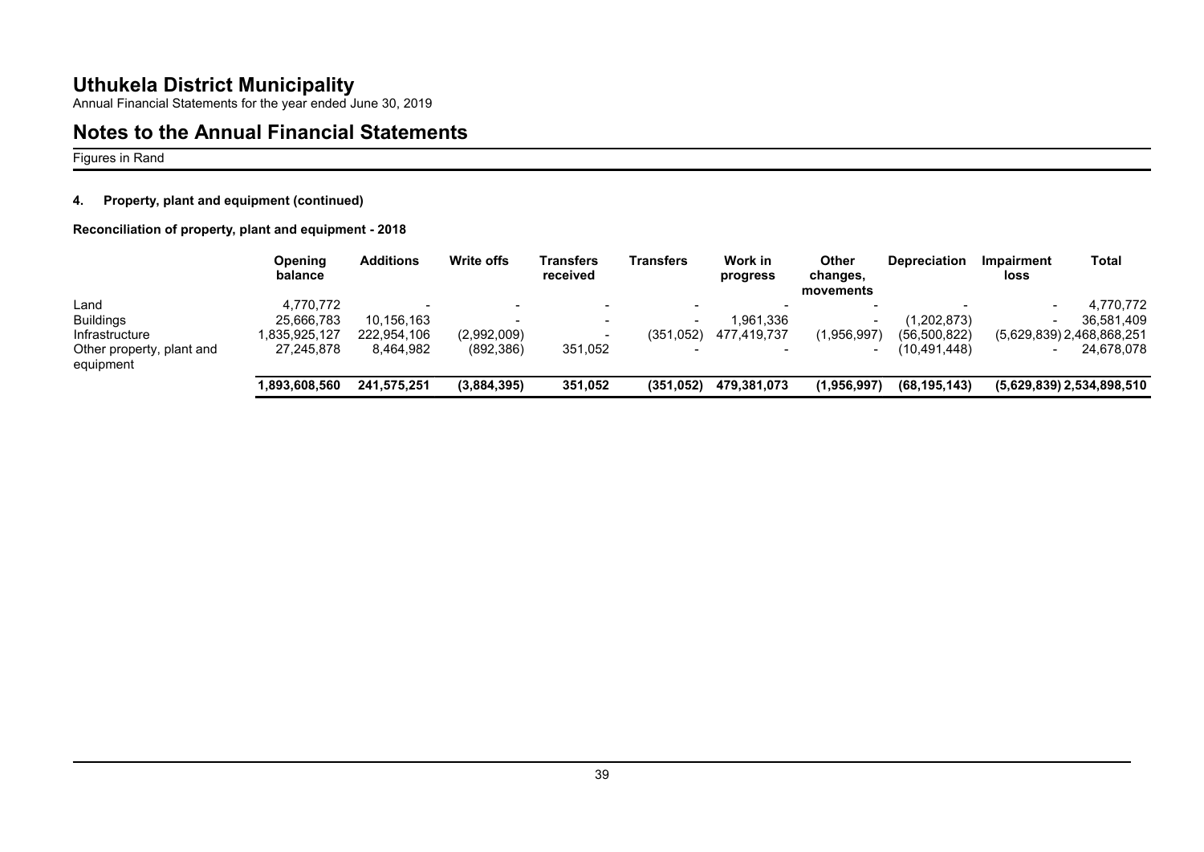# Uthukela District Municipality

Annual Financial Statements for the year ended June 30, 2019

## Notes to the Annual Financial Statements

Figures in Rand

### 4. Property, plant and equipment (continued)

**Reconciliation of property, plant and equipment - 2018**

| | Opening balance | Additions | Write offs | Transfers received | Transfers | Work in progress | Other changes, movements | Depreciation | Impairment loss | Total |
|---|---|---|---|---|---|---|---|---|---|---|
| Land | 4,770,772 | - | - | - | - | - | - | - | - | 4,770,772 |
| Buildings | 25,666,783 | 10,156,163 | - | - | - | 1,961,336 | - | (1,202,873) | - | 36,581,409 |
| Infrastructure | 1,835,925,127 | 222,954,106 | (2,992,009) | - | (351,052) | 477,419,737 | (1,956,997) | (56,500,822) | (5,629,839) | 2,468,868,251 |
| Other property, plant and equipment | 27,245,878 | 8,464,982 | (892,386) | 351,052 | - | - | - | (10,491,448) | - | 24,678,078 |
| | **1,893,608,560** | **241,575,251** | **(3,884,395)** | **351,052** | **(351,052)** | **479,381,073** | **(1,956,997)** | **(68,195,143)** | **(5,629,839)** | **2,534,898,510** |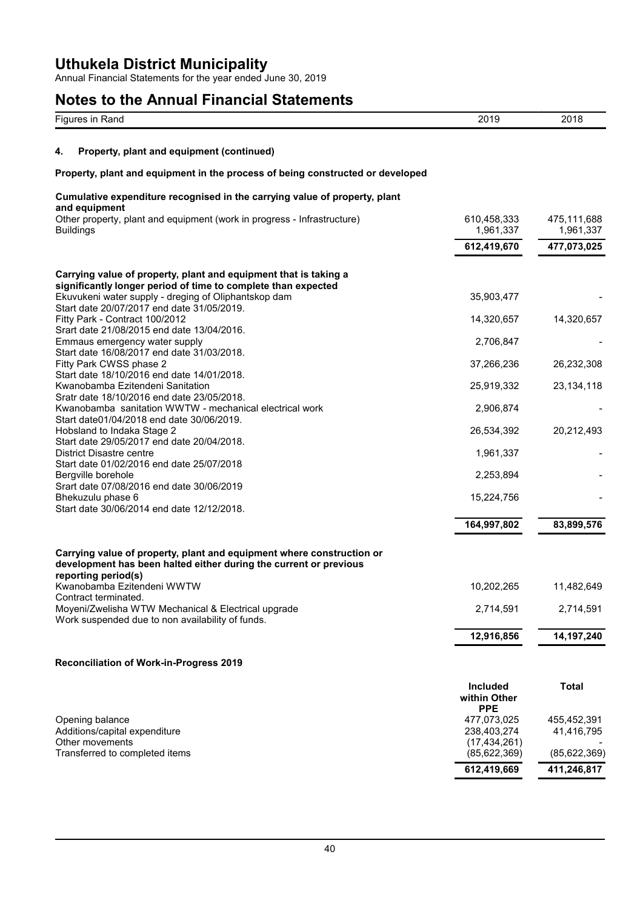# Uthukela District Municipality

Annual Financial Statements for the year ended June 30, 2019

## Notes to the Annual Financial Statements

| Figures in Rand | 2019 | 2018 |
|---|---|---|

### 4. Property, plant and equipment (continued)

**Property, plant and equipment in the process of being constructed or developed**

| **Cumulative expenditure recognised in the carrying value of property, plant and equipment** | | |
|---|---|---|
| Other property, plant and equipment (work in progress - Infrastructure) | 610,458,333 | 475,111,688 |
| Buildings | 1,961,337 | 1,961,337 |
| | **612,419,670** | **477,073,025** |

| **Carrying value of property, plant and equipment that is taking a significantly longer period of time to complete than expected** | | |
|---|---|---|
| Ekuvukeni water supply - dreging of Oliphantskop dam<br>Start date 20/07/2017 end date 31/05/2019. | 35,903,477 | - |
| Fitty Park - Contract 100/2012<br>Srart date 21/08/2015 end date 13/04/2016. | 14,320,657 | 14,320,657 |
| Emmaus emergency water supply<br>Start date 16/08/2017 end date 31/03/2018. | 2,706,847 | - |
| Fitty Park CWSS phase 2<br>Start date 18/10/2016 end date 14/01/2018. | 37,266,236 | 26,232,308 |
| Kwanobamba Ezitendeni Sanitation<br>Sratr date 18/10/2016 end date 23/05/2018. | 25,919,332 | 23,134,118 |
| Kwanobamba sanitation WWTW - mechanical electrical work<br>Start date01/04/2018 end date 30/06/2019. | 2,906,874 | - |
| Hobsland to Indaka Stage 2<br>Start date 29/05/2017 end date 20/04/2018. | 26,534,392 | 20,212,493 |
| District Disastre centre<br>Start date 01/02/2016 end date 25/07/2018 | 1,961,337 | - |
| Bergville borehole<br>Srart date 07/08/2016 end date 30/06/2019 | 2,253,894 | - |
| Bhekuzulu phase 6<br>Start date 30/06/2014 end date 12/12/2018. | 15,224,756 | - |
| | **164,997,802** | **83,899,576** |

| **Carrying value of property, plant and equipment where construction or development has been halted either during the current or previous reporting period(s)** | | |
|---|---|---|
| Kwanobamba Ezitendeni WWTW<br>Contract terminated. | 10,202,265 | 11,482,649 |
| Moyeni/Zwelisha WTW Mechanical & Electrical upgrade<br>Work suspended due to non availability of funds. | 2,714,591 | 2,714,591 |
| | **12,916,856** | **14,197,240** |

**Reconciliation of Work-in-Progress 2019**

| | **Included within Other PPE** | **Total** |
|---|---|---|
| Opening balance | 477,073,025 | 455,452,391 |
| Additions/capital expenditure | 238,403,274 | 41,416,795 |
| Other movements | (17,434,261) | - |
| Transferred to completed items | (85,622,369) | (85,622,369) |
| | **612,419,669** | **411,246,817** |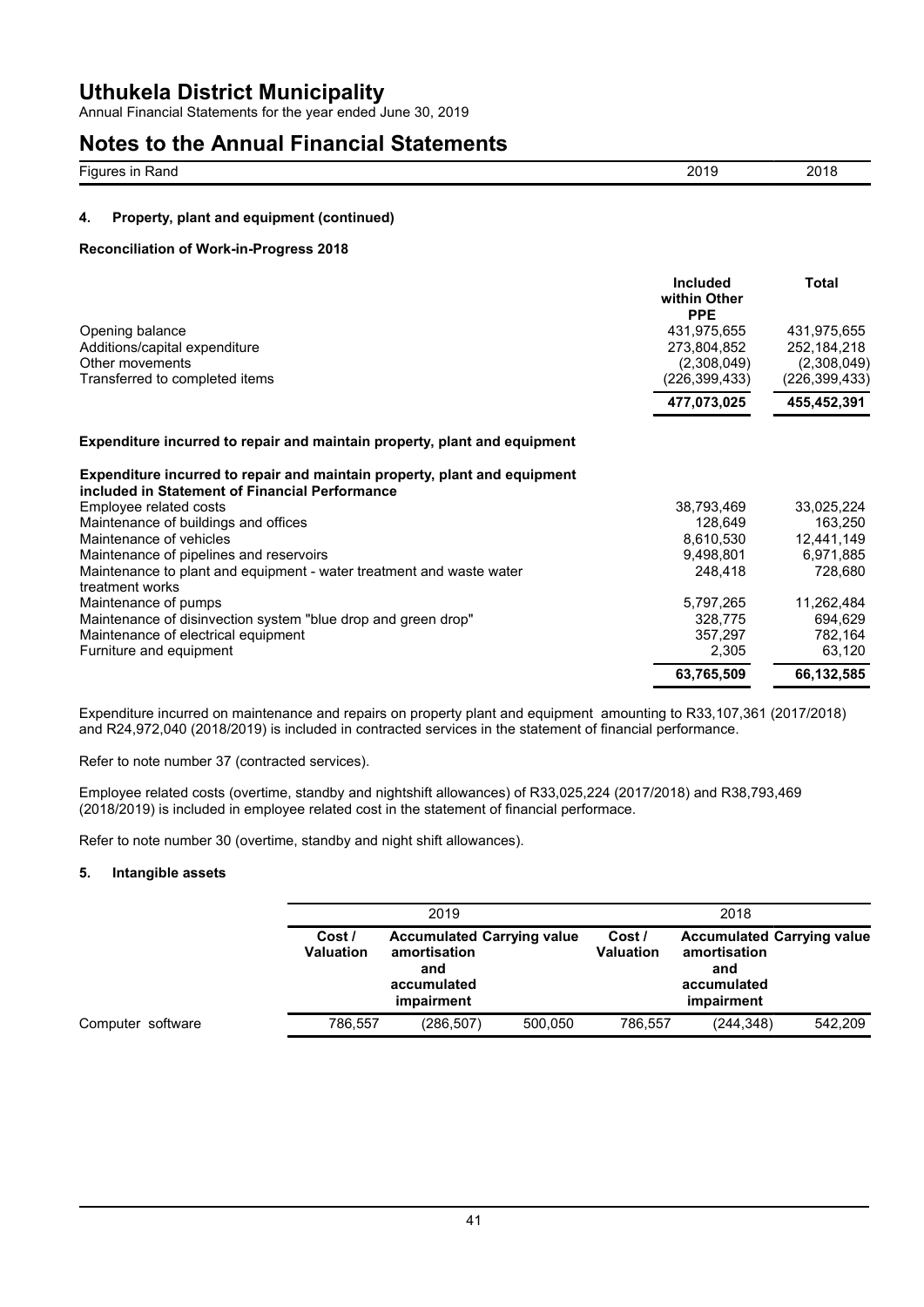# Uthukela District Municipality

Annual Financial Statements for the year ended June 30, 2019

## Notes to the Annual Financial Statements

| Figures in Rand | 2019 | 2018 |
|---|---|---|

### 4. Property, plant and equipment (continued)

**Reconciliation of Work-in-Progress 2018**

| | Included within Other PPE | Total |
|---|---|---|
| Opening balance | 431,975,655 | 431,975,655 |
| Additions/capital expenditure | 273,804,852 | 252,184,218 |
| Other movements | (2,308,049) | (2,308,049) |
| Transferred to completed items | (226,399,433) | (226,399,433) |
| | **477,073,025** | **455,452,391** |

**Expenditure incurred to repair and maintain property, plant and equipment**

| **Expenditure incurred to repair and maintain property, plant and equipment included in Statement of Financial Performance** | | |
|---|---|---|
| Employee related costs | 38,793,469 | 33,025,224 |
| Maintenance of buildings and offices | 128,649 | 163,250 |
| Maintenance of vehicles | 8,610,530 | 12,441,149 |
| Maintenance of pipelines and reservoirs | 9,498,801 | 6,971,885 |
| Maintenance to plant and equipment - water treatment and waste water treatment works | 248,418 | 728,680 |
| Maintenance of pumps | 5,797,265 | 11,262,484 |
| Maintenance of disinvection system "blue drop and green drop" | 328,775 | 694,629 |
| Maintenance of electrical equipment | 357,297 | 782,164 |
| Furniture and equipment | 2,305 | 63,120 |
| | **63,765,509** | **66,132,585** |

Expenditure incurred on maintenance and repairs on property plant and equipment amounting to R33,107,361 (2017/2018) and R24,972,040 (2018/2019) is included in contracted services in the statement of financial performance.

Refer to note number 37 (contracted services).

Employee related costs (overtime, standby and nightshift allowances) of R33,025,224 (2017/2018) and R38,793,469 (2018/2019) is included in employee related cost in the statement of financial performace.

Refer to note number 30 (overtime, standby and night shift allowances).

### 5. Intangible assets

| | 2019 | | | 2018 | | |
|---|---|---|---|---|---|---|
| | Cost / Valuation | Accumulated amortisation and accumulated impairment | Carrying value | Cost / Valuation | Accumulated amortisation and accumulated impairment | Carrying value |
| Computer software | 786,557 | (286,507) | 500,050 | 786,557 | (244,348) | 542,209 |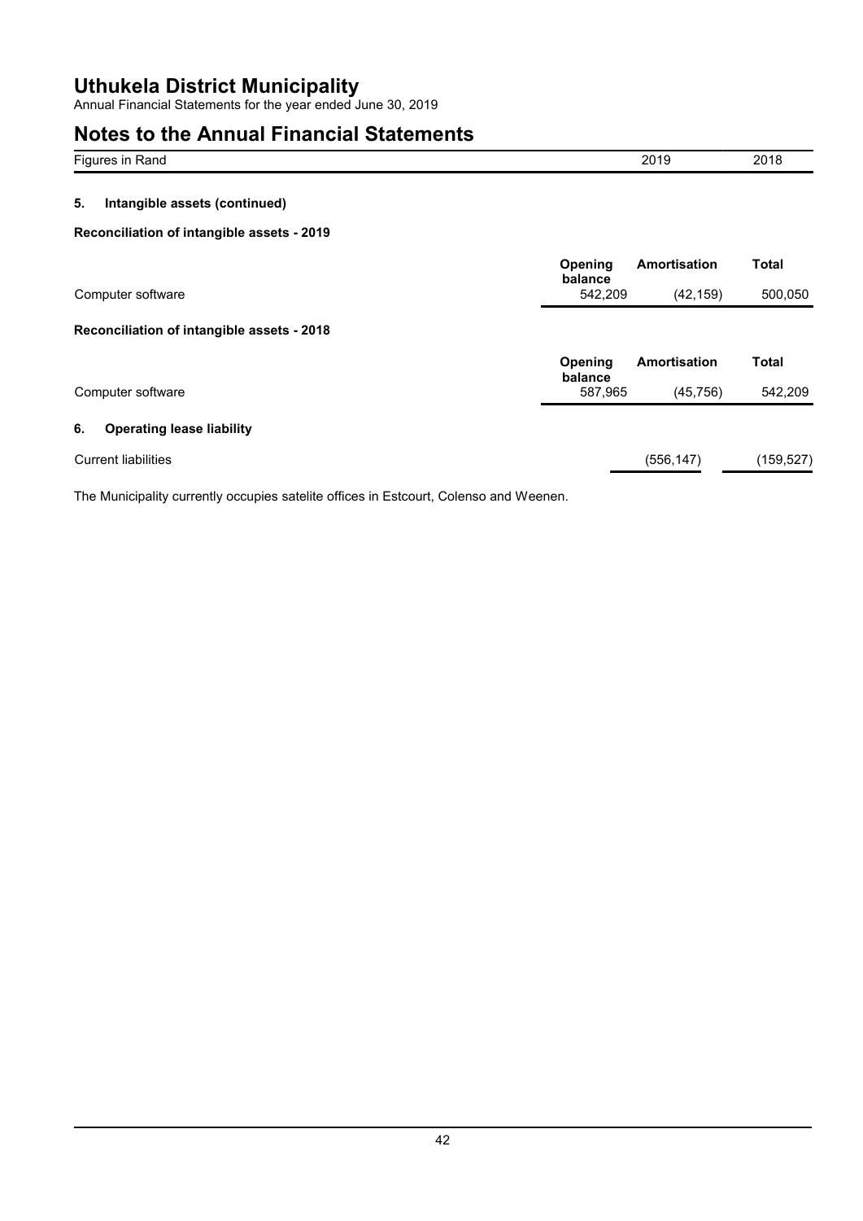# Uthukela District Municipality

Annual Financial Statements for the year ended June 30, 2019

## Notes to the Annual Financial Statements

| Figures in Rand | 2019 | 2018 |
|---|---|---|

### 5. Intangible assets (continued)

**Reconciliation of intangible assets - 2019**

| | Opening balance | Amortisation | Total |
|---|---|---|---|
| Computer software | 542,209 | (42,159) | 500,050 |

**Reconciliation of intangible assets - 2018**

| | Opening balance | Amortisation | Total |
|---|---|---|---|
| Computer software | 587,965 | (45,756) | 542,209 |

### 6. Operating lease liability

| | 2019 | 2018 |
|---|---|---|
| Current liabilities | (556,147) | (159,527) |

The Municipality currently occupies satelite offices in Estcourt, Colenso and Weenen.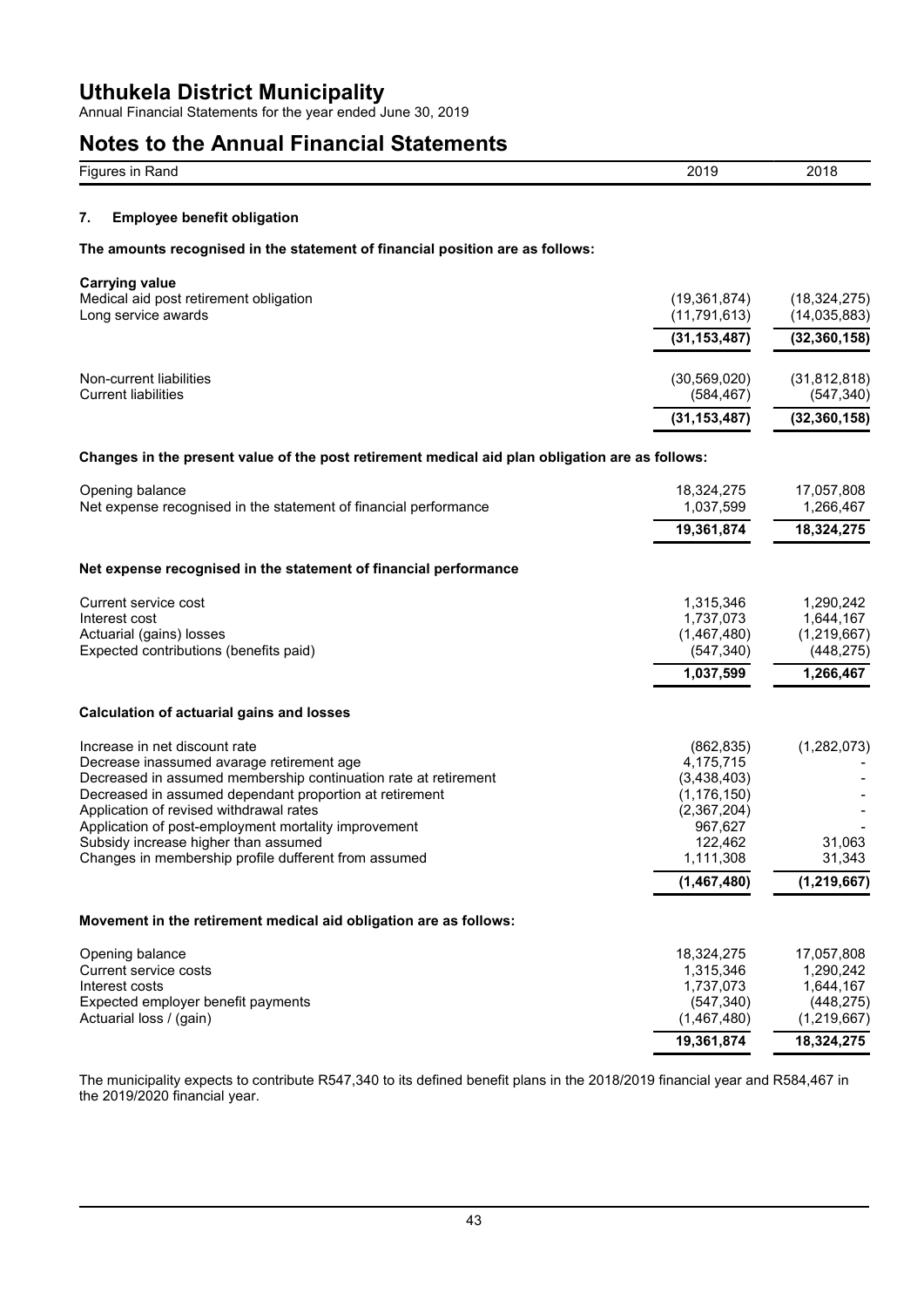# Uthukela District Municipality

Annual Financial Statements for the year ended June 30, 2019

## Notes to the Annual Financial Statements

| Figures in Rand | 2019 | 2018 |
|---|---|---|

### 7. Employee benefit obligation

**The amounts recognised in the statement of financial position are as follows:**

| | 2019 | 2018 |
|---|---|---|
| **Carrying value** | | |
| Medical aid post retirement obligation | (19,361,874) | (18,324,275) |
| Long service awards | (11,791,613) | (14,035,883) |
| | **(31,153,487)** | **(32,360,158)** |
| Non-current liabilities | (30,569,020) | (31,812,818) |
| Current liabilities | (584,467) | (547,340) |
| | **(31,153,487)** | **(32,360,158)** |

**Changes in the present value of the post retirement medical aid plan obligation are as follows:**

| | 2019 | 2018 |
|---|---|---|
| Opening balance | 18,324,275 | 17,057,808 |
| Net expense recognised in the statement of financial performance | 1,037,599 | 1,266,467 |
| | **19,361,874** | **18,324,275** |

**Net expense recognised in the statement of financial performance**

| | 2019 | 2018 |
|---|---|---|
| Current service cost | 1,315,346 | 1,290,242 |
| Interest cost | 1,737,073 | 1,644,167 |
| Actuarial (gains) losses | (1,467,480) | (1,219,667) |
| Expected contributions (benefits paid) | (547,340) | (448,275) |
| | **1,037,599** | **1,266,467** |

**Calculation of actuarial gains and losses**

| | 2019 | 2018 |
|---|---|---|
| Increase in net discount rate | (862,835) | (1,282,073) |
| Decrease inassumed avarage retirement age | 4,175,715 | - |
| Decreased in assumed membership continuation rate at retirement | (3,438,403) | - |
| Decreased in assumed dependant proportion at retirement | (1,176,150) | - |
| Application of revised withdrawal rates | (2,367,204) | - |
| Application of post-employment mortality improvement | 967,627 | - |
| Subsidy increase higher than assumed | 122,462 | 31,063 |
| Changes in membership profile dufferent from assumed | 1,111,308 | 31,343 |
| | **(1,467,480)** | **(1,219,667)** |

**Movement in the retirement medical aid obligation are as follows:**

| | 2019 | 2018 |
|---|---|---|
| Opening balance | 18,324,275 | 17,057,808 |
| Current service costs | 1,315,346 | 1,290,242 |
| Interest costs | 1,737,073 | 1,644,167 |
| Expected employer benefit payments | (547,340) | (448,275) |
| Actuarial loss / (gain) | (1,467,480) | (1,219,667) |
| | **19,361,874** | **18,324,275** |

The municipality expects to contribute R547,340 to its defined benefit plans in the 2018/2019 financial year and R584,467 in the 2019/2020 financial year.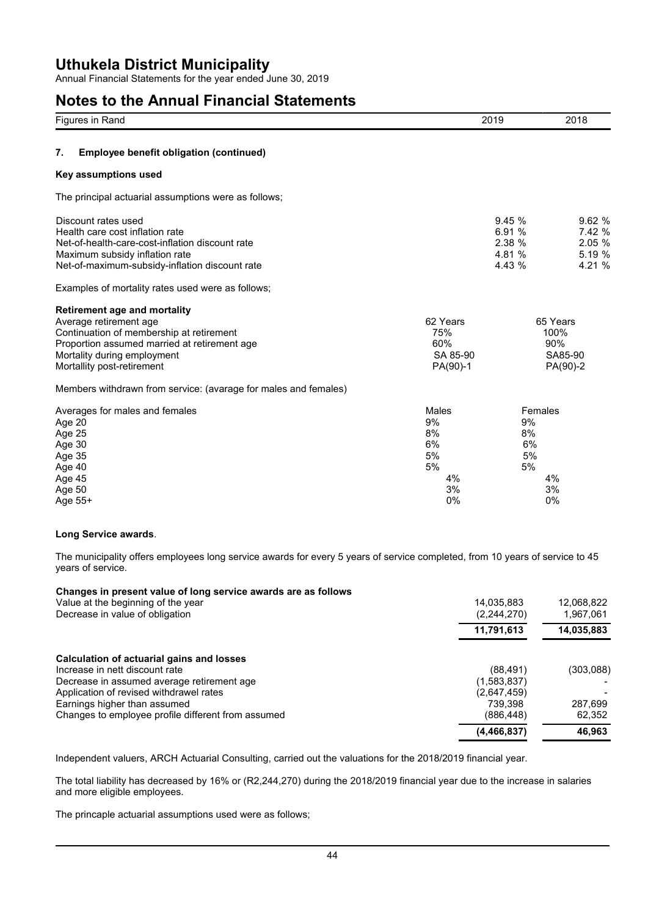# Uthukela District Municipality

Annual Financial Statements for the year ended June 30, 2019

## Notes to the Annual Financial Statements

| Figures in Rand | 2019 | 2018 |
|---|---|---|

### 7. Employee benefit obligation (continued)

**Key assumptions used**

The principal actuarial assumptions were as follows;

| | 2019 | 2018 |
|---|---|---|
| Discount rates used | 9.45 % | 9.62 % |
| Health care cost inflation rate | 6.91 % | 7.42 % |
| Net-of-health-care-cost-inflation discount rate | 2.38 % | 2.05 % |
| Maximum subsidy inflation rate | 4.81 % | 5.19 % |
| Net-of-maximum-subsidy-inflation discount rate | 4.43 % | 4.21 % |

Examples of mortality rates used were as follows;

| Retirement age and mortality | | |
|---|---|---|
| Average retirement age | 62 Years | 65 Years |
| Continuation of membership at retirement | 75% | 100% |
| Proportion assumed married at retirement age | 60% | 90% |
| Mortality during employment | SA 85-90 | SA85-90 |
| Mortallity post-retirement | PA(90)-1 | PA(90)-2 |

Members withdrawn from service: (avarage for males and females)

| Averages for males and females | Males | Females |
|---|---|---|
| Age 20 | 9% | 9% |
| Age 25 | 8% | 8% |
| Age 30 | 6% | 6% |
| Age 35 | 5% | 5% |
| Age 40 | 5% | 5% |
| Age 45 | 4% | 4% |
| Age 50 | 3% | 3% |
| Age 55+ | 0% | 0% |

**Long Service awards**.

The municipality offers employees long service awards for every 5 years of service completed, from 10 years of service to 45 years of service.

| Changes in present value of long service awards are as follows | 2019 | 2018 |
|---|---|---|
| Value at the beginning of the year | 14,035,883 | 12,068,822 |
| Decrease in value of obligation | (2,244,270) | 1,967,061 |
| | **11,791,613** | **14,035,883** |

| Calculation of actuarial gains and losses | 2019 | 2018 |
|---|---|---|
| Increase in nett discount rate | (88,491) | (303,088) |
| Decrease in assumed average retirement age | (1,583,837) | - |
| Application of revised withdrawel rates | (2,647,459) | - |
| Earnings higher than assumed | 739,398 | 287,699 |
| Changes to employee profile different from assumed | (886,448) | 62,352 |
| | **(4,466,837)** | **46,963** |

Independent valuers, ARCH Actuarial Consulting, carried out the valuations for the 2018/2019 financial year.

The total liability has decreased by 16% or (R2,244,270) during the 2018/2019 financial year due to the increase in salaries and more eligible employees.

The princaple actuarial assumptions used were as follows;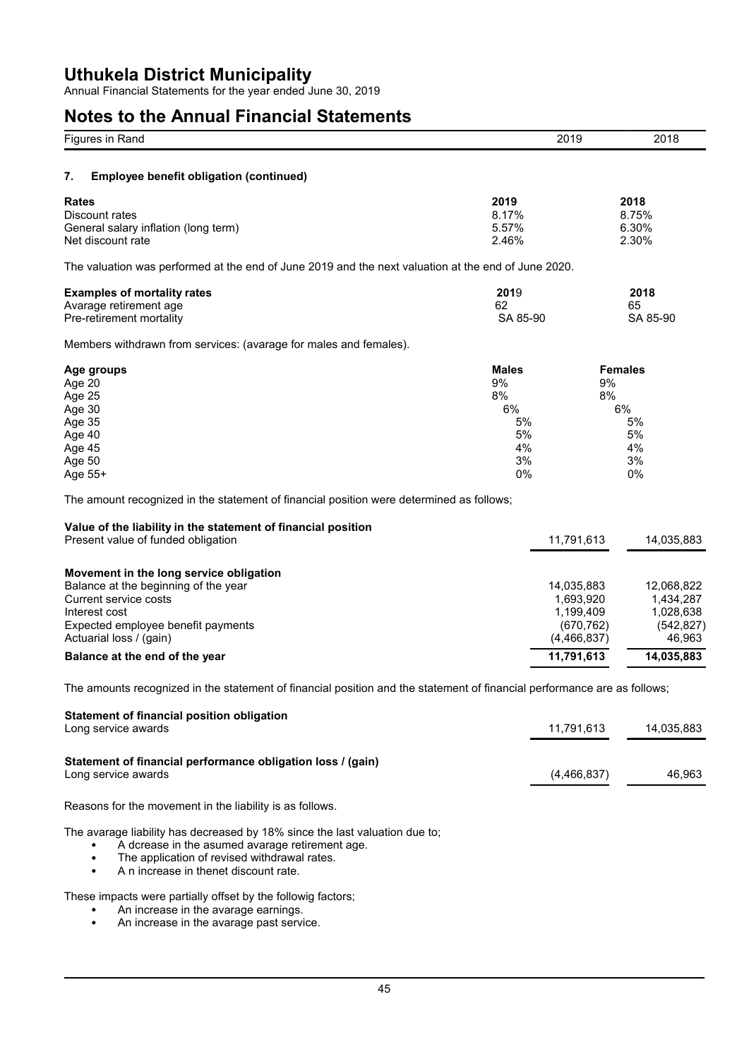# Uthukela District Municipality

Annual Financial Statements for the year ended June 30, 2019

# Notes to the Annual Financial Statements

| Figures in Rand | 2019 | 2018 |
|---|---|---|

### 7. Employee benefit obligation (continued)

| **Rates** | **2019** | **2018** |
|---|---|---|
| Discount rates | 8.17% | 8.75% |
| General salary inflation (long term) | 5.57% | 6.30% |
| Net discount rate | 2.46% | 2.30% |

The valuation was performed at the end of June 2019 and the next valuation at the end of June 2020.

| **Examples of mortality rates** | **2019** | **2018** |
|---|---|---|
| Avarage retirement age | 62 | 65 |
| Pre-retirement mortality | SA 85-90 | SA 85-90 |

Members withdrawn from services: (avarage for males and females).

| **Age groups** | **Males** | **Females** |
|---|---|---|
| Age 20 | 9% | 9% |
| Age 25 | 8% | 8% |
| Age 30 | 6% | 6% |
| Age 35 | 5% | 5% |
| Age 40 | 5% | 5% |
| Age 45 | 4% | 4% |
| Age 50 | 3% | 3% |
| Age 55+ | 0% | 0% |

The amount recognized in the statement of financial position were determined as follows;

| | 2019 | 2018 |
|---|---|---|
| **Value of the liability in the statement of financial position** | | |
| Present value of funded obligation | 11,791,613 | 14,035,883 |
| **Movement in the long service obligation** | | |
| Balance at the beginning of the year | 14,035,883 | 12,068,822 |
| Current service costs | 1,693,920 | 1,434,287 |
| Interest cost | 1,199,409 | 1,028,638 |
| Expected employee benefit payments | (670,762) | (542,827) |
| Actuarial loss / (gain) | (4,466,837) | 46,963 |
| **Balance at the end of the year** | **11,791,613** | **14,035,883** |

The amounts recognized in the statement of financial position and the statement of financial performance are as follows;

| | 2019 | 2018 |
|---|---|---|
| **Statement of financial position obligation** | | |
| Long service awards | 11,791,613 | 14,035,883 |
| **Statement of financial performance obligation loss / (gain)** | | |
| Long service awards | (4,466,837) | 46,963 |

Reasons for the movement in the liability is as follows.

The avarage liability has decreased by 18% since the last valuation due to;

- A dcrease in the asumed avarage retirement age.
- The application of revised withdrawal rates.
- A n increase in thenet discount rate.

These impacts were partially offset by the followig factors;

- An increase in the avarage earnings.
- An increase in the avarage past service.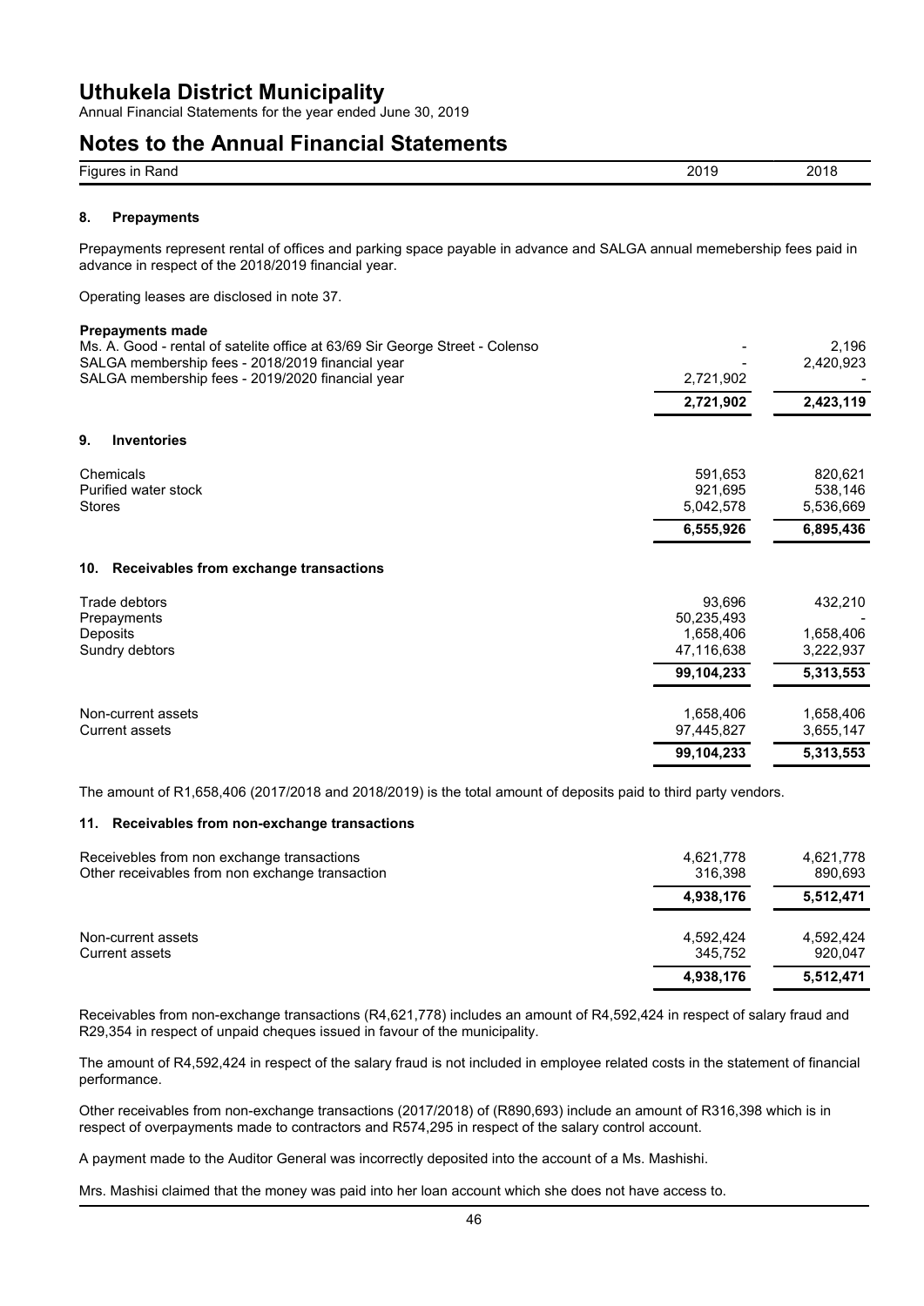# Uthukela District Municipality

Annual Financial Statements for the year ended June 30, 2019

# Notes to the Annual Financial Statements

| Figures in Rand | 2019 | 2018 |
|---|---|---|

## 8. Prepayments

Prepayments represent rental of offices and parking space payable in advance and SALGA annual memebership fees paid in advance in respect of the 2018/2019 financial year.

Operating leases are disclosed in note 37.

| | 2019 | 2018 |
|---|---|---|
| **Prepayments made** | | |
| Ms. A. Good - rental of satelite office at 63/69 Sir George Street - Colenso | - | 2,196 |
| SALGA membership fees - 2018/2019 financial year | - | 2,420,923 |
| SALGA membership fees - 2019/2020 financial year | 2,721,902 | - |
| | **2,721,902** | **2,423,119** |

## 9. Inventories

| | 2019 | 2018 |
|---|---|---|
| Chemicals | 591,653 | 820,621 |
| Purified water stock | 921,695 | 538,146 |
| Stores | 5,042,578 | 5,536,669 |
| | **6,555,926** | **6,895,436** |

## 10. Receivables from exchange transactions

| | 2019 | 2018 |
|---|---|---|
| Trade debtors | 93,696 | 432,210 |
| Prepayments | 50,235,493 | - |
| Deposits | 1,658,406 | 1,658,406 |
| Sundry debtors | 47,116,638 | 3,222,937 |
| | **99,104,233** | **5,313,553** |
| Non-current assets | 1,658,406 | 1,658,406 |
| Current assets | 97,445,827 | 3,655,147 |
| | **99,104,233** | **5,313,553** |

The amount of R1,658,406 (2017/2018 and 2018/2019) is the total amount of deposits paid to third party vendors.

## 11. Receivables from non-exchange transactions

| | 2019 | 2018 |
|---|---|---|
| Receivebles from non exchange transactions | 4,621,778 | 4,621,778 |
| Other receivables from non exchange transaction | 316,398 | 890,693 |
| | **4,938,176** | **5,512,471** |
| Non-current assets | 4,592,424 | 4,592,424 |
| Current assets | 345,752 | 920,047 |
| | **4,938,176** | **5,512,471** |

Receivables from non-exchange transactions (R4,621,778) includes an amount of R4,592,424 in respect of salary fraud and R29,354 in respect of unpaid cheques issued in favour of the municipality.

The amount of R4,592,424 in respect of the salary fraud is not included in employee related costs in the statement of financial performance.

Other receivables from non-exchange transactions (2017/2018) of (R890,693) include an amount of R316,398 which is in respect of overpayments made to contractors and R574,295 in respect of the salary control account.

A payment made to the Auditor General was incorrectly deposited into the account of a Ms. Mashishi.

Mrs. Mashisi claimed that the money was paid into her loan account which she does not have access to.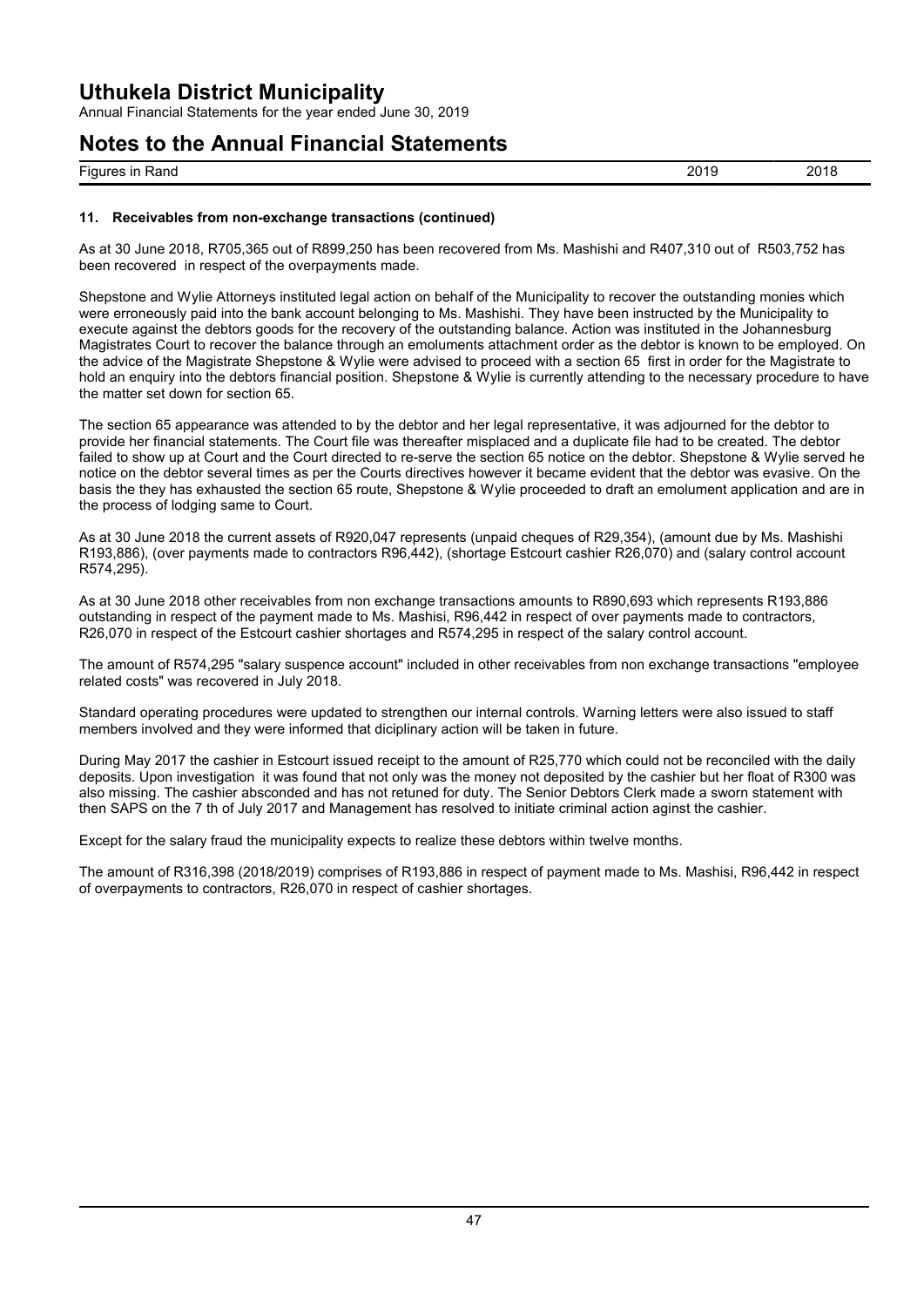## 11. Receivables from non-exchange transactions (continued)

As at 30 June 2018, R705,365 out of R899,250 has been recovered from Ms. Mashishi and R407,310 out of R503,752 has been recovered in respect of the overpayments made.

Shepstone and Wylie Attorneys instituted legal action on behalf of the Municipality to recover the outstanding monies which were erroneously paid into the bank account belonging to Ms. Mashishi. They have been instructed by the Municipality to execute against the debtors goods for the recovery of the outstanding balance. Action was instituted in the Johannesburg Magistrates Court to recover the balance through an emoluments attachment order as the debtor is known to be employed. On the advice of the Magistrate Shepstone & Wylie were advised to proceed with a section 65 first in order for the Magistrate to hold an enquiry into the debtors financial position. Shepstone & Wylie is currently attending to the necessary procedure to have the matter set down for section 65.

The section 65 appearance was attended to by the debtor and her legal representative, it was adjourned for the debtor to provide her financial statements. The Court file was thereafter misplaced and a duplicate file had to be created. The debtor failed to show up at Court and the Court directed to re-serve the section 65 notice on the debtor. Shepstone & Wylie served he notice on the debtor several times as per the Courts directives however it became evident that the debtor was evasive. On the basis the they has exhausted the section 65 route, Shepstone & Wylie proceeded to draft an emolument application and are in the process of lodging same to Court.

As at 30 June 2018 the current assets of R920,047 represents (unpaid cheques of R29,354), (amount due by Ms. Mashishi R193,886), (over payments made to contractors R96,442), (shortage Estcourt cashier R26,070) and (salary control account R574,295).

As at 30 June 2018 other receivables from non exchange transactions amounts to R890,693 which represents R193,886 outstanding in respect of the payment made to Ms. Mashisi, R96,442 in respect of over payments made to contractors, R26,070 in respect of the Estcourt cashier shortages and R574,295 in respect of the salary control account.

The amount of R574,295 "salary suspence account" included in other receivables from non exchange transactions "employee related costs" was recovered in July 2018.

Standard operating procedures were updated to strengthen our internal controls. Warning letters were also issued to staff members involved and they were informed that diciplinary action will be taken in future.

During May 2017 the cashier in Estcourt issued receipt to the amount of R25,770 which could not be reconciled with the daily deposits. Upon investigation it was found that not only was the money not deposited by the cashier but her float of R300 was also missing. The cashier absconded and has not retuned for duty. The Senior Debtors Clerk made a sworn statement with then SAPS on the 7 th of July 2017 and Management has resolved to initiate criminal action aginst the cashier.

Except for the salary fraud the municipality expects to realize these debtors within twelve months.

The amount of R316,398 (2018/2019) comprises of R193,886 in respect of payment made to Ms. Mashisi, R96,442 in respect of overpayments to contractors, R26,070 in respect of cashier shortages.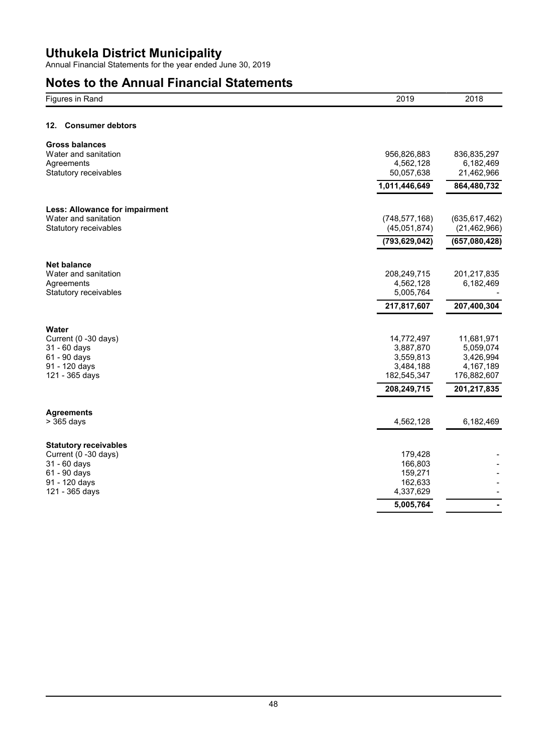# Uthukela District Municipality

Annual Financial Statements for the year ended June 30, 2019

## Notes to the Annual Financial Statements

| Figures in Rand | 2019 | 2018 |
|---|---|---|

### 12. Consumer debtors

| | 2019 | 2018 |
|---|---|---|
| **Gross balances** | | |
| Water and sanitation | 956,826,883 | 836,835,297 |
| Agreements | 4,562,128 | 6,182,469 |
| Statutory receivables | 50,057,638 | 21,462,966 |
| | **1,011,446,649** | **864,480,732** |
| **Less: Allowance for impairment** | | |
| Water and sanitation | (748,577,168) | (635,617,462) |
| Statutory receivables | (45,051,874) | (21,462,966) |
| | **(793,629,042)** | **(657,080,428)** |
| **Net balance** | | |
| Water and sanitation | 208,249,715 | 201,217,835 |
| Agreements | 4,562,128 | 6,182,469 |
| Statutory receivables | 5,005,764 | - |
| | **217,817,607** | **207,400,304** |
| **Water** | | |
| Current (0 -30 days) | 14,772,497 | 11,681,971 |
| 31 - 60 days | 3,887,870 | 5,059,074 |
| 61 - 90 days | 3,559,813 | 3,426,994 |
| 91 - 120 days | 3,484,188 | 4,167,189 |
| 121 - 365 days | 182,545,347 | 176,882,607 |
| | **208,249,715** | **201,217,835** |
| **Agreements** | | |
| > 365 days | 4,562,128 | 6,182,469 |
| **Statutory receivables** | | |
| Current (0 -30 days) | 179,428 | - |
| 31 - 60 days | 166,803 | - |
| 61 - 90 days | 159,271 | - |
| 91 - 120 days | 162,633 | - |
| 121 - 365 days | 4,337,629 | - |
| | **5,005,764** | **-** |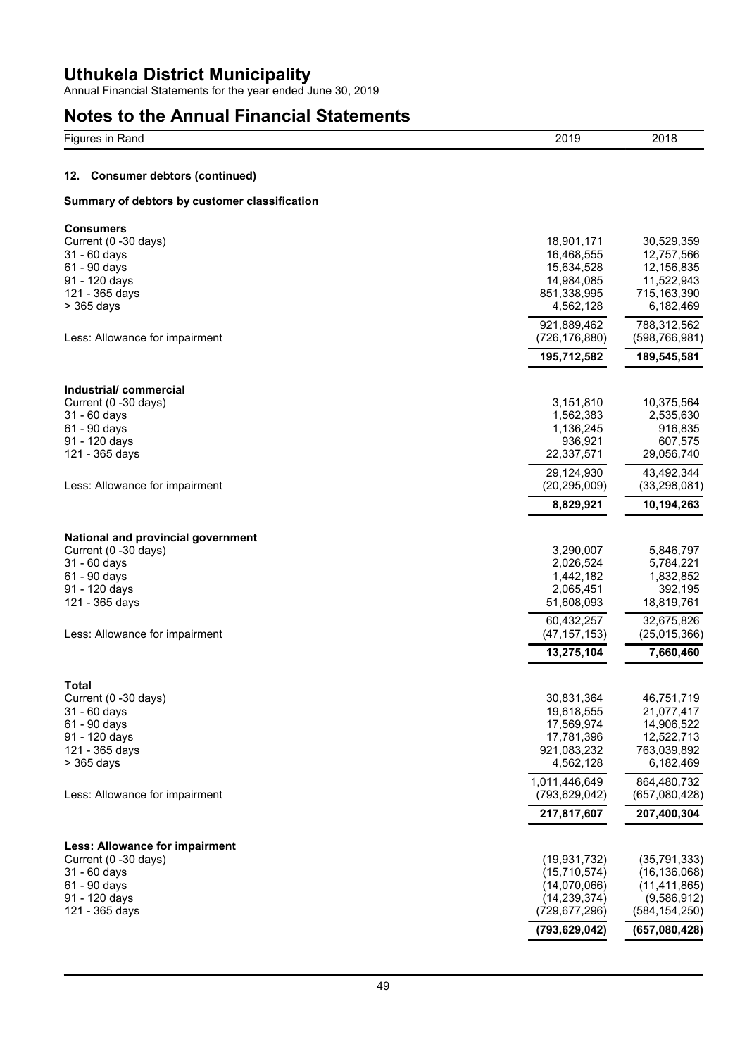## 12. Consumer debtors (continued)

### Summary of debtors by customer classification

| Figures in Rand | 2019 | 2018 |
|---|---|---|
| **Consumers** | | |
| Current (0 -30 days) | 18,901,171 | 30,529,359 |
| 31 - 60 days | 16,468,555 | 12,757,566 |
| 61 - 90 days | 15,634,528 | 12,156,835 |
| 91 - 120 days | 14,984,085 | 11,522,943 |
| 121 - 365 days | 851,338,995 | 715,163,390 |
| > 365 days | 4,562,128 | 6,182,469 |
| | 921,889,462 | 788,312,562 |
| Less: Allowance for impairment | (726,176,880) | (598,766,981) |
| | **195,712,582** | **189,545,581** |
| **Industrial/ commercial** | | |
| Current (0 -30 days) | 3,151,810 | 10,375,564 |
| 31 - 60 days | 1,562,383 | 2,535,630 |
| 61 - 90 days | 1,136,245 | 916,835 |
| 91 - 120 days | 936,921 | 607,575 |
| 121 - 365 days | 22,337,571 | 29,056,740 |
| | 29,124,930 | 43,492,344 |
| Less: Allowance for impairment | (20,295,009) | (33,298,081) |
| | **8,829,921** | **10,194,263** |
| **National and provincial government** | | |
| Current (0 -30 days) | 3,290,007 | 5,846,797 |
| 31 - 60 days | 2,026,524 | 5,784,221 |
| 61 - 90 days | 1,442,182 | 1,832,852 |
| 91 - 120 days | 2,065,451 | 392,195 |
| 121 - 365 days | 51,608,093 | 18,819,761 |
| | 60,432,257 | 32,675,826 |
| Less: Allowance for impairment | (47,157,153) | (25,015,366) |
| | **13,275,104** | **7,660,460** |
| **Total** | | |
| Current (0 -30 days) | 30,831,364 | 46,751,719 |
| 31 - 60 days | 19,618,555 | 21,077,417 |
| 61 - 90 days | 17,569,974 | 14,906,522 |
| 91 - 120 days | 17,781,396 | 12,522,713 |
| 121 - 365 days | 921,083,232 | 763,039,892 |
| > 365 days | 4,562,128 | 6,182,469 |
| | 1,011,446,649 | 864,480,732 |
| Less: Allowance for impairment | (793,629,042) | (657,080,428) |
| | **217,817,607** | **207,400,304** |
| **Less: Allowance for impairment** | | |
| Current (0 -30 days) | (19,931,732) | (35,791,333) |
| 31 - 60 days | (15,710,574) | (16,136,068) |
| 61 - 90 days | (14,070,066) | (11,411,865) |
| 91 - 120 days | (14,239,374) | (9,586,912) |
| 121 - 365 days | (729,677,296) | (584,154,250) |
| | **(793,629,042)** | **(657,080,428)** |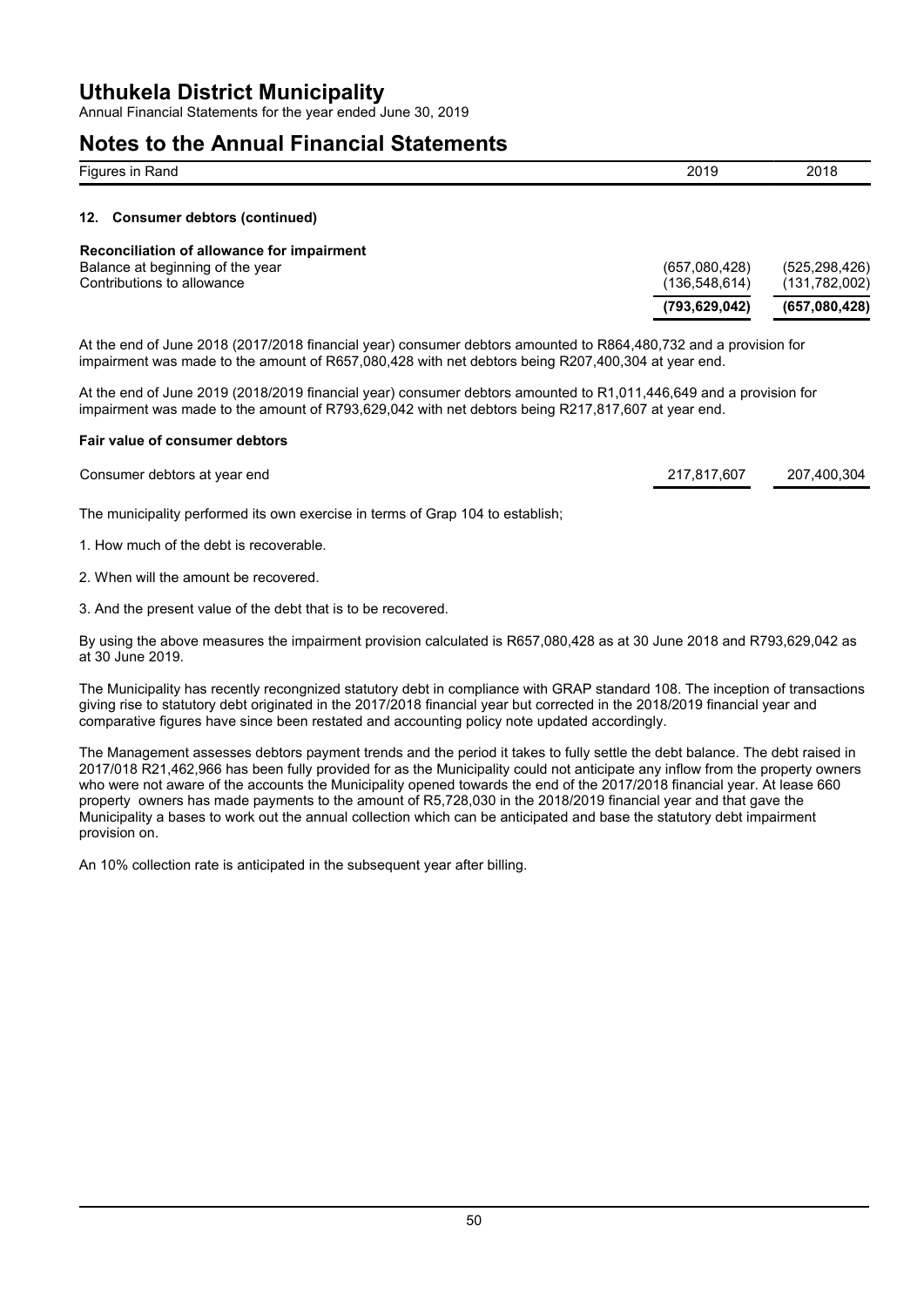# Uthukela District Municipality

Annual Financial Statements for the year ended June 30, 2019

# Notes to the Annual Financial Statements

| Figures in Rand | 2019 | 2018 |
|---|---|---|

## 12. Consumer debtors (continued)

**Reconciliation of allowance for impairment**

| | 2019 | 2018 |
|---|---|---|
| Balance at beginning of the year | (657,080,428) | (525,298,426) |
| Contributions to allowance | (136,548,614) | (131,782,002) |
| | **(793,629,042)** | **(657,080,428)** |

At the end of June 2018 (2017/2018 financial year) consumer debtors amounted to R864,480,732 and a provision for impairment was made to the amount of R657,080,428 with net debtors being R207,400,304 at year end.

At the end of June 2019 (2018/2019 financial year) consumer debtors amounted to R1,011,446,649 and a provision for impairment was made to the amount of R793,629,042 with net debtors being R217,817,607 at year end.

**Fair value of consumer debtors**

| | 2019 | 2018 |
|---|---|---|
| Consumer debtors at year end | 217,817,607 | 207,400,304 |

The municipality performed its own exercise in terms of Grap 104 to establish;

1. How much of the debt is recoverable.

2. When will the amount be recovered.

3. And the present value of the debt that is to be recovered.

By using the above measures the impairment provision calculated is R657,080,428 as at 30 June 2018 and R793,629,042 as at 30 June 2019.

The Municipality has recently recongnized statutory debt in compliance with GRAP standard 108. The inception of transactions giving rise to statutory debt originated in the 2017/2018 financial year but corrected in the 2018/2019 financial year and comparative figures have since been restated and accounting policy note updated accordingly.

The Management assesses debtors payment trends and the period it takes to fully settle the debt balance. The debt raised in 2017/018 R21,462,966 has been fully provided for as the Municipality could not anticipate any inflow from the property owners who were not aware of the accounts the Municipality opened towards the end of the 2017/2018 financial year. At lease 660 property owners has made payments to the amount of R5,728,030 in the 2018/2019 financial year and that gave the Municipality a bases to work out the annual collection which can be anticipated and base the statutory debt impairment provision on.

An 10% collection rate is anticipated in the subsequent year after billing.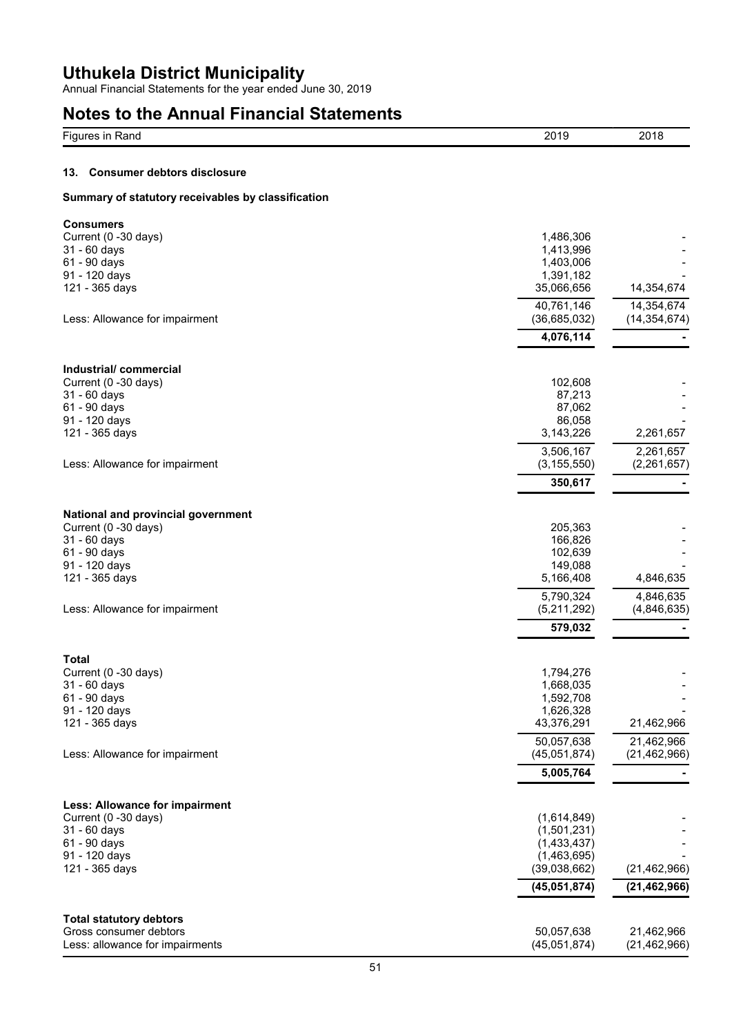# Uthukela District Municipality

Annual Financial Statements for the year ended June 30, 2019

## Notes to the Annual Financial Statements

| Figures in Rand | 2019 | 2018 |
|---|---|---|

### 13. Consumer debtors disclosure

**Summary of statutory receivables by classification**

| | 2019 | 2018 |
|---|---|---|
| **Consumers** | | |
| Current (0 -30 days) | 1,486,306 | - |
| 31 - 60 days | 1,413,996 | - |
| 61 - 90 days | 1,403,006 | - |
| 91 - 120 days | 1,391,182 | - |
| 121 - 365 days | 35,066,656 | 14,354,674 |
| | 40,761,146 | 14,354,674 |
| Less: Allowance for impairment | (36,685,032) | (14,354,674) |
| | **4,076,114** | **-** |
| **Industrial/ commercial** | | |
| Current (0 -30 days) | 102,608 | - |
| 31 - 60 days | 87,213 | - |
| 61 - 90 days | 87,062 | - |
| 91 - 120 days | 86,058 | - |
| 121 - 365 days | 3,143,226 | 2,261,657 |
| | 3,506,167 | 2,261,657 |
| Less: Allowance for impairment | (3,155,550) | (2,261,657) |
| | **350,617** | **-** |
| **National and provincial government** | | |
| Current (0 -30 days) | 205,363 | - |
| 31 - 60 days | 166,826 | - |
| 61 - 90 days | 102,639 | - |
| 91 - 120 days | 149,088 | - |
| 121 - 365 days | 5,166,408 | 4,846,635 |
| | 5,790,324 | 4,846,635 |
| Less: Allowance for impairment | (5,211,292) | (4,846,635) |
| | **579,032** | **-** |
| **Total** | | |
| Current (0 -30 days) | 1,794,276 | - |
| 31 - 60 days | 1,668,035 | - |
| 61 - 90 days | 1,592,708 | - |
| 91 - 120 days | 1,626,328 | - |
| 121 - 365 days | 43,376,291 | 21,462,966 |
| | 50,057,638 | 21,462,966 |
| Less: Allowance for impairment | (45,051,874) | (21,462,966) |
| | **5,005,764** | **-** |
| **Less: Allowance for impairment** | | |
| Current (0 -30 days) | (1,614,849) | - |
| 31 - 60 days | (1,501,231) | - |
| 61 - 90 days | (1,433,437) | - |
| 91 - 120 days | (1,463,695) | - |
| 121 - 365 days | (39,038,662) | (21,462,966) |
| | **(45,051,874)** | **(21,462,966)** |
| **Total statutory debtors** | | |
| Gross consumer debtors | 50,057,638 | 21,462,966 |
| Less: allowance for impairments | (45,051,874) | (21,462,966) |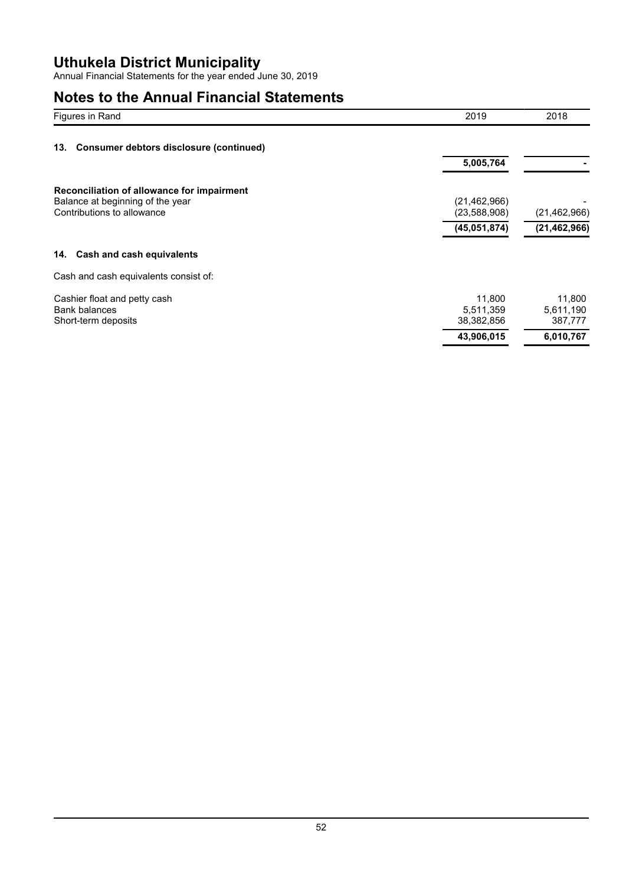# Uthukela District Municipality

Annual Financial Statements for the year ended June 30, 2019

## Notes to the Annual Financial Statements

| Figures in Rand | 2019 | 2018 |
|---|---|---|

### 13. Consumer debtors disclosure (continued)

| | 2019 | 2018 |
|---|---|---|
| | **5,005,764** | **-** |

**Reconciliation of allowance for impairment**

| | 2019 | 2018 |
|---|---|---|
| Balance at beginning of the year | (21,462,966) | - |
| Contributions to allowance | (23,588,908) | (21,462,966) |
| | **(45,051,874)** | **(21,462,966)** |

### 14. Cash and cash equivalents

Cash and cash equivalents consist of:

| | 2019 | 2018 |
|---|---|---|
| Cashier float and petty cash | 11,800 | 11,800 |
| Bank balances | 5,511,359 | 5,611,190 |
| Short-term deposits | 38,382,856 | 387,777 |
| | **43,906,015** | **6,010,767** |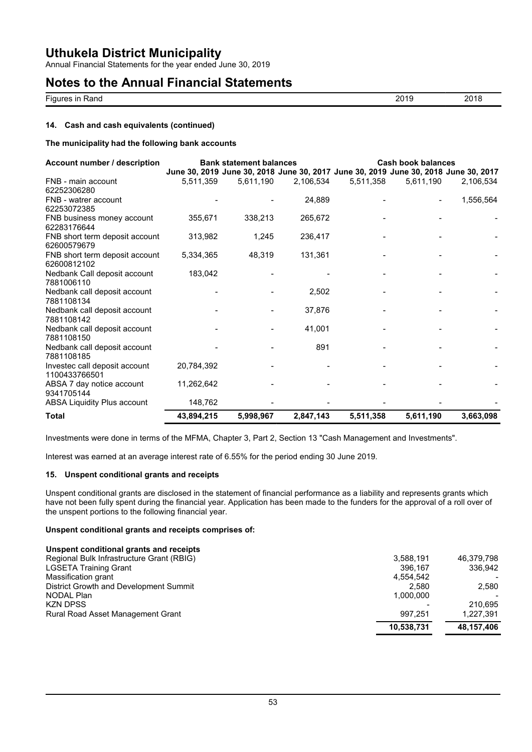# Uthukela District Municipality

Annual Financial Statements for the year ended June 30, 2019

## Notes to the Annual Financial Statements

| Figures in Rand | 2019 | 2018 |
|---|---|---|

### 14. Cash and cash equivalents (continued)

**The municipality had the following bank accounts**

| Account number / description | Bank statement balances | | | Cash book balances | | |
|---|---|---|---|---|---|---|
| | June 30, 2019 | June 30, 2018 | June 30, 2017 | June 30, 2019 | June 30, 2018 | June 30, 2017 |
| FNB - main account 62252306280 | 5,511,359 | 5,611,190 | 2,106,534 | 5,511,358 | 5,611,190 | 2,106,534 |
| FNB - watrer account 62253072385 | - | - | 24,889 | - | - | 1,556,564 |
| FNB business money account 62283176644 | 355,671 | 338,213 | 265,672 | - | - | - |
| FNB short term deposit account 62600579679 | 313,982 | 1,245 | 236,417 | - | - | - |
| FNB short term deposit account 62600812102 | 5,334,365 | 48,319 | 131,361 | - | - | - |
| Nedbank Call deposit account 7881006110 | 183,042 | - | - | - | - | - |
| Nedbank call deposit account 7881108134 | - | - | 2,502 | - | - | - |
| Nedbank call deposit account 7881108142 | - | - | 37,876 | - | - | - |
| Nedbank call deposit account 7881108150 | - | - | 41,001 | - | - | - |
| Nedbank call deposit account 7881108185 | - | - | 891 | - | - | - |
| Investec call deposit account 1100433766501 | 20,784,392 | - | - | - | - | - |
| ABSA 7 day notice account 9341705144 | 11,262,642 | - | - | - | - | - |
| ABSA Liquidity Plus account | 148,762 | - | - | - | - | - |
| **Total** | **43,894,215** | **5,998,967** | **2,847,143** | **5,511,358** | **5,611,190** | **3,663,098** |

Investments were done in terms of the MFMA, Chapter 3, Part 2, Section 13 "Cash Management and Investments".

Interest was earned at an average interest rate of 6.55% for the period ending 30 June 2019.

### 15. Unspent conditional grants and receipts

Unspent conditional grants are disclosed in the statement of financial performance as a liability and represents grants which have not been fully spent during the financial year. Application has been made to the funders for the approval of a roll over of the unspent portions to the following financial year.

**Unspent conditional grants and receipts comprises of:**

| | 2019 | 2018 |
|---|---|---|
| **Unspent conditional grants and receipts** | | |
| Regional Bulk Infrastructure Grant (RBIG) | 3,588,191 | 46,379,798 |
| LGSETA Training Grant | 396,167 | 336,942 |
| Massification grant | 4,554,542 | - |
| District Growth and Development Summit | 2,580 | 2,580 |
| NODAL Plan | 1,000,000 | - |
| KZN DPSS | - | 210,695 |
| Rural Road Asset Management Grant | 997,251 | 1,227,391 |
| | **10,538,731** | **48,157,406** |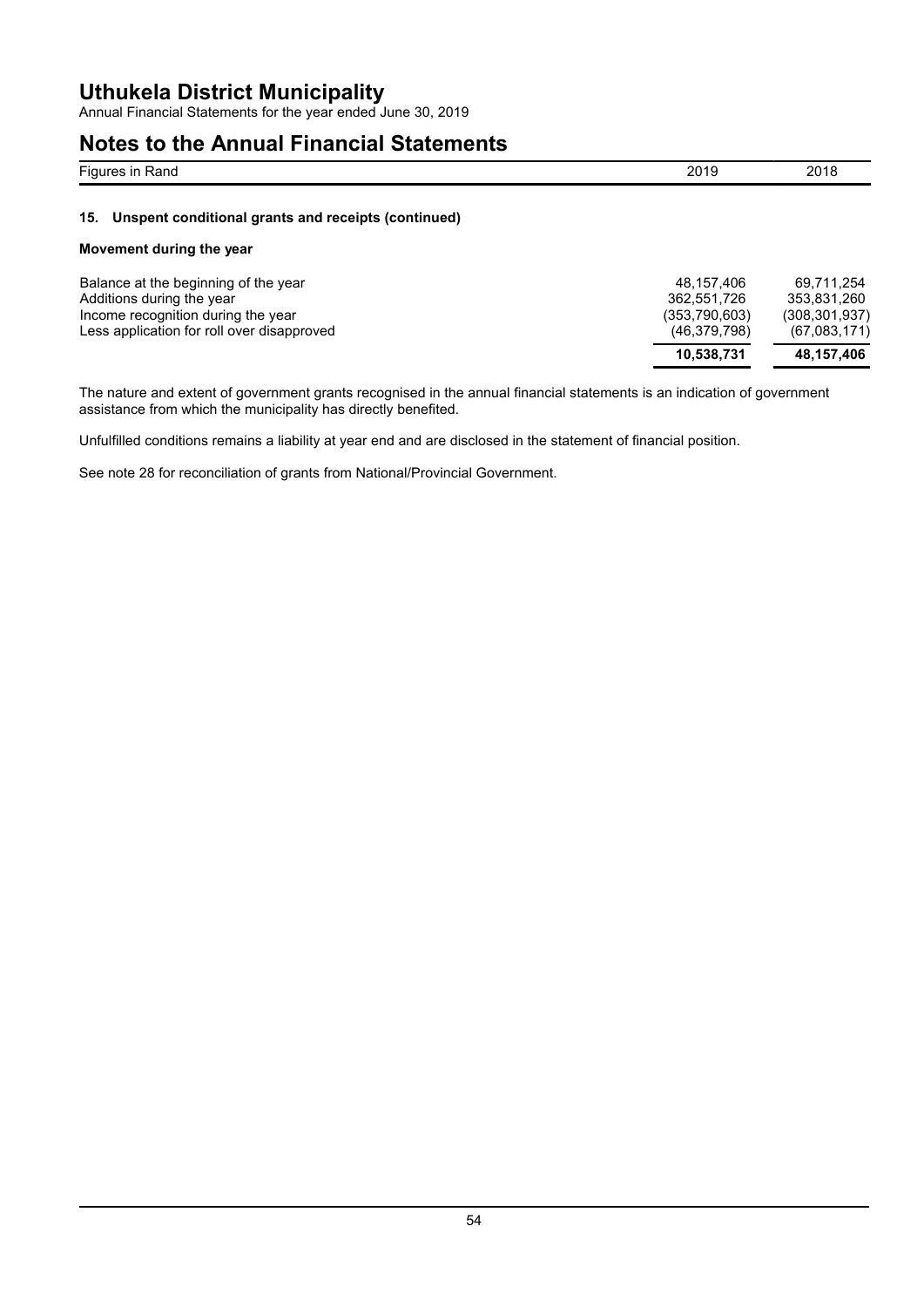# Uthukela District Municipality

Annual Financial Statements for the year ended June 30, 2019

## Notes to the Annual Financial Statements

| Figures in Rand | 2019 | 2018 |
|---|---|---|

### 15. Unspent conditional grants and receipts (continued)

**Movement during the year**

| | 2019 | 2018 |
|---|---|---|
| Balance at the beginning of the year | 48,157,406 | 69,711,254 |
| Additions during the year | 362,551,726 | 353,831,260 |
| Income recognition during the year | (353,790,603) | (308,301,937) |
| Less application for roll over disapproved | (46,379,798) | (67,083,171) |
| | **10,538,731** | **48,157,406** |

The nature and extent of government grants recognised in the annual financial statements is an indication of government assistance from which the municipality has directly benefited.

Unfulfilled conditions remains a liability at year end and are disclosed in the statement of financial position.

See note 28 for reconciliation of grants from National/Provincial Government.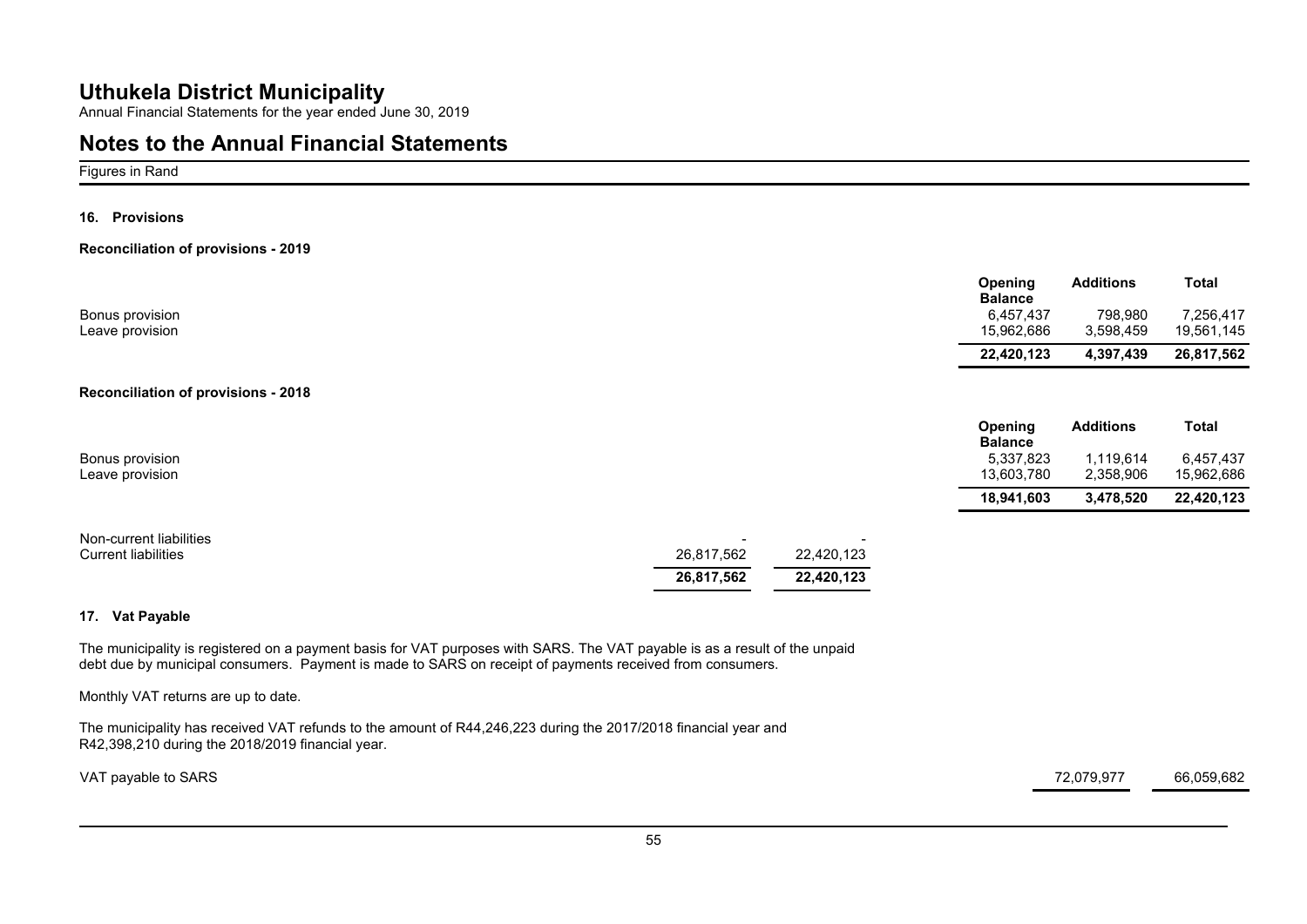## Uthukela District Municipality

Annual Financial Statements for the year ended June 30, 2019

## Notes to the Annual Financial Statements

Figures in Rand

### 16. Provisions

**Reconciliation of provisions - 2019**

| | Opening Balance | Additions | Total |
|---|---|---|---|
| Bonus provision | 6,457,437 | 798,980 | 7,256,417 |
| Leave provision | 15,962,686 | 3,598,459 | 19,561,145 |
| | **22,420,123** | **4,397,439** | **26,817,562** |

**Reconciliation of provisions - 2018**

| | Opening Balance | Additions | Total |
|---|---|---|---|
| Bonus provision | 5,337,823 | 1,119,614 | 6,457,437 |
| Leave provision | 13,603,780 | 2,358,906 | 15,962,686 |
| | **18,941,603** | **3,478,520** | **22,420,123** |

| | 2019 | 2018 |
|---|---|---|
| Non-current liabilities | - | - |
| Current liabilities | 26,817,562 | 22,420,123 |
| | **26,817,562** | **22,420,123** |

### 17. Vat Payable

The municipality is registered on a payment basis for VAT purposes with SARS. The VAT payable is as a result of the unpaid debt due by municipal consumers. Payment is made to SARS on receipt of payments received from consumers.

Monthly VAT returns are up to date.

The municipality has received VAT refunds to the amount of R44,246,223 during the 2017/2018 financial year and R42,398,210 during the 2018/2019 financial year.

| | 2019 | 2018 |
|---|---|---|
| VAT payable to SARS | 72,079,977 | 66,059,682 |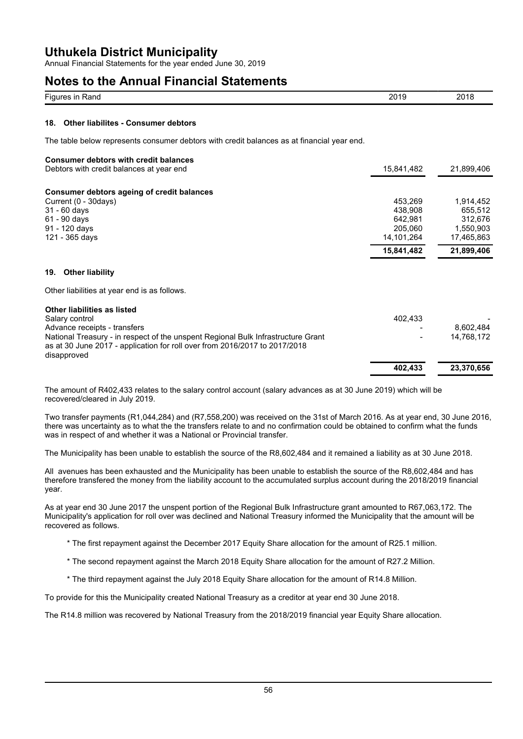# Uthukela District Municipality

Annual Financial Statements for the year ended June 30, 2019

## Notes to the Annual Financial Statements

| Figures in Rand | 2019 | 2018 |
|---|---|---|

### 18. Other liabilites - Consumer debtors

The table below represents consumer debtors with credit balances as at financial year end.

| | 2019 | 2018 |
|---|---|---|
| **Consumer debtors with credit balances** | | |
| Debtors with credit balances at year end | 15,841,482 | 21,899,406 |
| | | |
| **Consumer debtors ageing of credit balances** | | |
| Current (0 - 30days) | 453,269 | 1,914,452 |
| 31 - 60 days | 438,908 | 655,512 |
| 61 - 90 days | 642,981 | 312,676 |
| 91 - 120 days | 205,060 | 1,550,903 |
| 121 - 365 days | 14,101,264 | 17,465,863 |
| | **15,841,482** | **21,899,406** |

### 19. Other liability

Other liabilities at year end is as follows.

| | 2019 | 2018 |
|---|---|---|
| **Other liabilities as listed** | | |
| Salary control | 402,433 | - |
| Advance receipts - transfers | - | 8,602,484 |
| National Treasury - in respect of the unspent Regional Bulk Infrastructure Grant as at 30 June 2017 - application for roll over from 2016/2017 to 2017/2018 disapproved | - | 14,768,172 |
| | **402,433** | **23,370,656** |

The amount of R402,433 relates to the salary control account (salary advances as at 30 June 2019) which will be recovered/cleared in July 2019.

Two transfer payments (R1,044,284) and (R7,558,200) was received on the 31st of March 2016. As at year end, 30 June 2016, there was uncertainty as to what the the transfers relate to and no confirmation could be obtained to confirm what the funds was in respect of and whether it was a National or Provincial transfer.

The Municipality has been unable to establish the source of the R8,602,484 and it remained a liability as at 30 June 2018.

All avenues has been exhausted and the Municipality has been unable to establish the source of the R8,602,484 and has therefore transfered the money from the liability account to the accumulated surplus account during the 2018/2019 financial year.

As at year end 30 June 2017 the unspent portion of the Regional Bulk Infrastructure grant amounted to R67,063,172. The Municipality's application for roll over was declined and National Treasury informed the Municipality that the amount will be recovered as follows.

- The first repayment against the December 2017 Equity Share allocation for the amount of R25.1 million.
- The second repayment against the March 2018 Equity Share allocation for the amount of R27.2 Million.
- The third repayment against the July 2018 Equity Share allocation for the amount of R14.8 Million.

To provide for this the Municipality created National Treasury as a creditor at year end 30 June 2018.

The R14.8 million was recovered by National Treasury from the 2018/2019 financial year Equity Share allocation.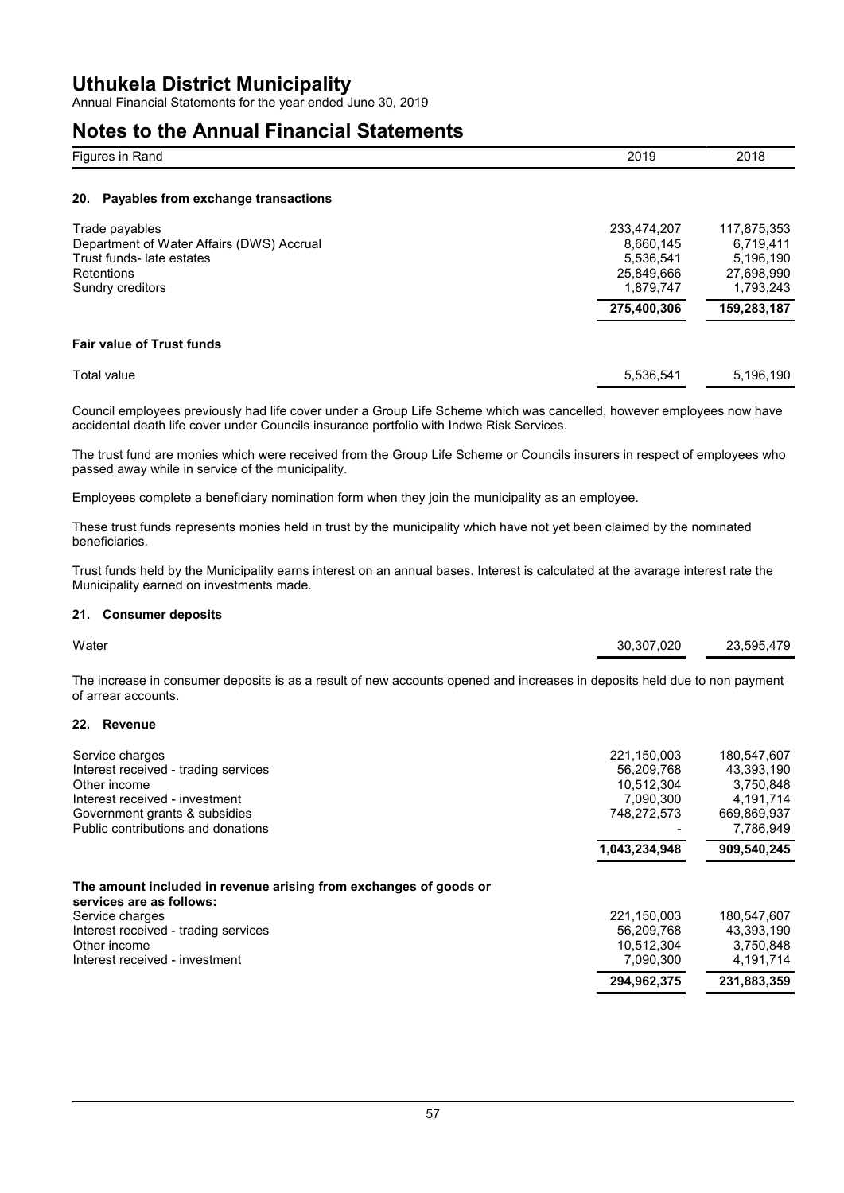# Uthukela District Municipality

Annual Financial Statements for the year ended June 30, 2019

## Notes to the Annual Financial Statements

| Figures in Rand | 2019 | 2018 |
|---|---|---|

### 20. Payables from exchange transactions

| | 2019 | 2018 |
|---|---|---|
| Trade payables | 233,474,207 | 117,875,353 |
| Department of Water Affairs (DWS) Accrual | 8,660,145 | 6,719,411 |
| Trust funds- late estates | 5,536,541 | 5,196,190 |
| Retentions | 25,849,666 | 27,698,990 |
| Sundry creditors | 1,879,747 | 1,793,243 |
| | **275,400,306** | **159,283,187** |

**Fair value of Trust funds**

| | 2019 | 2018 |
|---|---|---|
| Total value | 5,536,541 | 5,196,190 |

Council employees previously had life cover under a Group Life Scheme which was cancelled, however employees now have accidental death life cover under Councils insurance portfolio with Indwe Risk Services.

The trust fund are monies which were received from the Group Life Scheme or Councils insurers in respect of employees who passed away while in service of the municipality.

Employees complete a beneficiary nomination form when they join the municipality as an employee.

These trust funds represents monies held in trust by the municipality which have not yet been claimed by the nominated beneficiaries.

Trust funds held by the Municipality earns interest on an annual bases. Interest is calculated at the avarage interest rate the Municipality earned on investments made.

### 21. Consumer deposits

| | 2019 | 2018 |
|---|---|---|
| Water | 30,307,020 | 23,595,479 |

The increase in consumer deposits is as a result of new accounts opened and increases in deposits held due to non payment of arrear accounts.

### 22. Revenue

| | 2019 | 2018 |
|---|---|---|
| Service charges | 221,150,003 | 180,547,607 |
| Interest received - trading services | 56,209,768 | 43,393,190 |
| Other income | 10,512,304 | 3,750,848 |
| Interest received - investment | 7,090,300 | 4,191,714 |
| Government grants & subsidies | 748,272,573 | 669,869,937 |
| Public contributions and donations | - | 7,786,949 |
| | **1,043,234,948** | **909,540,245** |

**The amount included in revenue arising from exchanges of goods or services are as follows:**

| | 2019 | 2018 |
|---|---|---|
| Service charges | 221,150,003 | 180,547,607 |
| Interest received - trading services | 56,209,768 | 43,393,190 |
| Other income | 10,512,304 | 3,750,848 |
| Interest received - investment | 7,090,300 | 4,191,714 |
| | **294,962,375** | **231,883,359** |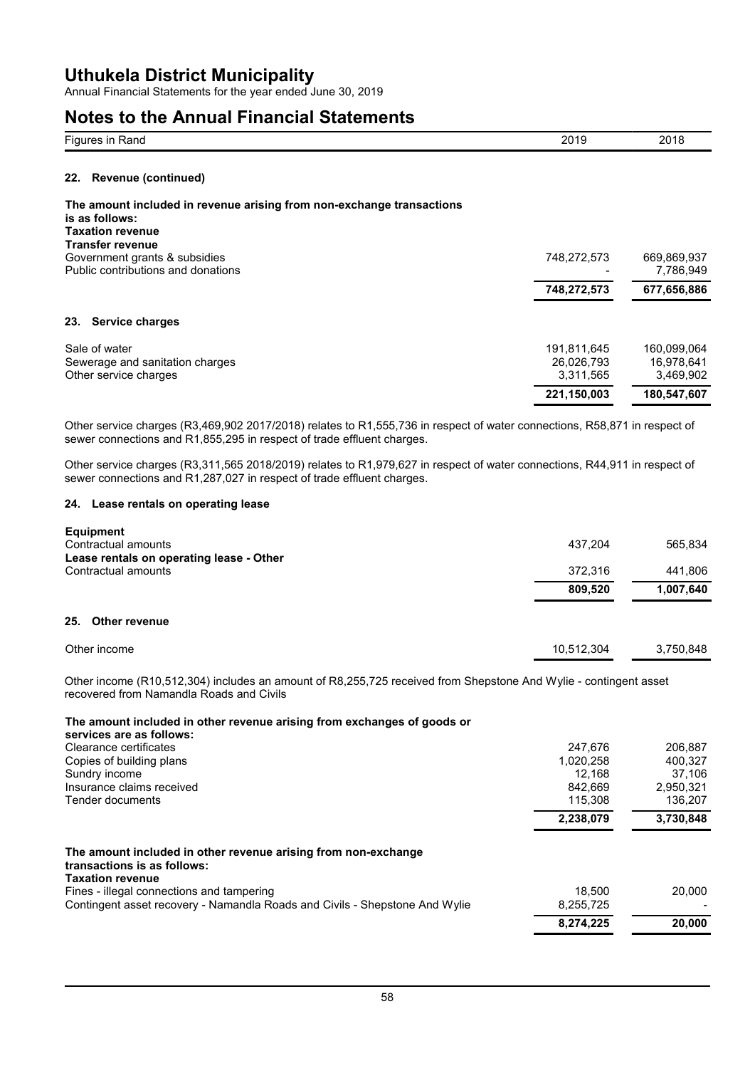# Uthukela District Municipality

Annual Financial Statements for the year ended June 30, 2019

## Notes to the Annual Financial Statements

| Figures in Rand | 2019 | 2018 |
|---|---|---|

### 22. Revenue (continued)

| **The amount included in revenue arising from non-exchange transactions is as follows:** | | |
|---|---|---|
| **Taxation revenue** | | |
| **Transfer revenue** | | |
| Government grants & subsidies | 748,272,573 | 669,869,937 |
| Public contributions and donations | - | 7,786,949 |
| | **748,272,573** | **677,656,886** |

### 23. Service charges

| | 2019 | 2018 |
|---|---|---|
| Sale of water | 191,811,645 | 160,099,064 |
| Sewerage and sanitation charges | 26,026,793 | 16,978,641 |
| Other service charges | 3,311,565 | 3,469,902 |
| | **221,150,003** | **180,547,607** |

Other service charges (R3,469,902 2017/2018) relates to R1,555,736 in respect of water connections, R58,871 in respect of sewer connections and R1,855,295 in respect of trade effluent charges.

Other service charges (R3,311,565 2018/2019) relates to R1,979,627 in respect of water connections, R44,911 in respect of sewer connections and R1,287,027 in respect of trade effluent charges.

### 24. Lease rentals on operating lease

| | 2019 | 2018 |
|---|---|---|
| **Equipment** | | |
| Contractual amounts | 437,204 | 565,834 |
| **Lease rentals on operating lease - Other** | | |
| Contractual amounts | 372,316 | 441,806 |
| | **809,520** | **1,007,640** |

### 25. Other revenue

| | 2019 | 2018 |
|---|---|---|
| Other income | 10,512,304 | 3,750,848 |

Other income (R10,512,304) includes an amount of R8,255,725 received from Shepstone And Wylie - contingent asset recovered from Namandla Roads and Civils

| **The amount included in other revenue arising from exchanges of goods or services are as follows:** | 2019 | 2018 |
|---|---|---|
| Clearance certificates | 247,676 | 206,887 |
| Copies of building plans | 1,020,258 | 400,327 |
| Sundry income | 12,168 | 37,106 |
| Insurance claims received | 842,669 | 2,950,321 |
| Tender documents | 115,308 | 136,207 |
| | **2,238,079** | **3,730,848** |

| **The amount included in other revenue arising from non-exchange transactions is as follows:** | 2019 | 2018 |
|---|---|---|
| **Taxation revenue** | | |
| Fines - illegal connections and tampering | 18,500 | 20,000 |
| Contingent asset recovery - Namandla Roads and Civils - Shepstone And Wylie | 8,255,725 | - |
| | **8,274,225** | **20,000** |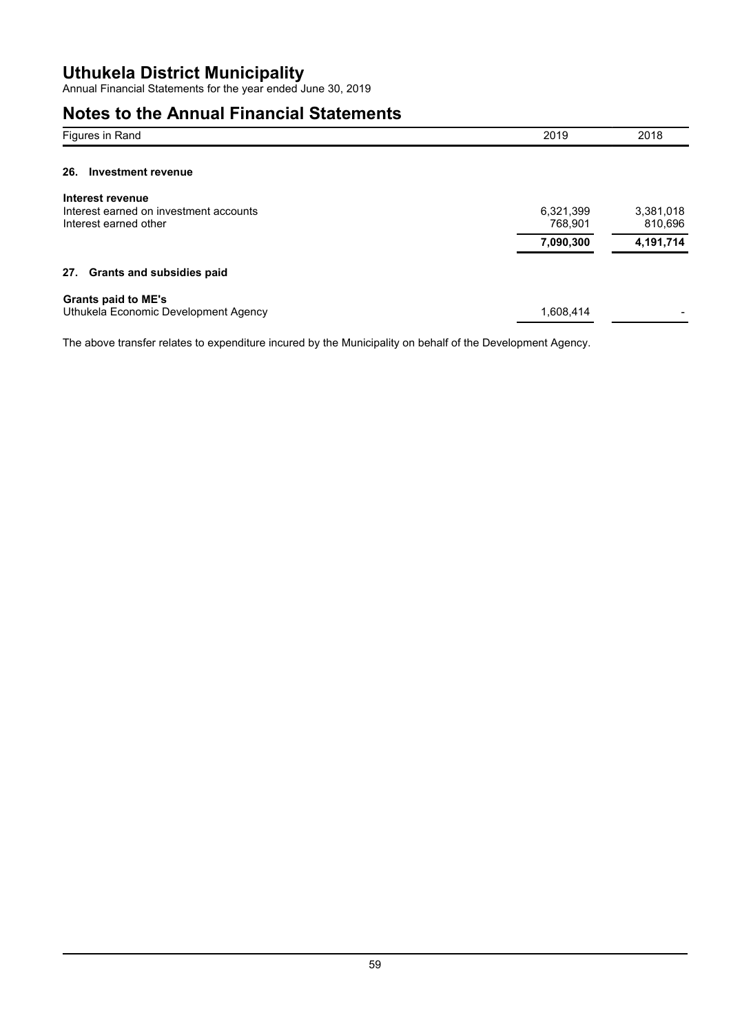# Uthukela District Municipality

Annual Financial Statements for the year ended June 30, 2019

## Notes to the Annual Financial Statements

| Figures in Rand | 2019 | 2018 |
|---|---|---|

### 26. Investment revenue

| | 2019 | 2018 |
|---|---|---|
| **Interest revenue** | | |
| Interest earned on investment accounts | 6,321,399 | 3,381,018 |
| Interest earned other | 768,901 | 810,696 |
| | **7,090,300** | **4,191,714** |

### 27. Grants and subsidies paid

| | 2019 | 2018 |
|---|---|---|
| **Grants paid to ME's** | | |
| Uthukela Economic Development Agency | 1,608,414 | - |

The above transfer relates to expenditure incured by the Municipality on behalf of the Development Agency.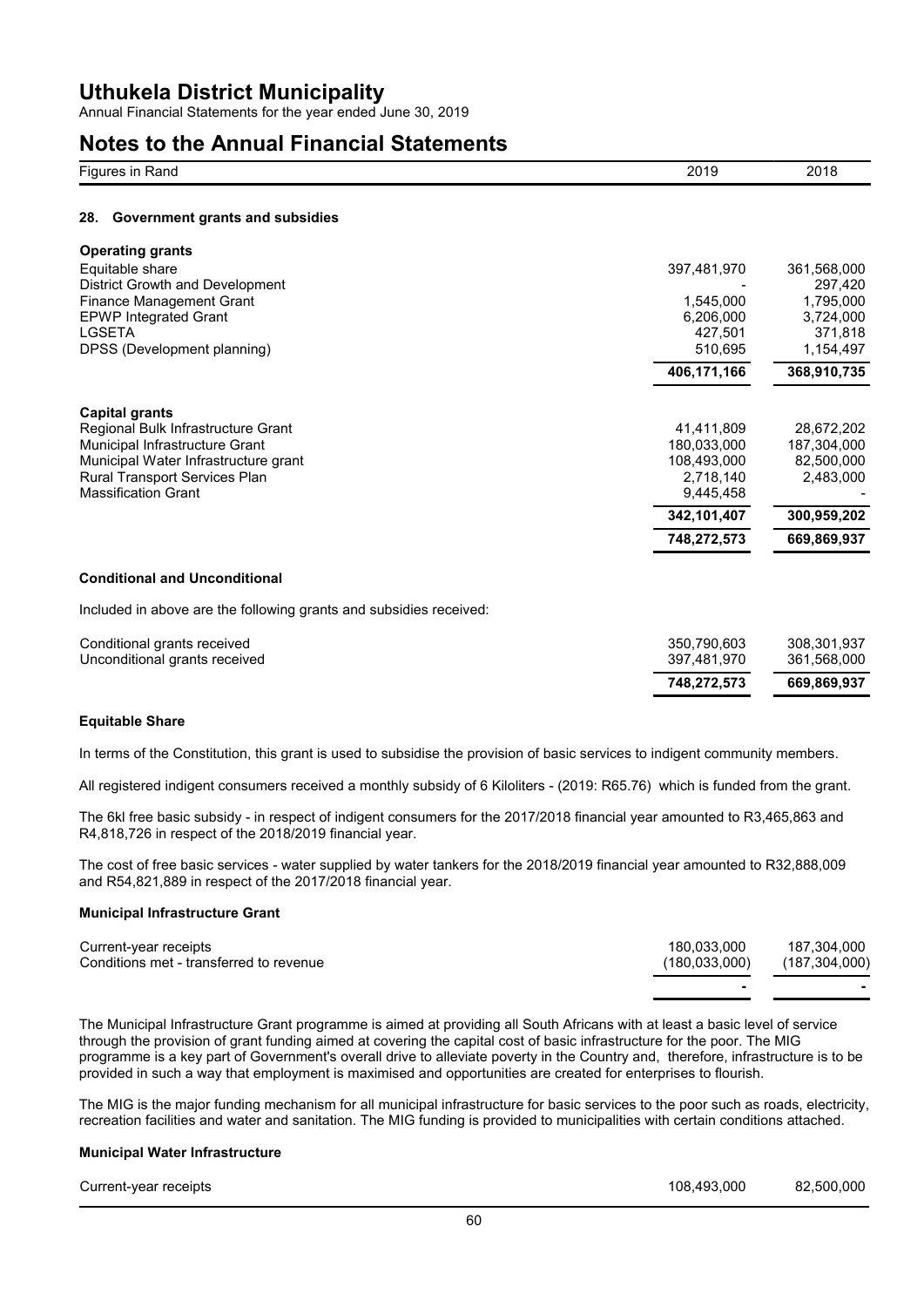# Uthukela District Municipality

Annual Financial Statements for the year ended June 30, 2019

## Notes to the Annual Financial Statements

| Figures in Rand | 2019 | 2018 |
|---|---|---|

### 28. Government grants and subsidies

| | 2019 | 2018 |
|---|---|---|
| **Operating grants** | | |
| Equitable share | 397,481,970 | 361,568,000 |
| District Growth and Development | - | 297,420 |
| Finance Management Grant | 1,545,000 | 1,795,000 |
| EPWP Integrated Grant | 6,206,000 | 3,724,000 |
| LGSETA | 427,501 | 371,818 |
| DPSS (Development planning) | 510,695 | 1,154,497 |
| | **406,171,166** | **368,910,735** |
| **Capital grants** | | |
| Regional Bulk Infrastructure Grant | 41,411,809 | 28,672,202 |
| Municipal Infrastructure Grant | 180,033,000 | 187,304,000 |
| Municipal Water Infrastructure grant | 108,493,000 | 82,500,000 |
| Rural Transport Services Plan | 2,718,140 | 2,483,000 |
| Massification Grant | 9,445,458 | - |
| | **342,101,407** | **300,959,202** |
| | **748,272,573** | **669,869,937** |

**Conditional and Unconditional**

Included in above are the following grants and subsidies received:

| | 2019 | 2018 |
|---|---|---|
| Conditional grants received | 350,790,603 | 308,301,937 |
| Unconditional grants received | 397,481,970 | 361,568,000 |
| | **748,272,573** | **669,869,937** |

**Equitable Share**

In terms of the Constitution, this grant is used to subsidise the provision of basic services to indigent community members.

All registered indigent consumers received a monthly subsidy of 6 Kiloliters - (2019: R65.76) which is funded from the grant.

The 6kl free basic subsidy - in respect of indigent consumers for the 2017/2018 financial year amounted to R3,465,863 and R4,818,726 in respect of the 2018/2019 financial year.

The cost of free basic services - water supplied by water tankers for the 2018/2019 financial year amounted to R32,888,009 and R54,821,889 in respect of the 2017/2018 financial year.

**Municipal Infrastructure Grant**

| | 2019 | 2018 |
|---|---|---|
| Current-year receipts | 180,033,000 | 187,304,000 |
| Conditions met - transferred to revenue | (180,033,000) | (187,304,000) |
| | - | - |

The Municipal Infrastructure Grant programme is aimed at providing all South Africans with at least a basic level of service through the provision of grant funding aimed at covering the capital cost of basic infrastructure for the poor. The MIG programme is a key part of Government's overall drive to alleviate poverty in the Country and, therefore, infrastructure is to be provided in such a way that employment is maximised and opportunities are created for enterprises to flourish.

The MIG is the major funding mechanism for all municipal infrastructure for basic services to the poor such as roads, electricity, recreation facilities and water and sanitation. The MIG funding is provided to municipalities with certain conditions attached.

**Municipal Water Infrastructure**

| | 2019 | 2018 |
|---|---|---|
| Current-year receipts | 108,493,000 | 82,500,000 |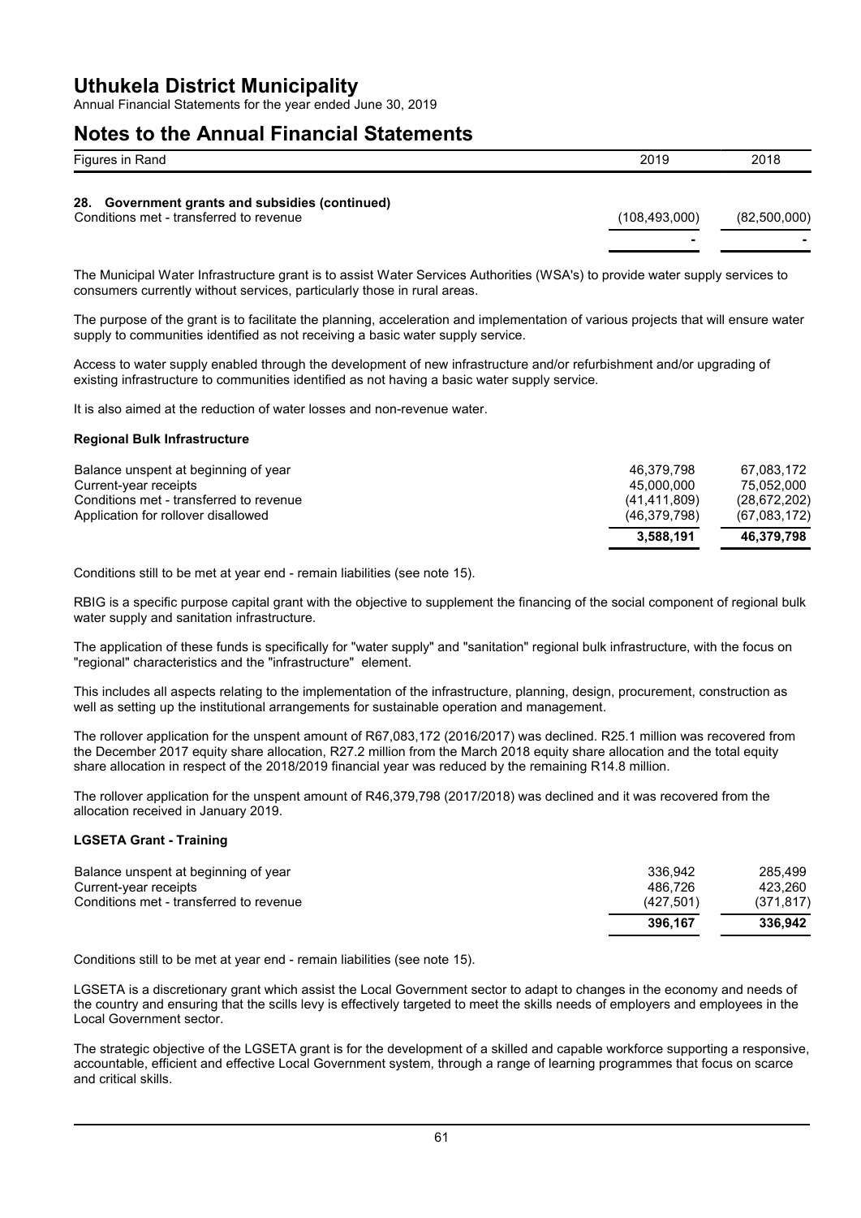## 28. Government grants and subsidies (continued)

| Figures in Rand | 2019 | 2018 |
|---|---|---|
| Conditions met - transferred to revenue | (108,493,000) | (82,500,000) |
| | - | - |

The Municipal Water Infrastructure grant is to assist Water Services Authorities (WSA's) to provide water supply services to consumers currently without services, particularly those in rural areas.

The purpose of the grant is to facilitate the planning, acceleration and implementation of various projects that will ensure water supply to communities identified as not receiving a basic water supply service.

Access to water supply enabled through the development of new infrastructure and/or refurbishment and/or upgrading of existing infrastructure to communities identified as not having a basic water supply service.

It is also aimed at the reduction of water losses and non-revenue water.

### Regional Bulk Infrastructure

| | 2019 | 2018 |
|---|---|---|
| Balance unspent at beginning of year | 46,379,798 | 67,083,172 |
| Current-year receipts | 45,000,000 | 75,052,000 |
| Conditions met - transferred to revenue | (41,411,809) | (28,672,202) |
| Application for rollover disallowed | (46,379,798) | (67,083,172) |
| | **3,588,191** | **46,379,798** |

Conditions still to be met at year end - remain liabilities (see note 15).

RBIG is a specific purpose capital grant with the objective to supplement the financing of the social component of regional bulk water supply and sanitation infrastructure.

The application of these funds is specifically for "water supply" and "sanitation" regional bulk infrastructure, with the focus on "regional" characteristics and the "infrastructure" element.

This includes all aspects relating to the implementation of the infrastructure, planning, design, procurement, construction as well as setting up the institutional arrangements for sustainable operation and management.

The rollover application for the unspent amount of R67,083,172 (2016/2017) was declined. R25.1 million was recovered from the December 2017 equity share allocation, R27.2 million from the March 2018 equity share allocation and the total equity share allocation in respect of the 2018/2019 financial year was reduced by the remaining R14.8 million.

The rollover application for the unspent amount of R46,379,798 (2017/2018) was declined and it was recovered from the allocation received in January 2019.

### LGSETA Grant - Training

| | 2019 | 2018 |
|---|---|---|
| Balance unspent at beginning of year | 336,942 | 285,499 |
| Current-year receipts | 486,726 | 423,260 |
| Conditions met - transferred to revenue | (427,501) | (371,817) |
| | **396,167** | **336,942** |

Conditions still to be met at year end - remain liabilities (see note 15).

LGSETA is a discretionary grant which assist the Local Government sector to adapt to changes in the economy and needs of the country and ensuring that the scills levy is effectively targeted to meet the skills needs of employers and employees in the Local Government sector.

The strategic objective of the LGSETA grant is for the development of a skilled and capable workforce supporting a responsive, accountable, efficient and effective Local Government system, through a range of learning programmes that focus on scarce and critical skills.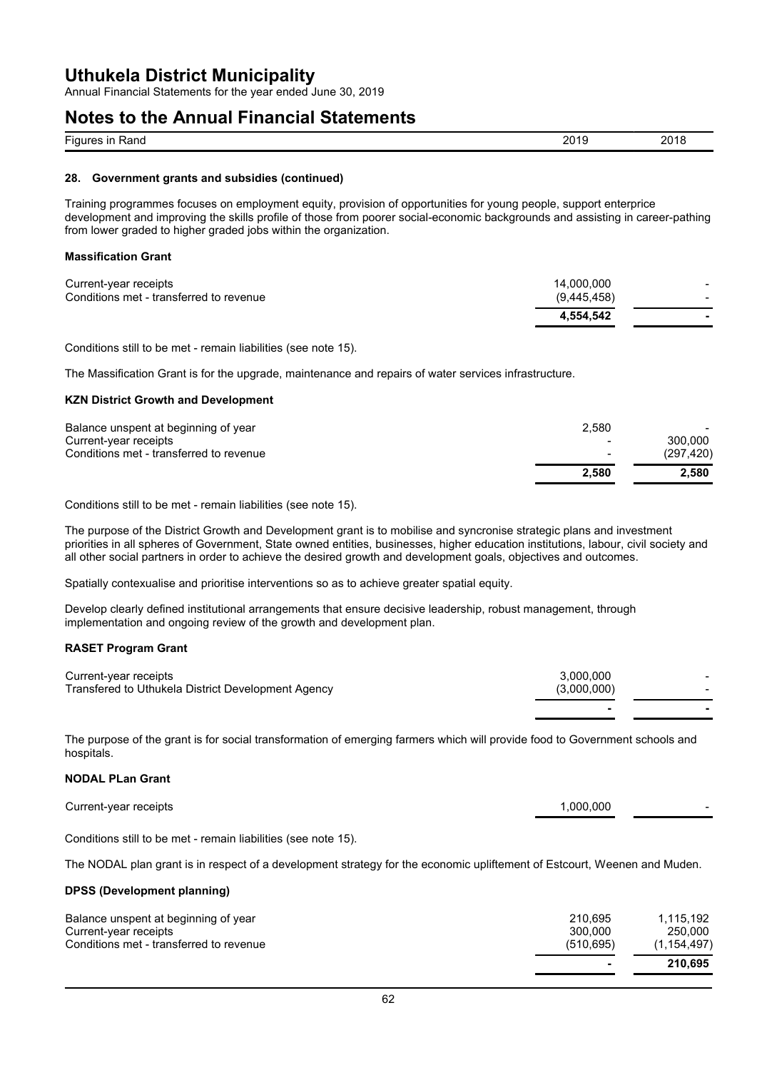# Uthukela District Municipality

Annual Financial Statements for the year ended June 30, 2019

## Notes to the Annual Financial Statements

| Figures in Rand | 2019 | 2018 |
|---|---|---|

### 28. Government grants and subsidies (continued)

Training programmes focuses on employment equity, provision of opportunities for young people, support enterprice development and improving the skills profile of those from poorer social-economic backgrounds and assisting in career-pathing from lower graded to higher graded jobs within the organization.

**Massification Grant**

| | 2019 | 2018 |
|---|---|---|
| Current-year receipts | 14,000,000 | - |
| Conditions met - transferred to revenue | (9,445,458) | - |
| | **4,554,542** | **-** |

Conditions still to be met - remain liabilities (see note 15).

The Massification Grant is for the upgrade, maintenance and repairs of water services infrastructure.

**KZN District Growth and Development**

| | 2019 | 2018 |
|---|---|---|
| Balance unspent at beginning of year | 2,580 | - |
| Current-year receipts | - | 300,000 |
| Conditions met - transferred to revenue | - | (297,420) |
| | **2,580** | **2,580** |

Conditions still to be met - remain liabilities (see note 15).

The purpose of the District Growth and Development grant is to mobilise and syncronise strategic plans and investment priorities in all spheres of Government, State owned entities, businesses, higher education institutions, labour, civil society and all other social partners in order to achieve the desired growth and development goals, objectives and outcomes.

Spatially contexualise and prioritise interventions so as to achieve greater spatial equity.

Develop clearly defined institutional arrangements that ensure decisive leadership, robust management, through implementation and ongoing review of the growth and development plan.

**RASET Program Grant**

| | 2019 | 2018 |
|---|---|---|
| Current-year receipts | 3,000,000 | - |
| Transfered to Uthukela District Development Agency | (3,000,000) | - |
| | **-** | **-** |

The purpose of the grant is for social transformation of emerging farmers which will provide food to Government schools and hospitals.

**NODAL PLan Grant**

| | 2019 | 2018 |
|---|---|---|
| Current-year receipts | 1,000,000 | - |

Conditions still to be met - remain liabilities (see note 15).

The NODAL plan grant is in respect of a development strategy for the economic upliftement of Estcourt, Weenen and Muden.

**DPSS (Development planning)**

| | 2019 | 2018 |
|---|---|---|
| Balance unspent at beginning of year | 210,695 | 1,115,192 |
| Current-year receipts | 300,000 | 250,000 |
| Conditions met - transferred to revenue | (510,695) | (1,154,497) |
| | **-** | **210,695** |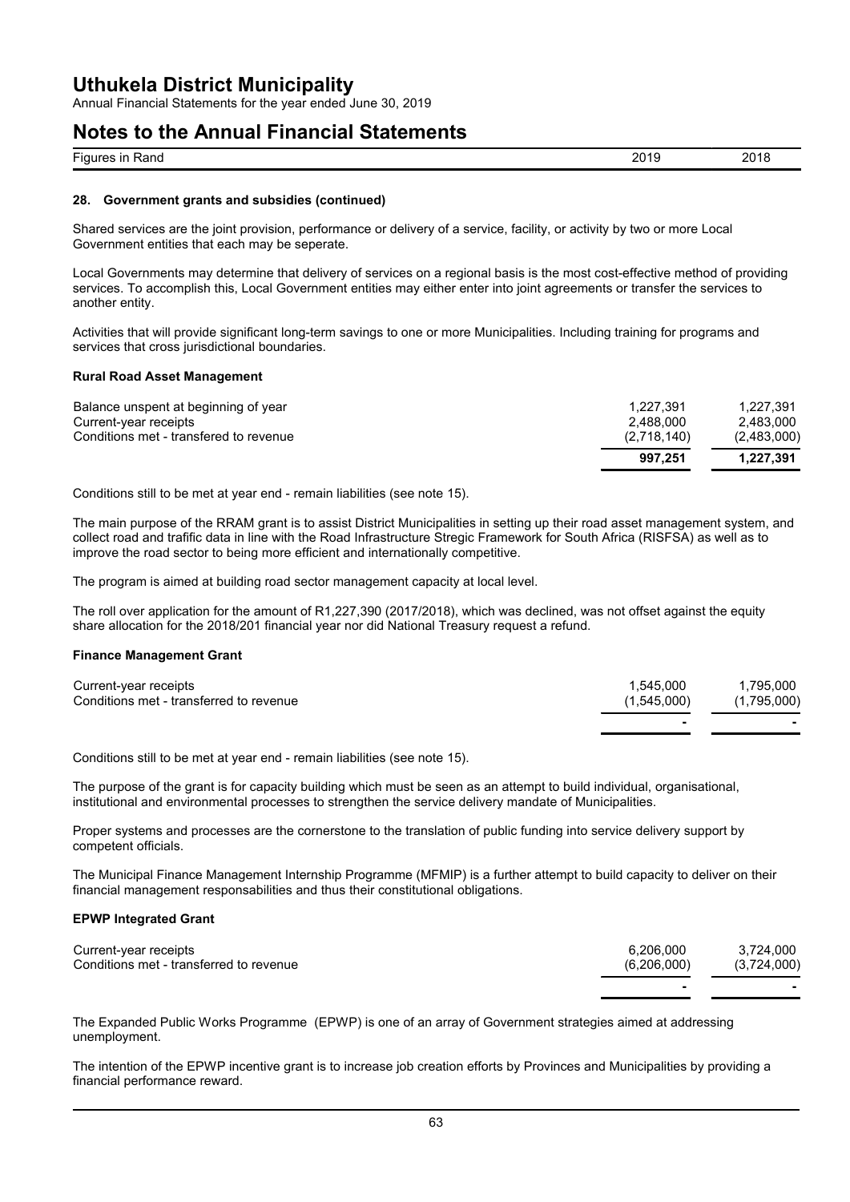**28. Government grants and subsidies (continued)**

Shared services are the joint provision, performance or delivery of a service, facility, or activity by two or more Local Government entities that each may be seperate.

Local Governments may determine that delivery of services on a regional basis is the most cost-effective method of providing services. To accomplish this, Local Government entities may either enter into joint agreements or transfer the services to another entity.

Activities that will provide significant long-term savings to one or more Municipalities. Including training for programs and services that cross jurisdictional boundaries.

**Rural Road Asset Management**

| Figures in Rand | 2019 | 2018 |
|---|---|---|
| Balance unspent at beginning of year | 1,227,391 | 1,227,391 |
| Current-year receipts | 2,488,000 | 2,483,000 |
| Conditions met - transfered to revenue | (2,718,140) | (2,483,000) |
| | **997,251** | **1,227,391** |

Conditions still to be met at year end - remain liabilities (see note 15).

The main purpose of the RRAM grant is to assist District Municipalities in setting up their road asset management system, and collect road and trafific data in line with the Road Infrastructure Stregic Framework for South Africa (RISFSA) as well as to improve the road sector to being more efficient and internationally competitive.

The program is aimed at building road sector management capacity at local level.

The roll over application for the amount of R1,227,390 (2017/2018), which was declined, was not offset against the equity share allocation for the 2018/201 financial year nor did National Treasury request a refund.

**Finance Management Grant**

| Figures in Rand | 2019 | 2018 |
|---|---|---|
| Current-year receipts | 1,545,000 | 1,795,000 |
| Conditions met - transferred to revenue | (1,545,000) | (1,795,000) |
| | - | - |

Conditions still to be met at year end - remain liabilities (see note 15).

The purpose of the grant is for capacity building which must be seen as an attempt to build individual, organisational, institutional and environmental processes to strengthen the service delivery mandate of Municipalities.

Proper systems and processes are the cornerstone to the translation of public funding into service delivery support by competent officials.

The Municipal Finance Management Internship Programme (MFMIP) is a further attempt to build capacity to deliver on their financial management responsabilities and thus their constitutional obligations.

**EPWP Integrated Grant**

| Figures in Rand | 2019 | 2018 |
|---|---|---|
| Current-year receipts | 6,206,000 | 3,724,000 |
| Conditions met - transferred to revenue | (6,206,000) | (3,724,000) |
| | - | - |

The Expanded Public Works Programme (EPWP) is one of an array of Government strategies aimed at addressing unemployment.

The intention of the EPWP incentive grant is to increase job creation efforts by Provinces and Municipalities by providing a financial performance reward.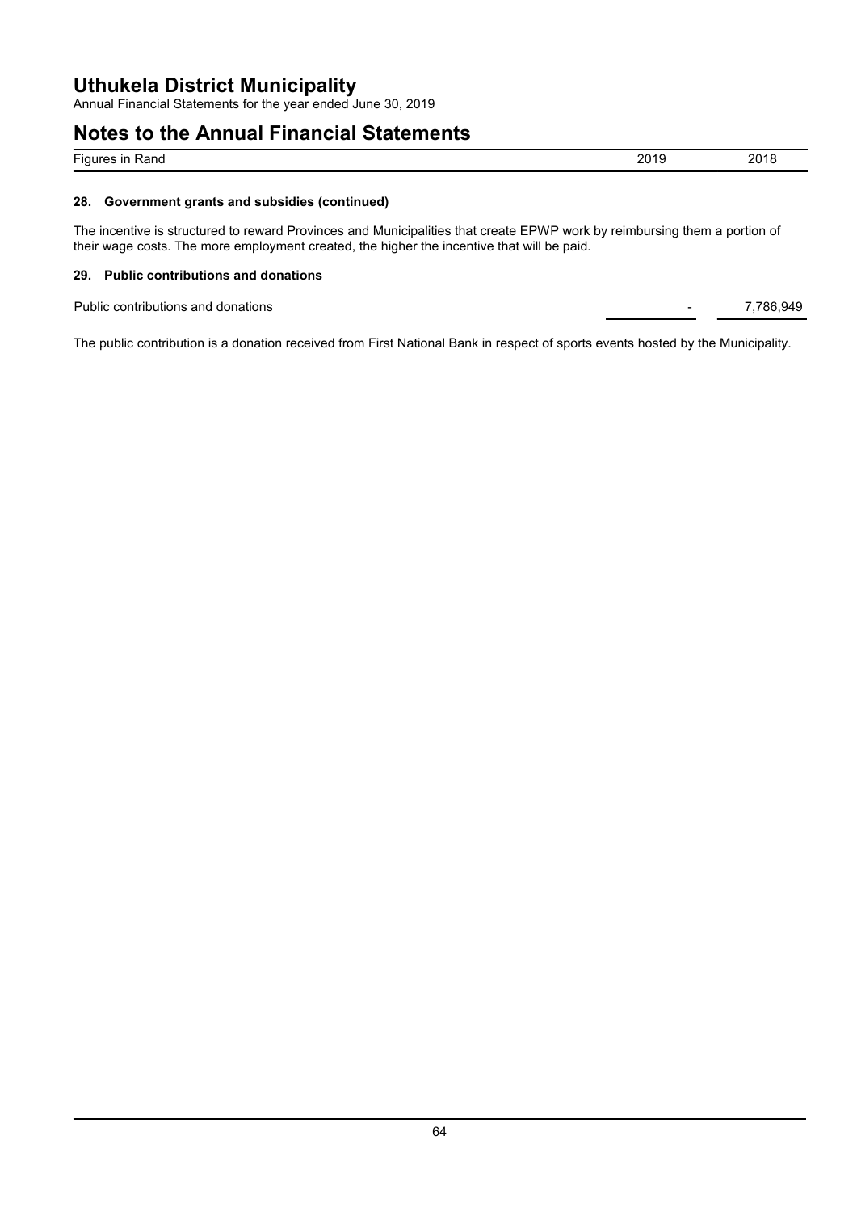# Uthukela District Municipality

Annual Financial Statements for the year ended June 30, 2019

## Notes to the Annual Financial Statements

| Figures in Rand | 2019 | 2018 |
|---|---|---|

### 28. Government grants and subsidies (continued)

The incentive is structured to reward Provinces and Municipalities that create EPWP work by reimbursing them a portion of their wage costs. The more employment created, the higher the incentive that will be paid.

### 29. Public contributions and donations

| | 2019 | 2018 |
|---|---|---|
| Public contributions and donations | - | 7,786,949 |

The public contribution is a donation received from First National Bank in respect of sports events hosted by the Municipality.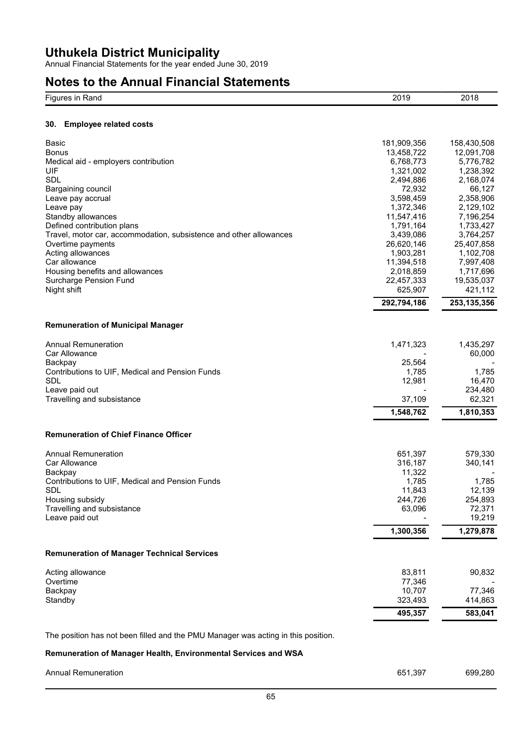# Uthukela District Municipality

Annual Financial Statements for the year ended June 30, 2019

# Notes to the Annual Financial Statements

| Figures in Rand | 2019 | 2018 |
|---|---|---|

## 30. Employee related costs

| | 2019 | 2018 |
|---|---|---|
| Basic | 181,909,356 | 158,430,508 |
| Bonus | 13,458,722 | 12,091,708 |
| Medical aid - employers contribution | 6,768,773 | 5,776,782 |
| UIF | 1,321,002 | 1,238,392 |
| SDL | 2,494,886 | 2,168,074 |
| Bargaining council | 72,932 | 66,127 |
| Leave pay accrual | 3,598,459 | 2,358,906 |
| Leave pay | 1,372,346 | 2,129,102 |
| Standby allowances | 11,547,416 | 7,196,254 |
| Defined contribution plans | 1,791,164 | 1,733,427 |
| Travel, motor car, accommodation, subsistence and other allowances | 3,439,086 | 3,764,257 |
| Overtime payments | 26,620,146 | 25,407,858 |
| Acting allowances | 1,903,281 | 1,102,708 |
| Car allowance | 11,394,518 | 7,997,408 |
| Housing benefits and allowances | 2,018,859 | 1,717,696 |
| Surcharge Pension Fund | 22,457,333 | 19,535,037 |
| Night shift | 625,907 | 421,112 |
| | **292,794,186** | **253,135,356** |

### Remuneration of Municipal Manager

| | 2019 | 2018 |
|---|---|---|
| Annual Remuneration | 1,471,323 | 1,435,297 |
| Car Allowance | - | 60,000 |
| Backpay | 25,564 | - |
| Contributions to UIF, Medical and Pension Funds | 1,785 | 1,785 |
| SDL | 12,981 | 16,470 |
| Leave paid out | - | 234,480 |
| Travelling and subsistance | 37,109 | 62,321 |
| | **1,548,762** | **1,810,353** |

### Remuneration of Chief Finance Officer

| | 2019 | 2018 |
|---|---|---|
| Annual Remuneration | 651,397 | 579,330 |
| Car Allowance | 316,187 | 340,141 |
| Backpay | 11,322 | - |
| Contributions to UIF, Medical and Pension Funds | 1,785 | 1,785 |
| SDL | 11,843 | 12,139 |
| Housing subsidy | 244,726 | 254,893 |
| Travelling and subsistance | 63,096 | 72,371 |
| Leave paid out | - | 19,219 |
| | **1,300,356** | **1,279,878** |

### Remuneration of Manager Technical Services

| | 2019 | 2018 |
|---|---|---|
| Acting allowance | 83,811 | 90,832 |
| Overtime | 77,346 | - |
| Backpay | 10,707 | 77,346 |
| Standby | 323,493 | 414,863 |
| | **495,357** | **583,041** |

The position has not been filled and the PMU Manager was acting in this position.

### Remuneration of Manager Health, Environmental Services and WSA

| | 2019 | 2018 |
|---|---|---|
| Annual Remuneration | 651,397 | 699,280 |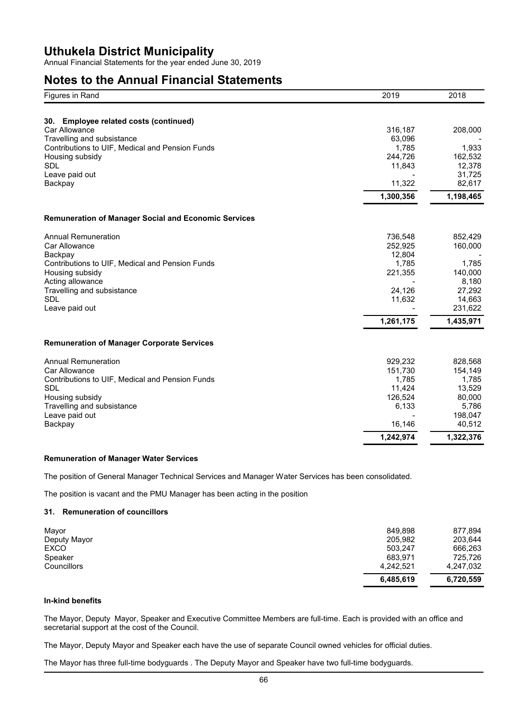# Uthukela District Municipality

Annual Financial Statements for the year ended June 30, 2019

# Notes to the Annual Financial Statements

| Figures in Rand | 2019 | 2018 |
|---|---|---|

### 30. Employee related costs (continued)

| | 2019 | 2018 |
|---|---|---|
| Car Allowance | 316,187 | 208,000 |
| Travelling and subsistance | 63,096 | - |
| Contributions to UIF, Medical and Pension Funds | 1,785 | 1,933 |
| Housing subsidy | 244,726 | 162,532 |
| SDL | 11,843 | 12,378 |
| Leave paid out | - | 31,725 |
| Backpay | 11,322 | 82,617 |
| | **1,300,356** | **1,198,465** |

**Remuneration of Manager Social and Economic Services**

| | 2019 | 2018 |
|---|---|---|
| Annual Remuneration | 736,548 | 852,429 |
| Car Allowance | 252,925 | 160,000 |
| Backpay | 12,804 | - |
| Contributions to UIF, Medical and Pension Funds | 1,785 | 1,785 |
| Housing subsidy | 221,355 | 140,000 |
| Acting allowance | - | 8,180 |
| Travelling and subsistance | 24,126 | 27,292 |
| SDL | 11,632 | 14,663 |
| Leave paid out | - | 231,622 |
| | **1,261,175** | **1,435,971** |

**Remuneration of Manager Corporate Services**

| | 2019 | 2018 |
|---|---|---|
| Annual Remuneration | 929,232 | 828,568 |
| Car Allowance | 151,730 | 154,149 |
| Contributions to UIF, Medical and Pension Funds | 1,785 | 1,785 |
| SDL | 11,424 | 13,529 |
| Housing subsidy | 126,524 | 80,000 |
| Travelling and subsistance | 6,133 | 5,786 |
| Leave paid out | - | 198,047 |
| Backpay | 16,146 | 40,512 |
| | **1,242,974** | **1,322,376** |

**Remuneration of Manager Water Services**

The position of General Manager Technical Services and Manager Water Services has been consolidated.

The position is vacant and the PMU Manager has been acting in the position

### 31. Remuneration of councillors

| | 2019 | 2018 |
|---|---|---|
| Mayor | 849,898 | 877,894 |
| Deputy Mayor | 205,982 | 203,644 |
| EXCO | 503,247 | 666,263 |
| Speaker | 683,971 | 725,726 |
| Councillors | 4,242,521 | 4,247,032 |
| | **6,485,619** | **6,720,559** |

**In-kind benefits**

The Mayor, Deputy Mayor, Speaker and Executive Committee Members are full-time. Each is provided with an office and secretarial support at the cost of the Council.

The Mayor, Deputy Mayor and Speaker each have the use of separate Council owned vehicles for official duties.

The Mayor has three full-time bodyguards . The Deputy Mayor and Speaker have two full-time bodyguards.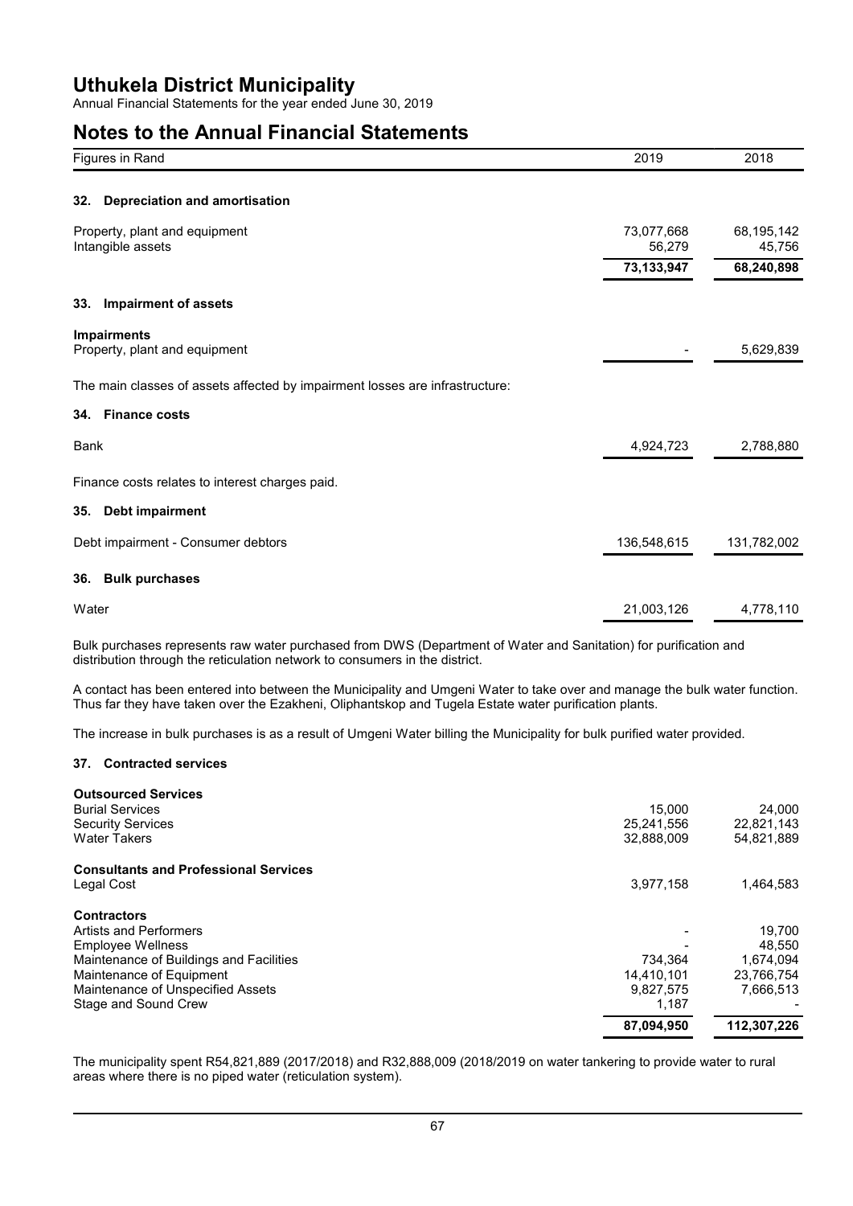# Uthukela District Municipality

Annual Financial Statements for the year ended June 30, 2019

## Notes to the Annual Financial Statements

| Figures in Rand | 2019 | 2018 |
|---|---|---|

### 32. Depreciation and amortisation

| | 2019 | 2018 |
|---|---|---|
| Property, plant and equipment | 73,077,668 | 68,195,142 |
| Intangible assets | 56,279 | 45,756 |
| | **73,133,947** | **68,240,898** |

### 33. Impairment of assets

| | 2019 | 2018 |
|---|---|---|
| **Impairments** | | |
| Property, plant and equipment | - | 5,629,839 |

The main classes of assets affected by impairment losses are infrastructure:

### 34. Finance costs

| | 2019 | 2018 |
|---|---|---|
| Bank | 4,924,723 | 2,788,880 |

Finance costs relates to interest charges paid.

### 35. Debt impairment

| | 2019 | 2018 |
|---|---|---|
| Debt impairment - Consumer debtors | 136,548,615 | 131,782,002 |

### 36. Bulk purchases

| | 2019 | 2018 |
|---|---|---|
| Water | 21,003,126 | 4,778,110 |

Bulk purchases represents raw water purchased from DWS (Department of Water and Sanitation) for purification and distribution through the reticulation network to consumers in the district.

A contact has been entered into between the Municipality and Umgeni Water to take over and manage the bulk water function. Thus far they have taken over the Ezakheni, Oliphantskop and Tugela Estate water purification plants.

The increase in bulk purchases is as a result of Umgeni Water billing the Municipality for bulk purified water provided.

### 37. Contracted services

| | 2019 | 2018 |
|---|---|---|
| **Outsourced Services** | | |
| Burial Services | 15,000 | 24,000 |
| Security Services | 25,241,556 | 22,821,143 |
| Water Takers | 32,888,009 | 54,821,889 |
| **Consultants and Professional Services** | | |
| Legal Cost | 3,977,158 | 1,464,583 |
| **Contractors** | | |
| Artists and Performers | - | 19,700 |
| Employee Wellness | - | 48,550 |
| Maintenance of Buildings and Facilities | 734,364 | 1,674,094 |
| Maintenance of Equipment | 14,410,101 | 23,766,754 |
| Maintenance of Unspecified Assets | 9,827,575 | 7,666,513 |
| Stage and Sound Crew | 1,187 | - |
| | **87,094,950** | **112,307,226** |

The municipality spent R54,821,889 (2017/2018) and R32,888,009 (2018/2019 on water tankering to provide water to rural areas where there is no piped water (reticulation system).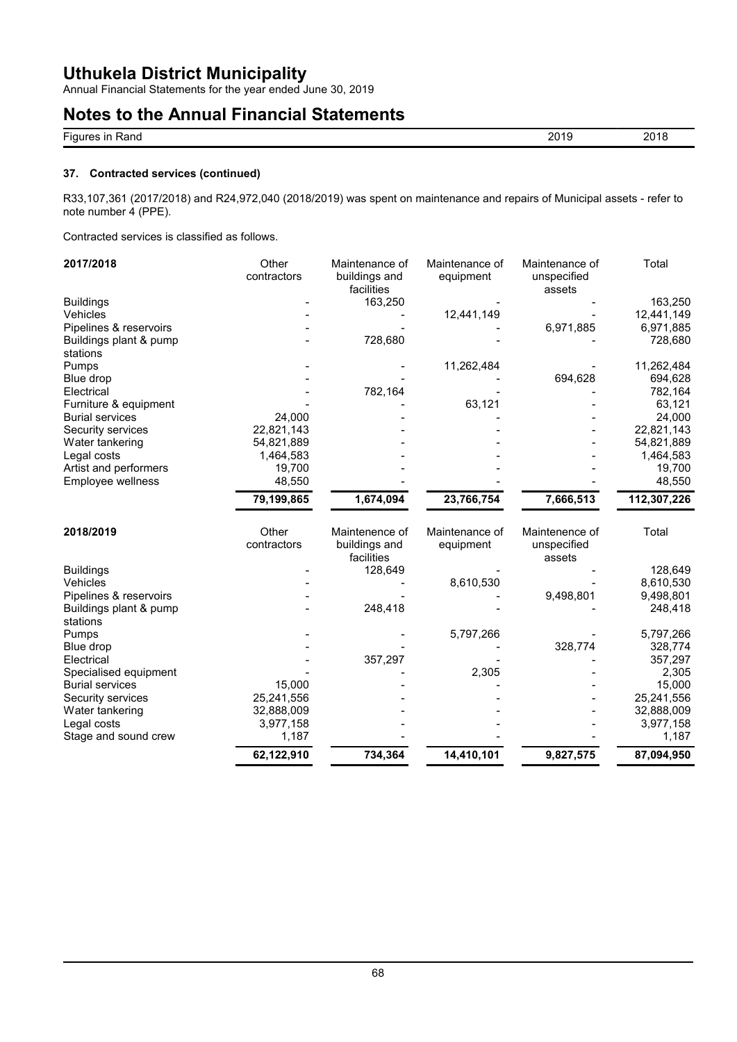# Uthukela District Municipality

Annual Financial Statements for the year ended June 30, 2019

## Notes to the Annual Financial Statements

| Figures in Rand | 2019 | 2018 |
|---|---|---|

### 37. Contracted services (continued)

R33,107,361 (2017/2018) and R24,972,040 (2018/2019) was spent on maintenance and repairs of Municipal assets - refer to note number 4 (PPE).

Contracted services is classified as follows.

| 2017/2018 | Other contractors | Maintenance of buildings and facilities | Maintenance of equipment | Maintenance of unspecified assets | Total |
|---|---|---|---|---|---|
| Buildings | - | 163,250 | - | - | 163,250 |
| Vehicles | - | - | 12,441,149 | - | 12,441,149 |
| Pipelines & reservoirs | - | - | - | 6,971,885 | 6,971,885 |
| Buildings plant & pump stations | - | 728,680 | - | - | 728,680 |
| Pumps | - | - | 11,262,484 | - | 11,262,484 |
| Blue drop | - | - | - | 694,628 | 694,628 |
| Electrical | - | 782,164 | - | - | 782,164 |
| Furniture & equipment | - | - | 63,121 | - | 63,121 |
| Burial services | 24,000 | - | - | - | 24,000 |
| Security services | 22,821,143 | - | - | - | 22,821,143 |
| Water tankering | 54,821,889 | - | - | - | 54,821,889 |
| Legal costs | 1,464,583 | - | - | - | 1,464,583 |
| Artist and performers | 19,700 | - | - | - | 19,700 |
| Employee wellness | 48,550 | - | - | - | 48,550 |
| | **79,199,865** | **1,674,094** | **23,766,754** | **7,666,513** | **112,307,226** |

| 2018/2019 | Other contractors | Maintenence of buildings and facilities | Maintenance of equipment | Maintenence of unspecified assets | Total |
|---|---|---|---|---|---|
| Buildings | - | 128,649 | - | - | 128,649 |
| Vehicles | - | - | 8,610,530 | - | 8,610,530 |
| Pipelines & reservoirs | - | - | - | 9,498,801 | 9,498,801 |
| Buildings plant & pump stations | - | 248,418 | - | - | 248,418 |
| Pumps | - | - | 5,797,266 | - | 5,797,266 |
| Blue drop | - | - | - | 328,774 | 328,774 |
| Electrical | - | 357,297 | - | - | 357,297 |
| Specialised equipment | - | - | 2,305 | - | 2,305 |
| Burial services | 15,000 | - | - | - | 15,000 |
| Security services | 25,241,556 | - | - | - | 25,241,556 |
| Water tankering | 32,888,009 | - | - | - | 32,888,009 |
| Legal costs | 3,977,158 | - | - | - | 3,977,158 |
| Stage and sound crew | 1,187 | - | - | - | 1,187 |
| | **62,122,910** | **734,364** | **14,410,101** | **9,827,575** | **87,094,950** |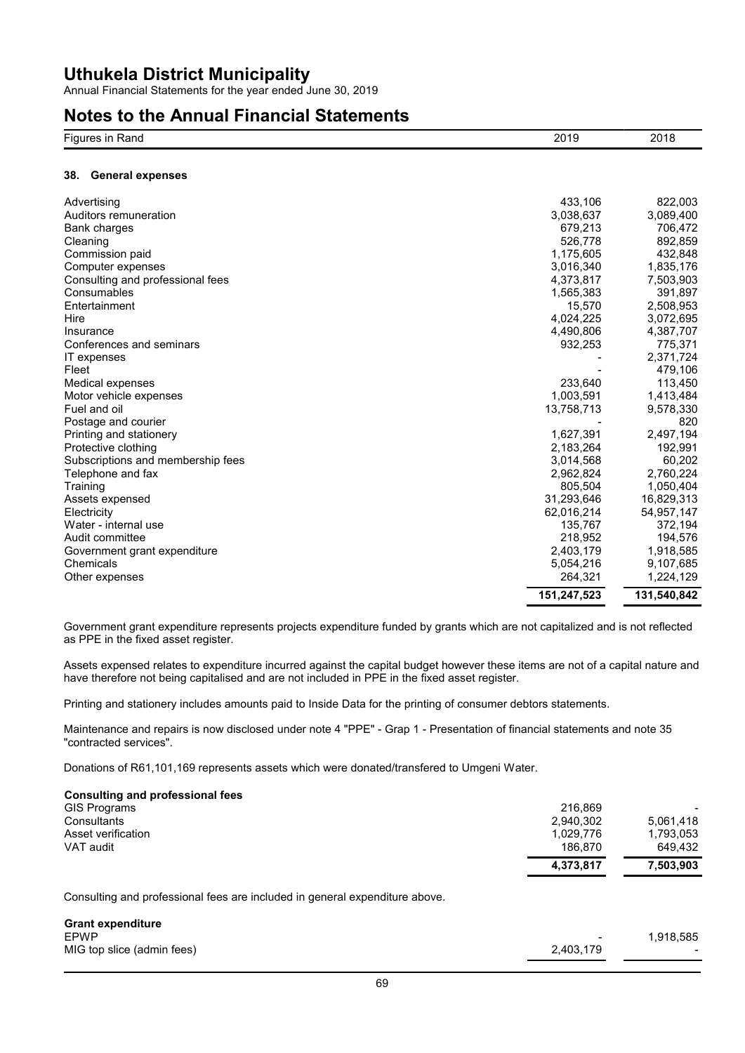## Notes to the Annual Financial Statements

| Figures in Rand | 2019 | 2018 |
|---|---|---|

### 38. General expenses

| | 2019 | 2018 |
|---|---|---|
| Advertising | 433,106 | 822,003 |
| Auditors remuneration | 3,038,637 | 3,089,400 |
| Bank charges | 679,213 | 706,472 |
| Cleaning | 526,778 | 892,859 |
| Commission paid | 1,175,605 | 432,848 |
| Computer expenses | 3,016,340 | 1,835,176 |
| Consulting and professional fees | 4,373,817 | 7,503,903 |
| Consumables | 1,565,383 | 391,897 |
| Entertainment | 15,570 | 2,508,953 |
| Hire | 4,024,225 | 3,072,695 |
| Insurance | 4,490,806 | 4,387,707 |
| Conferences and seminars | 932,253 | 775,371 |
| IT expenses | - | 2,371,724 |
| Fleet | - | 479,106 |
| Medical expenses | 233,640 | 113,450 |
| Motor vehicle expenses | 1,003,591 | 1,413,484 |
| Fuel and oil | 13,758,713 | 9,578,330 |
| Postage and courier | - | 820 |
| Printing and stationery | 1,627,391 | 2,497,194 |
| Protective clothing | 2,183,264 | 192,991 |
| Subscriptions and membership fees | 3,014,568 | 60,202 |
| Telephone and fax | 2,962,824 | 2,760,224 |
| Training | 805,504 | 1,050,404 |
| Assets expensed | 31,293,646 | 16,829,313 |
| Electricity | 62,016,214 | 54,957,147 |
| Water - internal use | 135,767 | 372,194 |
| Audit committee | 218,952 | 194,576 |
| Government grant expenditure | 2,403,179 | 1,918,585 |
| Chemicals | 5,054,216 | 9,107,685 |
| Other expenses | 264,321 | 1,224,129 |
| | **151,247,523** | **131,540,842** |

Government grant expenditure represents projects expenditure funded by grants which are not capitalized and is not reflected as PPE in the fixed asset register.

Assets expensed relates to expenditure incurred against the capital budget however these items are not of a capital nature and have therefore not being capitalised and are not included in PPE in the fixed asset register.

Printing and stationery includes amounts paid to Inside Data for the printing of consumer debtors statements.

Maintenance and repairs is now disclosed under note 4 "PPE" - Grap 1 - Presentation of financial statements and note 35 "contracted services".

Donations of R61,101,169 represents assets which were donated/transfered to Umgeni Water.

**Consulting and professional fees**

| | 2019 | 2018 |
|---|---|---|
| GIS Programs | 216,869 | - |
| Consultants | 2,940,302 | 5,061,418 |
| Asset verification | 1,029,776 | 1,793,053 |
| VAT audit | 186,870 | 649,432 |
| | **4,373,817** | **7,503,903** |

Consulting and professional fees are included in general expenditure above.

**Grant expenditure**

| | 2019 | 2018 |
|---|---|---|
| EPWP | - | 1,918,585 |
| MIG top slice (admin fees) | 2,403,179 | - |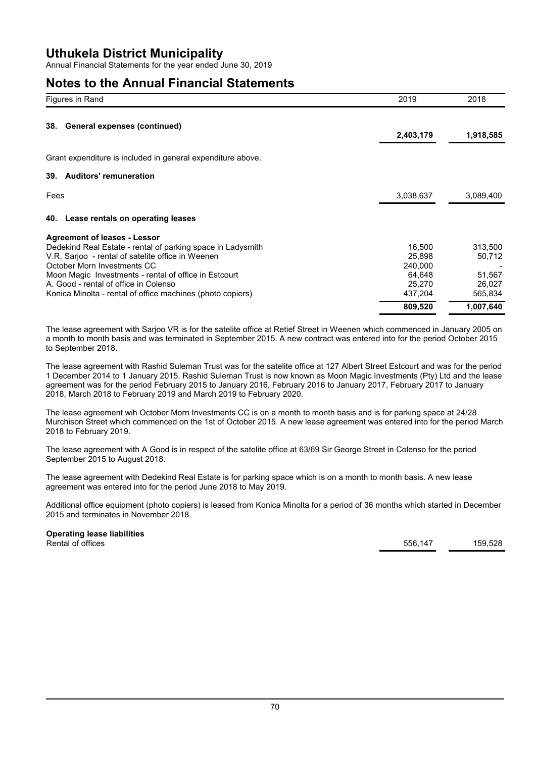# Uthukela District Municipality

Annual Financial Statements for the year ended June 30, 2019

## Notes to the Annual Financial Statements

| Figures in Rand | 2019 | 2018 |
|---|---|---|
| **38. General expenses (continued)** | | |
| | **2,403,179** | **1,918,585** |

Grant expenditure is included in general expenditure above.

### 39. Auditors' remuneration

| | 2019 | 2018 |
|---|---|---|
| Fees | 3,038,637 | 3,089,400 |

### 40. Lease rentals on operating leases

| | 2019 | 2018 |
|---|---|---|
| **Agreement of leases - Lessor** | | |
| Dedekind Real Estate - rental of parking space in Ladysmith | 16,500 | 313,500 |
| V.R. Sarjoo - rental of satelite office in Weenen | 25,898 | 50,712 |
| October Morn Investments CC | 240,000 | - |
| Moon Magic Investments - rental of office in Estcourt | 64,648 | 51,567 |
| A. Good - rental of office in Colenso | 25,270 | 26,027 |
| Konica Minolta - rental of office machines (photo copiers) | 437,204 | 565,834 |
| | **809,520** | **1,007,640** |

The lease agreement with Sarjoo VR is for the satelite office at Retief Street in Weenen which commenced in January 2005 on a month to month basis and was terminated in September 2015. A new contract was entered into for the period October 2015 to September 2018.

The lease agreement with Rashid Suleman Trust was for the satelite office at 127 Albert Street Estcourt and was for the period 1 December 2014 to 1 January 2015. Rashid Suleman Trust is now known as Moon Magic Investments (Pty) Ltd and the lease agreement was for the period February 2015 to January 2016, February 2016 to January 2017, February 2017 to January 2018, March 2018 to February 2019 and March 2019 to February 2020.

The lease agreement wih October Morn Investments CC is on a month to month basis and is for parking space at 24/28 Murchison Street which commenced on the 1st of October 2015. A new lease agreement was entered into for the period March 2018 to February 2019.

The lease agreement with A Good is in respect of the satelite office at 63/69 Sir George Street in Colenso for the period September 2015 to August 2018.

The lease agreement with Dedekind Real Estate is for parking space which is on a month to month basis. A new lease agreement was entered into for the period June 2018 to May 2019.

Additional office equipment (photo copiers) is leased from Konica Minolta for a period of 36 months which started in December 2015 and terminates in November 2018.

| | 2019 | 2018 |
|---|---|---|
| **Operating lease liabilities** | | |
| Rental of offices | 556,147 | 159,528 |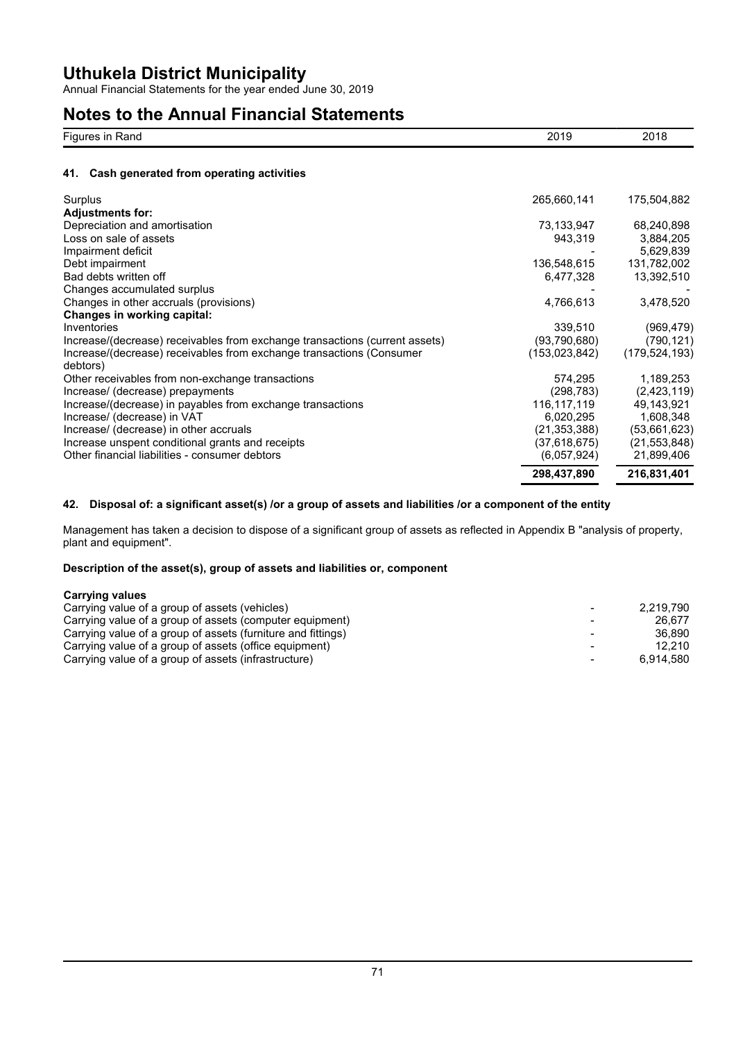# Uthukela District Municipality

Annual Financial Statements for the year ended June 30, 2019

# Notes to the Annual Financial Statements

| Figures in Rand | 2019 | 2018 |
|---|---|---|

### 41. Cash generated from operating activities

| | 2019 | 2018 |
|---|---|---|
| Surplus | 265,660,141 | 175,504,882 |
| **Adjustments for:** | | |
| Depreciation and amortisation | 73,133,947 | 68,240,898 |
| Loss on sale of assets | 943,319 | 3,884,205 |
| Impairment deficit | - | 5,629,839 |
| Debt impairment | 136,548,615 | 131,782,002 |
| Bad debts written off | 6,477,328 | 13,392,510 |
| Changes accumulated surplus | - | - |
| Changes in other accruals (provisions) | 4,766,613 | 3,478,520 |
| **Changes in working capital:** | | |
| Inventories | 339,510 | (969,479) |
| Increase/(decrease) receivables from exchange transactions (current assets) | (93,790,680) | (790,121) |
| Increase/(decrease) receivables from exchange transactions (Consumer debtors) | (153,023,842) | (179,524,193) |
| Other receivables from non-exchange transactions | 574,295 | 1,189,253 |
| Increase/ (decrease) prepayments | (298,783) | (2,423,119) |
| Increase/(decrease) in payables from exchange transactions | 116,117,119 | 49,143,921 |
| Increase/ (decrease) in VAT | 6,020,295 | 1,608,348 |
| Increase/ (decrease) in other accruals | (21,353,388) | (53,661,623) |
| Increase unspent conditional grants and receipts | (37,618,675) | (21,553,848) |
| Other financial liabilities - consumer debtors | (6,057,924) | 21,899,406 |
| | **298,437,890** | **216,831,401** |

### 42. Disposal of: a significant asset(s) /or a group of assets and liabilities /or a component of the entity

Management has taken a decision to dispose of a significant group of assets as reflected in Appendix B "analysis of property, plant and equipment".

**Description of the asset(s), group of assets and liabilities or, component**

| **Carrying values** | 2019 | 2018 |
|---|---|---|
| Carrying value of a group of assets (vehicles) | - | 2,219,790 |
| Carrying value of a group of assets (computer equipment) | - | 26,677 |
| Carrying value of a group of assets (furniture and fittings) | - | 36,890 |
| Carrying value of a group of assets (office equipment) | - | 12,210 |
| Carrying value of a group of assets (infrastructure) | - | 6,914,580 |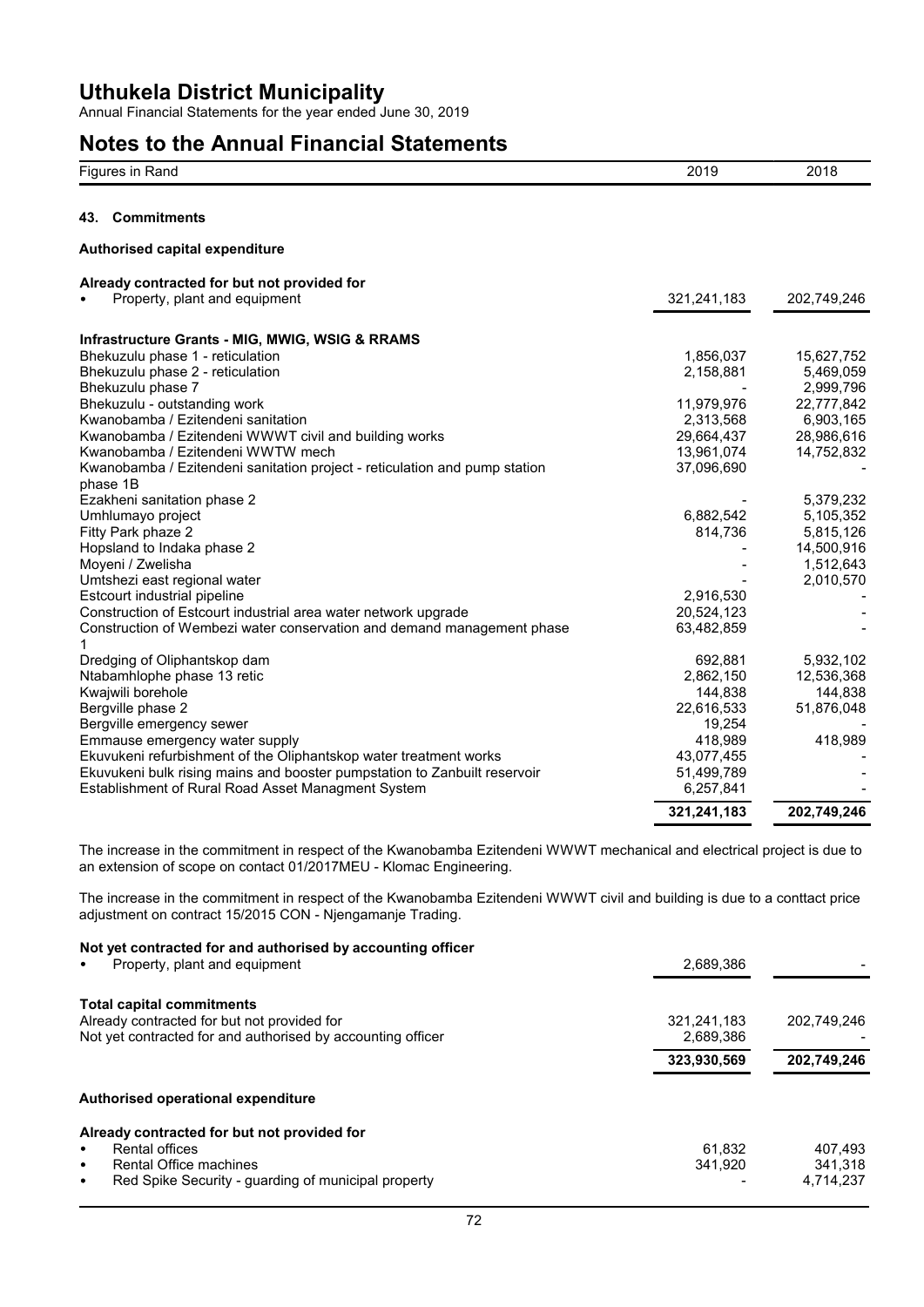## Notes to the Annual Financial Statements

| Figures in Rand | 2019 | 2018 |
|---|---|---|

### 43. Commitments

**Authorised capital expenditure**

| | 2019 | 2018 |
|---|---|---|
| **Already contracted for but not provided for** | | |
| • Property, plant and equipment | 321,241,183 | 202,749,246 |
| | | |
| **Infrastructure Grants - MIG, MWIG, WSIG & RRAMS** | | |
| Bhekuzulu phase 1 - reticulation | 1,856,037 | 15,627,752 |
| Bhekuzulu phase 2 - reticulation | 2,158,881 | 5,469,059 |
| Bhekuzulu phase 7 | - | 2,999,796 |
| Bhekuzulu - outstanding work | 11,979,976 | 22,777,842 |
| Kwanobamba / Ezitendeni sanitation | 2,313,568 | 6,903,165 |
| Kwanobamba / Ezitendeni WWWT civil and building works | 29,664,437 | 28,986,616 |
| Kwanobamba / Ezitendeni WWTW mech | 13,961,074 | 14,752,832 |
| Kwanobamba / Ezitendeni sanitation project - reticulation and pump station phase 1B | 37,096,690 | - |
| Ezakheni sanitation phase 2 | - | 5,379,232 |
| Umhlumayo project | 6,882,542 | 5,105,352 |
| Fitty Park phaze 2 | 814,736 | 5,815,126 |
| Hopsland to Indaka phase 2 | - | 14,500,916 |
| Moyeni / Zwelisha | - | 1,512,643 |
| Umtshezi east regional water | - | 2,010,570 |
| Estcourt industrial pipeline | 2,916,530 | - |
| Construction of Estcourt industrial area water network upgrade | 20,524,123 | - |
| Construction of Wembezi water conservation and demand management phase 1 | 63,482,859 | - |
| Dredging of Oliphantskop dam | 692,881 | 5,932,102 |
| Ntabamhlophe phase 13 retic | 2,862,150 | 12,536,368 |
| Kwajwili borehole | 144,838 | 144,838 |
| Bergville phase 2 | 22,616,533 | 51,876,048 |
| Bergville emergency sewer | 19,254 | - |
| Emmause emergency water supply | 418,989 | 418,989 |
| Ekuvukeni refurbishment of the Oliphantskop water treatment works | 43,077,455 | - |
| Ekuvukeni bulk rising mains and booster pumpstation to Zanbuilt reservoir | 51,499,789 | - |
| Establishment of Rural Road Asset Managment System | 6,257,841 | - |
| | **321,241,183** | **202,749,246** |

The increase in the commitment in respect of the Kwanobamba Ezitendeni WWWT mechanical and electrical project is due to an extension of scope on contact 01/2017MEU - Klomac Engineering.

The increase in the commitment in respect of the Kwanobamba Ezitendeni WWWT civil and building is due to a conttact price adjustment on contract 15/2015 CON - Njengamanje Trading.

| | 2019 | 2018 |
|---|---|---|
| **Not yet contracted for and authorised by accounting officer** | | |
| • Property, plant and equipment | 2,689,386 | - |
| | | |
| **Total capital commitments** | | |
| Already contracted for but not provided for | 321,241,183 | 202,749,246 |
| Not yet contracted for and authorised by accounting officer | 2,689,386 | - |
| | **323,930,569** | **202,749,246** |

**Authorised operational expenditure**

| | 2019 | 2018 |
|---|---|---|
| **Already contracted for but not provided for** | | |
| • Rental offices | 61,832 | 407,493 |
| • Rental Office machines | 341,920 | 341,318 |
| • Red Spike Security - guarding of municipal property | - | 4,714,237 |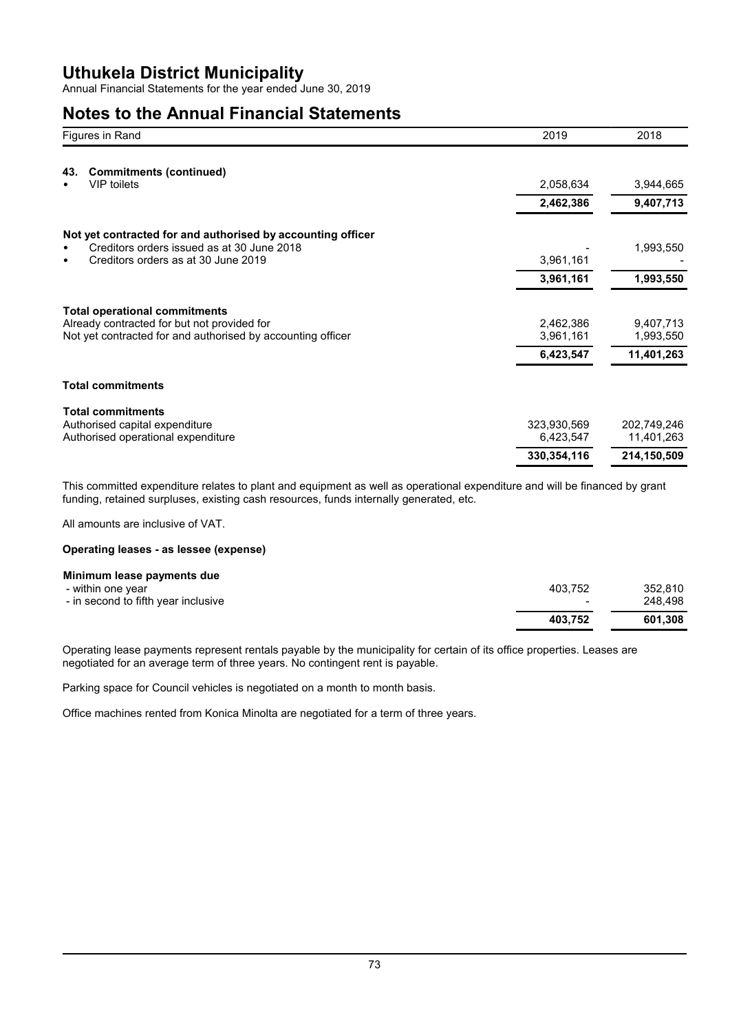# Uthukela District Municipality

Annual Financial Statements for the year ended June 30, 2019

## Notes to the Annual Financial Statements

| Figures in Rand | 2019 | 2018 |
|---|---|---|
| **43. Commitments (continued)** | | |
| • VIP toilets | 2,058,634 | 3,944,665 |
| | **2,462,386** | **9,407,713** |
| **Not yet contracted for and authorised by accounting officer** | | |
| • Creditors orders issued as at 30 June 2018 | - | 1,993,550 |
| • Creditors orders as at 30 June 2019 | 3,961,161 | - |
| | **3,961,161** | **1,993,550** |
| **Total operational commitments** | | |
| Already contracted for but not provided for | 2,462,386 | 9,407,713 |
| Not yet contracted for and authorised by accounting officer | 3,961,161 | 1,993,550 |
| | **6,423,547** | **11,401,263** |
| **Total commitments** | | |
| **Total commitments** | | |
| Authorised capital expenditure | 323,930,569 | 202,749,246 |
| Authorised operational expenditure | 6,423,547 | 11,401,263 |
| | **330,354,116** | **214,150,509** |

This committed expenditure relates to plant and equipment as well as operational expenditure and will be financed by grant funding, retained surpluses, existing cash resources, funds internally generated, etc.

All amounts are inclusive of VAT.

**Operating leases - as lessee (expense)**

| | 2019 | 2018 |
|---|---|---|
| **Minimum lease payments due** | | |
| - within one year | 403,752 | 352,810 |
| - in second to fifth year inclusive | - | 248,498 |
| | **403,752** | **601,308** |

Operating lease payments represent rentals payable by the municipality for certain of its office properties. Leases are negotiated for an average term of three years. No contingent rent is payable.

Parking space for Council vehicles is negotiated on a month to month basis.

Office machines rented from Konica Minolta are negotiated for a term of three years.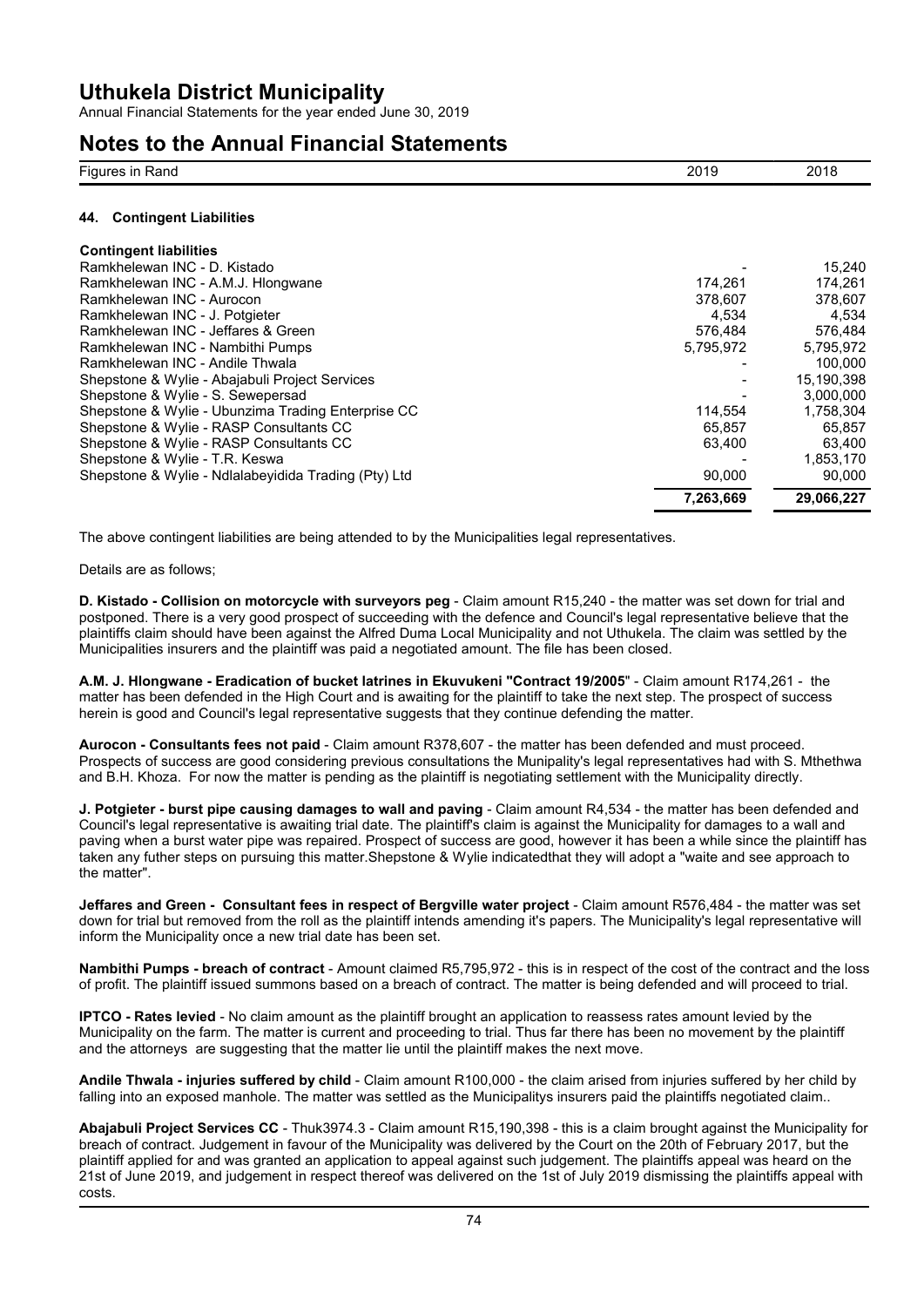# Notes to the Annual Financial Statements

| Figures in Rand | 2019 | 2018 |
|---|---|---|

## 44. Contingent Liabilities

| Contingent liabilities | 2019 | 2018 |
|---|---|---|
| Ramkhelewan INC - D. Kistado | - | 15,240 |
| Ramkhelewan INC - A.M.J. Hlongwane | 174,261 | 174,261 |
| Ramkhelewan INC - Aurocon | 378,607 | 378,607 |
| Ramkhelewan INC - J. Potgieter | 4,534 | 4,534 |
| Ramkhelewan INC - Jeffares & Green | 576,484 | 576,484 |
| Ramkhelewan INC - Nambithi Pumps | 5,795,972 | 5,795,972 |
| Ramkhelewan INC - Andile Thwala | - | 100,000 |
| Shepstone & Wylie - Abajabuli Project Services | - | 15,190,398 |
| Shepstone & Wylie - S. Sewepersad | - | 3,000,000 |
| Shepstone & Wylie - Ubunzima Trading Enterprise CC | 114,554 | 1,758,304 |
| Shepstone & Wylie - RASP Consultants CC | 65,857 | 65,857 |
| Shepstone & Wylie - RASP Consultants CC | 63,400 | 63,400 |
| Shepstone & Wylie - T.R. Keswa | - | 1,853,170 |
| Shepstone & Wylie - Ndlalabeyidida Trading (Pty) Ltd | 90,000 | 90,000 |
| | **7,263,669** | **29,066,227** |

The above contingent liabilities are being attended to by the Municipalities legal representatives.

Details are as follows;

**D. Kistado - Collision on motorcycle with surveyors peg** - Claim amount R15,240 - the matter was set down for trial and postponed. There is a very good prospect of succeeding with the defence and Council's legal representative believe that the plaintiffs claim should have been against the Alfred Duma Local Municipality and not Uthukela. The claim was settled by the Municipalities insurers and the plaintiff was paid a negotiated amount. The file has been closed.

**A.M. J. Hlongwane - Eradication of bucket latrines in Ekuvukeni "Contract 19/2005**" - Claim amount R174,261 - the matter has been defended in the High Court and is awaiting for the plaintiff to take the next step. The prospect of success herein is good and Council's legal representative suggests that they continue defending the matter.

**Aurocon - Consultants fees not paid** - Claim amount R378,607 - the matter has been defended and must proceed. Prospects of success are good considering previous consultations the Munipality's legal representatives had with S. Mthethwa and B.H. Khoza. For now the matter is pending as the plaintiff is negotiating settlement with the Municipality directly.

**J. Potgieter - burst pipe causing damages to wall and paving** - Claim amount R4,534 - the matter has been defended and Council's legal representative is awaiting trial date. The plaintiff's claim is against the Municipality for damages to a wall and paving when a burst water pipe was repaired. Prospect of success are good, however it has been a while since the plaintiff has taken any futher steps on pursuing this matter.Shepstone & Wylie indicatedthat they will adopt a "waite and see approach to the matter".

**Jeffares and Green - Consultant fees in respect of Bergville water project** - Claim amount R576,484 - the matter was set down for trial but removed from the roll as the plaintiff intends amending it's papers. The Municipality's legal representative will inform the Municipality once a new trial date has been set.

**Nambithi Pumps - breach of contract** - Amount claimed R5,795,972 - this is in respect of the cost of the contract and the loss of profit. The plaintiff issued summons based on a breach of contract. The matter is being defended and will proceed to trial.

**IPTCO - Rates levied** - No claim amount as the plaintiff brought an application to reassess rates amount levied by the Municipality on the farm. The matter is current and proceeding to trial. Thus far there has been no movement by the plaintiff and the attorneys are suggesting that the matter lie until the plaintiff makes the next move.

**Andile Thwala - injuries suffered by child** - Claim amount R100,000 - the claim arised from injuries suffered by her child by falling into an exposed manhole. The matter was settled as the Municipalitys insurers paid the plaintiffs negotiated claim..

**Abajabuli Project Services CC** - Thuk3974.3 - Claim amount R15,190,398 - this is a claim brought against the Municipality for breach of contract. Judgement in favour of the Municipality was delivered by the Court on the 20th of February 2017, but the plaintiff applied for and was granted an application to appeal against such judgement. The plaintiffs appeal was heard on the 21st of June 2019, and judgement in respect thereof was delivered on the 1st of July 2019 dismissing the plaintiffs appeal with costs.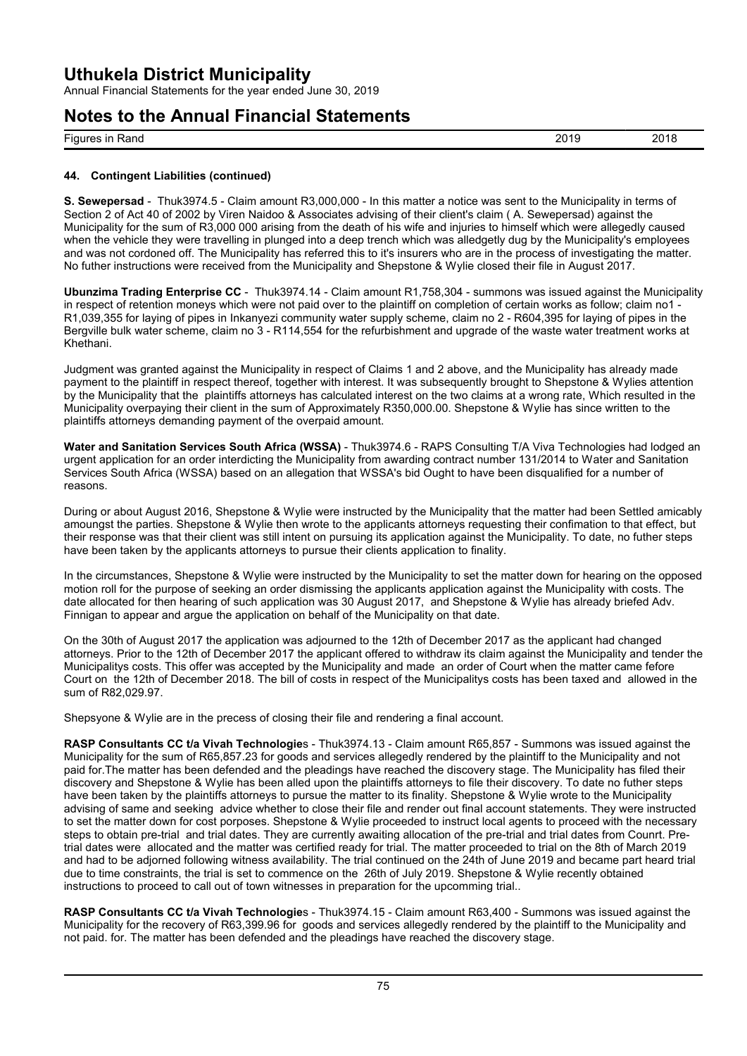## 44. Contingent Liabilities (continued)

**S. Sewepersad** - Thuk3974.5 - Claim amount R3,000,000 - In this matter a notice was sent to the Municipality in terms of Section 2 of Act 40 of 2002 by Viren Naidoo & Associates advising of their client's claim ( A. Sewepersad) against the Municipality for the sum of R3,000 000 arising from the death of his wife and injuries to himself which were allegedly caused when the vehicle they were travelling in plunged into a deep trench which was alledgetly dug by the Municipality's employees and was not cordoned off. The Municipality has referred this to it's insurers who are in the process of investigating the matter. No futher instructions were received from the Municipality and Shepstone & Wylie closed their file in August 2017.

**Ubunzima Trading Enterprise CC** - Thuk3974.14 - Claim amount R1,758,304 - summons was issued against the Municipality in respect of retention moneys which were not paid over to the plaintiff on completion of certain works as follow; claim no1 - R1,039,355 for laying of pipes in Inkanyezi community water supply scheme, claim no 2 - R604,395 for laying of pipes in the Bergville bulk water scheme, claim no 3 - R114,554 for the refurbishment and upgrade of the waste water treatment works at Khethani.

Judgment was granted against the Municipality in respect of Claims 1 and 2 above, and the Municipality has already made payment to the plaintiff in respect thereof, together with interest. It was subsequently brought to Shepstone & Wylies attention by the Municipality that the plaintiffs attorneys has calculated interest on the two claims at a wrong rate, Which resulted in the Municipality overpaying their client in the sum of Approximately R350,000.00. Shepstone & Wylie has since written to the plaintiffs attorneys demanding payment of the overpaid amount.

**Water and Sanitation Services South Africa (WSSA)** - Thuk3974.6 - RAPS Consulting T/A Viva Technologies had lodged an urgent application for an order interdicting the Municipality from awarding contract number 131/2014 to Water and Sanitation Services South Africa (WSSA) based on an allegation that WSSA's bid Ought to have been disqualified for a number of reasons.

During or about August 2016, Shepstone & Wylie were instructed by the Municipality that the matter had been Settled amicably amoungst the parties. Shepstone & Wylie then wrote to the applicants attorneys requesting their confimation to that effect, but their response was that their client was still intent on pursuing its application against the Municipality. To date, no futher steps have been taken by the applicants attorneys to pursue their clients application to finality.

In the circumstances, Shepstone & Wylie were instructed by the Municipality to set the matter down for hearing on the opposed motion roll for the purpose of seeking an order dismissing the applicants application against the Municipality with costs. The date allocated for then hearing of such application was 30 August 2017, and Shepstone & Wylie has already briefed Adv. Finnigan to appear and argue the application on behalf of the Municipality on that date.

On the 30th of August 2017 the application was adjourned to the 12th of December 2017 as the applicant had changed attorneys. Prior to the 12th of December 2017 the applicant offered to withdraw its claim against the Municipality and tender the Municipalitys costs. This offer was accepted by the Municipality and made an order of Court when the matter came fefore Court on the 12th of December 2018. The bill of costs in respect of the Municipalitys costs has been taxed and allowed in the sum of R82,029.97.

Shepsyone & Wylie are in the precess of closing their file and rendering a final account.

**RASP Consultants CC t/a Vivah Technologies** - Thuk3974.13 - Claim amount R65,857 - Summons was issued against the Municipality for the sum of R65,857.23 for goods and services allegedly rendered by the plaintiff to the Municipality and not paid for.The matter has been defended and the pleadings have reached the discovery stage. The Municipality has filed their discovery and Shepstone & Wylie has been alled upon the plaintiffs attorneys to file their discovery. To date no futher steps have been taken by the plaintiffs attorneys to pursue the matter to its finality. Shepstone & Wylie wrote to the Municipality advising of same and seeking advice whether to close their file and render out final account statements. They were instructed to set the matter down for cost porposes. Shepstone & Wylie proceeded to instruct local agents to proceed with the necessary steps to obtain pre-trial and trial dates. They are currently awaiting allocation of the pre-trial and trial dates from Counrt. Pre-trial dates were allocated and the matter was certified ready for trial. The matter proceeded to trial on the 8th of March 2019 and had to be adjorned following witness availability. The trial continued on the 24th of June 2019 and became part heard trial due to time constraints, the trial is set to commence on the 26th of July 2019. Shepstone & Wylie recently obtained instructions to proceed to call out of town witnesses in preparation for the upcomming trial..

**RASP Consultants CC t/a Vivah Technologies** - Thuk3974.15 - Claim amount R63,400 - Summons was issued against the Municipality for the recovery of R63,399.96 for goods and services allegedly rendered by the plaintiff to the Municipality and not paid. for. The matter has been defended and the pleadings have reached the discovery stage.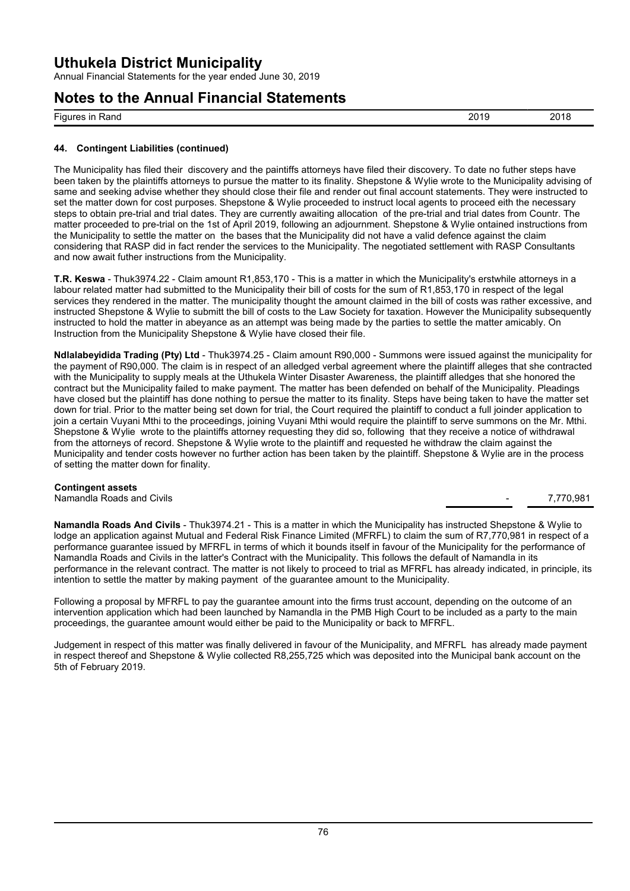| Figures in Rand | 2019 | 2018 |
| --- | --- | --- |

### 44. Contingent Liabilities (continued)

The Municipality has filed their discovery and the paintiffs attorneys have filed their discovery. To date no futher steps have been taken by the plaintiffs attorneys to pursue the matter to its finality. Shepstone & Wylie wrote to the Municipality advising of same and seeking advise whether they should close their file and render out final account statements. They were instructed to set the matter down for cost purposes. Shepstone & Wylie proceeded to instruct local agents to proceed eith the necessary steps to obtain pre-trial and trial dates. They are currently awaiting allocation of the pre-trial and trial dates from Countr. The matter proceeded to pre-trial on the 1st of April 2019, following an adjournment. Shepstone & Wylie ontained instructions from the Municipality to settle the matter on the bases that the Municipality did not have a valid defence against the claim considering that RASP did in fact render the services to the Municipality. The negotiated settlement with RASP Consultants and now await futher instructions from the Municipality.

**T.R. Keswa** - Thuk3974.22 - Claim amount R1,853,170 - This is a matter in which the Municipality's erstwhile attorneys in a labour related matter had submitted to the Municipality their bill of costs for the sum of R1,853,170 in respect of the legal services they rendered in the matter. The municipality thought the amount claimed in the bill of costs was rather excessive, and instructed Shepstone & Wylie to submitt the bill of costs to the Law Society for taxation. However the Municipality subsequently instructed to hold the matter in abeyance as an attempt was being made by the parties to settle the matter amicably. On Instruction from the Municipality Shepstone & Wylie have closed their file.

**Ndlalabeyidida Trading (Pty) Ltd** - Thuk3974.25 - Claim amount R90,000 - Summons were issued against the municipality for the payment of R90,000. The claim is in respect of an alledged verbal agreement where the plaintiff alleges that she contracted with the Municipality to supply meals at the Uthukela Winter Disaster Awareness, the plaintiff alledges that she honored the contract but the Municipality failed to make payment. The matter has been defended on behalf of the Municipality. Pleadings have closed but the plaintiff has done nothing to persue the matter to its finality. Steps have being taken to have the matter set down for trial. Prior to the matter being set down for trial, the Court required the plaintiff to conduct a full joinder application to join a certain Vuyani Mthi to the proceedings, joining Vuyani Mthi would require the plaintiff to serve summons on the Mr. Mthi. Shepstone & Wylie wrote to the plaintiffs attorney requesting they did so, following that they receive a notice of withdrawal from the attorneys of record. Shepstone & Wylie wrote to the plaintiff and requested he withdraw the claim against the Municipality and tender costs however no further action has been taken by the plaintiff. Shepstone & Wylie are in the process of setting the matter down for finality.

**Contingent assets**

| | 2019 | 2018 |
| --- | --- | --- |
| Namandla Roads and Civils | - | 7,770,981 |

**Namandla Roads And Civils** - Thuk3974.21 - This is a matter in which the Municipality has instructed Shepstone & Wylie to lodge an application against Mutual and Federal Risk Finance Limited (MFRFL) to claim the sum of R7,770,981 in respect of a performance guarantee issued by MFRFL in terms of which it bounds itself in favour of the Municipality for the performance of Namandla Roads and Civils in the latter's Contract with the Municipality. This follows the default of Namandla in its performance in the relevant contract. The matter is not likely to proceed to trial as MFRFL has already indicated, in principle, its intention to settle the matter by making payment of the guarantee amount to the Municipality.

Following a proposal by MFRFL to pay the guarantee amount into the firms trust account, depending on the outcome of an intervention application which had been launched by Namandla in the PMB High Court to be included as a party to the main proceedings, the guarantee amount would either be paid to the Municipality or back to MFRFL.

Judgement in respect of this matter was finally delivered in favour of the Municipality, and MFRFL has already made payment in respect thereof and Shepstone & Wylie collected R8,255,725 which was deposited into the Municipal bank account on the 5th of February 2019.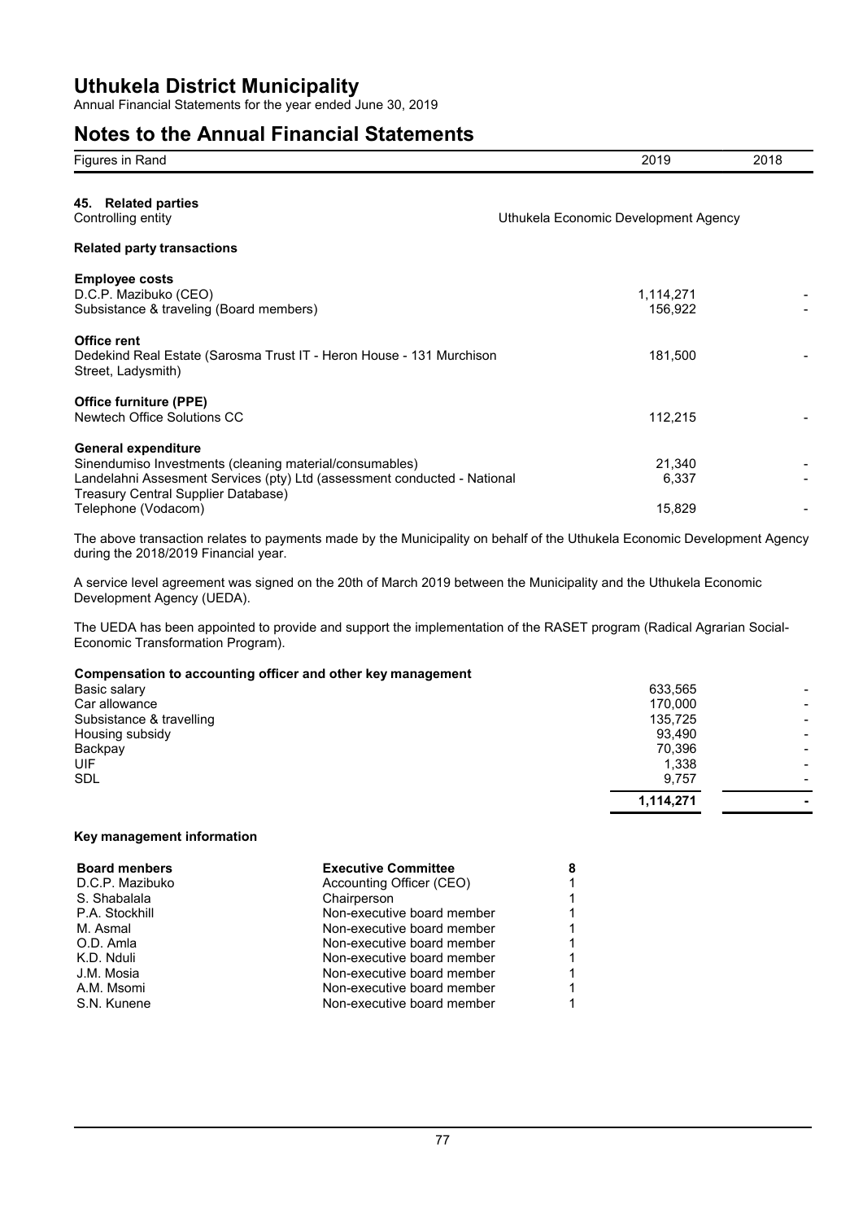# Uthukela District Municipality

Annual Financial Statements for the year ended June 30, 2019

# Notes to the Annual Financial Statements

| Figures in Rand | 2019 | 2018 |
|---|---|---|

## 45. Related parties

Controlling entity — Uthukela Economic Development Agency

### Related party transactions

| | 2019 | 2018 |
|---|---|---|
| **Employee costs** | | |
| D.C.P. Mazibuko (CEO) | 1,114,271 | - |
| Subsistance & traveling (Board members) | 156,922 | - |
| **Office rent** | | |
| Dedekind Real Estate (Sarosma Trust IT - Heron House - 131 Murchison Street, Ladysmith) | 181,500 | - |
| **Office furniture (PPE)** | | |
| Newtech Office Solutions CC | 112,215 | - |
| **General expenditure** | | |
| Sinendumiso Investments (cleaning material/consumables) | 21,340 | - |
| Landelahni Assesment Services (pty) Ltd (assessment conducted - National Treasury Central Supplier Database) | 6,337 | - |
| Telephone (Vodacom) | 15,829 | - |

The above transaction relates to payments made by the Municipality on behalf of the Uthukela Economic Development Agency during the 2018/2019 Financial year.

A service level agreement was signed on the 20th of March 2019 between the Municipality and the Uthukela Economic Development Agency (UEDA).

The UEDA has been appointed to provide and support the implementation of the RASET program (Radical Agrarian Social-Economic Transformation Program).

### Compensation to accounting officer and other key management

| | 2019 | 2018 |
|---|---|---|
| Basic salary | 633,565 | - |
| Car allowance | 170,000 | - |
| Subsistance & travelling | 135,725 | - |
| Housing subsidy | 93,490 | - |
| Backpay | 70,396 | - |
| UIF | 1,338 | - |
| SDL | 9,757 | - |
| | **1,114,271** | **-** |

### Key management information

| Board menbers | Executive Committee | 8 |
|---|---|---|
| D.C.P. Mazibuko | Accounting Officer (CEO) | 1 |
| S. Shabalala | Chairperson | 1 |
| P.A. Stockhill | Non-executive board member | 1 |
| M. Asmal | Non-executive board member | 1 |
| O.D. Amla | Non-executive board member | 1 |
| K.D. Nduli | Non-executive board member | 1 |
| J.M. Mosia | Non-executive board member | 1 |
| A.M. Msomi | Non-executive board member | 1 |
| S.N. Kunene | Non-executive board member | 1 |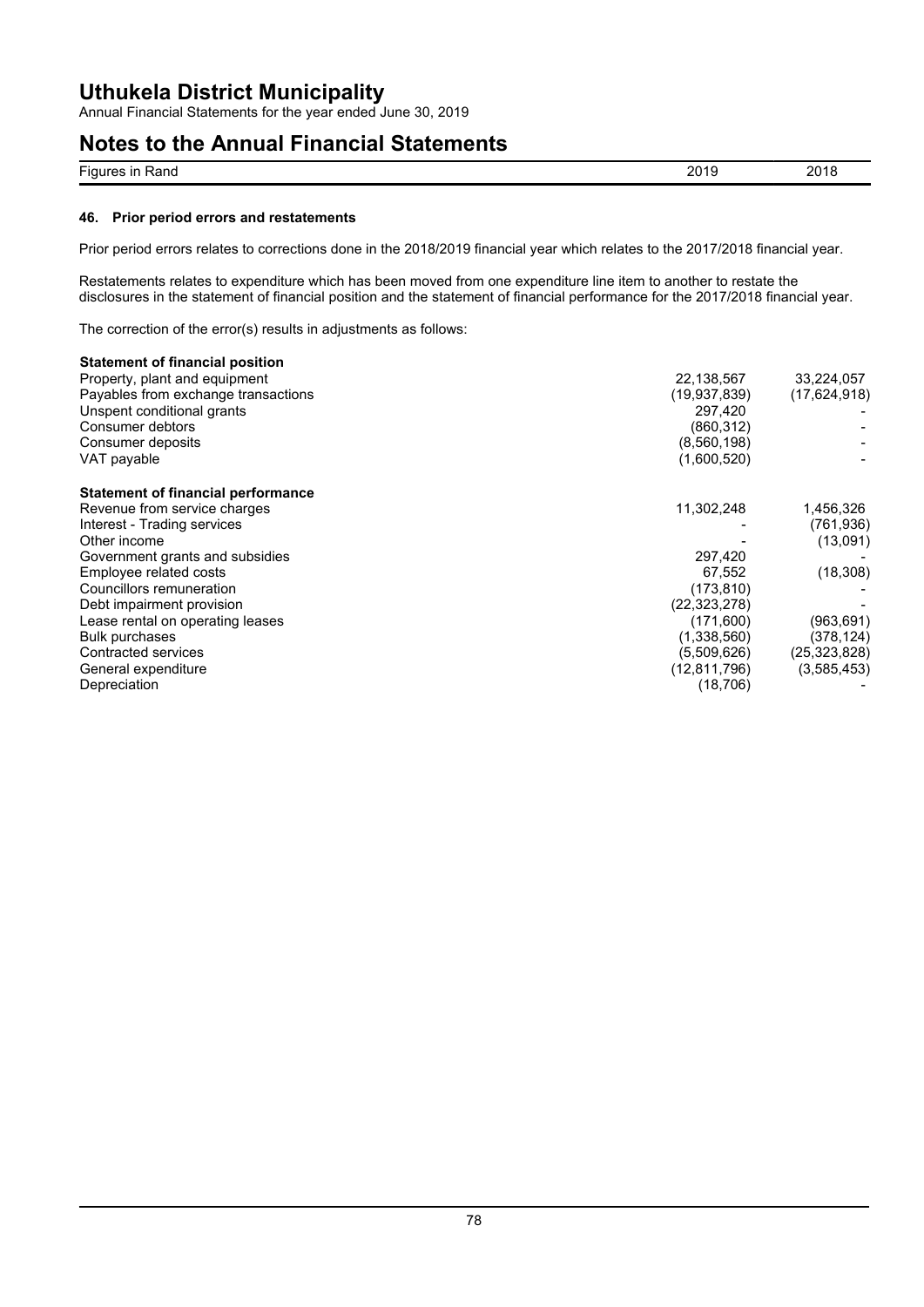# Uthukela District Municipality

Annual Financial Statements for the year ended June 30, 2019

## Notes to the Annual Financial Statements

| Figures in Rand | 2019 | 2018 |
|---|---|---|

### 46. Prior period errors and restatements

Prior period errors relates to corrections done in the 2018/2019 financial year which relates to the 2017/2018 financial year.

Restatements relates to expenditure which has been moved from one expenditure line item to another to restate the disclosures in the statement of financial position and the statement of financial performance for the 2017/2018 financial year.

The correction of the error(s) results in adjustments as follows:

| | 2019 | 2018 |
|---|---|---|
| **Statement of financial position** | | |
| Property, plant and equipment | 22,138,567 | 33,224,057 |
| Payables from exchange transactions | (19,937,839) | (17,624,918) |
| Unspent conditional grants | 297,420 | - |
| Consumer debtors | (860,312) | - |
| Consumer deposits | (8,560,198) | - |
| VAT payable | (1,600,520) | - |
| **Statement of financial performance** | | |
| Revenue from service charges | 11,302,248 | 1,456,326 |
| Interest - Trading services | - | (761,936) |
| Other income | - | (13,091) |
| Government grants and subsidies | 297,420 | - |
| Employee related costs | 67,552 | (18,308) |
| Councillors remuneration | (173,810) | - |
| Debt impairment provision | (22,323,278) | - |
| Lease rental on operating leases | (171,600) | (963,691) |
| Bulk purchases | (1,338,560) | (378,124) |
| Contracted services | (5,509,626) | (25,323,828) |
| General expenditure | (12,811,796) | (3,585,453) |
| Depreciation | (18,706) | - |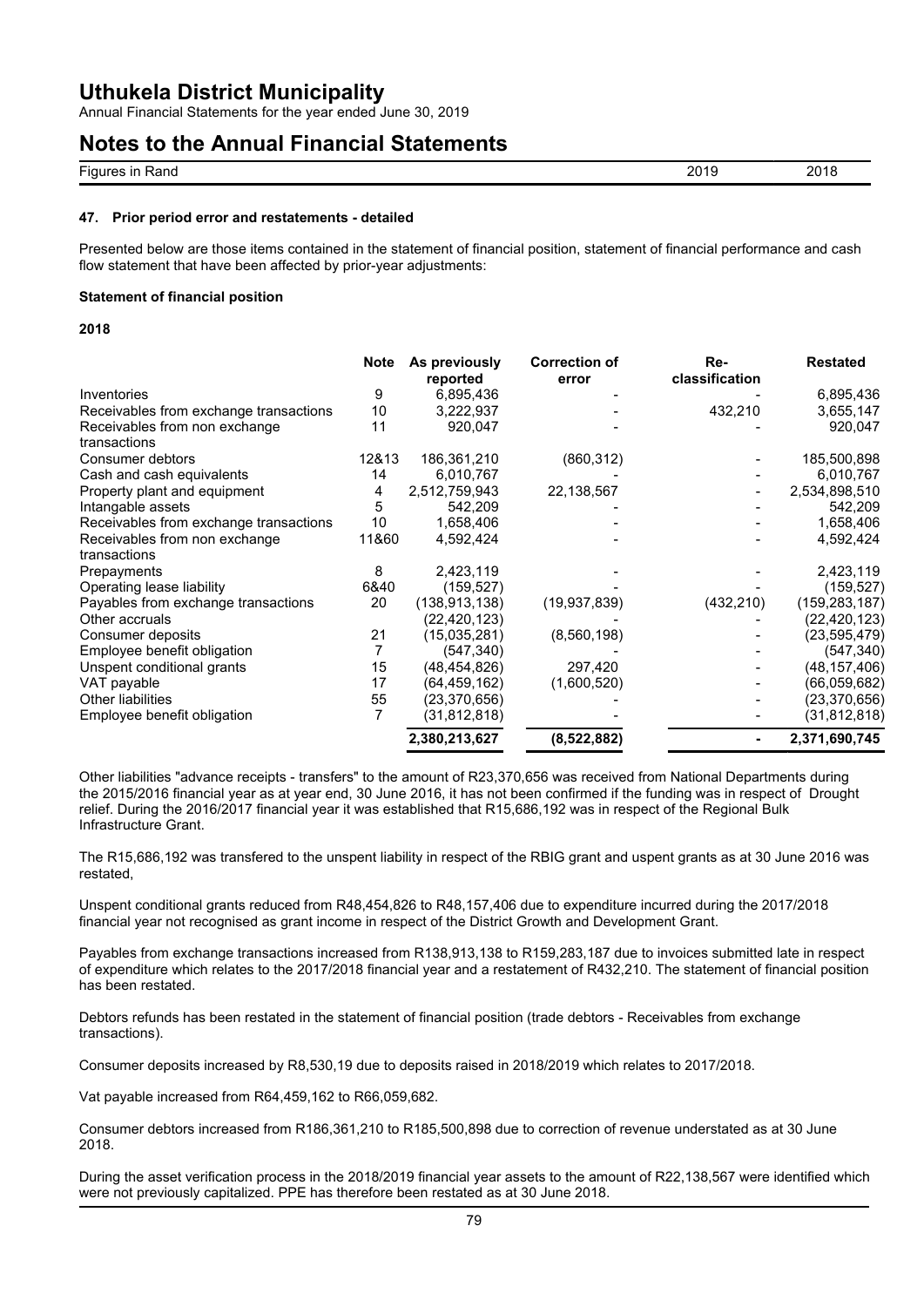## 47. Prior period error and restatements - detailed

Presented below are those items contained in the statement of financial position, statement of financial performance and cash flow statement that have been affected by prior-year adjustments:

### Statement of financial position

**2018**

| | Note | As previously reported | Correction of error | Re-classification | Restated |
|---|---|---|---|---|---|
| Inventories | 9 | 6,895,436 | - | - | 6,895,436 |
| Receivables from exchange transactions | 10 | 3,222,937 | - | 432,210 | 3,655,147 |
| Receivables from non exchange transactions | 11 | 920,047 | - | - | 920,047 |
| Consumer debtors | 12&13 | 186,361,210 | (860,312) | - | 185,500,898 |
| Cash and cash equivalents | 14 | 6,010,767 | - | - | 6,010,767 |
| Property plant and equipment | 4 | 2,512,759,943 | 22,138,567 | - | 2,534,898,510 |
| Intangable assets | 5 | 542,209 | - | - | 542,209 |
| Receivables from exchange transactions | 10 | 1,658,406 | - | - | 1,658,406 |
| Receivables from non exchange transactions | 11&60 | 4,592,424 | - | - | 4,592,424 |
| Prepayments | 8 | 2,423,119 | - | - | 2,423,119 |
| Operating lease liability | 6&40 | (159,527) | - | - | (159,527) |
| Payables from exchange transactions | 20 | (138,913,138) | (19,937,839) | (432,210) | (159,283,187) |
| Other accruals | | (22,420,123) | - | - | (22,420,123) |
| Consumer deposits | 21 | (15,035,281) | (8,560,198) | - | (23,595,479) |
| Employee benefit obligation | 7 | (547,340) | - | - | (547,340) |
| Unspent conditional grants | 15 | (48,454,826) | 297,420 | - | (48,157,406) |
| VAT payable | 17 | (64,459,162) | (1,600,520) | - | (66,059,682) |
| Other liabilities | 55 | (23,370,656) | - | - | (23,370,656) |
| Employee benefit obligation | 7 | (31,812,818) | - | - | (31,812,818) |
| | | **2,380,213,627** | **(8,522,882)** | **-** | **2,371,690,745** |

Other liabilities "advance receipts - transfers" to the amount of R23,370,656 was received from National Departments during the 2015/2016 financial year as at year end, 30 June 2016, it has not been confirmed if the funding was in respect of Drought relief. During the 2016/2017 financial year it was established that R15,686,192 was in respect of the Regional Bulk Infrastructure Grant.

The R15,686,192 was transfered to the unspent liability in respect of the RBIG grant and uspent grants as at 30 June 2016 was restated,

Unspent conditional grants reduced from R48,454,826 to R48,157,406 due to expenditure incurred during the 2017/2018 financial year not recognised as grant income in respect of the District Growth and Development Grant.

Payables from exchange transactions increased from R138,913,138 to R159,283,187 due to invoices submitted late in respect of expenditure which relates to the 2017/2018 financial year and a restatement of R432,210. The statement of financial position has been restated.

Debtors refunds has been restated in the statement of financial position (trade debtors - Receivables from exchange transactions).

Consumer deposits increased by R8,530,19 due to deposits raised in 2018/2019 which relates to 2017/2018.

Vat payable increased from R64,459,162 to R66,059,682.

Consumer debtors increased from R186,361,210 to R185,500,898 due to correction of revenue understated as at 30 June 2018.

During the asset verification process in the 2018/2019 financial year assets to the amount of R22,138,567 were identified which were not previously capitalized. PPE has therefore been restated as at 30 June 2018.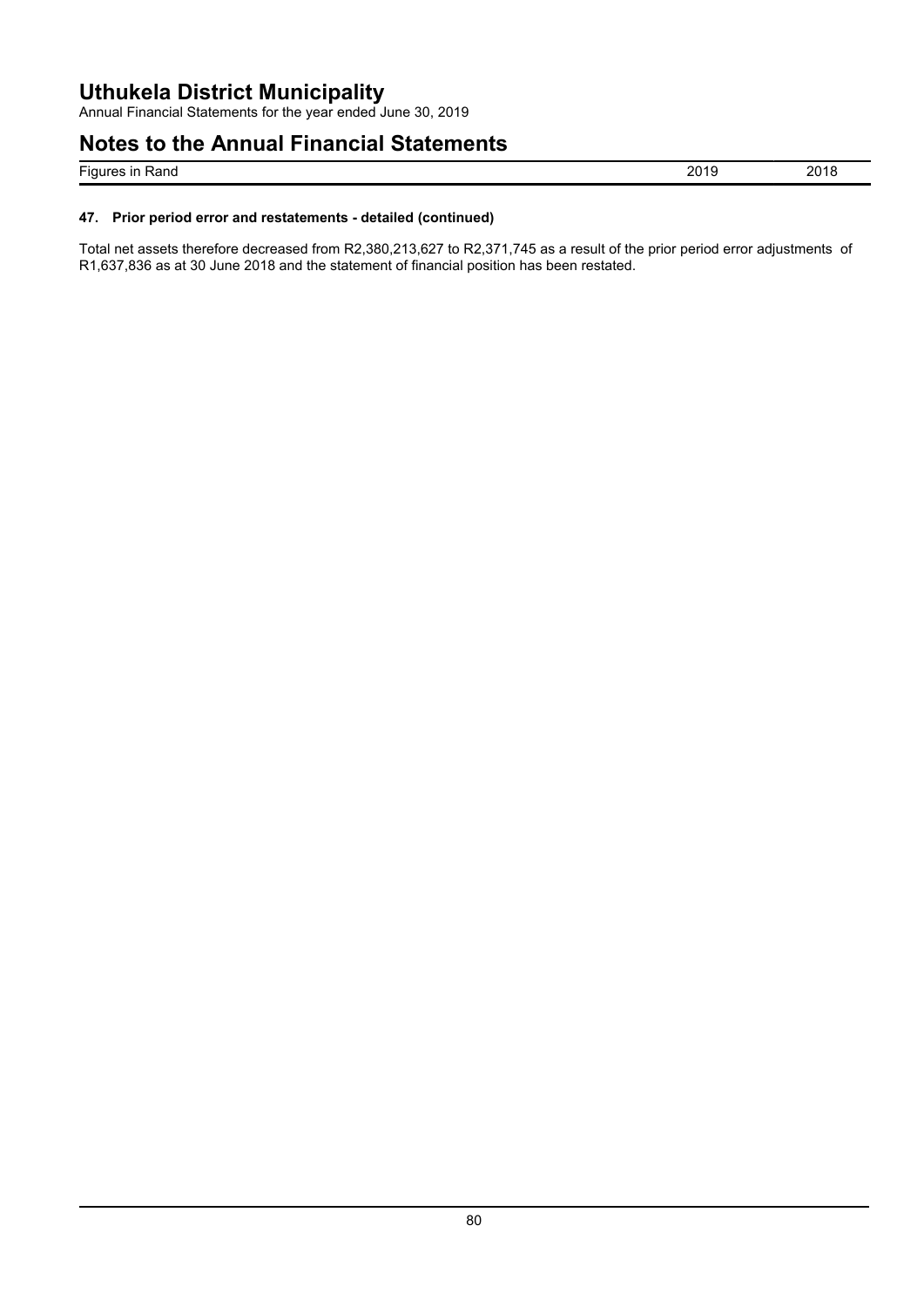# Uthukela District Municipality

Annual Financial Statements for the year ended June 30, 2019

## Notes to the Annual Financial Statements

| Figures in Rand | 2019 | 2018 |
|---|---|---|

### 47. Prior period error and restatements - detailed (continued)

Total net assets therefore decreased from R2,380,213,627 to R2,371,745 as a result of the prior period error adjustments of R1,637,836 as at 30 June 2018 and the statement of financial position has been restated.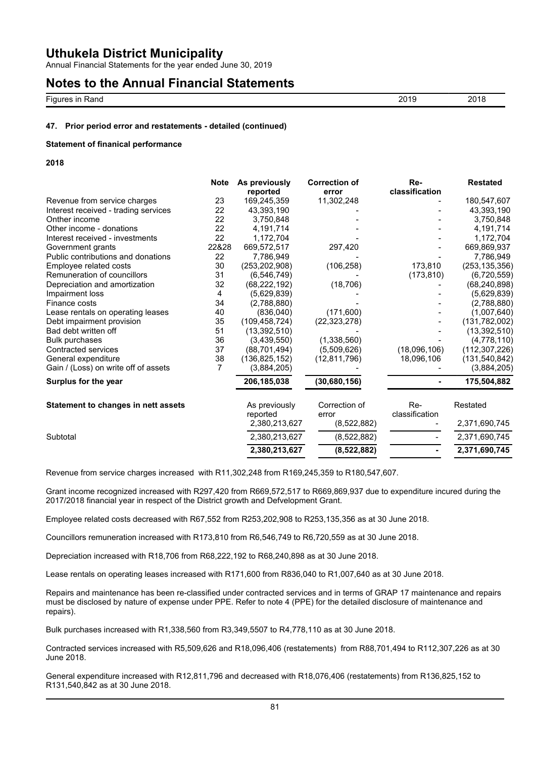# Uthukela District Municipality

Annual Financial Statements for the year ended June 30, 2019

# Notes to the Annual Financial Statements

| Figures in Rand | 2019 | 2018 |
|---|---|---|

### 47. Prior period error and restatements - detailed (continued)

**Statement of finanical performance**

**2018**

| | Note | As previously reported | Correction of error | Re-classification | Restated |
|---|---|---|---|---|---|
| Revenue from service charges | 23 | 169,245,359 | 11,302,248 | - | 180,547,607 |
| Interest received - trading services | 22 | 43,393,190 | - | - | 43,393,190 |
| Onther income | 22 | 3,750,848 | - | - | 3,750,848 |
| Other income - donations | 22 | 4,191,714 | - | - | 4,191,714 |
| Interest received - investments | 22 | 1,172,704 | - | - | 1,172,704 |
| Government grants | 22&28 | 669,572,517 | 297,420 | - | 669,869,937 |
| Public contributions and donations | 22 | 7,786,949 | - | - | 7,786,949 |
| Employee related costs | 30 | (253,202,908) | (106,258) | 173,810 | (253,135,356) |
| Remuneration of councillors | 31 | (6,546,749) | - | (173,810) | (6,720,559) |
| Depreciation and amortization | 32 | (68,222,192) | (18,706) | - | (68,240,898) |
| Impairment loss | 4 | (5,629,839) | - | - | (5,629,839) |
| Finance costs | 34 | (2,788,880) | - | - | (2,788,880) |
| Lease rentals on operating leases | 40 | (836,040) | (171,600) | - | (1,007,640) |
| Debt impairment provision | 35 | (109,458,724) | (22,323,278) | - | (131,782,002) |
| Bad debt written off | 51 | (13,392,510) | - | - | (13,392,510) |
| Bulk purchases | 36 | (3,439,550) | (1,338,560) | - | (4,778,110) |
| Contracted services | 37 | (88,701,494) | (5,509,626) | (18,096,106) | (112,307,226) |
| General expenditure | 38 | (136,825,152) | (12,811,796) | 18,096,106 | (131,540,842) |
| Gain / (Loss) on write off of assets | 7 | (3,884,205) | - | - | (3,884,205) |
| **Surplus for the year** | | **206,185,038** | **(30,680,156)** | **-** | **175,504,882** |

| **Statement to changes in nett assets** | As previously reported | Correction of error | Re-classification | Restated |
|---|---|---|---|---|
| | 2,380,213,627 | (8,522,882) | - | 2,371,690,745 |
| Subtotal | 2,380,213,627 | (8,522,882) | - | 2,371,690,745 |
| | **2,380,213,627** | **(8,522,882)** | **-** | **2,371,690,745** |

Revenue from service charges increased with R11,302,248 from R169,245,359 to R180,547,607.

Grant income recognized increased with R297,420 from R669,572,517 to R669,869,937 due to expenditure incured during the 2017/2018 financial year in respect of the District growth and Defvelopment Grant.

Employee related costs decreased with R67,552 from R253,202,908 to R253,135,356 as at 30 June 2018.

Councillors remuneration increased with R173,810 from R6,546,749 to R6,720,559 as at 30 June 2018.

Depreciation increased with R18,706 from R68,222,192 to R68,240,898 as at 30 June 2018.

Lease rentals on operating leases increased with R171,600 from R836,040 to R1,007,640 as at 30 June 2018.

Repairs and maintenance has been re-classified under contracted services and in terms of GRAP 17 maintenance and repairs must be disclosed by nature of expense under PPE. Refer to note 4 (PPE) for the detailed disclosure of maintenance and repairs).

Bulk purchases increased with R1,338,560 from R3,349,5507 to R4,778,110 as at 30 June 2018.

Contracted services increased with R5,509,626 and R18,096,406 (restatements) from R88,701,494 to R112,307,226 as at 30 June 2018.

General expenditure increased with R12,811,796 and decreased with R18,076,406 (restatements) from R136,825,152 to R131,540,842 as at 30 June 2018.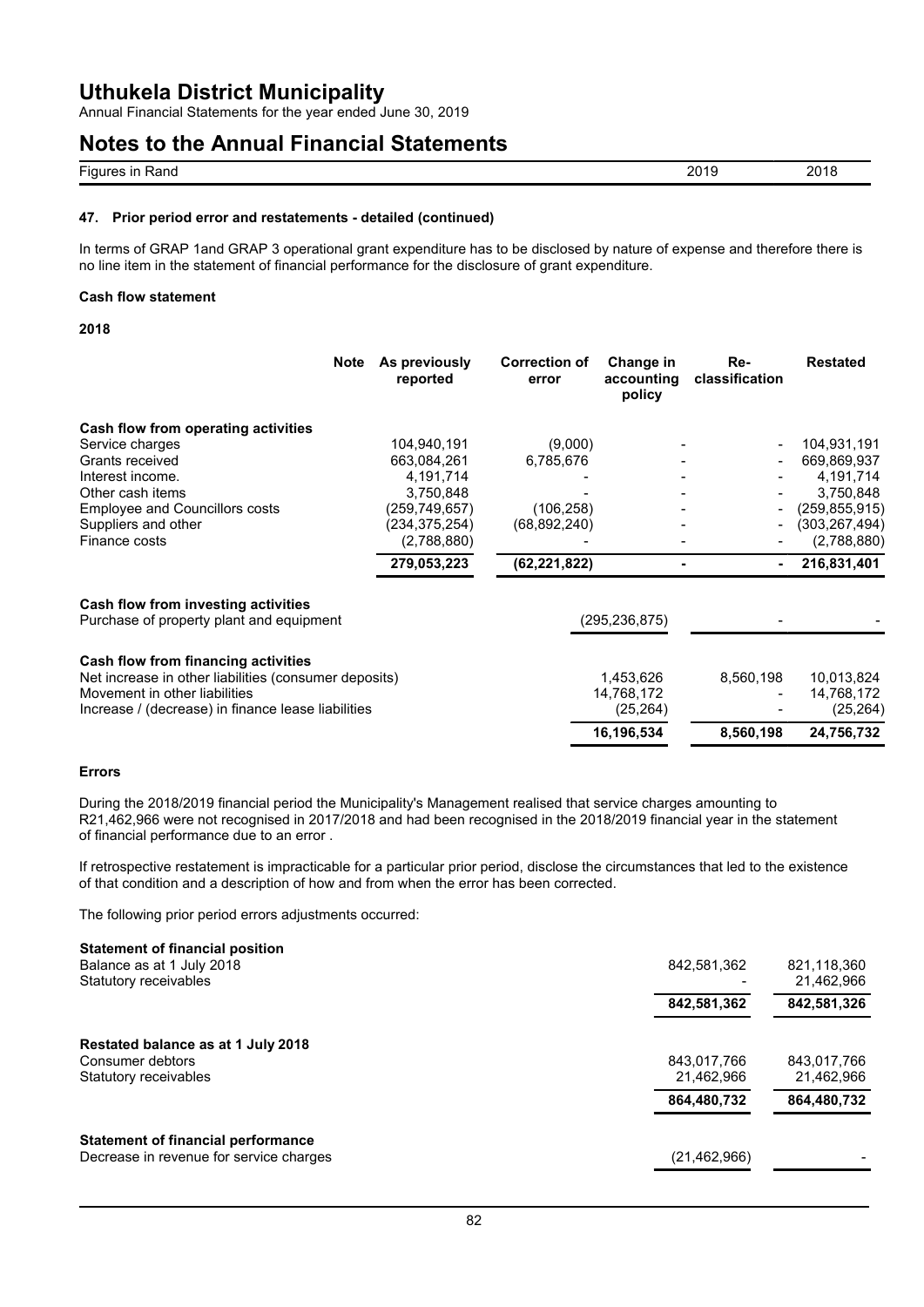# Uthukela District Municipality

Annual Financial Statements for the year ended June 30, 2019

## Notes to the Annual Financial Statements

| Figures in Rand | 2019 | 2018 |
|---|---|---|

### 47. Prior period error and restatements - detailed (continued)

In terms of GRAP 1and GRAP 3 operational grant expenditure has to be disclosed by nature of expense and therefore there is no line item in the statement of financial performance for the disclosure of grant expenditure.

**Cash flow statement**

**2018**

| | Note | As previously reported | Correction of error | Change in accounting policy | Re-classification | Restated |
|---|---|---|---|---|---|---|
| **Cash flow from operating activities** | | | | | | |
| Service charges | | 104,940,191 | (9,000) | - | - | 104,931,191 |
| Grants received | | 663,084,261 | 6,785,676 | - | - | 669,869,937 |
| Interest income. | | 4,191,714 | - | - | - | 4,191,714 |
| Other cash items | | 3,750,848 | - | - | - | 3,750,848 |
| Employee and Councillors costs | | (259,749,657) | (106,258) | - | - | (259,855,915) |
| Suppliers and other | | (234,375,254) | (68,892,240) | - | - | (303,267,494) |
| Finance costs | | (2,788,880) | - | - | - | (2,788,880) |
| | | **279,053,223** | **(62,221,822)** | **-** | **-** | **216,831,401** |
| **Cash flow from investing activities** | | | | | | |
| Purchase of property plant and equipment | | | | (295,236,875) | - | - |
| **Cash flow from financing activities** | | | | | | |
| Net increase in other liabilities (consumer deposits) | | | | 1,453,626 | 8,560,198 | 10,013,824 |
| Movement in other liabilities | | | | 14,768,172 | - | 14,768,172 |
| Increase / (decrease) in finance lease liabilities | | | | (25,264) | - | (25,264) |
| | | | | **16,196,534** | **8,560,198** | **24,756,732** |

**Errors**

During the 2018/2019 financial period the Municipality's Management realised that service charges amounting to R21,462,966 were not recognised in 2017/2018 and had been recognised in the 2018/2019 financial year in the statement of financial performance due to an error .

If retrospective restatement is impracticable for a particular prior period, disclose the circumstances that led to the existence of that condition and a description of how and from when the error has been corrected.

The following prior period errors adjustments occurred:

| | 2019 | 2018 |
|---|---|---|
| **Statement of financial position** | | |
| Balance as at 1 July 2018 | 842,581,362 | 821,118,360 |
| Statutory receivables | - | 21,462,966 |
| | **842,581,362** | **842,581,326** |
| **Restated balance as at 1 July 2018** | | |
| Consumer debtors | 843,017,766 | 843,017,766 |
| Statutory receivables | 21,462,966 | 21,462,966 |
| | **864,480,732** | **864,480,732** |
| **Statement of financial performance** | | |
| Decrease in revenue for service charges | (21,462,966) | - |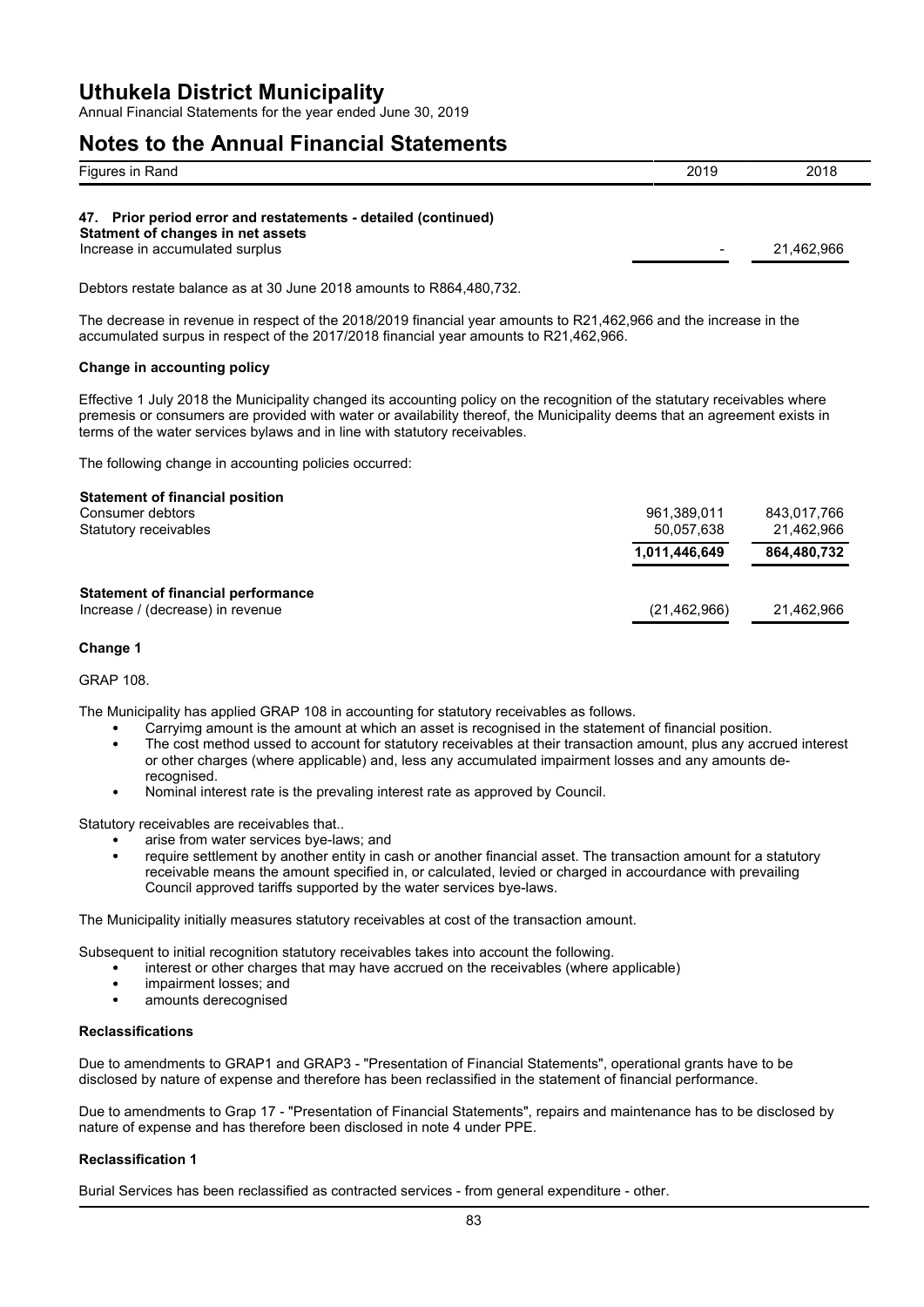| Figures in Rand | 2019 | 2018 |
|---|---|---|

## 47. Prior period error and restatements - detailed (continued)

**Statment of changes in net assets**

| | 2019 | 2018 |
|---|---|---|
| Increase in accumulated surplus | - | 21,462,966 |

Debtors restate balance as at 30 June 2018 amounts to R864,480,732.

The decrease in revenue in respect of the 2018/2019 financial year amounts to R21,462,966 and the increase in the accumulated surpus in respect of the 2017/2018 financial year amounts to R21,462,966.

**Change in accounting policy**

Effective 1 July 2018 the Municipality changed its accounting policy on the recognition of the statutary receivables where premesis or consumers are provided with water or availability thereof, the Municipality deems that an agreement exists in terms of the water services bylaws and in line with statutory receivables.

The following change in accounting policies occurred:

| | 2019 | 2018 |
|---|---|---|
| **Statement of financial position** | | |
| Consumer debtors | 961,389,011 | 843,017,766 |
| Statutory receivables | 50,057,638 | 21,462,966 |
| | **1,011,446,649** | **864,480,732** |
| **Statement of financial performance** | | |
| Increase / (decrease) in revenue | (21,462,966) | 21,462,966 |

**Change 1**

GRAP 108.

The Municipality has applied GRAP 108 in accounting for statutory receivables as follows.

- Carryimg amount is the amount at which an asset is recognised in the statement of financial position.
- The cost method ussed to account for statutory receivables at their transaction amount, plus any accrued interest or other charges (where applicable) and, less any accumulated impairment losses and any amounts de-recognised.
- Nominal interest rate is the prevaling interest rate as approved by Council.

Statutory receivables are receivables that..

- arise from water services bye-laws; and
- require settlement by another entity in cash or another financial asset. The transaction amount for a statutory receivable means the amount specified in, or calculated, levied or charged in accourdance with prevailing Council approved tariffs supported by the water services bye-laws.

The Municipality initially measures statutory receivables at cost of the transaction amount.

Subsequent to initial recognition statutory receivables takes into account the following.

- interest or other charges that may have accrued on the receivables (where applicable)
- impairment losses; and
- amounts derecognised

**Reclassifications**

Due to amendments to GRAP1 and GRAP3 - "Presentation of Financial Statements", operational grants have to be disclosed by nature of expense and therefore has been reclassified in the statement of financial performance.

Due to amendments to Grap 17 - "Presentation of Financial Statements", repairs and maintenance has to be disclosed by nature of expense and has therefore been disclosed in note 4 under PPE.

**Reclassification 1**

Burial Services has been reclassified as contracted services - from general expenditure - other.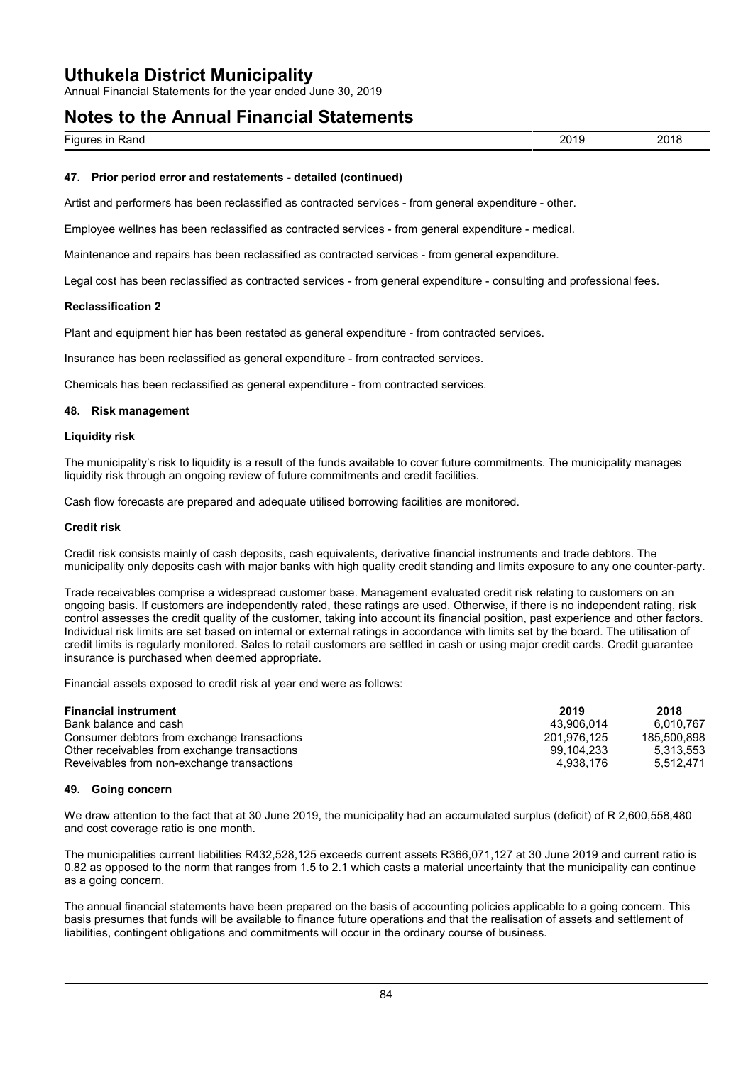## 47. Prior period error and restatements - detailed (continued)

Artist and performers has been reclassified as contracted services - from general expenditure - other.

Employee wellnes has been reclassified as contracted services - from general expenditure - medical.

Maintenance and repairs has been reclassified as contracted services - from general expenditure.

Legal cost has been reclassified as contracted services - from general expenditure - consulting and professional fees.

**Reclassification 2**

Plant and equipment hier has been restated as general expenditure - from contracted services.

Insurance has been reclassified as general expenditure - from contracted services.

Chemicals has been reclassified as general expenditure - from contracted services.

## 48. Risk management

**Liquidity risk**

The municipality's risk to liquidity is a result of the funds available to cover future commitments. The municipality manages liquidity risk through an ongoing review of future commitments and credit facilities.

Cash flow forecasts are prepared and adequate utilised borrowing facilities are monitored.

**Credit risk**

Credit risk consists mainly of cash deposits, cash equivalents, derivative financial instruments and trade debtors. The municipality only deposits cash with major banks with high quality credit standing and limits exposure to any one counter-party.

Trade receivables comprise a widespread customer base. Management evaluated credit risk relating to customers on an ongoing basis. If customers are independently rated, these ratings are used. Otherwise, if there is no independent rating, risk control assesses the credit quality of the customer, taking into account its financial position, past experience and other factors. Individual risk limits are set based on internal or external ratings in accordance with limits set by the board. The utilisation of credit limits is regularly monitored. Sales to retail customers are settled in cash or using major credit cards. Credit guarantee insurance is purchased when deemed appropriate.

Financial assets exposed to credit risk at year end were as follows:

| Financial instrument | 2019 | 2018 |
|---|---|---|
| Bank balance and cash | 43,906,014 | 6,010,767 |
| Consumer debtors from exchange transactions | 201,976,125 | 185,500,898 |
| Other receivables from exchange transactions | 99,104,233 | 5,313,553 |
| Reveivables from non-exchange transactions | 4,938,176 | 5,512,471 |

## 49. Going concern

We draw attention to the fact that at 30 June 2019, the municipality had an accumulated surplus (deficit) of R 2,600,558,480 and cost coverage ratio is one month.

The municipalities current liabilities R432,528,125 exceeds current assets R366,071,127 at 30 June 2019 and current ratio is 0.82 as opposed to the norm that ranges from 1.5 to 2.1 which casts a material uncertainty that the municipality can continue as a going concern.

The annual financial statements have been prepared on the basis of accounting policies applicable to a going concern. This basis presumes that funds will be available to finance future operations and that the realisation of assets and settlement of liabilities, contingent obligations and commitments will occur in the ordinary course of business.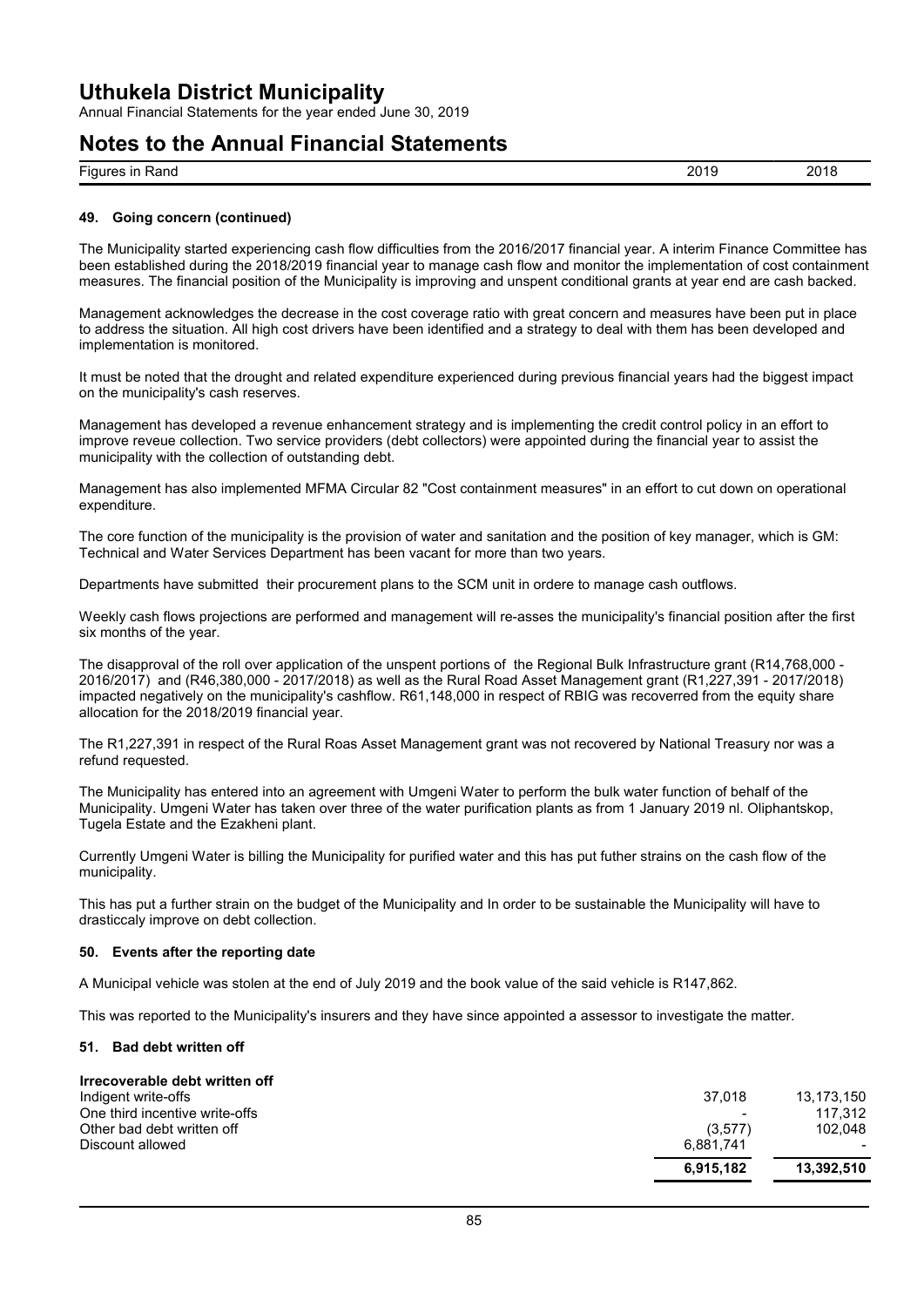## 49. Going concern (continued)

The Municipality started experiencing cash flow difficulties from the 2016/2017 financial year. A interim Finance Committee has been established during the 2018/2019 financial year to manage cash flow and monitor the implementation of cost containment measures. The financial position of the Municipality is improving and unspent conditional grants at year end are cash backed.

Management acknowledges the decrease in the cost coverage ratio with great concern and measures have been put in place to address the situation. All high cost drivers have been identified and a strategy to deal with them has been developed and implementation is monitored.

It must be noted that the drought and related expenditure experienced during previous financial years had the biggest impact on the municipality's cash reserves.

Management has developed a revenue enhancement strategy and is implementing the credit control policy in an effort to improve reveue collection. Two service providers (debt collectors) were appointed during the financial year to assist the municipality with the collection of outstanding debt.

Management has also implemented MFMA Circular 82 "Cost containment measures" in an effort to cut down on operational expenditure.

The core function of the municipality is the provision of water and sanitation and the position of key manager, which is GM: Technical and Water Services Department has been vacant for more than two years.

Departments have submitted their procurement plans to the SCM unit in ordere to manage cash outflows.

Weekly cash flows projections are performed and management will re-asses the municipality's financial position after the first six months of the year.

The disapproval of the roll over application of the unspent portions of the Regional Bulk Infrastructure grant (R14,768,000 - 2016/2017) and (R46,380,000 - 2017/2018) as well as the Rural Road Asset Management grant (R1,227,391 - 2017/2018) impacted negatively on the municipality's cashflow. R61,148,000 in respect of RBIG was recoverred from the equity share allocation for the 2018/2019 financial year.

The R1,227,391 in respect of the Rural Roas Asset Management grant was not recovered by National Treasury nor was a refund requested.

The Municipality has entered into an agreement with Umgeni Water to perform the bulk water function of behalf of the Municipality. Umgeni Water has taken over three of the water purification plants as from 1 January 2019 nl. Oliphantskop, Tugela Estate and the Ezakheni plant.

Currently Umgeni Water is billing the Municipality for purified water and this has put futher strains on the cash flow of the municipality.

This has put a further strain on the budget of the Municipality and In order to be sustainable the Municipality will have to drasticcaly improve on debt collection.

## 50. Events after the reporting date

A Municipal vehicle was stolen at the end of July 2019 and the book value of the said vehicle is R147,862.

This was reported to the Municipality's insurers and they have since appointed a assessor to investigate the matter.

## 51. Bad debt written off

| Figures in Rand | 2019 | 2018 |
|---|---|---|
| **Irrecoverable debt written off** | | |
| Indigent write-offs | 37,018 | 13,173,150 |
| One third incentive write-offs | - | 117,312 |
| Other bad debt written off | (3,577) | 102,048 |
| Discount allowed | 6,881,741 | - |
| | **6,915,182** | **13,392,510** |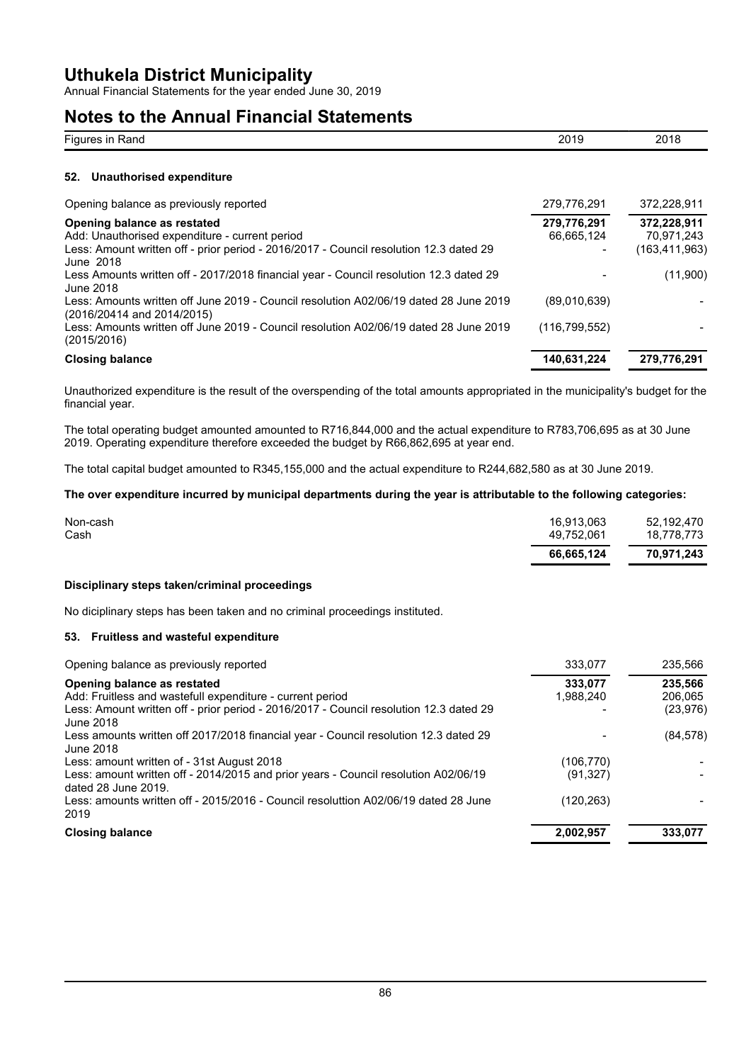# Uthukela District Municipality

Annual Financial Statements for the year ended June 30, 2019

## Notes to the Annual Financial Statements

| Figures in Rand | 2019 | 2018 |
|---|---|---|

### 52. Unauthorised expenditure

| | 2019 | 2018 |
|---|---|---|
| Opening balance as previously reported | 279,776,291 | 372,228,911 |
| **Opening balance as restated** | **279,776,291** | **372,228,911** |
| Add: Unauthorised expenditure - current period | 66,665,124 | 70,971,243 |
| Less: Amount written off - prior period - 2016/2017 - Council resolution 12.3 dated 29 June 2018 | - | (163,411,963) |
| Less Amounts written off - 2017/2018 financial year - Council resolution 12.3 dated 29 June 2018 | - | (11,900) |
| Less: Amounts written off June 2019 - Council resolution A02/06/19 dated 28 June 2019 (2016/20414 and 2014/2015) | (89,010,639) | - |
| Less: Amounts written off June 2019 - Council resolution A02/06/19 dated 28 June 2019 (2015/2016) | (116,799,552) | - |
| **Closing balance** | **140,631,224** | **279,776,291** |

Unauthorized expenditure is the result of the overspending of the total amounts appropriated in the municipality's budget for the financial year.

The total operating budget amounted amounted to R716,844,000 and the actual expenditure to R783,706,695 as at 30 June 2019. Operating expenditure therefore exceeded the budget by R66,862,695 at year end.

The total capital budget amounted to R345,155,000 and the actual expenditure to R244,682,580 as at 30 June 2019.

**The over expenditure incurred by municipal departments during the year is attributable to the following categories:**

| | 2019 | 2018 |
|---|---|---|
| Non-cash | 16,913,063 | 52,192,470 |
| Cash | 49,752,061 | 18,778,773 |
| | **66,665,124** | **70,971,243** |

**Disciplinary steps taken/criminal proceedings**

No diciplinary steps has been taken and no criminal proceedings instituted.

### 53. Fruitless and wasteful expenditure

| | 2019 | 2018 |
|---|---|---|
| Opening balance as previously reported | 333,077 | 235,566 |
| **Opening balance as restated** | **333,077** | **235,566** |
| Add: Fruitless and wastefull expenditure - current period | 1,988,240 | 206,065 |
| Less: Amount written off - prior period - 2016/2017 - Council resolution 12.3 dated 29 June 2018 | - | (23,976) |
| Less amounts written off 2017/2018 financial year - Council resolution 12.3 dated 29 June 2018 | - | (84,578) |
| Less: amount written of - 31st August 2018 | (106,770) | - |
| Less: amount written off - 2014/2015 and prior years - Council resolution A02/06/19 dated 28 June 2019. | (91,327) | - |
| Less: amounts written off - 2015/2016 - Council resoluttion A02/06/19 dated 28 June 2019 | (120,263) | - |
| **Closing balance** | **2,002,957** | **333,077** |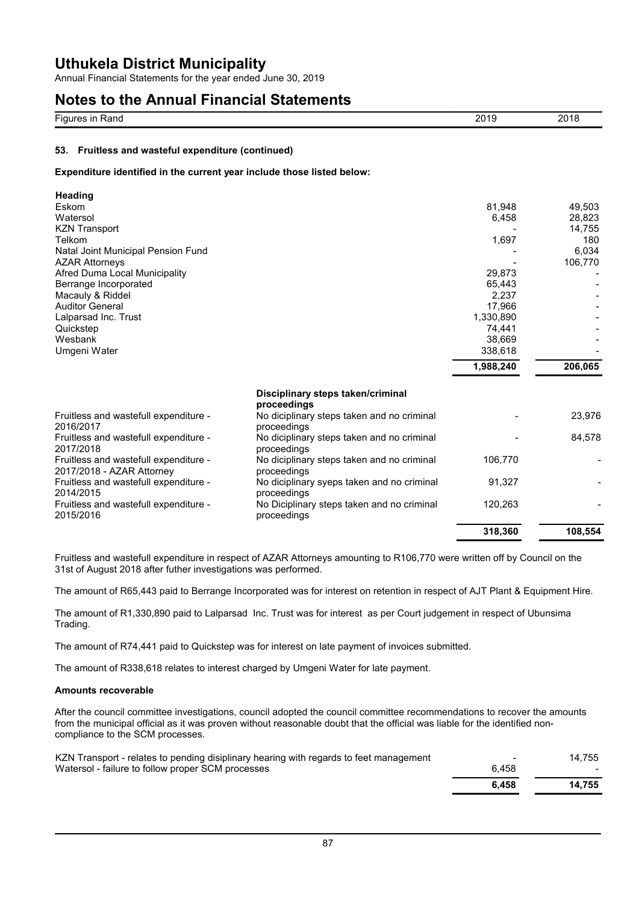# Uthukela District Municipality

Annual Financial Statements for the year ended June 30, 2019

## Notes to the Annual Financial Statements

| Figures in Rand | 2019 | 2018 |
|---|---|---|

### 53. Fruitless and wasteful expenditure (continued)

**Expenditure identified in the current year include those listed below:**

| Heading | 2019 | 2018 |
|---|---|---|
| Eskom | 81,948 | 49,503 |
| Watersol | 6,458 | 28,823 |
| KZN Transport | - | 14,755 |
| Telkom | 1,697 | 180 |
| Natal Joint Municipal Pension Fund | - | 6,034 |
| AZAR Attorneys | - | 106,770 |
| Afred Duma Local Municipality | 29,873 | - |
| Berrange Incorporated | 65,443 | - |
| Macauly & Riddel | 2,237 | - |
| Auditor General | 17,966 | - |
| Lalparsad Inc. Trust | 1,330,890 | - |
| Quickstep | 74,441 | - |
| Wesbank | 38,669 | - |
| Umgeni Water | 338,618 | - |
| | **1,988,240** | **206,065** |

| | Disciplinary steps taken/criminal proceedings | 2019 | 2018 |
|---|---|---|---|
| Fruitless and wastefull expenditure - 2016/2017 | No diciplinary steps taken and no criminal proceedings | - | 23,976 |
| Fruitless and wastefull expenditure - 2017/2018 | No diciplinary steps taken and no criminal proceedings | - | 84,578 |
| Fruitless and wastefull expenditure - 2017/2018 - AZAR Attorney | No diciplinary steps taken and no criminal proceedings | 106,770 | - |
| Fruitless and wastefull expenditure - 2014/2015 | No diciplinary syeps taken and no criminal proceedings | 91,327 | - |
| Fruitless and wastefull expenditure - 2015/2016 | No Diciplinary steps taken and no criminal proceedings | 120,263 | - |
| | | **318,360** | **108,554** |

Fruitless and wastefull expenditure in respect of AZAR Attorneys amounting to R106,770 were written off by Council on the 31st of August 2018 after futher investigations was performed.

The amount of R65,443 paid to Berrange Incorporated was for interest on retention in respect of AJT Plant & Equipment Hire.

The amount of R1,330,890 paid to Lalparsad Inc. Trust was for interest as per Court judgement in respect of Ubunsima Trading.

The amount of R74,441 paid to Quickstep was for interest on late payment of invoices submitted.

The amount of R338,618 relates to interest charged by Umgeni Water for late payment.

**Amounts recoverable**

After the council committee investigations, council adopted the council committee recommendations to recover the amounts from the municipal official as it was proven without reasonable doubt that the official was liable for the identified non-compliance to the SCM processes.

| | 2019 | 2018 |
|---|---|---|
| KZN Transport - relates to pending disiplinary hearing with regards to feet management | - | 14,755 |
| Watersol - failure to follow proper SCM processes | 6,458 | - |
| | **6,458** | **14,755** |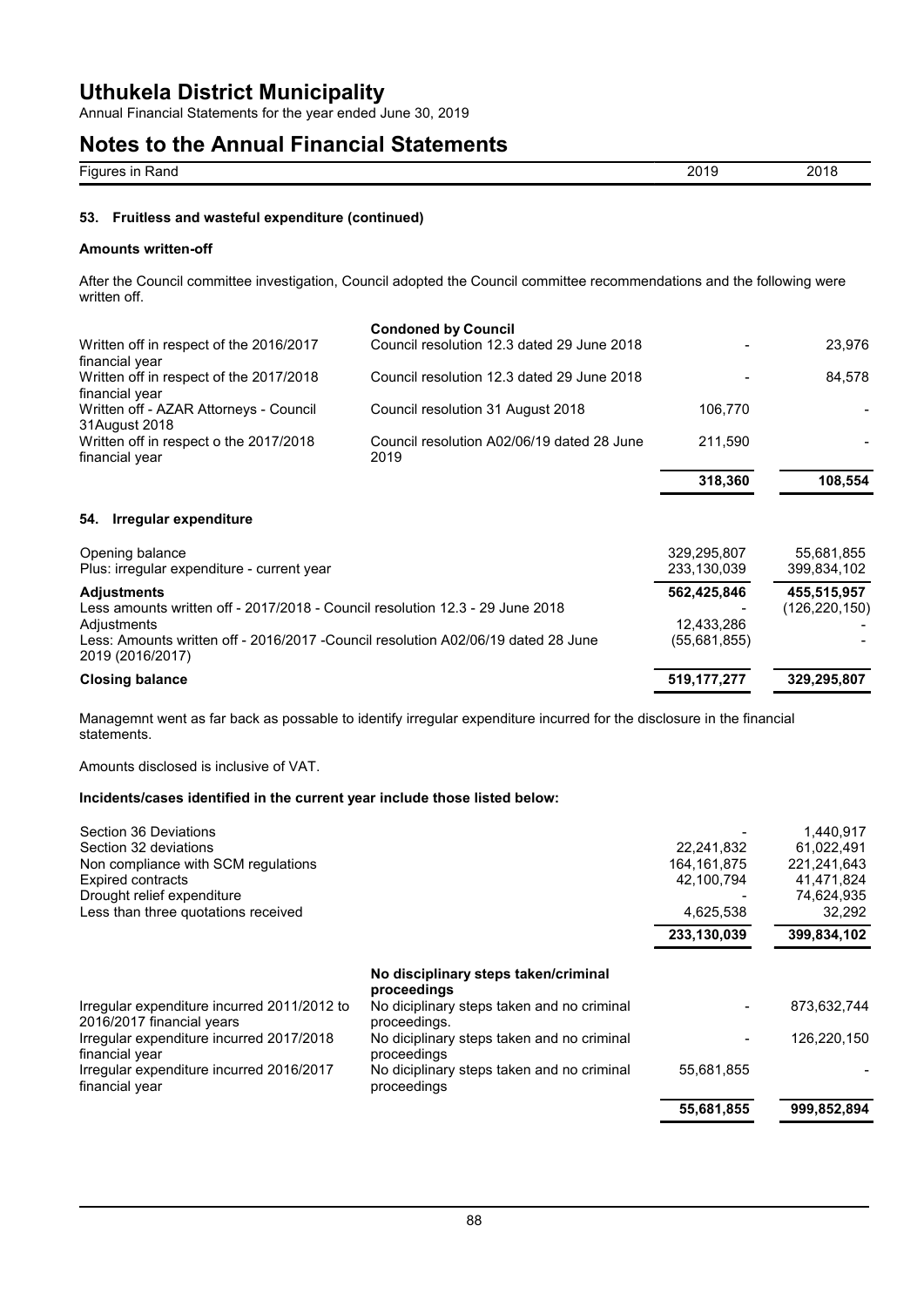## Notes to the Annual Financial Statements

| Figures in Rand | | 2019 | 2018 |
|---|---|---|---|

### 53. Fruitless and wasteful expenditure (continued)

**Amounts written-off**

After the Council committee investigation, Council adopted the Council committee recommendations and the following were written off.

| | **Condoned by Council** | | |
|---|---|---|---|
| Written off in respect of the 2016/2017 financial year | Council resolution 12.3 dated 29 June 2018 | - | 23,976 |
| Written off in respect of the 2017/2018 financial year | Council resolution 12.3 dated 29 June 2018 | - | 84,578 |
| Written off - AZAR Attorneys - Council 31August 2018 | Council resolution 31 August 2018 | 106,770 | - |
| Written off in respect o the 2017/2018 financial year | Council resolution A02/06/19 dated 28 June 2019 | 211,590 | - |
| | | **318,360** | **108,554** |

### 54. Irregular expenditure

| | 2019 | 2018 |
|---|---|---|
| Opening balance | 329,295,807 | 55,681,855 |
| Plus: irregular expenditure - current year | 233,130,039 | 399,834,102 |
| **Adjustments** | **562,425,846** | **455,515,957** |
| Less amounts written off - 2017/2018 - Council resolution 12.3 - 29 June 2018 | - | (126,220,150) |
| Adjustments | 12,433,286 | - |
| Less: Amounts written off - 2016/2017 -Council resolution A02/06/19 dated 28 June 2019 (2016/2017) | (55,681,855) | - |
| **Closing balance** | **519,177,277** | **329,295,807** |

Managemnt went as far back as possable to identify irregular expenditure incurred for the disclosure in the financial statements.

Amounts disclosed is inclusive of VAT.

**Incidents/cases identified in the current year include those listed below:**

| | 2019 | 2018 |
|---|---|---|
| Section 36 Deviations | - | 1,440,917 |
| Section 32 deviations | 22,241,832 | 61,022,491 |
| Non compliance with SCM regulations | 164,161,875 | 221,241,643 |
| Expired contracts | 42,100,794 | 41,471,824 |
| Drought relief expenditure | - | 74,624,935 |
| Less than three quotations received | 4,625,538 | 32,292 |
| | **233,130,039** | **399,834,102** |

| | **No disciplinary steps taken/criminal proceedings** | | |
|---|---|---|---|
| Irregular expenditure incurred 2011/2012 to 2016/2017 financial years | No diciplinary steps taken and no criminal proceedings. | - | 873,632,744 |
| Irregular expenditure incurred 2017/2018 financial year | No diciplinary steps taken and no criminal proceedings | - | 126,220,150 |
| Irregular expenditure incurred 2016/2017 financial year | No diciplinary steps taken and no criminal proceedings | 55,681,855 | - |
| | | **55,681,855** | **999,852,894** |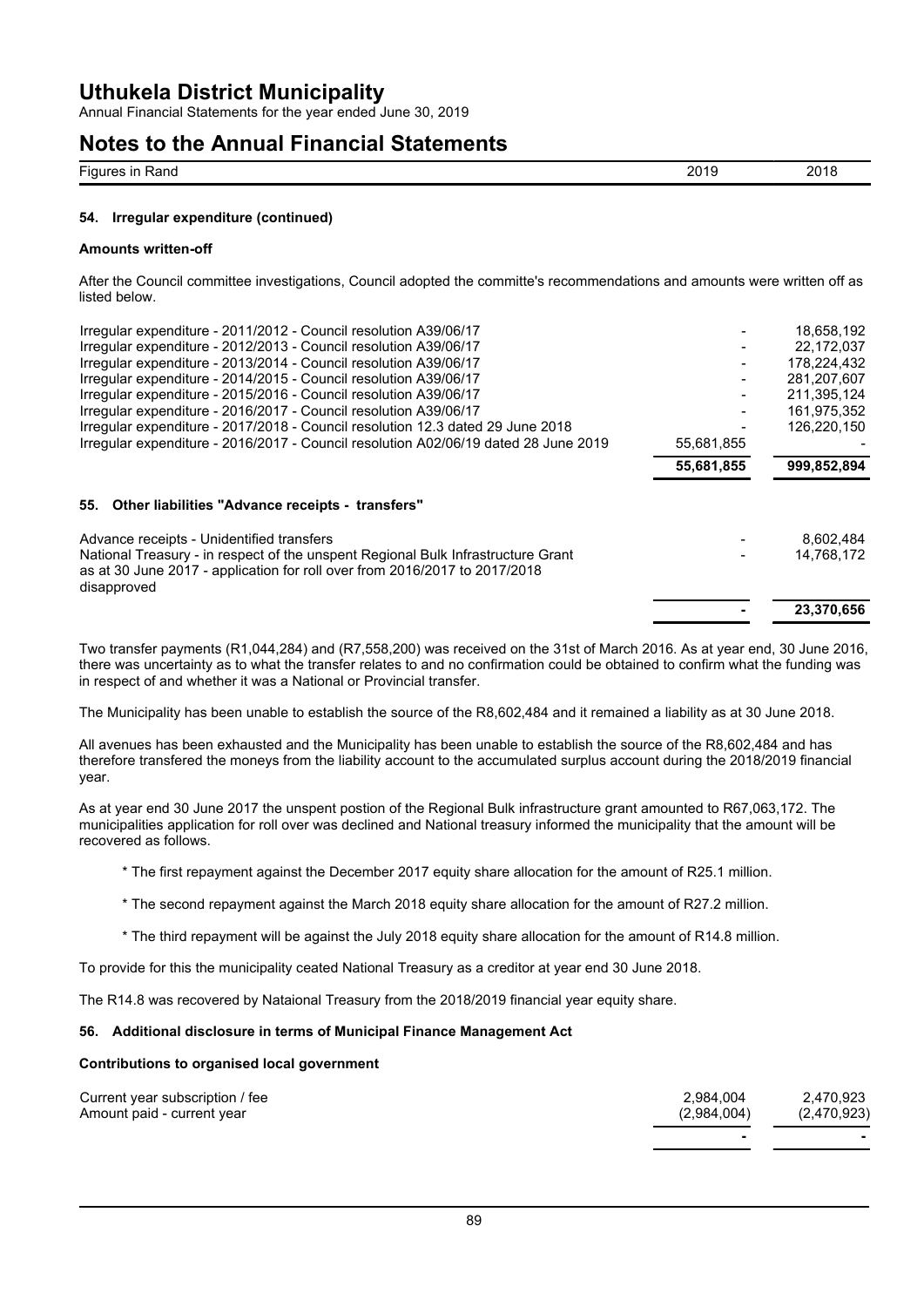| Figures in Rand | 2019 | 2018 |
|---|---|---|

### 54. Irregular expenditure (continued)

**Amounts written-off**

After the Council committee investigations, Council adopted the committe's recommendations and amounts were written off as listed below.

| | 2019 | 2018 |
|---|---|---|
| Irregular expenditure - 2011/2012 - Council resolution A39/06/17 | - | 18,658,192 |
| Irregular expenditure - 2012/2013 - Council resolution A39/06/17 | - | 22,172,037 |
| Irregular expenditure - 2013/2014 - Council resolution A39/06/17 | - | 178,224,432 |
| Irregular expenditure - 2014/2015 - Council resolution A39/06/17 | - | 281,207,607 |
| Irregular expenditure - 2015/2016 - Council resolution A39/06/17 | - | 211,395,124 |
| Irregular expenditure - 2016/2017 - Council resolution A39/06/17 | - | 161,975,352 |
| Irregular expenditure - 2017/2018 - Council resolution 12.3 dated 29 June 2018 | - | 126,220,150 |
| Irregular expenditure - 2016/2017 - Council resolution A02/06/19 dated 28 June 2019 | 55,681,855 | - |
| | **55,681,855** | **999,852,894** |

### 55. Other liabilities "Advance receipts - transfers"

| | 2019 | 2018 |
|---|---|---|
| Advance receipts - Unidentified transfers | - | 8,602,484 |
| National Treasury - in respect of the unspent Regional Bulk Infrastructure Grant as at 30 June 2017 - application for roll over from 2016/2017 to 2017/2018 disapproved | - | 14,768,172 |
| | **-** | **23,370,656** |

Two transfer payments (R1,044,284) and (R7,558,200) was received on the 31st of March 2016. As at year end, 30 June 2016, there was uncertainty as to what the transfer relates to and no confirmation could be obtained to confirm what the funding was in respect of and whether it was a National or Provincial transfer.

The Municipality has been unable to establish the source of the R8,602,484 and it remained a liability as at 30 June 2018.

All avenues has been exhausted and the Municipality has been unable to establish the source of the R8,602,484 and has therefore transfered the moneys from the liability account to the accumulated surplus account during the 2018/2019 financial year.

As at year end 30 June 2017 the unspent postion of the Regional Bulk infrastructure grant amounted to R67,063,172. The municipalities application for roll over was declined and National treasury informed the municipality that the amount will be recovered as follows.

* The first repayment against the December 2017 equity share allocation for the amount of R25.1 million.
* The second repayment against the March 2018 equity share allocation for the amount of R27.2 million.
* The third repayment will be against the July 2018 equity share allocation for the amount of R14.8 million.

To provide for this the municipality ceated National Treasury as a creditor at year end 30 June 2018.

The R14.8 was recovered by Nataional Treasury from the 2018/2019 financial year equity share.

### 56. Additional disclosure in terms of Municipal Finance Management Act

**Contributions to organised local government**

| | 2019 | 2018 |
|---|---|---|
| Current year subscription / fee | 2,984,004 | 2,470,923 |
| Amount paid - current year | (2,984,004) | (2,470,923) |
| | - | - |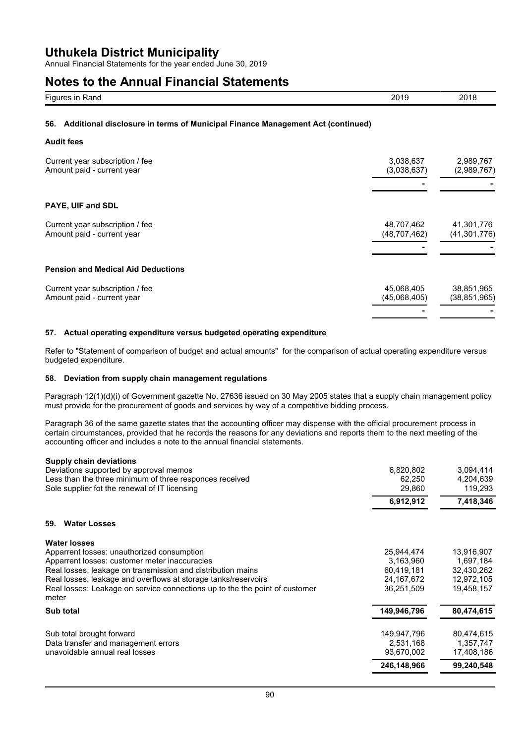| Figures in Rand | 2019 | 2018 |
|---|---|---|

### 56. Additional disclosure in terms of Municipal Finance Management Act (continued)

**Audit fees**

| | 2019 | 2018 |
|---|---|---|
| Current year subscription / fee | 3,038,637 | 2,989,767 |
| Amount paid - current year | (3,038,637) | (2,989,767) |
| | - | - |

**PAYE, UIF and SDL**

| | 2019 | 2018 |
|---|---|---|
| Current year subscription / fee | 48,707,462 | 41,301,776 |
| Amount paid - current year | (48,707,462) | (41,301,776) |
| | - | - |

**Pension and Medical Aid Deductions**

| | 2019 | 2018 |
|---|---|---|
| Current year subscription / fee | 45,068,405 | 38,851,965 |
| Amount paid - current year | (45,068,405) | (38,851,965) |
| | - | - |

### 57. Actual operating expenditure versus budgeted operating expenditure

Refer to "Statement of comparison of budget and actual amounts" for the comparison of actual operating expenditure versus budgeted expenditure.

### 58. Deviation from supply chain management regulations

Paragraph 12(1)(d)(i) of Government gazette No. 27636 issued on 30 May 2005 states that a supply chain management policy must provide for the procurement of goods and services by way of a competitive bidding process.

Paragraph 36 of the same gazette states that the accounting officer may dispense with the official procurement process in certain circumstances, provided that he records the reasons for any deviations and reports them to the next meeting of the accounting officer and includes a note to the annual financial statements.

**Supply chain deviations**

| | 2019 | 2018 |
|---|---|---|
| Deviations supported by approval memos | 6,820,802 | 3,094,414 |
| Less than the three minimum of three responces received | 62,250 | 4,204,639 |
| Sole supplier fot the renewal of IT licensing | 29,860 | 119,293 |
| | **6,912,912** | **7,418,346** |

### 59. Water Losses

**Water losses**

| | 2019 | 2018 |
|---|---|---|
| Apparrent losses: unauthorized consumption | 25,944,474 | 13,916,907 |
| Apparrent losses: customer meter inaccuracies | 3,163,960 | 1,697,184 |
| Real losses: leakage on transmission and distribution mains | 60,419,181 | 32,430,262 |
| Real losses: leakage and overflows at storage tanks/reservoirs | 24,167,672 | 12,972,105 |
| Real losses: Leakage on service connections up to the the point of customer meter | 36,251,509 | 19,458,157 |
| **Sub total** | **149,946,796** | **80,474,615** |
| Sub total brought forward | 149,947,796 | 80,474,615 |
| Data transfer and management errors | 2,531,168 | 1,357,747 |
| unavoidable annual real losses | 93,670,002 | 17,408,186 |
| | **246,148,966** | **99,240,548** |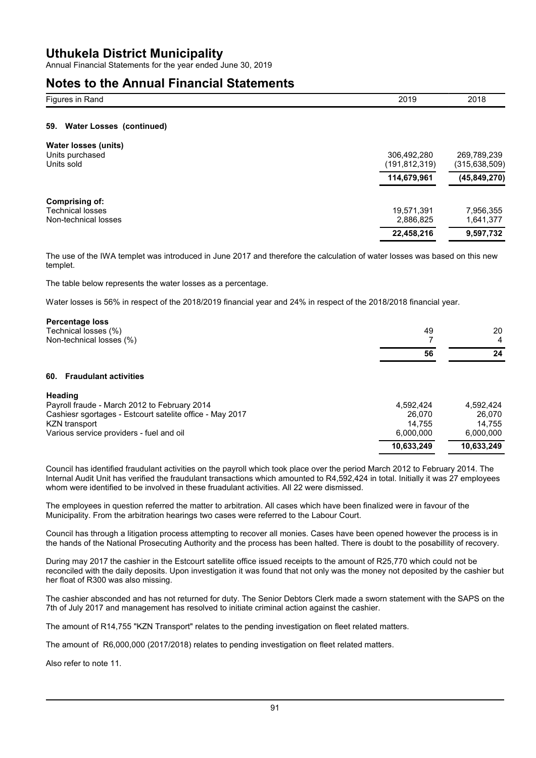# Uthukela District Municipality

Annual Financial Statements for the year ended June 30, 2019

# Notes to the Annual Financial Statements

| Figures in Rand | 2019 | 2018 |
| --- | --- | --- |

### 59. Water Losses (continued)

| | 2019 | 2018 |
| --- | --- | --- |
| **Water losses (units)** | | |
| Units purchased | 306,492,280 | 269,789,239 |
| Units sold | (191,812,319) | (315,638,509) |
| | **114,679,961** | **(45,849,270)** |
| **Comprising of:** | | |
| Technical losses | 19,571,391 | 7,956,355 |
| Non-technical losses | 2,886,825 | 1,641,377 |
| | **22,458,216** | **9,597,732** |

The use of the IWA templet was introduced in June 2017 and therefore the calculation of water losses was based on this new templet.

The table below represents the water losses as a percentage.

Water losses is 56% in respect of the 2018/2019 financial year and 24% in respect of the 2018/2018 financial year.

| | 2019 | 2018 |
| --- | --- | --- |
| **Percentage loss** | | |
| Technical losses (%) | 49 | 20 |
| Non-technical losses (%) | 7 | 4 |
| | **56** | **24** |

### 60. Fraudulant activities

| | 2019 | 2018 |
| --- | --- | --- |
| **Heading** | | |
| Payroll fraude - March 2012 to February 2014 | 4,592,424 | 4,592,424 |
| Cashiesr sgortages - Estcourt satelite office - May 2017 | 26,070 | 26,070 |
| KZN transport | 14,755 | 14,755 |
| Various service providers - fuel and oil | 6,000,000 | 6,000,000 |
| | **10,633,249** | **10,633,249** |

Council has identified fraudulant activities on the payroll which took place over the period March 2012 to February 2014. The Internal Audit Unit has verified the fraudulant transactions which amounted to R4,592,424 in total. Initially it was 27 employees whom were identified to be involved in these fruadulant activities. All 22 were dismissed.

The employees in question referred the matter to arbitration. All cases which have been finalized were in favour of the Municipality. From the arbitration hearings two cases were referred to the Labour Court.

Council has through a litigation process attempting to recover all monies. Cases have been opened however the process is in the hands of the National Prosecuting Authority and the process has been halted. There is doubt to the posabillity of recovery.

During may 2017 the cashier in the Estcourt satellite office issued receipts to the amount of R25,770 which could not be reconciled with the daily deposits. Upon investigation it was found that not only was the money not deposited by the cashier but her float of R300 was also missing.

The cashier absconded and has not returned for duty. The Senior Debtors Clerk made a sworn statement with the SAPS on the 7th of July 2017 and management has resolved to initiate criminal action against the cashier.

The amount of R14,755 "KZN Transport" relates to the pending investigation on fleet related matters.

The amount of R6,000,000 (2017/2018) relates to pending investigation on fleet related matters.

Also refer to note 11.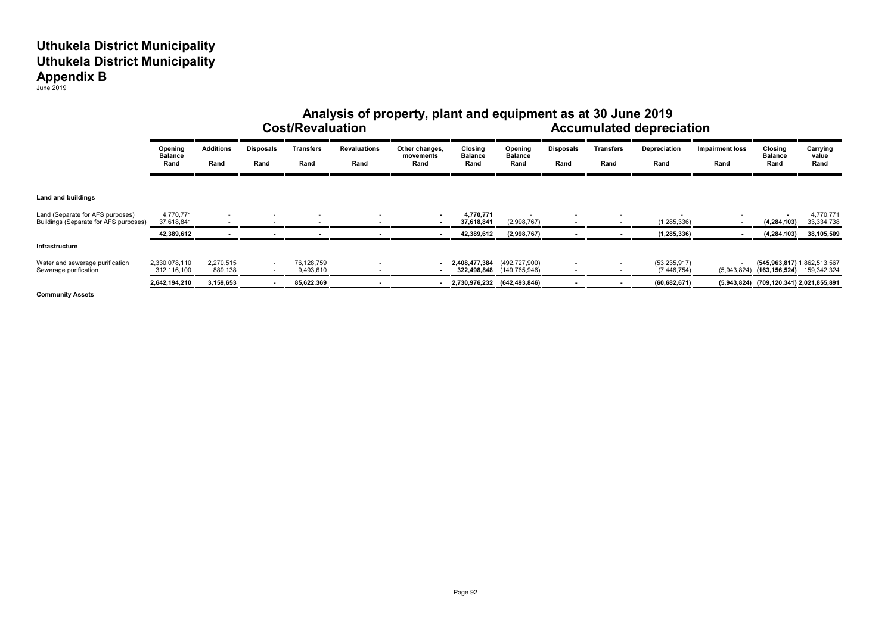# Uthukela District Municipality
# Uthukela District Municipality
# Appendix B

June 2019

## Analysis of property, plant and equipment as at 30 June 2019

| | Cost/Revaluation | | | | | | | Accumulated depreciation | | | | | | |
|---|---|---|---|---|---|---|---|---|---|---|---|---|---|---|
| | Opening Balance Rand | Additions Rand | Disposals Rand | Transfers Rand | Revaluations Rand | Other changes, movements Rand | Closing Balance Rand | Opening Balance Rand | Disposals Rand | Transfers Rand | Depreciation Rand | Impairment loss Rand | Closing Balance Rand | Carrying value Rand |
| **Land and buildings** | | | | | | | | | | | | | | |
| Land (Separate for AFS purposes) | 4,770,771 | - | - | - | - | - | **4,770,771** | - | - | - | - | - | **-** | 4,770,771 |
| Buildings (Separate for AFS purposes) | 37,618,841 | - | - | - | - | - | **37,618,841** | (2,998,767) | - | - | (1,285,336) | - | **(4,284,103)** | 33,334,738 |
| | **42,389,612** | **-** | **-** | **-** | **-** | **-** | **42,389,612** | **(2,998,767)** | **-** | **-** | **(1,285,336)** | **-** | **(4,284,103)** | **38,105,509** |
| **Infrastructure** | | | | | | | | | | | | | | |
| Water and sewerage purification | 2,330,078,110 | 2,270,515 | - | 76,128,759 | - | - | **2,408,477,384** | (492,727,900) | - | - | (53,235,917) | - | **(545,963,817)** | 1,862,513,567 |
| Sewerage purification | 312,116,100 | 889,138 | - | 9,493,610 | - | - | **322,498,848** | (149,765,946) | - | - | (7,446,754) | (5,943,824) | **(163,156,524)** | 159,342,324 |
| | **2,642,194,210** | **3,159,653** | **-** | **85,622,369** | **-** | **-** | **2,730,976,232** | **(642,493,846)** | **-** | **-** | **(60,682,671)** | **(5,943,824)** | **(709,120,341)** | **2,021,855,891** |

**Community Assets**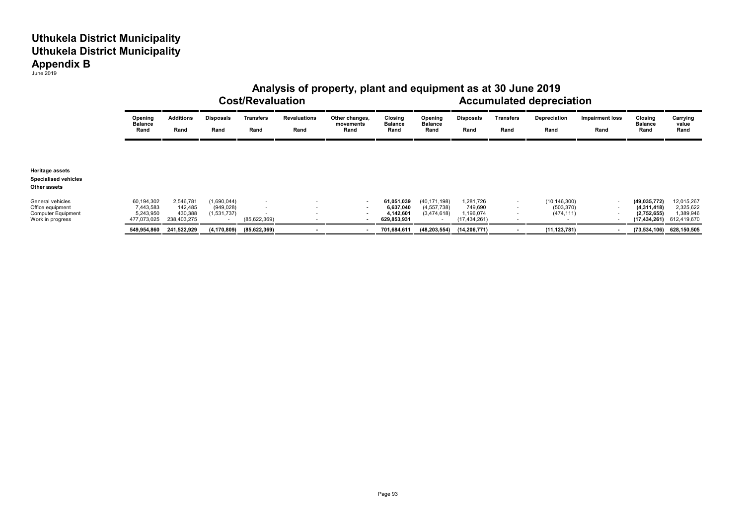# Uthukela District Municipality
# Uthukela District Municipality
# Appendix B

June 2019

## Analysis of property, plant and equipment as at 30 June 2019

| | Cost/Revaluation | | | | | | | Accumulated depreciation | | | | | | |
|---|---|---|---|---|---|---|---|---|---|---|---|---|---|---|
| | Opening Balance Rand | Additions Rand | Disposals Rand | Transfers Rand | Revaluations Rand | Other changes, movements Rand | Closing Balance Rand | Opening Balance Rand | Disposals Rand | Transfers Rand | Depreciation Rand | Impairment loss Rand | Closing Balance Rand | Carrying value Rand |
| **Heritage assets** | | | | | | | | | | | | | | |
| **Specialised vehicles** | | | | | | | | | | | | | | |
| **Other assets** | | | | | | | | | | | | | | |
| General vehicles | 60,194,302 | 2,546,781 | (1,690,044) | - | - | - | **61,051,039** | (40,171,198) | 1,281,726 | - | (10,146,300) | - | **(49,035,772)** | 12,015,267 |
| Office equipment | 7,443,583 | 142,485 | (949,028) | - | - | - | **6,637,040** | (4,557,738) | 749,690 | - | (503,370) | - | **(4,311,418)** | 2,325,622 |
| Computer Equipment | 5,243,950 | 430,388 | (1,531,737) | - | - | - | **4,142,601** | (3,474,618) | 1,196,074 | - | (474,111) | - | **(2,752,655)** | 1,389,946 |
| Work in progress | 477,073,025 | 238,403,275 | - | (85,622,369) | - | - | **629,853,931** | - | (17,434,261) | - | - | - | **(17,434,261)** | 612,419,670 |
| | **549,954,860** | **241,522,929** | **(4,170,809)** | **(85,622,369)** | **-** | **-** | **701,684,611** | **(48,203,554)** | **(14,206,771)** | **-** | **(11,123,781)** | **-** | **(73,534,106)** | **628,150,505** |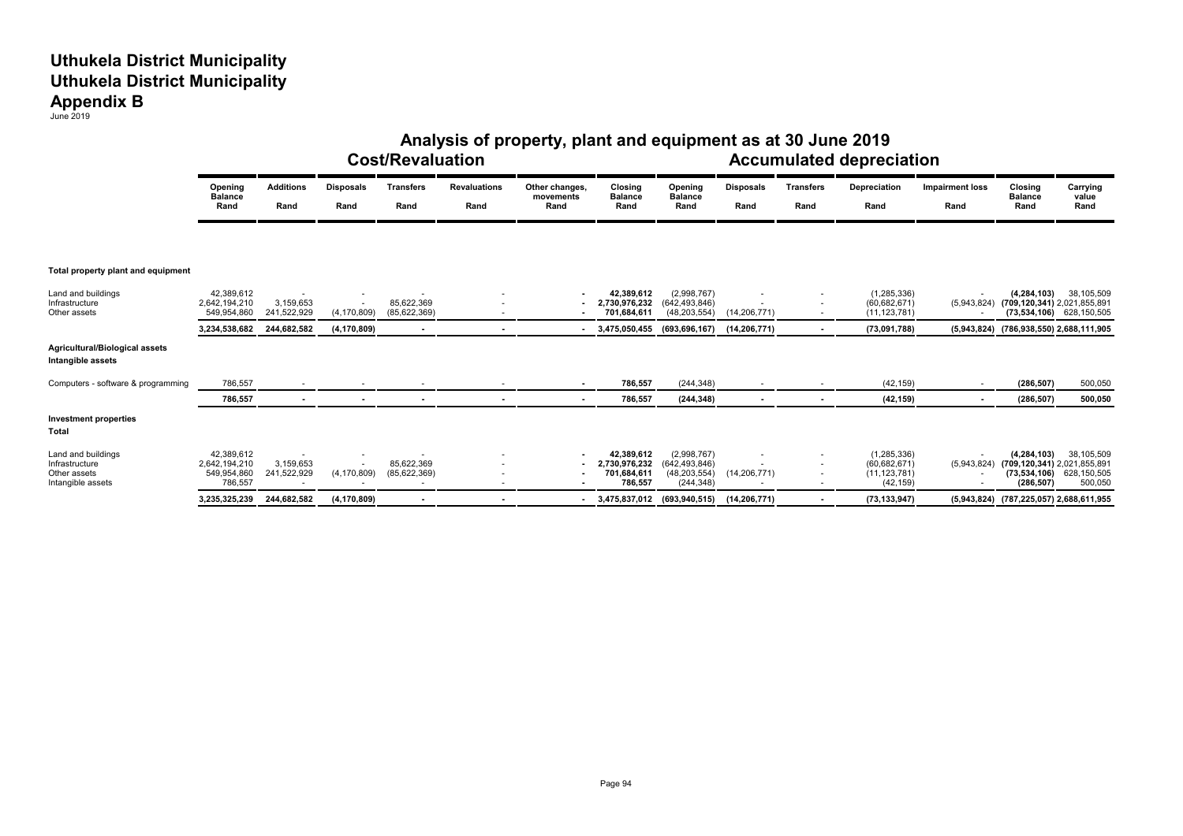# Uthukela District Municipality
# Uthukela District Municipality
# Appendix B

June 2019

## Analysis of property, plant and equipment as at 30 June 2019

| | Cost/Revaluation | | | | | | | Accumulated depreciation | | | | | | |
|---|---|---|---|---|---|---|---|---|---|---|---|---|---|---|
| | Opening Balance Rand | Additions Rand | Disposals Rand | Transfers Rand | Revaluations Rand | Other changes, movements Rand | Closing Balance Rand | Opening Balance Rand | Disposals Rand | Transfers Rand | Depreciation Rand | Impairment loss Rand | Closing Balance Rand | Carrying value Rand |
| **Total property plant and equipment** | | | | | | | | | | | | | | |
| Land and buildings | 42,389,612 | - | - | - | - | - | 42,389,612 | (2,998,767) | - | - | (1,285,336) | - | (4,284,103) | 38,105,509 |
| Infrastructure | 2,642,194,210 | 3,159,653 | - | 85,622,369 | - | - | 2,730,976,232 | (642,493,846) | - | - | (60,682,671) | (5,943,824) | (709,120,341) | 2,021,855,891 |
| Other assets | 549,954,860 | 241,522,929 | (4,170,809) | (85,622,369) | - | - | 701,684,611 | (48,203,554) | (14,206,771) | - | (11,123,781) | - | (73,534,106) | 628,150,505 |
| | 3,234,538,682 | 244,682,582 | (4,170,809) | - | - | - | 3,475,050,455 | (693,696,167) | (14,206,771) | - | (73,091,788) | (5,943,824) | (786,938,550) | 2,688,111,905 |
| **Agricultural/Biological assets** | | | | | | | | | | | | | | |
| **Intangible assets** | | | | | | | | | | | | | | |
| Computers - software & programming | 786,557 | - | - | - | - | - | 786,557 | (244,348) | - | - | (42,159) | - | (286,507) | 500,050 |
| | 786,557 | - | - | - | - | - | 786,557 | (244,348) | - | - | (42,159) | - | (286,507) | 500,050 |
| **Investment properties** | | | | | | | | | | | | | | |
| **Total** | | | | | | | | | | | | | | |
| Land and buildings | 42,389,612 | - | - | - | - | - | 42,389,612 | (2,998,767) | - | - | (1,285,336) | - | (4,284,103) | 38,105,509 |
| Infrastructure | 2,642,194,210 | 3,159,653 | - | 85,622,369 | - | - | 2,730,976,232 | (642,493,846) | - | - | (60,682,671) | (5,943,824) | (709,120,341) | 2,021,855,891 |
| Other assets | 549,954,860 | 241,522,929 | (4,170,809) | (85,622,369) | - | - | 701,684,611 | (48,203,554) | (14,206,771) | - | (11,123,781) | - | (73,534,106) | 628,150,505 |
| Intangible assets | 786,557 | - | - | - | - | - | 786,557 | (244,348) | - | - | (42,159) | - | (286,507) | 500,050 |
| | 3,235,325,239 | 244,682,582 | (4,170,809) | - | - | - | 3,475,837,012 | (693,940,515) | (14,206,771) | - | (73,133,947) | (5,943,824) | (787,225,057) | 2,688,611,955 |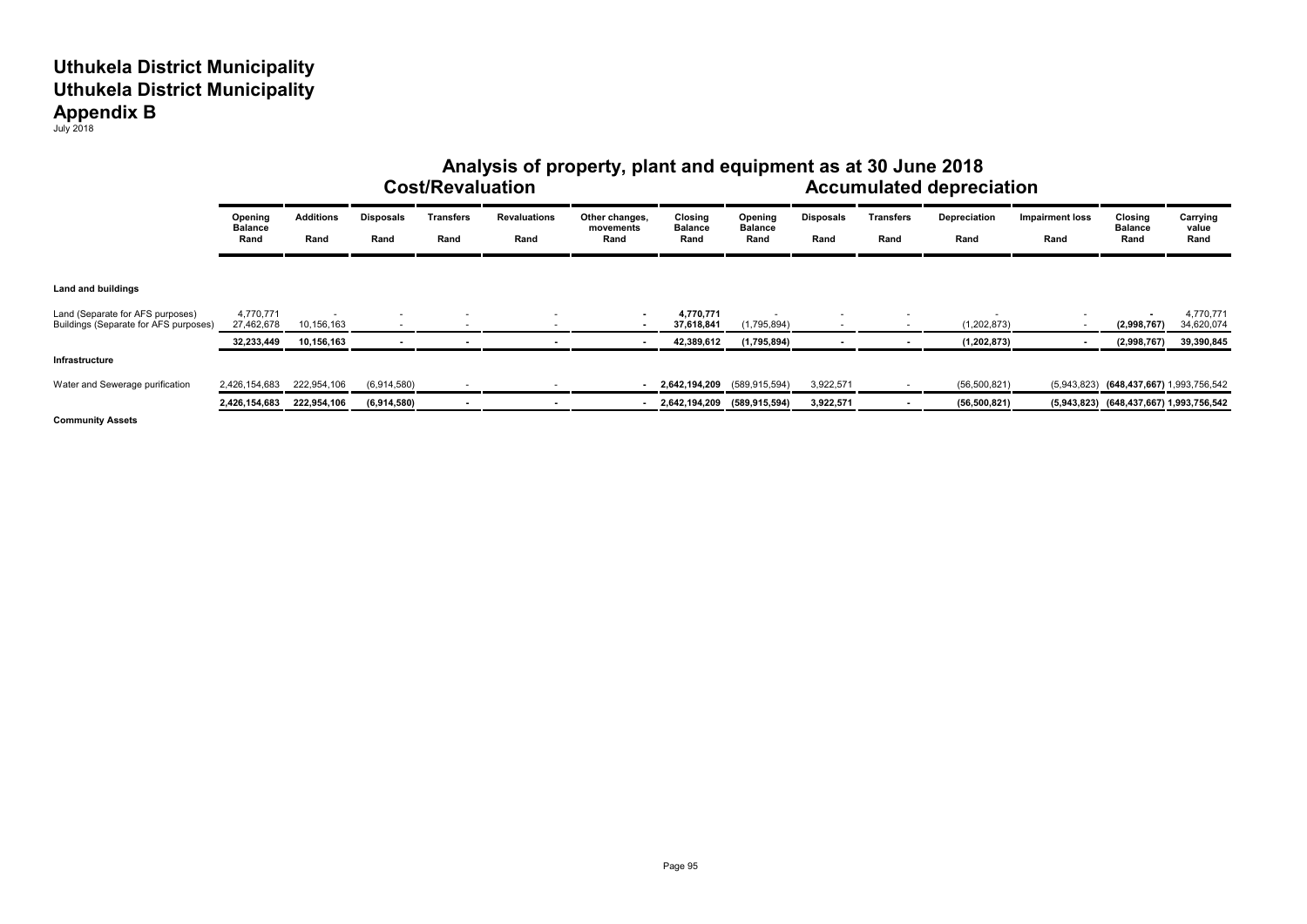# Uthukela District Municipality
# Uthukela District Municipality
# Appendix B

July 2018

## Analysis of property, plant and equipment as at 30 June 2018

| | Cost/Revaluation | | | | | | | Accumulated depreciation | | | | | | |
|---|---|---|---|---|---|---|---|---|---|---|---|---|---|---|
| | Opening Balance Rand | Additions Rand | Disposals Rand | Transfers Rand | Revaluations Rand | Other changes, movements Rand | Closing Balance Rand | Opening Balance Rand | Disposals Rand | Transfers Rand | Depreciation Rand | Impairment loss Rand | Closing Balance Rand | Carrying value Rand |
| **Land and buildings** | | | | | | | | | | | | | | |
| Land (Separate for AFS purposes) | 4,770,771 | - | - | - | - | - | **4,770,771** | - | - | - | - | - | **-** | 4,770,771 |
| Buildings (Separate for AFS purposes) | 27,462,678 | 10,156,163 | - | - | - | - | **37,618,841** | (1,795,894) | - | - | (1,202,873) | - | **(2,998,767)** | 34,620,074 |
| | **32,233,449** | **10,156,163** | **-** | **-** | **-** | **-** | **42,389,612** | **(1,795,894)** | **-** | **-** | **(1,202,873)** | **-** | **(2,998,767)** | **39,390,845** |
| **Infrastructure** | | | | | | | | | | | | | | |
| Water and Sewerage purification | 2,426,154,683 | 222,954,106 | (6,914,580) | - | - | - | **2,642,194,209** | (589,915,594) | 3,922,571 | - | (56,500,821) | (5,943,823) | **(648,437,667)** | **1,993,756,542** |
| | **2,426,154,683** | **222,954,106** | **(6,914,580)** | **-** | **-** | **-** | **2,642,194,209** | **(589,915,594)** | **3,922,571** | **-** | **(56,500,821)** | **(5,943,823)** | **(648,437,667)** | **1,993,756,542** |
| **Community Assets** | | | | | | | | | | | | | | |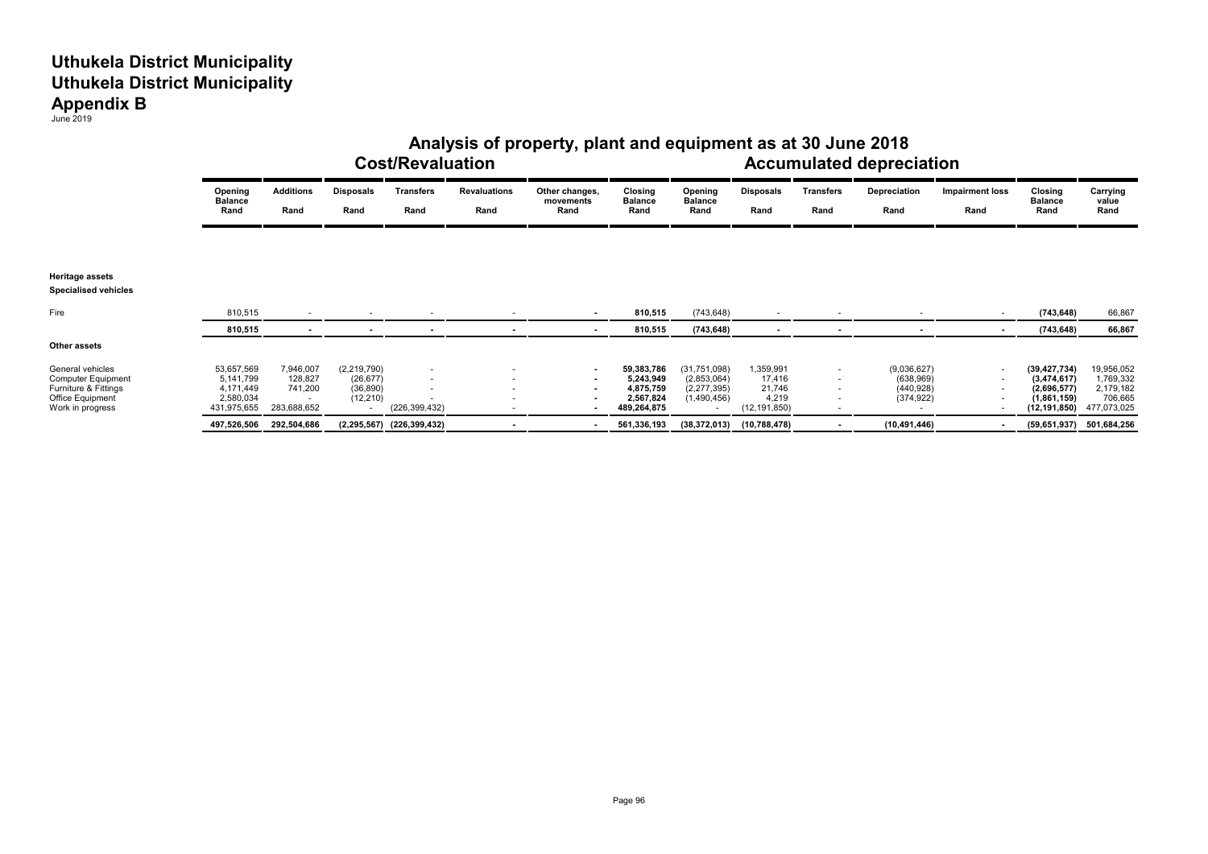# Uthukela District Municipality
# Uthukela District Municipality
# Appendix B

June 2019

## Analysis of property, plant and equipment as at 30 June 2018

| | Cost/Revaluation | | | | | | | Accumulated depreciation | | | | | | |
|---|---|---|---|---|---|---|---|---|---|---|---|---|---|---|
| | Opening Balance Rand | Additions Rand | Disposals Rand | Transfers Rand | Revaluations Rand | Other changes, movements Rand | Closing Balance Rand | Opening Balance Rand | Disposals Rand | Transfers Rand | Depreciation Rand | Impairment loss Rand | Closing Balance Rand | Carrying value Rand |
| **Heritage assets** | | | | | | | | | | | | | | |
| **Specialised vehicles** | | | | | | | | | | | | | | |
| Fire | 810,515 | - | - | - | - | - | 810,515 | (743,648) | - | - | - | - | (743,648) | 66,867 |
| | **810,515** | **-** | **-** | **-** | **-** | **-** | **810,515** | **(743,648)** | **-** | **-** | **-** | **-** | **(743,648)** | **66,867** |
| **Other assets** | | | | | | | | | | | | | | |
| General vehicles | 53,657,569 | 7,946,007 | (2,219,790) | - | - | - | 59,383,786 | (31,751,098) | 1,359,991 | - | (9,036,627) | - | (39,427,734) | 19,956,052 |
| Computer Equipment | 5,141,799 | 128,827 | (26,677) | - | - | - | 5,243,949 | (2,853,064) | 17,416 | - | (638,969) | - | (3,474,617) | 1,769,332 |
| Furniture & Fittings | 4,171,449 | 741,200 | (36,890) | - | - | - | 4,875,759 | (2,277,395) | 21,746 | - | (440,928) | - | (2,696,577) | 2,179,182 |
| Office Equipment | 2,580,034 | - | (12,210) | - | - | - | 2,567,824 | (1,490,456) | 4,219 | - | (374,922) | - | (1,861,159) | 706,665 |
| Work in progress | 431,975,655 | 283,688,652 | - | (226,399,432) | - | - | 489,264,875 | - | (12,191,850) | - | - | - | (12,191,850) | 477,073,025 |
| | **497,526,506** | **292,504,686** | **(2,295,567)** | **(226,399,432)** | **-** | **-** | **561,336,193** | **(38,372,013)** | **(10,788,478)** | **-** | **(10,491,446)** | **-** | **(59,651,937)** | **501,684,256** |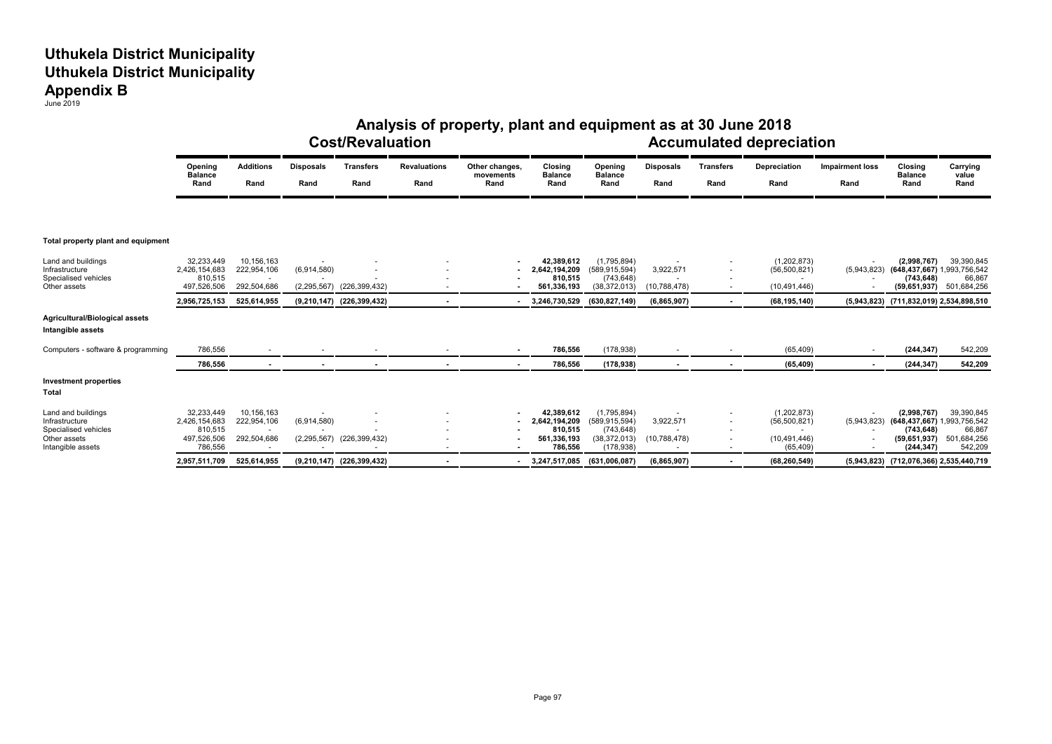# Uthukela District Municipality
# Uthukela District Municipality
# Appendix B

June 2019

## Analysis of property, plant and equipment as at 30 June 2018

| | Cost/Revaluation | | | | | | | Accumulated depreciation | | | | | | |
|---|---|---|---|---|---|---|---|---|---|---|---|---|---|---|
| | Opening Balance Rand | Additions Rand | Disposals Rand | Transfers Rand | Revaluations Rand | Other changes, movements Rand | Closing Balance Rand | Opening Balance Rand | Disposals Rand | Transfers Rand | Depreciation Rand | Impairment loss Rand | Closing Balance Rand | Carrying value Rand |
| **Total property plant and equipment** | | | | | | | | | | | | | | |
| Land and buildings | 32,233,449 | 10,156,163 | - | - | - | - | **42,389,612** | (1,795,894) | - | - | (1,202,873) | - | **(2,998,767)** | 39,390,845 |
| Infrastructure | 2,426,154,683 | 222,954,106 | (6,914,580) | - | - | - | **2,642,194,209** | (589,915,594) | 3,922,571 | - | (56,500,821) | (5,943,823) | **(648,437,667)** | 1,993,756,542 |
| Specialised vehicles | 810,515 | - | - | - | - | - | **810,515** | (743,648) | - | - | - | - | **(743,648)** | 66,867 |
| Other assets | 497,526,506 | 292,504,686 | (2,295,567) | (226,399,432) | - | - | **561,336,193** | (38,372,013) | (10,788,478) | - | (10,491,446) | - | **(59,651,937)** | 501,684,256 |
| | **2,956,725,153** | **525,614,955** | **(9,210,147)** | **(226,399,432)** | **-** | **-** | **3,246,730,529** | **(630,827,149)** | **(6,865,907)** | **-** | **(68,195,140)** | **(5,943,823)** | **(711,832,019)** | **2,534,898,510** |
| **Agricultural/Biological assets** | | | | | | | | | | | | | | |
| **Intangible assets** | | | | | | | | | | | | | | |
| Computers - software & programming | 786,556 | - | - | - | - | - | **786,556** | (178,938) | - | - | (65,409) | - | **(244,347)** | 542,209 |
| | **786,556** | **-** | **-** | **-** | **-** | **-** | **786,556** | **(178,938)** | **-** | **-** | **(65,409)** | **-** | **(244,347)** | **542,209** |
| **Investment properties** | | | | | | | | | | | | | | |
| **Total** | | | | | | | | | | | | | | |
| Land and buildings | 32,233,449 | 10,156,163 | - | - | - | - | **42,389,612** | (1,795,894) | - | - | (1,202,873) | - | **(2,998,767)** | 39,390,845 |
| Infrastructure | 2,426,154,683 | 222,954,106 | (6,914,580) | - | - | - | **2,642,194,209** | (589,915,594) | 3,922,571 | - | (56,500,821) | (5,943,823) | **(648,437,667)** | 1,993,756,542 |
| Specialised vehicles | 810,515 | - | - | - | - | - | **810,515** | (743,648) | - | - | - | - | **(743,648)** | 66,867 |
| Other assets | 497,526,506 | 292,504,686 | (2,295,567) | (226,399,432) | - | - | **561,336,193** | (38,372,013) | (10,788,478) | - | (10,491,446) | - | **(59,651,937)** | 501,684,256 |
| Intangible assets | 786,556 | - | - | - | - | - | **786,556** | (178,938) | - | - | (65,409) | - | **(244,347)** | 542,209 |
| | **2,957,511,709** | **525,614,955** | **(9,210,147)** | **(226,399,432)** | **-** | **-** | **3,247,517,085** | **(631,006,087)** | **(6,865,907)** | **-** | **(68,260,549)** | **(5,943,823)** | **(712,076,366)** | **2,535,440,719** |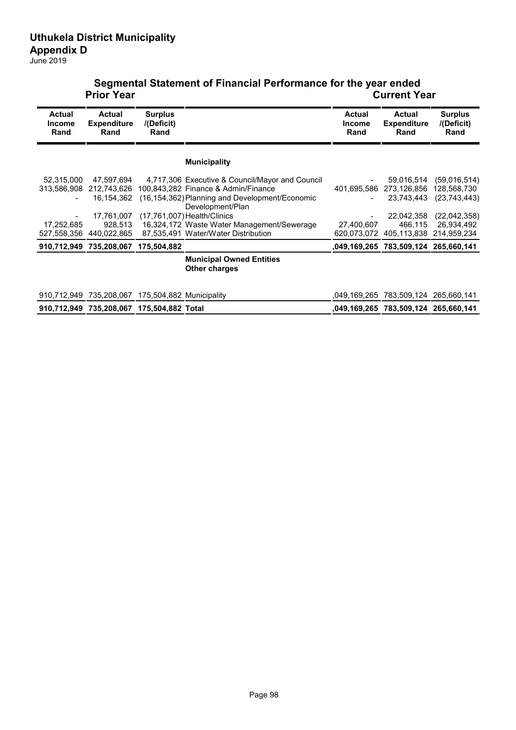# Uthukela District Municipality

## Appendix D

June 2019

### Segmental Statement of Financial Performance for the year ended

| Prior Year | | | | Current Year | | |
|---|---|---|---|---|---|---|
| **Actual Income Rand** | **Actual Expenditure Rand** | **Surplus /(Deficit) Rand** | | **Actual Income Rand** | **Actual Expenditure Rand** | **Surplus /(Deficit) Rand** |
| | | | **Municipality** | | | |
| 52,315,000 | 47,597,694 | 4,717,306 | Executive & Council/Mayor and Council | - | 59,016,514 | (59,016,514) |
| 313,586,908 | 212,743,626 | 100,843,282 | Finance & Admin/Finance | 401,695,586 | 273,126,856 | 128,568,730 |
| - | 16,154,362 | (16,154,362) | Planning and Development/Economic Development/Plan | - | 23,743,443 | (23,743,443) |
| - | 17,761,007 | (17,761,007) | Health/Clinics | - | 22,042,358 | (22,042,358) |
| 17,252,685 | 928,513 | 16,324,172 | Waste Water Management/Sewerage | 27,400,607 | 466,115 | 26,934,492 |
| 527,558,356 | 440,022,865 | 87,535,491 | Water/Water Distribution | 620,073,072 | 405,113,838 | 214,959,234 |
| **910,712,949** | **735,208,067** | **175,504,882** | | **,049,169,265** | **783,509,124** | **265,660,141** |
| | | | **Municipal Owned Entities** | | | |
| | | | **Other charges** | | | |
| 910,712,949 | 735,208,067 | 175,504,882 | Municipality | ,049,169,265 | 783,509,124 | 265,660,141 |
| **910,712,949** | **735,208,067** | **175,504,882** | **Total** | **,049,169,265** | **783,509,124** | **265,660,141** |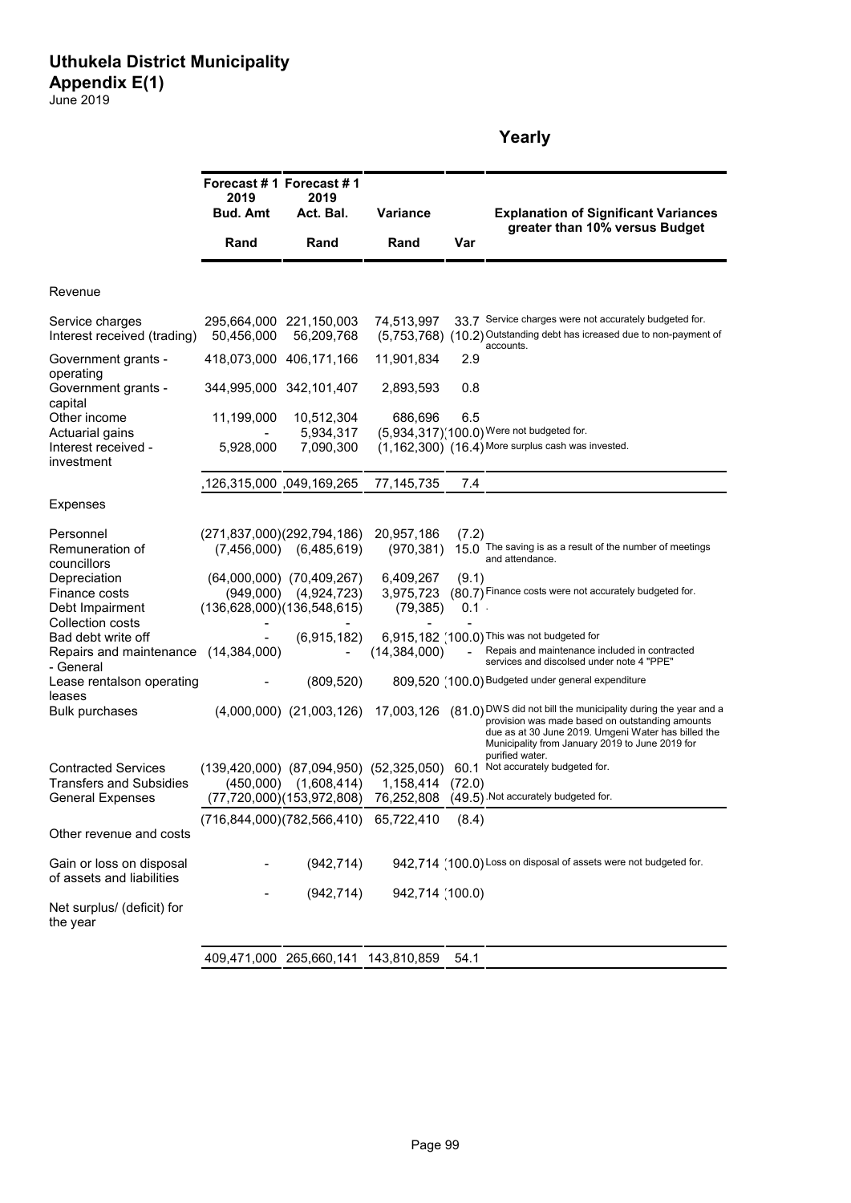# Uthukela District Municipality
## Appendix E(1)
June 2019

### Yearly

| | Forecast # 1 2019 Bud. Amt | Forecast # 1 2019 Act. Bal. | Variance | | Explanation of Significant Variances greater than 10% versus Budget |
|---|---|---|---|---|---|
| | Rand | Rand | Rand | Var | |
| **Revenue** | | | | | |
| Service charges | 295,664,000 | 221,150,003 | 74,513,997 | 33.7 | Service charges were not accurately budgeted for. |
| Interest received (trading) | 50,456,000 | 56,209,768 | (5,753,768) | (10.2) | Outstanding debt has icreased due to non-payment of accounts. |
| Government grants - operating | 418,073,000 | 406,171,166 | 11,901,834 | 2.9 | |
| Government grants - capital | 344,995,000 | 342,101,407 | 2,893,593 | 0.8 | |
| Other income | 11,199,000 | 10,512,304 | 686,696 | 6.5 | |
| Actuarial gains | - | 5,934,317 | (5,934,317) | (100.0) | Were not budgeted for. |
| Interest received - investment | 5,928,000 | 7,090,300 | (1,162,300) | (16.4) | More surplus cash was invested. |
| | ,126,315,000 | ,049,169,265 | 77,145,735 | 7.4 | |
| **Expenses** | | | | | |
| Personnel | (271,837,000) | (292,794,186) | 20,957,186 | (7.2) | |
| Remuneration of councillors | (7,456,000) | (6,485,619) | (970,381) | 15.0 | The saving is as a result of the number of meetings and attendance. |
| Depreciation | (64,000,000) | (70,409,267) | 6,409,267 | (9.1) | |
| Finance costs | (949,000) | (4,924,723) | 3,975,723 | (80.7) | Finance costs were not accurately budgeted for. |
| Debt Impairment | (136,628,000) | (136,548,615) | (79,385) | 0.1 | |
| Collection costs | - | - | - | - | |
| Bad debt write off | - | (6,915,182) | 6,915,182 | (100.0) | This was not budgeted for |
| Repairs and maintenance - General | (14,384,000) | - | (14,384,000) | - | Repais and maintenance included in contracted services and discolsed under note 4 "PPE" |
| Lease rentalson operating leases | - | (809,520) | 809,520 | (100.0) | Budgeted under general expenditure |
| Bulk purchases | (4,000,000) | (21,003,126) | 17,003,126 | (81.0) | DWS did not bill the municipality during the year and a provision was made based on outstanding amounts due as at 30 June 2019. Umgeni Water has billed the Municipality from January 2019 to June 2019 for purified water. |
| Contracted Services | (139,420,000) | (87,094,950) | (52,325,050) | 60.1 | Not accurately budgeted for. |
| Transfers and Subsidies | (450,000) | (1,608,414) | 1,158,414 | (72.0) | |
| General Expenses | (77,720,000) | (153,972,808) | 76,252,808 | (49.5) | Not accurately budgeted for. |
| | (716,844,000) | (782,566,410) | 65,722,410 | (8.4) | |
| **Other revenue and costs** | | | | | |
| Gain or loss on disposal of assets and liabilities | - | (942,714) | 942,714 | (100.0) | Loss on disposal of assets were not budgeted for. |
| | - | (942,714) | 942,714 | (100.0) | |
| Net surplus/ (deficit) for the year | | | | | |
| | 409,471,000 | 265,660,141 | 143,810,859 | 54.1 | |